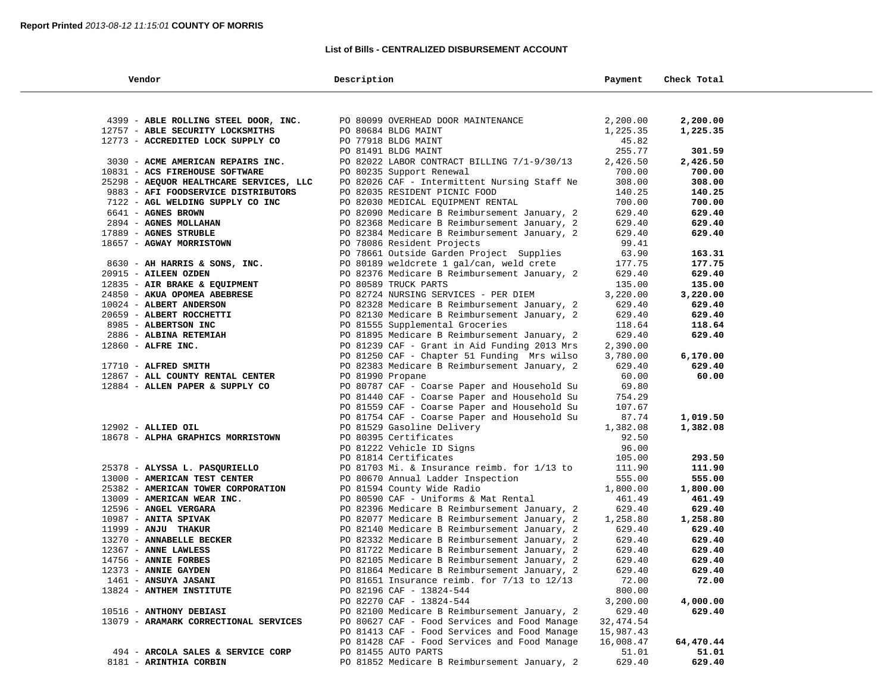**Report Printed** *2013-08-12 11:15:01* **COUNTY OF MORRIS**

**List of Bills - CENTRALIZED DISBURSEMENT ACCOUNT**

| Vendor | Description | Payment | Check Total |
|---|---|---|---|
| 4399 - **ABLE ROLLING STEEL DOOR, INC.** | PO 80099 OVERHEAD DOOR MAINTENANCE | 2,200.00 | **2,200.00** |
| 12757 - **ABLE SECURITY LOCKSMITHS** | PO 80684 BLDG MAINT | 1,225.35 | **1,225.35** |
| 12773 - **ACCREDITED LOCK SUPPLY CO** | PO 77918 BLDG MAINT | 45.82 | |
| | PO 81491 BLDG MAINT | 255.77 | **301.59** |
| 3030 - **ACME AMERICAN REPAIRS INC.** | PO 82022 LABOR CONTRACT BILLING 7/1-9/30/13 | 2,426.50 | **2,426.50** |
| 10831 - **ACS FIREHOUSE SOFTWARE** | PO 80235 Support Renewal | 700.00 | **700.00** |
| 25298 - **AEQUOR HEALTHCARE SERVICES, LLC** | PO 82026 CAF - Intermittent Nursing Staff Ne | 308.00 | **308.00** |
| 9883 - **AFI FOODSERVICE DISTRIBUTORS** | PO 82035 RESIDENT PICNIC FOOD | 140.25 | **140.25** |
| 7122 - **AGL WELDING SUPPLY CO INC** | PO 82030 MEDICAL EQUIPMENT RENTAL | 700.00 | **700.00** |
| 6641 - **AGNES BROWN** | PO 82090 Medicare B Reimbursement January, 2 | 629.40 | **629.40** |
| 2894 - **AGNES MOLLAHAN** | PO 82368 Medicare B Reimbursement January, 2 | 629.40 | **629.40** |
| 17889 - **AGNES STRUBLE** | PO 82384 Medicare B Reimbursement January, 2 | 629.40 | **629.40** |
| 18657 - **AGWAY MORRISTOWN** | PO 78086 Resident Projects | 99.41 | |
| | PO 78661 Outside Garden Project Supplies | 63.90 | **163.31** |
| 8630 - **AH HARRIS & SONS, INC.** | PO 80189 weldcrete 1 gal/can, weld crete | 177.75 | **177.75** |
| 20915 - **AILEEN OZDEN** | PO 82376 Medicare B Reimbursement January, 2 | 629.40 | **629.40** |
| 12835 - **AIR BRAKE & EQUIPMENT** | PO 80589 TRUCK PARTS | 135.00 | **135.00** |
| 24850 - **AKUA OPOMEA ABEBRESE** | PO 82724 NURSING SERVICES - PER DIEM | 3,220.00 | **3,220.00** |
| 10024 - **ALBERT ANDERSON** | PO 82328 Medicare B Reimbursement January, 2 | 629.40 | **629.40** |
| 20659 - **ALBERT ROCCHETTI** | PO 82130 Medicare B Reimbursement January, 2 | 629.40 | **629.40** |
| 8985 - **ALBERTSON INC** | PO 81555 Supplemental Groceries | 118.64 | **118.64** |
| 2886 - **ALBINA RETEMIAH** | PO 81895 Medicare B Reimbursement January, 2 | 629.40 | **629.40** |
| 12860 - **ALFRE INC.** | PO 81239 CAF - Grant in Aid Funding 2013 Mrs | 2,390.00 | |
| | PO 81250 CAF - Chapter 51 Funding Mrs wilso | 3,780.00 | **6,170.00** |
| 17710 - **ALFRED SMITH** | PO 82383 Medicare B Reimbursement January, 2 | 629.40 | **629.40** |
| 12867 - **ALL COUNTY RENTAL CENTER** | PO 81990 Propane | 60.00 | **60.00** |
| 12884 - **ALLEN PAPER & SUPPLY CO** | PO 80787 CAF - Coarse Paper and Household Su | 69.80 | |
| | PO 81440 CAF - Coarse Paper and Household Su | 754.29 | |
| | PO 81559 CAF - Coarse Paper and Household Su | 107.67 | |
| | PO 81754 CAF - Coarse Paper and Household Su | 87.74 | **1,019.50** |
| 12902 - **ALLIED OIL** | PO 81529 Gasoline Delivery | 1,382.08 | **1,382.08** |
| 18678 - **ALPHA GRAPHICS MORRISTOWN** | PO 80395 Certificates | 92.50 | |
| | PO 81222 Vehicle ID Signs | 96.00 | |
| | PO 81814 Certificates | 105.00 | **293.50** |
| 25378 - **ALYSSA L. PASQURIELLO** | PO 81703 Mi. & Insurance reimb. for 1/13 to | 111.90 | **111.90** |
| 13000 - **AMERICAN TEST CENTER** | PO 80670 Annual Ladder Inspection | 555.00 | **555.00** |
| 25382 - **AMERICAN TOWER CORPORATION** | PO 81594 County Wide Radio | 1,800.00 | **1,800.00** |
| 13009 - **AMERICAN WEAR INC.** | PO 80590 CAF - Uniforms & Mat Rental | 461.49 | **461.49** |
| 12596 - **ANGEL VERGARA** | PO 82396 Medicare B Reimbursement January, 2 | 629.40 | **629.40** |
| 10987 - **ANITA SPIVAK** | PO 82077 Medicare B Reimbursement January, 2 | 1,258.80 | **1,258.80** |
| 11999 - **ANJU THAKUR** | PO 82140 Medicare B Reimbursement January, 2 | 629.40 | **629.40** |
| 13270 - **ANNABELLE BECKER** | PO 82332 Medicare B Reimbursement January, 2 | 629.40 | **629.40** |
| 12367 - **ANNE LAWLESS** | PO 81722 Medicare B Reimbursement January, 2 | 629.40 | **629.40** |
| 14756 - **ANNIE FORBES** | PO 82105 Medicare B Reimbursement January, 2 | 629.40 | **629.40** |
| 12373 - **ANNIE GAYDEN** | PO 81864 Medicare B Reimbursement January, 2 | 629.40 | **629.40** |
| 1461 - **ANSUYA JASANI** | PO 81651 Insurance reimb. for 7/13 to 12/13 | 72.00 | **72.00** |
| 13824 - **ANTHEM INSTITUTE** | PO 82196 CAF - 13824-544 | 800.00 | |
| | PO 82270 CAF - 13824-544 | 3,200.00 | **4,000.00** |
| 10516 - **ANTHONY DEBIASI** | PO 82100 Medicare B Reimbursement January, 2 | 629.40 | **629.40** |
| 13079 - **ARAMARK CORRECTIONAL SERVICES** | PO 80627 CAF - Food Services and Food Manage | 32,474.54 | |
| | PO 81413 CAF - Food Services and Food Manage | 15,987.43 | |
| | PO 81428 CAF - Food Services and Food Manage | 16,008.47 | **64,470.44** |
| 494 - **ARCOLA SALES & SERVICE CORP** | PO 81455 AUTO PARTS | 51.01 | **51.01** |
| 8181 - **ARINTHIA CORBIN** | PO 81852 Medicare B Reimbursement January, 2 | 629.40 | **629.40** |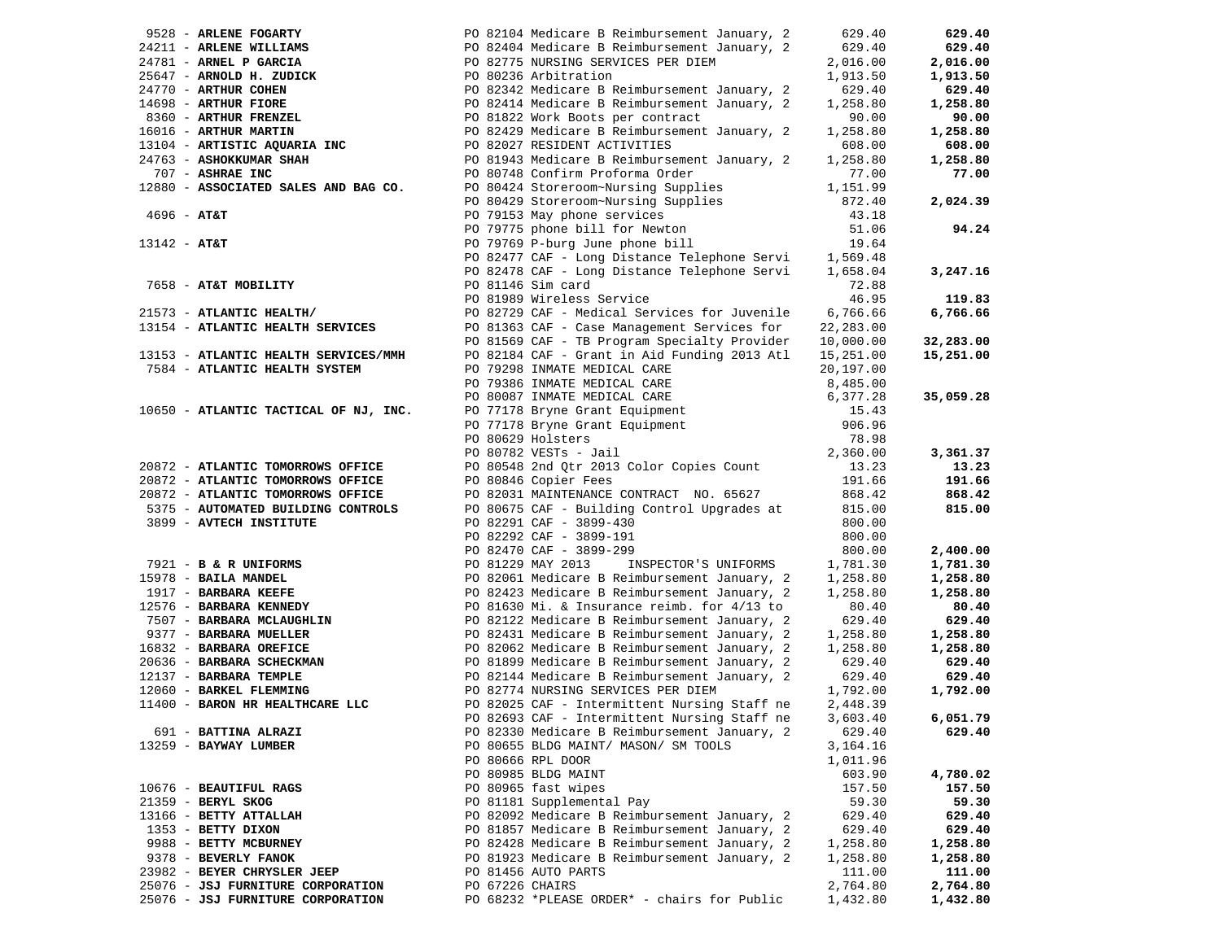| Vendor | PO / Description | Amount | Total |
|---|---|---|---|
| 9528 - **ARLENE FOGARTY** | PO 82104 Medicare B Reimbursement January, 2 | 629.40 | **629.40** |
| 24211 - **ARLENE WILLIAMS** | PO 82404 Medicare B Reimbursement January, 2 | 629.40 | **629.40** |
| 24781 - **ARNEL P GARCIA** | PO 82775 NURSING SERVICES PER DIEM | 2,016.00 | **2,016.00** |
| 25647 - **ARNOLD H. ZUDICK** | PO 80236 Arbitration | 1,913.50 | **1,913.50** |
| 24770 - **ARTHUR COHEN** | PO 82342 Medicare B Reimbursement January, 2 | 629.40 | **629.40** |
| 14698 - **ARTHUR FIORE** | PO 82414 Medicare B Reimbursement January, 2 | 1,258.80 | **1,258.80** |
| 8360 - **ARTHUR FRENZEL** | PO 81822 Work Boots per contract | 90.00 | **90.00** |
| 16016 - **ARTHUR MARTIN** | PO 82429 Medicare B Reimbursement January, 2 | 1,258.80 | **1,258.80** |
| 13104 - **ARTISTIC AQUARIA INC** | PO 82027 RESIDENT ACTIVITIES | 608.00 | **608.00** |
| 24763 - **ASHOKKUMAR SHAH** | PO 81943 Medicare B Reimbursement January, 2 | 1,258.80 | **1,258.80** |
| 707 - **ASHRAE INC** | PO 80748 Confirm Proforma Order | 77.00 | **77.00** |
| 12880 - **ASSOCIATED SALES AND BAG CO.** | PO 80424 Storeroom~Nursing Supplies | 1,151.99 | |
| | PO 80429 Storeroom~Nursing Supplies | 872.40 | **2,024.39** |
| 4696 - **AT&T** | PO 79153 May phone services | 43.18 | |
| | PO 79775 phone bill for Newton | 51.06 | **94.24** |
| 13142 - **AT&T** | PO 79769 P-burg June phone bill | 19.64 | |
| | PO 82477 CAF - Long Distance Telephone Servi | 1,569.48 | |
| | PO 82478 CAF - Long Distance Telephone Servi | 1,658.04 | **3,247.16** |
| 7658 - **AT&T MOBILITY** | PO 81146 Sim card | 72.88 | |
| | PO 81989 Wireless Service | 46.95 | **119.83** |
| 21573 - **ATLANTIC HEALTH/** | PO 82729 CAF - Medical Services for Juvenile | 6,766.66 | **6,766.66** |
| 13154 - **ATLANTIC HEALTH SERVICES** | PO 81363 CAF - Case Management Services for | 22,283.00 | |
| | PO 81569 CAF - TB Program Specialty Provider | 10,000.00 | **32,283.00** |
| 13153 - **ATLANTIC HEALTH SERVICES/MMH** | PO 82184 CAF - Grant in Aid Funding 2013 Atl | 15,251.00 | **15,251.00** |
| 7584 - **ATLANTIC HEALTH SYSTEM** | PO 79298 INMATE MEDICAL CARE | 20,197.00 | |
| | PO 79386 INMATE MEDICAL CARE | 8,485.00 | |
| | PO 80087 INMATE MEDICAL CARE | 6,377.28 | **35,059.28** |
| 10650 - **ATLANTIC TACTICAL OF NJ, INC.** | PO 77178 Bryne Grant Equipment | 15.43 | |
| | PO 77178 Bryne Grant Equipment | 906.96 | |
| | PO 80629 Holsters | 78.98 | |
| | PO 80782 VESTs - Jail | 2,360.00 | **3,361.37** |
| 20872 - **ATLANTIC TOMORROWS OFFICE** | PO 80548 2nd Qtr 2013 Color Copies Count | 13.23 | **13.23** |
| 20872 - **ATLANTIC TOMORROWS OFFICE** | PO 80846 Copier Fees | 191.66 | **191.66** |
| 20872 - **ATLANTIC TOMORROWS OFFICE** | PO 82031 MAINTENANCE CONTRACT NO. 65627 | 868.42 | **868.42** |
| 5375 - **AUTOMATED BUILDING CONTROLS** | PO 80675 CAF - Building Control Upgrades at | 815.00 | **815.00** |
| 3899 - **AVTECH INSTITUTE** | PO 82291 CAF - 3899-430 | 800.00 | |
| | PO 82292 CAF - 3899-191 | 800.00 | |
| | PO 82470 CAF - 3899-299 | 800.00 | **2,400.00** |
| 7921 - **B & R UNIFORMS** | PO 81229 MAY 2013 INSPECTOR'S UNIFORMS | 1,781.30 | **1,781.30** |
| 15978 - **BAILA MANDEL** | PO 82061 Medicare B Reimbursement January, 2 | 1,258.80 | **1,258.80** |
| 1917 - **BARBARA KEEFE** | PO 82423 Medicare B Reimbursement January, 2 | 1,258.80 | **1,258.80** |
| 12576 - **BARBARA KENNEDY** | PO 81630 Mi. & Insurance reimb. for 4/13 to | 80.40 | **80.40** |
| 7507 - **BARBARA MCLAUGHLIN** | PO 82122 Medicare B Reimbursement January, 2 | 629.40 | **629.40** |
| 9377 - **BARBARA MUELLER** | PO 82431 Medicare B Reimbursement January, 2 | 1,258.80 | **1,258.80** |
| 16832 - **BARBARA OREFICE** | PO 82062 Medicare B Reimbursement January, 2 | 1,258.80 | **1,258.80** |
| 20636 - **BARBARA SCHECKMAN** | PO 81899 Medicare B Reimbursement January, 2 | 629.40 | **629.40** |
| 12137 - **BARBARA TEMPLE** | PO 82144 Medicare B Reimbursement January, 2 | 629.40 | **629.40** |
| 12060 - **BARKEL FLEMMING** | PO 82774 NURSING SERVICES PER DIEM | 1,792.00 | **1,792.00** |
| 11400 - **BARON HR HEALTHCARE LLC** | PO 82025 CAF - Intermittent Nursing Staff ne | 2,448.39 | |
| | PO 82693 CAF - Intermittent Nursing Staff ne | 3,603.40 | **6,051.79** |
| 691 - **BATTINA ALRAZI** | PO 82330 Medicare B Reimbursement January, 2 | 629.40 | **629.40** |
| 13259 - **BAYWAY LUMBER** | PO 80655 BLDG MAINT/ MASON/ SM TOOLS | 3,164.16 | |
| | PO 80666 RPL DOOR | 1,011.96 | |
| | PO 80985 BLDG MAINT | 603.90 | **4,780.02** |
| 10676 - **BEAUTIFUL RAGS** | PO 80965 fast wipes | 157.50 | **157.50** |
| 21359 - **BERYL SKOG** | PO 81181 Supplemental Pay | 59.30 | **59.30** |
| 13166 - **BETTY ATTALLAH** | PO 82092 Medicare B Reimbursement January, 2 | 629.40 | **629.40** |
| 1353 - **BETTY DIXON** | PO 81857 Medicare B Reimbursement January, 2 | 629.40 | **629.40** |
| 9988 - **BETTY MCBURNEY** | PO 82428 Medicare B Reimbursement January, 2 | 1,258.80 | **1,258.80** |
| 9378 - **BEVERLY FANOK** | PO 81923 Medicare B Reimbursement January, 2 | 1,258.80 | **1,258.80** |
| 23982 - **BEYER CHRYSLER JEEP** | PO 81456 AUTO PARTS | 111.00 | **111.00** |
| 25076 - **JSJ FURNITURE CORPORATION** | PO 67226 CHAIRS | 2,764.80 | **2,764.80** |
| 25076 - **JSJ FURNITURE CORPORATION** | PO 68232 *PLEASE ORDER* - chairs for Public | 1,432.80 | **1,432.80** |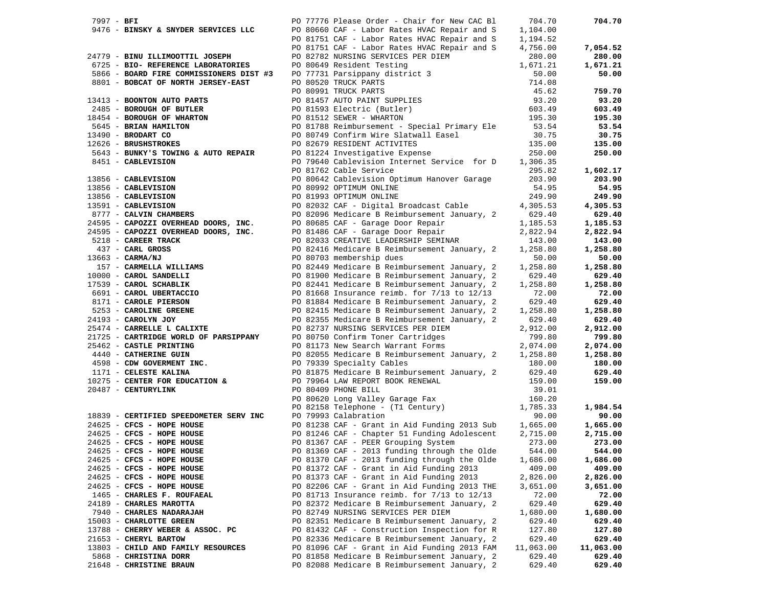| Vendor | PO / Description | Amount | Total |
|---|---|---|---|
| 7997 - **BFI** | PO 77776 Please Order - Chair for New CAC Bl | 704.70 | **704.70** |
| 9476 - **BINSKY & SNYDER SERVICES LLC** | PO 80660 CAF - Labor Rates HVAC Repair and S | 1,104.00 | |
| | PO 81751 CAF - Labor Rates HVAC Repair and S | 1,194.52 | |
| | PO 81751 CAF - Labor Rates HVAC Repair and S | 4,756.00 | **7,054.52** |
| 24779 - **BINU ILLIMOOTTIL JOSEPH** | PO 82782 NURSING SERVICES PER DIEM | 280.00 | **280.00** |
| 6725 - **BIO- REFERENCE LABORATORIES** | PO 80649 Resident Testing | 1,671.21 | **1,671.21** |
| 5866 - **BOARD FIRE COMMISSIONERS DIST #3** | PO 77731 Parsippany district 3 | 50.00 | **50.00** |
| 8801 - **BOBCAT OF NORTH JERSEY-EAST** | PO 80520 TRUCK PARTS | 714.08 | |
| | PO 80991 TRUCK PARTS | 45.62 | **759.70** |
| 13413 - **BOONTON AUTO PARTS** | PO 81457 AUTO PAINT SUPPLIES | 93.20 | **93.20** |
| 2485 - **BOROUGH OF BUTLER** | PO 81593 Electric (Butler) | 603.49 | **603.49** |
| 18454 - **BOROUGH OF WHARTON** | PO 81512 SEWER - WHARTON | 195.30 | **195.30** |
| 5645 - **BRIAN HAMILTON** | PO 81788 Reimbursement - Special Primary Ele | 53.54 | **53.54** |
| 13490 - **BRODART CO** | PO 80749 Confirm Wire Slatwall Easel | 30.75 | **30.75** |
| 12626 - **BRUSHSTROKES** | PO 82679 RESIDENT ACTIVITES | 135.00 | **135.00** |
| 5643 - **BUNKY'S TOWING & AUTO REPAIR** | PO 81224 Investigative Expense | 250.00 | **250.00** |
| 8451 - **CABLEVISION** | PO 79640 Cablevision Internet Service for D | 1,306.35 | |
| | PO 81762 Cable Service | 295.82 | **1,602.17** |
| 13856 - **CABLEVISION** | PO 80642 Cablevision Optimum Hanover Garage | 203.90 | **203.90** |
| 13856 - **CABLEVISION** | PO 80992 OPTIMUM ONLINE | 54.95 | **54.95** |
| 13856 - **CABLEVISION** | PO 81993 OPTIMUM ONLINE | 249.90 | **249.90** |
| 13591 - **CABLEVISION** | PO 82032 CAF - Digital Broadcast Cable | 4,305.53 | **4,305.53** |
| 8777 - **CALVIN CHAMBERS** | PO 82096 Medicare B Reimbursement January, 2 | 629.40 | **629.40** |
| 24595 - **CAPOZZI OVERHEAD DOORS, INC.** | PO 80685 CAF - Garage Door Repair | 1,185.53 | **1,185.53** |
| 24595 - **CAPOZZI OVERHEAD DOORS, INC.** | PO 81486 CAF - Garage Door Repair | 2,822.94 | **2,822.94** |
| 5218 - **CAREER TRACK** | PO 82033 CREATIVE LEADERSHIP SEMINAR | 143.00 | **143.00** |
| 437 - **CARL GROSS** | PO 82416 Medicare B Reimbursement January, 2 | 1,258.80 | **1,258.80** |
| 13663 - **CARMA/NJ** | PO 80703 membership dues | 50.00 | **50.00** |
| 157 - **CARMELLA WILLIAMS** | PO 82449 Medicare B Reimbursement January, 2 | 1,258.80 | **1,258.80** |
| 10000 - **CAROL SANDELLI** | PO 81900 Medicare B Reimbursement January, 2 | 629.40 | **629.40** |
| 17539 - **CAROL SCHABLIK** | PO 82441 Medicare B Reimbursement January, 2 | 1,258.80 | **1,258.80** |
| 6691 - **CAROL UBERTACCIO** | PO 81668 Insurance reimb. for 7/13 to 12/13 | 72.00 | **72.00** |
| 8171 - **CAROLE PIERSON** | PO 81884 Medicare B Reimbursement January, 2 | 629.40 | **629.40** |
| 5253 - **CAROLINE GREENE** | PO 82415 Medicare B Reimbursement January, 2 | 1,258.80 | **1,258.80** |
| 24193 - **CAROLYN JOY** | PO 82355 Medicare B Reimbursement January, 2 | 629.40 | **629.40** |
| 25474 - **CARRELLE L CALIXTE** | PO 82737 NURSING SERVICES PER DIEM | 2,912.00 | **2,912.00** |
| 21725 - **CARTRIDGE WORLD OF PARSIPPANY** | PO 80750 Confirm Toner Cartridges | 799.80 | **799.80** |
| 25462 - **CASTLE PRINTING** | PO 81173 New Search Warrant Forms | 2,074.00 | **2,074.00** |
| 4440 - **CATHERINE GUIN** | PO 82055 Medicare B Reimbursement January, 2 | 1,258.80 | **1,258.80** |
| 4598 - **CDW GOVERMENT INC.** | PO 79339 Specialty Cables | 180.00 | **180.00** |
| 1171 - **CELESTE KALINA** | PO 81875 Medicare B Reimbursement January, 2 | 629.40 | **629.40** |
| 10275 - **CENTER FOR EDUCATION &** | PO 79964 LAW REPORT BOOK RENEWAL | 159.00 | **159.00** |
| 20487 - **CENTURYLINK** | PO 80409 PHONE BILL | 39.01 | |
| | PO 80620 Long Valley Garage Fax | 160.20 | |
| | PO 82158 Telephone - (T1 Century) | 1,785.33 | **1,984.54** |
| 18839 - **CERTIFIED SPEEDOMETER SERV INC** | PO 79993 Calabration | 90.00 | **90.00** |
| 24625 - **CFCS - HOPE HOUSE** | PO 81238 CAF - Grant in Aid Funding 2013 Sub | 1,665.00 | **1,665.00** |
| 24625 - **CFCS - HOPE HOUSE** | PO 81246 CAF - Chapter 51 Funding Adolescent | 2,715.00 | **2,715.00** |
| 24625 - **CFCS - HOPE HOUSE** | PO 81367 CAF - PEER Grouping System | 273.00 | **273.00** |
| 24625 - **CFCS - HOPE HOUSE** | PO 81369 CAF - 2013 funding through the Olde | 544.00 | **544.00** |
| 24625 - **CFCS - HOPE HOUSE** | PO 81370 CAF - 2013 funding through the Olde | 1,686.00 | **1,686.00** |
| 24625 - **CFCS - HOPE HOUSE** | PO 81372 CAF - Grant in Aid Funding 2013 | 409.00 | **409.00** |
| 24625 - **CFCS - HOPE HOUSE** | PO 81373 CAF - Grant in Aid Funding 2013 | 2,826.00 | **2,826.00** |
| 24625 - **CFCS - HOPE HOUSE** | PO 82206 CAF - Grant in Aid Funding 2013 THE | 3,651.00 | **3,651.00** |
| 1465 - **CHARLES F. ROUFAEAL** | PO 81713 Insurance reimb. for 7/13 to 12/13 | 72.00 | **72.00** |
| 24189 - **CHARLES MAROTTA** | PO 82372 Medicare B Reimbursement January, 2 | 629.40 | **629.40** |
| 7940 - **CHARLES NADARAJAH** | PO 82749 NURSING SERVICES PER DIEM | 1,680.00 | **1,680.00** |
| 15003 - **CHARLOTTE GREEN** | PO 82351 Medicare B Reimbursement January, 2 | 629.40 | **629.40** |
| 13788 - **CHERRY WEBER & ASSOC. PC** | PO 81432 CAF - Construction Inspection for R | 127.80 | **127.80** |
| 21653 - **CHERYL BARTOW** | PO 82336 Medicare B Reimbursement January, 2 | 629.40 | **629.40** |
| 13803 - **CHILD AND FAMILY RESOURCES** | PO 81096 CAF - Grant in Aid Funding 2013 FAM | 11,063.00 | **11,063.00** |
| 5868 - **CHRISTINA DORR** | PO 81858 Medicare B Reimbursement January, 2 | 629.40 | **629.40** |
| 21648 - **CHRISTINE BRAUN** | PO 82088 Medicare B Reimbursement January, 2 | 629.40 | **629.40** |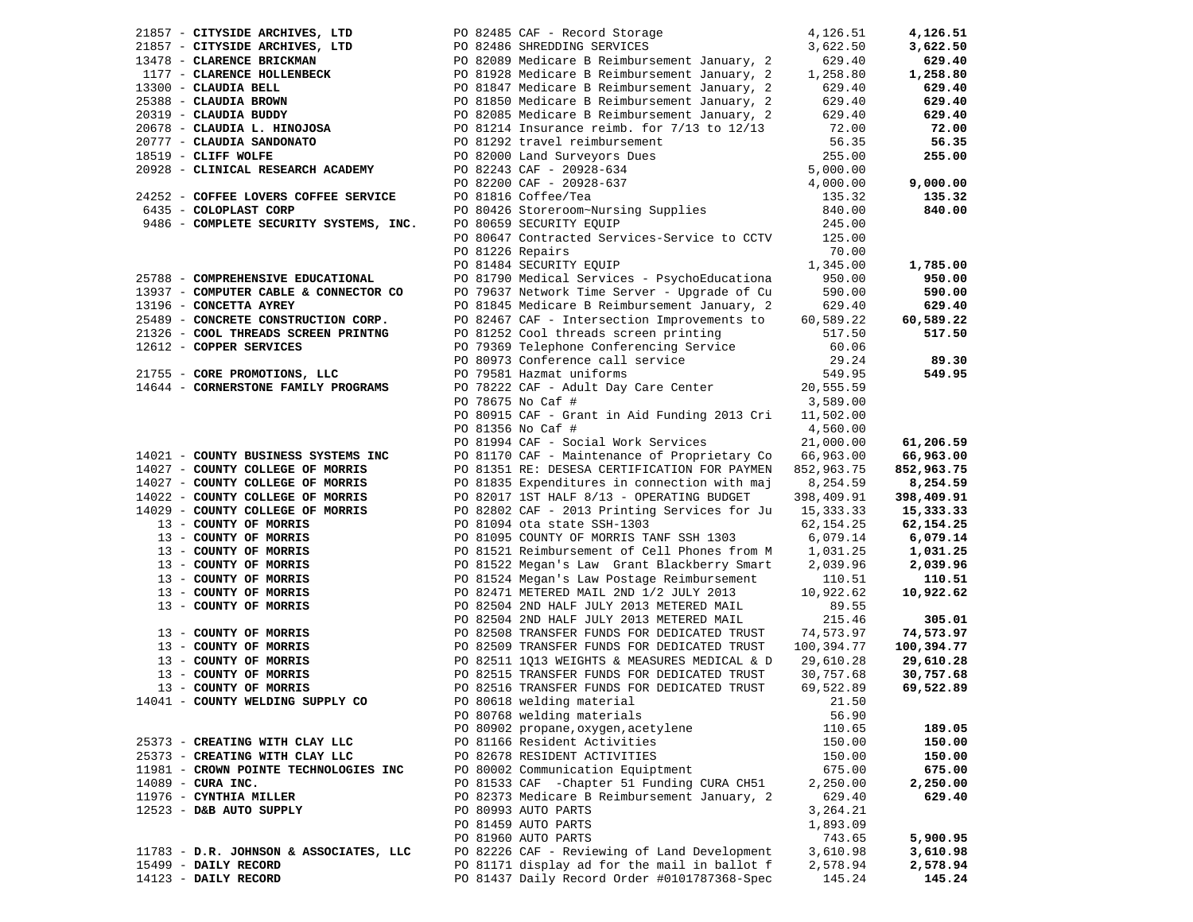| Vendor | PO / Description | Amount | Total |
|---|---|---|---|
| 21857 - **CITYSIDE ARCHIVES, LTD** | PO 82485 CAF - Record Storage | 4,126.51 | **4,126.51** |
| 21857 - **CITYSIDE ARCHIVES, LTD** | PO 82486 SHREDDING SERVICES | 3,622.50 | **3,622.50** |
| 13478 - **CLARENCE BRICKMAN** | PO 82089 Medicare B Reimbursement January, 2 | 629.40 | **629.40** |
| 1177 - **CLARENCE HOLLENBECK** | PO 81928 Medicare B Reimbursement January, 2 | 1,258.80 | **1,258.80** |
| 13300 - **CLAUDIA BELL** | PO 81847 Medicare B Reimbursement January, 2 | 629.40 | **629.40** |
| 25388 - **CLAUDIA BROWN** | PO 81850 Medicare B Reimbursement January, 2 | 629.40 | **629.40** |
| 20319 - **CLAUDIA BUDDY** | PO 82085 Medicare B Reimbursement January, 2 | 629.40 | **629.40** |
| 20678 - **CLAUDIA L. HINOJOSA** | PO 81214 Insurance reimb. for 7/13 to 12/13 | 72.00 | **72.00** |
| 20777 - **CLAUDIA SANDONATO** | PO 81292 travel reimbursement | 56.35 | **56.35** |
| 18519 - **CLIFF WOLFE** | PO 82000 Land Surveyors Dues | 255.00 | **255.00** |
| 20928 - **CLINICAL RESEARCH ACADEMY** | PO 82243 CAF - 20928-634 | 5,000.00 | |
| | PO 82200 CAF - 20928-637 | 4,000.00 | **9,000.00** |
| 24252 - **COFFEE LOVERS COFFEE SERVICE** | PO 81816 Coffee/Tea | 135.32 | **135.32** |
| 6435 - **COLOPLAST CORP** | PO 80426 Storeroom~Nursing Supplies | 840.00 | **840.00** |
| 9486 - **COMPLETE SECURITY SYSTEMS, INC.** | PO 80659 SECURITY EQUIP | 245.00 | |
| | PO 80647 Contracted Services-Service to CCTV | 125.00 | |
| | PO 81226 Repairs | 70.00 | |
| | PO 81484 SECURITY EQUIP | 1,345.00 | **1,785.00** |
| 25788 - **COMPREHENSIVE EDUCATIONAL** | PO 81790 Medical Services - PsychoEducationa | 950.00 | **950.00** |
| 13937 - **COMPUTER CABLE & CONNECTOR CO** | PO 79637 Network Time Server - Upgrade of Cu | 590.00 | **590.00** |
| 13196 - **CONCETTA AYREY** | PO 81845 Medicare B Reimbursement January, 2 | 629.40 | **629.40** |
| 25489 - **CONCRETE CONSTRUCTION CORP.** | PO 82467 CAF - Intersection Improvements to | 60,589.22 | **60,589.22** |
| 21326 - **COOL THREADS SCREEN PRINTNG** | PO 81252 Cool threads screen printing | 517.50 | **517.50** |
| 12612 - **COPPER SERVICES** | PO 79369 Telephone Conferencing Service | 60.06 | |
| | PO 80973 Conference call service | 29.24 | **89.30** |
| 21755 - **CORE PROMOTIONS, LLC** | PO 79581 Hazmat uniforms | 549.95 | **549.95** |
| 14644 - **CORNERSTONE FAMILY PROGRAMS** | PO 78222 CAF - Adult Day Care Center | 20,555.59 | |
| | PO 78675 No Caf # | 3,589.00 | |
| | PO 80915 CAF - Grant in Aid Funding 2013 Cri | 11,502.00 | |
| | PO 81356 No Caf # | 4,560.00 | |
| | PO 81994 CAF - Social Work Services | 21,000.00 | **61,206.59** |
| 14021 - **COUNTY BUSINESS SYSTEMS INC** | PO 81170 CAF - Maintenance of Proprietary Co | 66,963.00 | **66,963.00** |
| 14027 - **COUNTY COLLEGE OF MORRIS** | PO 81351 RE: DESESA CERTIFICATION FOR PAYMEN | 852,963.75 | **852,963.75** |
| 14027 - **COUNTY COLLEGE OF MORRIS** | PO 81835 Expenditures in connection with maj | 8,254.59 | **8,254.59** |
| 14022 - **COUNTY COLLEGE OF MORRIS** | PO 82017 1ST HALF 8/13 - OPERATING BUDGET | 398,409.91 | **398,409.91** |
| 14029 - **COUNTY COLLEGE OF MORRIS** | PO 82802 CAF - 2013 Printing Services for Ju | 15,333.33 | **15,333.33** |
| 13 - **COUNTY OF MORRIS** | PO 81094 ota state SSH-1303 | 62,154.25 | **62,154.25** |
| 13 - **COUNTY OF MORRIS** | PO 81095 COUNTY OF MORRIS TANF SSH 1303 | 6,079.14 | **6,079.14** |
| 13 - **COUNTY OF MORRIS** | PO 81521 Reimbursement of Cell Phones from M | 1,031.25 | **1,031.25** |
| 13 - **COUNTY OF MORRIS** | PO 81522 Megan's Law Grant Blackberry Smart | 2,039.96 | **2,039.96** |
| 13 - **COUNTY OF MORRIS** | PO 81524 Megan's Law Postage Reimbursement | 110.51 | **110.51** |
| 13 - **COUNTY OF MORRIS** | PO 82471 METERED MAIL 2ND 1/2 JULY 2013 | 10,922.62 | **10,922.62** |
| 13 - **COUNTY OF MORRIS** | PO 82504 2ND HALF JULY 2013 METERED MAIL | 89.55 | |
| | PO 82504 2ND HALF JULY 2013 METERED MAIL | 215.46 | **305.01** |
| 13 - **COUNTY OF MORRIS** | PO 82508 TRANSFER FUNDS FOR DEDICATED TRUST | 74,573.97 | **74,573.97** |
| 13 - **COUNTY OF MORRIS** | PO 82509 TRANSFER FUNDS FOR DEDICATED TRUST | 100,394.77 | **100,394.77** |
| 13 - **COUNTY OF MORRIS** | PO 82511 1Q13 WEIGHTS & MEASURES MEDICAL & D | 29,610.28 | **29,610.28** |
| 13 - **COUNTY OF MORRIS** | PO 82515 TRANSFER FUNDS FOR DEDICATED TRUST | 30,757.68 | **30,757.68** |
| 13 - **COUNTY OF MORRIS** | PO 82516 TRANSFER FUNDS FOR DEDICATED TRUST | 69,522.89 | **69,522.89** |
| 14041 - **COUNTY WELDING SUPPLY CO** | PO 80618 welding material | 21.50 | |
| | PO 80768 welding materials | 56.90 | |
| | PO 80902 propane,oxygen,acetylene | 110.65 | **189.05** |
| 25373 - **CREATING WITH CLAY LLC** | PO 81166 Resident Activities | 150.00 | **150.00** |
| 25373 - **CREATING WITH CLAY LLC** | PO 82678 RESIDENT ACTIVITIES | 150.00 | **150.00** |
| 11981 - **CROWN POINTE TECHNOLOGIES INC** | PO 80002 Communication Equiptment | 675.00 | **675.00** |
| 14089 - **CURA INC.** | PO 81533 CAF -Chapter 51 Funding CURA CH51 | 2,250.00 | **2,250.00** |
| 11976 - **CYNTHIA MILLER** | PO 82373 Medicare B Reimbursement January, 2 | 629.40 | **629.40** |
| 12523 - **D&B AUTO SUPPLY** | PO 80993 AUTO PARTS | 3,264.21 | |
| | PO 81459 AUTO PARTS | 1,893.09 | |
| | PO 81960 AUTO PARTS | 743.65 | **5,900.95** |
| 11783 - **D.R. JOHNSON & ASSOCIATES, LLC** | PO 82226 CAF - Reviewing of Land Development | 3,610.98 | **3,610.98** |
| 15499 - **DAILY RECORD** | PO 81171 display ad for the mail in ballot f | 2,578.94 | **2,578.94** |
| 14123 - **DAILY RECORD** | PO 81437 Daily Record Order #0101787368-Spec | 145.24 | **145.24** |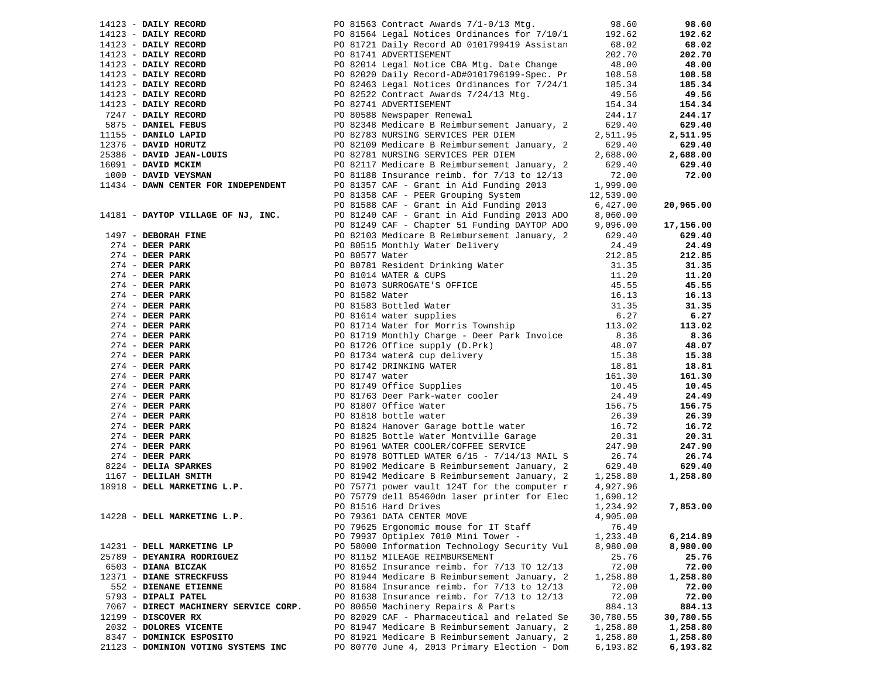| Vendor | Description | Amount | Total |
|---|---|---|---|
| 14123 - **DAILY RECORD** | PO 81563 Contract Awards 7/1-0/13 Mtg. | 98.60 | **98.60** |
| 14123 - **DAILY RECORD** | PO 81564 Legal Notices Ordinances for 7/10/1 | 192.62 | **192.62** |
| 14123 - **DAILY RECORD** | PO 81721 Daily Record AD 0101799419 Assistan | 68.02 | **68.02** |
| 14123 - **DAILY RECORD** | PO 81741 ADVERTISEMENT | 202.70 | **202.70** |
| 14123 - **DAILY RECORD** | PO 82014 Legal Notice CBA Mtg. Date Change | 48.00 | **48.00** |
| 14123 - **DAILY RECORD** | PO 82020 Daily Record-AD#0101796199-Spec. Pr | 108.58 | **108.58** |
| 14123 - **DAILY RECORD** | PO 82463 Legal Notices Ordinances for 7/24/1 | 185.34 | **185.34** |
| 14123 - **DAILY RECORD** | PO 82522 Contract Awards 7/24/13 Mtg. | 49.56 | **49.56** |
| 14123 - **DAILY RECORD** | PO 82741 ADVERTISEMENT | 154.34 | **154.34** |
| 7247 - **DAILY RECORD** | PO 80588 Newspaper Renewal | 244.17 | **244.17** |
| 5875 - **DANIEL FEBUS** | PO 82348 Medicare B Reimbursement January, 2 | 629.40 | **629.40** |
| 11155 - **DANILO LAPID** | PO 82783 NURSING SERVICES PER DIEM | 2,511.95 | **2,511.95** |
| 12376 - **DAVID HORUTZ** | PO 82109 Medicare B Reimbursement January, 2 | 629.40 | **629.40** |
| 25386 - **DAVID JEAN-LOUIS** | PO 82781 NURSING SERVICES PER DIEM | 2,688.00 | **2,688.00** |
| 16091 - **DAVID MCKIM** | PO 82117 Medicare B Reimbursement January, 2 | 629.40 | **629.40** |
| 1000 - **DAVID VEYSMAN** | PO 81188 Insurance reimb. for 7/13 to 12/13 | 72.00 | **72.00** |
| 11434 - **DAWN CENTER FOR INDEPENDENT** | PO 81357 CAF - Grant in Aid Funding 2013 | 1,999.00 | |
| | PO 81358 CAF - PEER Grouping System | 12,539.00 | |
| | PO 81588 CAF - Grant in Aid Funding 2013 | 6,427.00 | **20,965.00** |
| 14181 - **DAYTOP VILLAGE OF NJ, INC.** | PO 81240 CAF - Grant in Aid Funding 2013 ADO | 8,060.00 | |
| | PO 81249 CAF - Chapter 51 Funding DAYTOP ADO | 9,096.00 | **17,156.00** |
| 1497 - **DEBORAH FINE** | PO 82103 Medicare B Reimbursement January, 2 | 629.40 | **629.40** |
| 274 - **DEER PARK** | PO 80515 Monthly Water Delivery | 24.49 | **24.49** |
| 274 - **DEER PARK** | PO 80577 Water | 212.85 | **212.85** |
| 274 - **DEER PARK** | PO 80781 Resident Drinking Water | 31.35 | **31.35** |
| 274 - **DEER PARK** | PO 81014 WATER & CUPS | 11.20 | **11.20** |
| 274 - **DEER PARK** | PO 81073 SURROGATE'S OFFICE | 45.55 | **45.55** |
| 274 - **DEER PARK** | PO 81582 Water | 16.13 | **16.13** |
| 274 - **DEER PARK** | PO 81583 Bottled Water | 31.35 | **31.35** |
| 274 - **DEER PARK** | PO 81614 water supplies | 6.27 | **6.27** |
| 274 - **DEER PARK** | PO 81714 Water for Morris Township | 113.02 | **113.02** |
| 274 - **DEER PARK** | PO 81719 Monthly Charge - Deer Park Invoice | 8.36 | **8.36** |
| 274 - **DEER PARK** | PO 81726 Office supply (D.Prk) | 48.07 | **48.07** |
| 274 - **DEER PARK** | PO 81734 water& cup delivery | 15.38 | **15.38** |
| 274 - **DEER PARK** | PO 81742 DRINKING WATER | 18.81 | **18.81** |
| 274 - **DEER PARK** | PO 81747 water | 161.30 | **161.30** |
| 274 - **DEER PARK** | PO 81749 Office Supplies | 10.45 | **10.45** |
| 274 - **DEER PARK** | PO 81763 Deer Park-water cooler | 24.49 | **24.49** |
| 274 - **DEER PARK** | PO 81807 Office Water | 156.75 | **156.75** |
| 274 - **DEER PARK** | PO 81818 bottle water | 26.39 | **26.39** |
| 274 - **DEER PARK** | PO 81824 Hanover Garage bottle water | 16.72 | **16.72** |
| 274 - **DEER PARK** | PO 81825 Bottle Water Montville Garage | 20.31 | **20.31** |
| 274 - **DEER PARK** | PO 81961 WATER COOLER/COFFEE SERVICE | 247.90 | **247.90** |
| 274 - **DEER PARK** | PO 81978 BOTTLED WATER 6/15 - 7/14/13 MAIL S | 26.74 | **26.74** |
| 8224 - **DELIA SPARKES** | PO 81902 Medicare B Reimbursement January, 2 | 629.40 | **629.40** |
| 1167 - **DELILAH SMITH** | PO 81942 Medicare B Reimbursement January, 2 | 1,258.80 | **1,258.80** |
| 18918 - **DELL MARKETING L.P.** | PO 75771 power vault 124T for the computer r | 4,927.96 | |
| | PO 75779 dell B5460dn laser printer for Elec | 1,690.12 | |
| | PO 81516 Hard Drives | 1,234.92 | **7,853.00** |
| 14228 - **DELL MARKETING L.P.** | PO 79361 DATA CENTER MOVE | 4,905.00 | |
| | PO 79625 Ergonomic mouse for IT Staff | 76.49 | |
| | PO 79937 Optiplex 7010 Mini Tower - | 1,233.40 | **6,214.89** |
| 14231 - **DELL MARKETING LP** | PO 58000 Information Technology Security Vul | 8,980.00 | **8,980.00** |
| 25789 - **DEYANIRA RODRIGUEZ** | PO 81152 MILEAGE REIMBURSEMENT | 25.76 | **25.76** |
| 6503 - **DIANA BICZAK** | PO 81652 Insurance reimb. for 7/13 TO 12/13 | 72.00 | **72.00** |
| 12371 - **DIANE STRECKFUSS** | PO 81944 Medicare B Reimbursement January, 2 | 1,258.80 | **1,258.80** |
| 552 - **DIENANE ETIENNE** | PO 81684 Insurance reimb. for 7/13 to 12/13 | 72.00 | **72.00** |
| 5793 - **DIPALI PATEL** | PO 81638 Insurance reimb. for 7/13 to 12/13 | 72.00 | **72.00** |
| 7067 - **DIRECT MACHINERY SERVICE CORP.** | PO 80650 Machinery Repairs & Parts | 884.13 | **884.13** |
| 12199 - **DISCOVER RX** | PO 82029 CAF - Pharmaceutical and related Se | 30,780.55 | **30,780.55** |
| 2032 - **DOLORES VICENTE** | PO 81947 Medicare B Reimbursement January, 2 | 1,258.80 | **1,258.80** |
| 8347 - **DOMINICK ESPOSITO** | PO 81921 Medicare B Reimbursement January, 2 | 1,258.80 | **1,258.80** |
| 21123 - **DOMINION VOTING SYSTEMS INC** | PO 80770 June 4, 2013 Primary Election - Dom | 6,193.82 | **6,193.82** |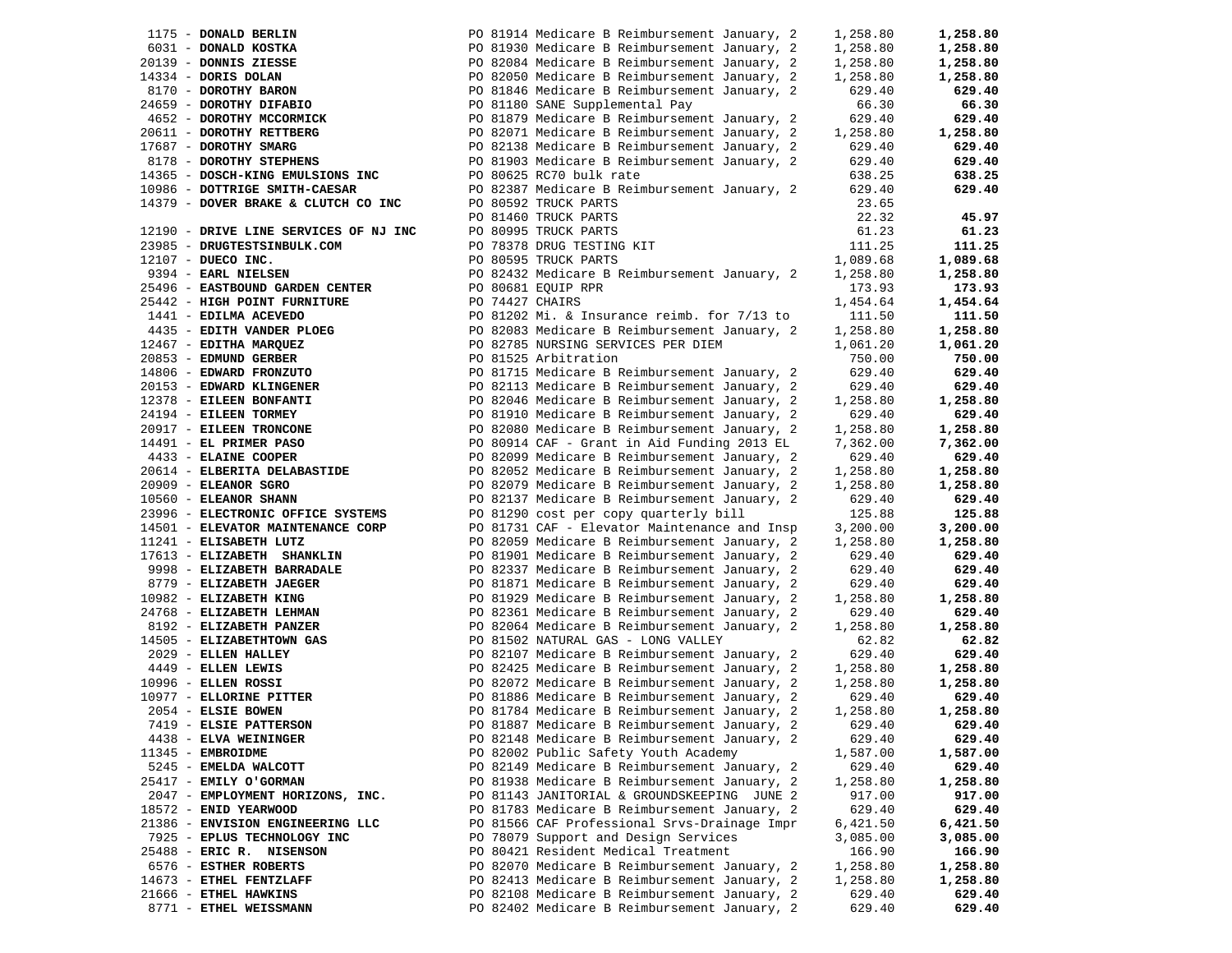| Vendor | PO / Description | Amount | Total |
|---|---|---|---|
| 1175 - **DONALD BERLIN** | PO 81914 Medicare B Reimbursement January, 2 | 1,258.80 | **1,258.80** |
| 6031 - **DONALD KOSTKA** | PO 81930 Medicare B Reimbursement January, 2 | 1,258.80 | **1,258.80** |
| 20139 - **DONNIS ZIESSE** | PO 82084 Medicare B Reimbursement January, 2 | 1,258.80 | **1,258.80** |
| 14334 - **DORIS DOLAN** | PO 82050 Medicare B Reimbursement January, 2 | 1,258.80 | **1,258.80** |
| 8170 - **DOROTHY BARON** | PO 81846 Medicare B Reimbursement January, 2 | 629.40 | **629.40** |
| 24659 - **DOROTHY DIFABIO** | PO 81180 SANE Supplemental Pay | 66.30 | **66.30** |
| 4652 - **DOROTHY MCCORMICK** | PO 81879 Medicare B Reimbursement January, 2 | 629.40 | **629.40** |
| 20611 - **DOROTHY RETTBERG** | PO 82071 Medicare B Reimbursement January, 2 | 1,258.80 | **1,258.80** |
| 17687 - **DOROTHY SMARG** | PO 82138 Medicare B Reimbursement January, 2 | 629.40 | **629.40** |
| 8178 - **DOROTHY STEPHENS** | PO 81903 Medicare B Reimbursement January, 2 | 629.40 | **629.40** |
| 14365 - **DOSCH-KING EMULSIONS INC** | PO 80625 RC70 bulk rate | 638.25 | **638.25** |
| 10986 - **DOTTRIGE SMITH-CAESAR** | PO 82387 Medicare B Reimbursement January, 2 | 629.40 | **629.40** |
| 14379 - **DOVER BRAKE & CLUTCH CO INC** | PO 80592 TRUCK PARTS | 23.65 | |
| | PO 81460 TRUCK PARTS | 22.32 | **45.97** |
| 12190 - **DRIVE LINE SERVICES OF NJ INC** | PO 80995 TRUCK PARTS | 61.23 | **61.23** |
| 23985 - **DRUGTESTSINBULK.COM** | PO 78378 DRUG TESTING KIT | 111.25 | **111.25** |
| 12107 - **DUECO INC.** | PO 80595 TRUCK PARTS | 1,089.68 | **1,089.68** |
| 9394 - **EARL NIELSEN** | PO 82432 Medicare B Reimbursement January, 2 | 1,258.80 | **1,258.80** |
| 25496 - **EASTBOUND GARDEN CENTER** | PO 80681 EQUIP RPR | 173.93 | **173.93** |
| 25442 - **HIGH POINT FURNITURE** | PO 74427 CHAIRS | 1,454.64 | **1,454.64** |
| 1441 - **EDILMA ACEVEDO** | PO 81202 Mi. & Insurance reimb. for 7/13 to | 111.50 | **111.50** |
| 4435 - **EDITH VANDER PLOEG** | PO 82083 Medicare B Reimbursement January, 2 | 1,258.80 | **1,258.80** |
| 12467 - **EDITHA MARQUEZ** | PO 82785 NURSING SERVICES PER DIEM | 1,061.20 | **1,061.20** |
| 20853 - **EDMUND GERBER** | PO 81525 Arbitration | 750.00 | **750.00** |
| 14806 - **EDWARD FRONZUTO** | PO 81715 Medicare B Reimbursement January, 2 | 629.40 | **629.40** |
| 20153 - **EDWARD KLINGENER** | PO 82113 Medicare B Reimbursement January, 2 | 629.40 | **629.40** |
| 12378 - **EILEEN BONFANTI** | PO 82046 Medicare B Reimbursement January, 2 | 1,258.80 | **1,258.80** |
| 24194 - **EILEEN TORMEY** | PO 81910 Medicare B Reimbursement January, 2 | 629.40 | **629.40** |
| 20917 - **EILEEN TRONCONE** | PO 82080 Medicare B Reimbursement January, 2 | 1,258.80 | **1,258.80** |
| 14491 - **EL PRIMER PASO** | PO 80914 CAF - Grant in Aid Funding 2013 EL | 7,362.00 | **7,362.00** |
| 4433 - **ELAINE COOPER** | PO 82099 Medicare B Reimbursement January, 2 | 629.40 | **629.40** |
| 20614 - **ELBERITA DELABASTIDE** | PO 82052 Medicare B Reimbursement January, 2 | 1,258.80 | **1,258.80** |
| 20909 - **ELEANOR SGRO** | PO 82079 Medicare B Reimbursement January, 2 | 1,258.80 | **1,258.80** |
| 10560 - **ELEANOR SHANN** | PO 82137 Medicare B Reimbursement January, 2 | 629.40 | **629.40** |
| 23996 - **ELECTRONIC OFFICE SYSTEMS** | PO 81290 cost per copy quarterly bill | 125.88 | **125.88** |
| 14501 - **ELEVATOR MAINTENANCE CORP** | PO 81731 CAF - Elevator Maintenance and Insp | 3,200.00 | **3,200.00** |
| 11241 - **ELISABETH LUTZ** | PO 82059 Medicare B Reimbursement January, 2 | 1,258.80 | **1,258.80** |
| 17613 - **ELIZABETH SHANKLIN** | PO 81901 Medicare B Reimbursement January, 2 | 629.40 | **629.40** |
| 9998 - **ELIZABETH BARRADALE** | PO 82337 Medicare B Reimbursement January, 2 | 629.40 | **629.40** |
| 8779 - **ELIZABETH JAEGER** | PO 81871 Medicare B Reimbursement January, 2 | 629.40 | **629.40** |
| 10982 - **ELIZABETH KING** | PO 81929 Medicare B Reimbursement January, 2 | 1,258.80 | **1,258.80** |
| 24768 - **ELIZABETH LEHMAN** | PO 82361 Medicare B Reimbursement January, 2 | 629.40 | **629.40** |
| 8192 - **ELIZABETH PANZER** | PO 82064 Medicare B Reimbursement January, 2 | 1,258.80 | **1,258.80** |
| 14505 - **ELIZABETHTOWN GAS** | PO 81502 NATURAL GAS - LONG VALLEY | 62.82 | **62.82** |
| 2029 - **ELLEN HALLEY** | PO 82107 Medicare B Reimbursement January, 2 | 629.40 | **629.40** |
| 4449 - **ELLEN LEWIS** | PO 82425 Medicare B Reimbursement January, 2 | 1,258.80 | **1,258.80** |
| 10996 - **ELLEN ROSSI** | PO 82072 Medicare B Reimbursement January, 2 | 1,258.80 | **1,258.80** |
| 10977 - **ELLORINE PITTER** | PO 81886 Medicare B Reimbursement January, 2 | 629.40 | **629.40** |
| 2054 - **ELSIE BOWEN** | PO 81784 Medicare B Reimbursement January, 2 | 1,258.80 | **1,258.80** |
| 7419 - **ELSIE PATTERSON** | PO 81887 Medicare B Reimbursement January, 2 | 629.40 | **629.40** |
| 4438 - **ELVA WEININGER** | PO 82148 Medicare B Reimbursement January, 2 | 629.40 | **629.40** |
| 11345 - **EMBROIDME** | PO 82002 Public Safety Youth Academy | 1,587.00 | **1,587.00** |
| 5245 - **EMELDA WALCOTT** | PO 82149 Medicare B Reimbursement January, 2 | 629.40 | **629.40** |
| 25417 - **EMILY O'GORMAN** | PO 81938 Medicare B Reimbursement January, 2 | 1,258.80 | **1,258.80** |
| 2047 - **EMPLOYMENT HORIZONS, INC.** | PO 81143 JANITORIAL & GROUNDSKEEPING JUNE 2 | 917.00 | **917.00** |
| 18572 - **ENID YEARWOOD** | PO 81783 Medicare B Reimbursement January, 2 | 629.40 | **629.40** |
| 21386 - **ENVISION ENGINEERING LLC** | PO 81566 CAF Professional Srvs-Drainage Impr | 6,421.50 | **6,421.50** |
| 7925 - **EPLUS TECHNOLOGY INC** | PO 78079 Support and Design Services | 3,085.00 | **3,085.00** |
| 25488 - **ERIC R. NISENSON** | PO 80421 Resident Medical Treatment | 166.90 | **166.90** |
| 6576 - **ESTHER ROBERTS** | PO 82070 Medicare B Reimbursement January, 2 | 1,258.80 | **1,258.80** |
| 14673 - **ETHEL FENTZLAFF** | PO 82413 Medicare B Reimbursement January, 2 | 1,258.80 | **1,258.80** |
| 21666 - **ETHEL HAWKINS** | PO 82108 Medicare B Reimbursement January, 2 | 629.40 | **629.40** |
| 8771 - **ETHEL WEISSMANN** | PO 82402 Medicare B Reimbursement January, 2 | 629.40 | **629.40** |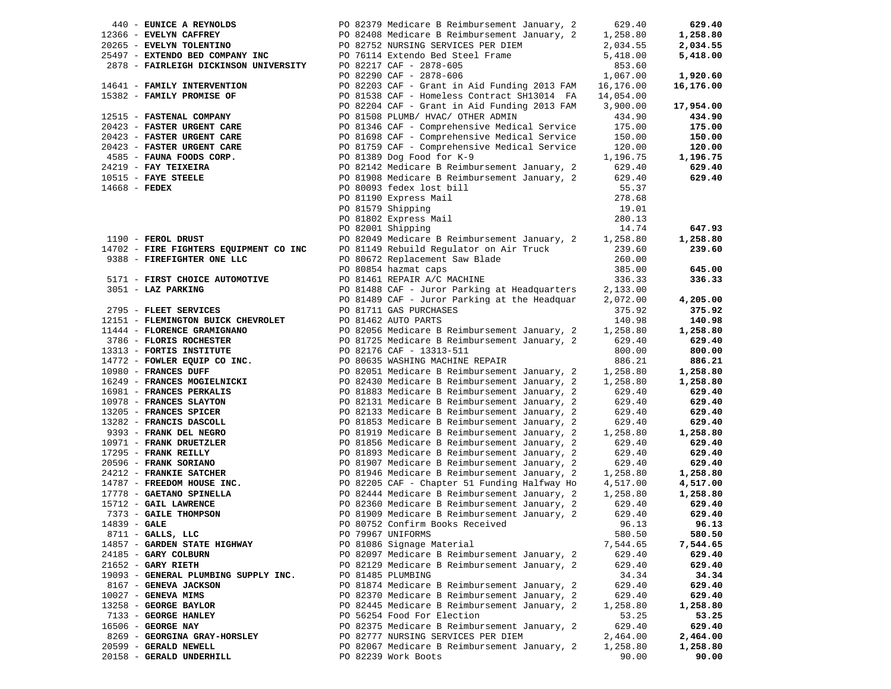| Vendor | Description | Amount | Total |
|---|---|---|---|
| 440 - **EUNICE A REYNOLDS** | PO 82379 Medicare B Reimbursement January, 2 | 629.40 | **629.40** |
| 12366 - **EVELYN CAFFREY** | PO 82408 Medicare B Reimbursement January, 2 | 1,258.80 | **1,258.80** |
| 20265 - **EVELYN TOLENTINO** | PO 82752 NURSING SERVICES PER DIEM | 2,034.55 | **2,034.55** |
| 25497 - **EXTENDO BED COMPANY INC** | PO 76114 Extendo Bed Steel Frame | 5,418.00 | **5,418.00** |
| 2878 - **FAIRLEIGH DICKINSON UNIVERSITY** | PO 82217 CAF - 2878-605 | 853.60 | |
| | PO 82290 CAF - 2878-606 | 1,067.00 | **1,920.60** |
| 14641 - **FAMILY INTERVENTION** | PO 82203 CAF - Grant in Aid Funding 2013 FAM | 16,176.00 | **16,176.00** |
| 15382 - **FAMILY PROMISE OF** | PO 81538 CAF - Homeless Contract SH13014 FA | 14,054.00 | |
| | PO 82204 CAF - Grant in Aid Funding 2013 FAM | 3,900.00 | **17,954.00** |
| 12515 - **FASTENAL COMPANY** | PO 81508 PLUMB/ HVAC/ OTHER ADMIN | 434.90 | **434.90** |
| 20423 - **FASTER URGENT CARE** | PO 81346 CAF - Comprehensive Medical Service | 175.00 | **175.00** |
| 20423 - **FASTER URGENT CARE** | PO 81698 CAF - Comprehensive Medical Service | 150.00 | **150.00** |
| 20423 - **FASTER URGENT CARE** | PO 81759 CAF - Comprehensive Medical Service | 120.00 | **120.00** |
| 4585 - **FAUNA FOODS CORP.** | PO 81389 Dog Food for K-9 | 1,196.75 | **1,196.75** |
| 24219 - **FAY TEIXEIRA** | PO 82142 Medicare B Reimbursement January, 2 | 629.40 | **629.40** |
| 10515 - **FAYE STEELE** | PO 81908 Medicare B Reimbursement January, 2 | 629.40 | **629.40** |
| 14668 - **FEDEX** | PO 80093 fedex lost bill | 55.37 | |
| | PO 81190 Express Mail | 278.68 | |
| | PO 81579 Shipping | 19.01 | |
| | PO 81802 Express Mail | 280.13 | |
| | PO 82001 Shipping | 14.74 | **647.93** |
| 1190 - **FEROL DRUST** | PO 82049 Medicare B Reimbursement January, 2 | 1,258.80 | **1,258.80** |
| 14702 - **FIRE FIGHTERS EQUIPMENT CO INC** | PO 81149 Rebuild Regulator on Air Truck | 239.60 | **239.60** |
| 9388 - **FIREFIGHTER ONE LLC** | PO 80672 Replacement Saw Blade | 260.00 | |
| | PO 80854 hazmat caps | 385.00 | **645.00** |
| 5171 - **FIRST CHOICE AUTOMOTIVE** | PO 81461 REPAIR A/C MACHINE | 336.33 | **336.33** |
| 3051 - **LAZ PARKING** | PO 81488 CAF - Juror Parking at Headquarters | 2,133.00 | |
| | PO 81489 CAF - Juror Parking at the Headquar | 2,072.00 | **4,205.00** |
| 2795 - **FLEET SERVICES** | PO 81711 GAS PURCHASES | 375.92 | **375.92** |
| 12151 - **FLEMINGTON BUICK CHEVROLET** | PO 81462 AUTO PARTS | 140.98 | **140.98** |
| 11444 - **FLORENCE GRAMIGNANO** | PO 82056 Medicare B Reimbursement January, 2 | 1,258.80 | **1,258.80** |
| 3786 - **FLORIS ROCHESTER** | PO 81725 Medicare B Reimbursement January, 2 | 629.40 | **629.40** |
| 13313 - **FORTIS INSTITUTE** | PO 82176 CAF - 13313-511 | 800.00 | **800.00** |
| 14772 - **FOWLER EQUIP CO INC.** | PO 80635 WASHING MACHINE REPAIR | 886.21 | **886.21** |
| 10980 - **FRANCES DUFF** | PO 82051 Medicare B Reimbursement January, 2 | 1,258.80 | **1,258.80** |
| 16249 - **FRANCES MOGIELNICKI** | PO 82430 Medicare B Reimbursement January, 2 | 1,258.80 | **1,258.80** |
| 16981 - **FRANCES PERKALIS** | PO 81883 Medicare B Reimbursement January, 2 | 629.40 | **629.40** |
| 10978 - **FRANCES SLAYTON** | PO 82131 Medicare B Reimbursement January, 2 | 629.40 | **629.40** |
| 13205 - **FRANCES SPICER** | PO 82133 Medicare B Reimbursement January, 2 | 629.40 | **629.40** |
| 13282 - **FRANCIS DASCOLL** | PO 81853 Medicare B Reimbursement January, 2 | 629.40 | **629.40** |
| 9393 - **FRANK DEL NEGRO** | PO 81919 Medicare B Reimbursement January, 2 | 1,258.80 | **1,258.80** |
| 10971 - **FRANK DRUETZLER** | PO 81856 Medicare B Reimbursement January, 2 | 629.40 | **629.40** |
| 17295 - **FRANK REILLY** | PO 81893 Medicare B Reimbursement January, 2 | 629.40 | **629.40** |
| 20596 - **FRANK SORIANO** | PO 81907 Medicare B Reimbursement January, 2 | 629.40 | **629.40** |
| 24212 - **FRANKIE SATCHER** | PO 81946 Medicare B Reimbursement January, 2 | 1,258.80 | **1,258.80** |
| 14787 - **FREEDOM HOUSE INC.** | PO 82205 CAF - Chapter 51 Funding Halfway Ho | 4,517.00 | **4,517.00** |
| 17778 - **GAETANO SPINELLA** | PO 82444 Medicare B Reimbursement January, 2 | 1,258.80 | **1,258.80** |
| 15712 - **GAIL LAWRENCE** | PO 82360 Medicare B Reimbursement January, 2 | 629.40 | **629.40** |
| 7373 - **GAILE THOMPSON** | PO 81909 Medicare B Reimbursement January, 2 | 629.40 | **629.40** |
| 14839 - **GALE** | PO 80752 Confirm Books Received | 96.13 | **96.13** |
| 8711 - **GALLS, LLC** | PO 79967 UNIFORMS | 580.50 | **580.50** |
| 14857 - **GARDEN STATE HIGHWAY** | PO 81086 Signage Material | 7,544.65 | **7,544.65** |
| 24185 - **GARY COLBURN** | PO 82097 Medicare B Reimbursement January, 2 | 629.40 | **629.40** |
| 21652 - **GARY RIETH** | PO 82129 Medicare B Reimbursement January, 2 | 629.40 | **629.40** |
| 19093 - **GENERAL PLUMBING SUPPLY INC.** | PO 81485 PLUMBING | 34.34 | **34.34** |
| 8167 - **GENEVA JACKSON** | PO 81874 Medicare B Reimbursement January, 2 | 629.40 | **629.40** |
| 10027 - **GENEVA MIMS** | PO 82370 Medicare B Reimbursement January, 2 | 629.40 | **629.40** |
| 13258 - **GEORGE BAYLOR** | PO 82445 Medicare B Reimbursement January, 2 | 1,258.80 | **1,258.80** |
| 7133 - **GEORGE HANLEY** | PO 56254 Food For Election | 53.25 | **53.25** |
| 16506 - **GEORGE NAY** | PO 82375 Medicare B Reimbursement January, 2 | 629.40 | **629.40** |
| 8269 - **GEORGINA GRAY-HORSLEY** | PO 82777 NURSING SERVICES PER DIEM | 2,464.00 | **2,464.00** |
| 20599 - **GERALD NEWELL** | PO 82067 Medicare B Reimbursement January, 2 | 1,258.80 | **1,258.80** |
| 20158 - **GERALD UNDERHILL** | PO 82239 Work Boots | 90.00 | **90.00** |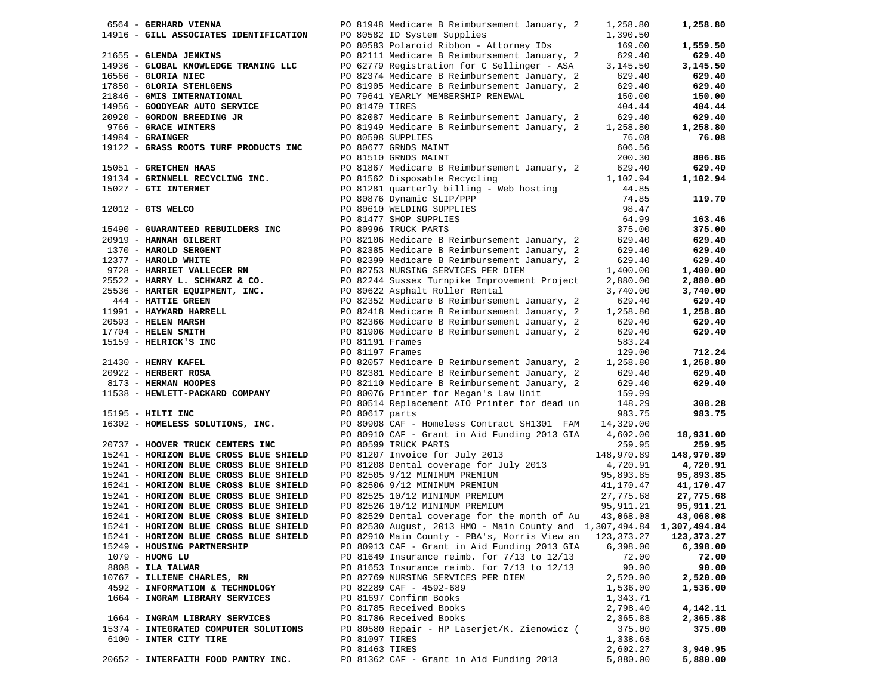| Vendor | Description | Amount | Total |
|---|---|---|---|
| 6564 - **GERHARD VIENNA** | PO 81948 Medicare B Reimbursement January, 2 | 1,258.80 | **1,258.80** |
| 14916 - **GILL ASSOCIATES IDENTIFICATION** | PO 80582 ID System Supplies | 1,390.50 | |
| | PO 80583 Polaroid Ribbon - Attorney IDs | 169.00 | **1,559.50** |
| 21655 - **GLENDA JENKINS** | PO 82111 Medicare B Reimbursement January, 2 | 629.40 | **629.40** |
| 14936 - **GLOBAL KNOWLEDGE TRANING LLC** | PO 62779 Registration for C Sellinger - ASA | 3,145.50 | **3,145.50** |
| 16566 - **GLORIA NIEC** | PO 82374 Medicare B Reimbursement January, 2 | 629.40 | **629.40** |
| 17850 - **GLORIA STEHLGENS** | PO 81905 Medicare B Reimbursement January, 2 | 629.40 | **629.40** |
| 21846 - **GMIS INTERNATIONAL** | PO 79641 YEARLY MEMBERSHIP RENEWAL | 150.00 | **150.00** |
| 14956 - **GOODYEAR AUTO SERVICE** | PO 81479 TIRES | 404.44 | **404.44** |
| 20920 - **GORDON BREEDING JR** | PO 82087 Medicare B Reimbursement January, 2 | 629.40 | **629.40** |
| 9766 - **GRACE WINTERS** | PO 81949 Medicare B Reimbursement January, 2 | 1,258.80 | **1,258.80** |
| 14984 - **GRAINGER** | PO 80598 SUPPLIES | 76.08 | **76.08** |
| 19122 - **GRASS ROOTS TURF PRODUCTS INC** | PO 80677 GRNDS MAINT | 606.56 | |
| | PO 81510 GRNDS MAINT | 200.30 | **806.86** |
| 15051 - **GRETCHEN HAAS** | PO 81867 Medicare B Reimbursement January, 2 | 629.40 | **629.40** |
| 19134 - **GRINNELL RECYCLING INC.** | PO 81562 Disposable Recycling | 1,102.94 | **1,102.94** |
| 15027 - **GTI INTERNET** | PO 81281 quarterly billing - Web hosting | 44.85 | |
| | PO 80876 Dynamic SLIP/PPP | 74.85 | **119.70** |
| 12012 - **GTS WELCO** | PO 80610 WELDING SUPPLIES | 98.47 | |
| | PO 81477 SHOP SUPPLIES | 64.99 | **163.46** |
| 15490 - **GUARANTEED REBUILDERS INC** | PO 80996 TRUCK PARTS | 375.00 | **375.00** |
| 20919 - **HANNAH GILBERT** | PO 82106 Medicare B Reimbursement January, 2 | 629.40 | **629.40** |
| 1370 - **HAROLD SERGENT** | PO 82385 Medicare B Reimbursement January, 2 | 629.40 | **629.40** |
| 12377 - **HAROLD WHITE** | PO 82399 Medicare B Reimbursement January, 2 | 629.40 | **629.40** |
| 9728 - **HARRIET VALLECER RN** | PO 82753 NURSING SERVICES PER DIEM | 1,400.00 | **1,400.00** |
| 25522 - **HARRY L. SCHWARZ & CO.** | PO 82244 Sussex Turnpike Improvement Project | 2,880.00 | **2,880.00** |
| 25536 - **HARTER EQUIPMENT, INC.** | PO 80622 Asphalt Roller Rental | 3,740.00 | **3,740.00** |
| 444 - **HATTIE GREEN** | PO 82352 Medicare B Reimbursement January, 2 | 629.40 | **629.40** |
| 11991 - **HAYWARD HARRELL** | PO 82418 Medicare B Reimbursement January, 2 | 1,258.80 | **1,258.80** |
| 20593 - **HELEN MARSH** | PO 82366 Medicare B Reimbursement January, 2 | 629.40 | **629.40** |
| 17704 - **HELEN SMITH** | PO 81906 Medicare B Reimbursement January, 2 | 629.40 | **629.40** |
| 15159 - **HELRICK'S INC** | PO 81191 Frames | 583.24 | |
| | PO 81197 Frames | 129.00 | **712.24** |
| 21430 - **HENRY KAFEL** | PO 82057 Medicare B Reimbursement January, 2 | 1,258.80 | **1,258.80** |
| 20922 - **HERBERT ROSA** | PO 82381 Medicare B Reimbursement January, 2 | 629.40 | **629.40** |
| 8173 - **HERMAN HOOPES** | PO 82110 Medicare B Reimbursement January, 2 | 629.40 | **629.40** |
| 11538 - **HEWLETT-PACKARD COMPANY** | PO 80076 Printer for Megan's Law Unit | 159.99 | |
| | PO 80514 Replacement AIO Printer for dead un | 148.29 | **308.28** |
| 15195 - **HILTI INC** | PO 80617 parts | 983.75 | **983.75** |
| 16302 - **HOMELESS SOLUTIONS, INC.** | PO 80908 CAF - Homeless Contract SH1301 FAM | 14,329.00 | |
| | PO 80910 CAF - Grant in Aid Funding 2013 GIA | 4,602.00 | **18,931.00** |
| 20737 - **HOOVER TRUCK CENTERS INC** | PO 80599 TRUCK PARTS | 259.95 | **259.95** |
| 15241 - **HORIZON BLUE CROSS BLUE SHIELD** | PO 81207 Invoice for July 2013 | 148,970.89 | **148,970.89** |
| 15241 - **HORIZON BLUE CROSS BLUE SHIELD** | PO 81208 Dental coverage for July 2013 | 4,720.91 | **4,720.91** |
| 15241 - **HORIZON BLUE CROSS BLUE SHIELD** | PO 82505 9/12 MINIMUM PREMIUM | 95,893.85 | **95,893.85** |
| 15241 - **HORIZON BLUE CROSS BLUE SHIELD** | PO 82506 9/12 MINIMUM PREMIUM | 41,170.47 | **41,170.47** |
| 15241 - **HORIZON BLUE CROSS BLUE SHIELD** | PO 82525 10/12 MINIMUM PREMIUM | 27,775.68 | **27,775.68** |
| 15241 - **HORIZON BLUE CROSS BLUE SHIELD** | PO 82526 10/12 MINIMUM PREMIUM | 95,911.21 | **95,911.21** |
| 15241 - **HORIZON BLUE CROSS BLUE SHIELD** | PO 82529 Dental coverage for the month of Au | 43,068.08 | **43,068.08** |
| 15241 - **HORIZON BLUE CROSS BLUE SHIELD** | PO 82530 August, 2013 HMO - Main County and | 1,307,494.84 | **1,307,494.84** |
| 15241 - **HORIZON BLUE CROSS BLUE SHIELD** | PO 82910 Main County - PBA's, Morris View an | 123,373.27 | **123,373.27** |
| 15249 - **HOUSING PARTNERSHIP** | PO 80913 CAF - Grant in Aid Funding 2013 GIA | 6,398.00 | **6,398.00** |
| 1079 - **HUONG LU** | PO 81649 Insurance reimb. for 7/13 to 12/13 | 72.00 | **72.00** |
| 8808 - **ILA TALWAR** | PO 81653 Insurance reimb. for 7/13 to 12/13 | 90.00 | **90.00** |
| 10767 - **ILLIENE CHARLES, RN** | PO 82769 NURSING SERVICES PER DIEM | 2,520.00 | **2,520.00** |
| 4592 - **INFORMATION & TECHNOLOGY** | PO 82289 CAF - 4592-689 | 1,536.00 | **1,536.00** |
| 1664 - **INGRAM LIBRARY SERVICES** | PO 81697 Confirm Books | 1,343.71 | |
| | PO 81785 Received Books | 2,798.40 | **4,142.11** |
| 1664 - **INGRAM LIBRARY SERVICES** | PO 81786 Received Books | 2,365.88 | **2,365.88** |
| 15374 - **INTEGRATED COMPUTER SOLUTIONS** | PO 80580 Repair - HP Laserjet/K. Zienowicz ( | 375.00 | **375.00** |
| 6100 - **INTER CITY TIRE** | PO 81097 TIRES | 1,338.68 | |
| | PO 81463 TIRES | 2,602.27 | **3,940.95** |
| 20652 - **INTERFAITH FOOD PANTRY INC.** | PO 81362 CAF - Grant in Aid Funding 2013 | 5,880.00 | **5,880.00** |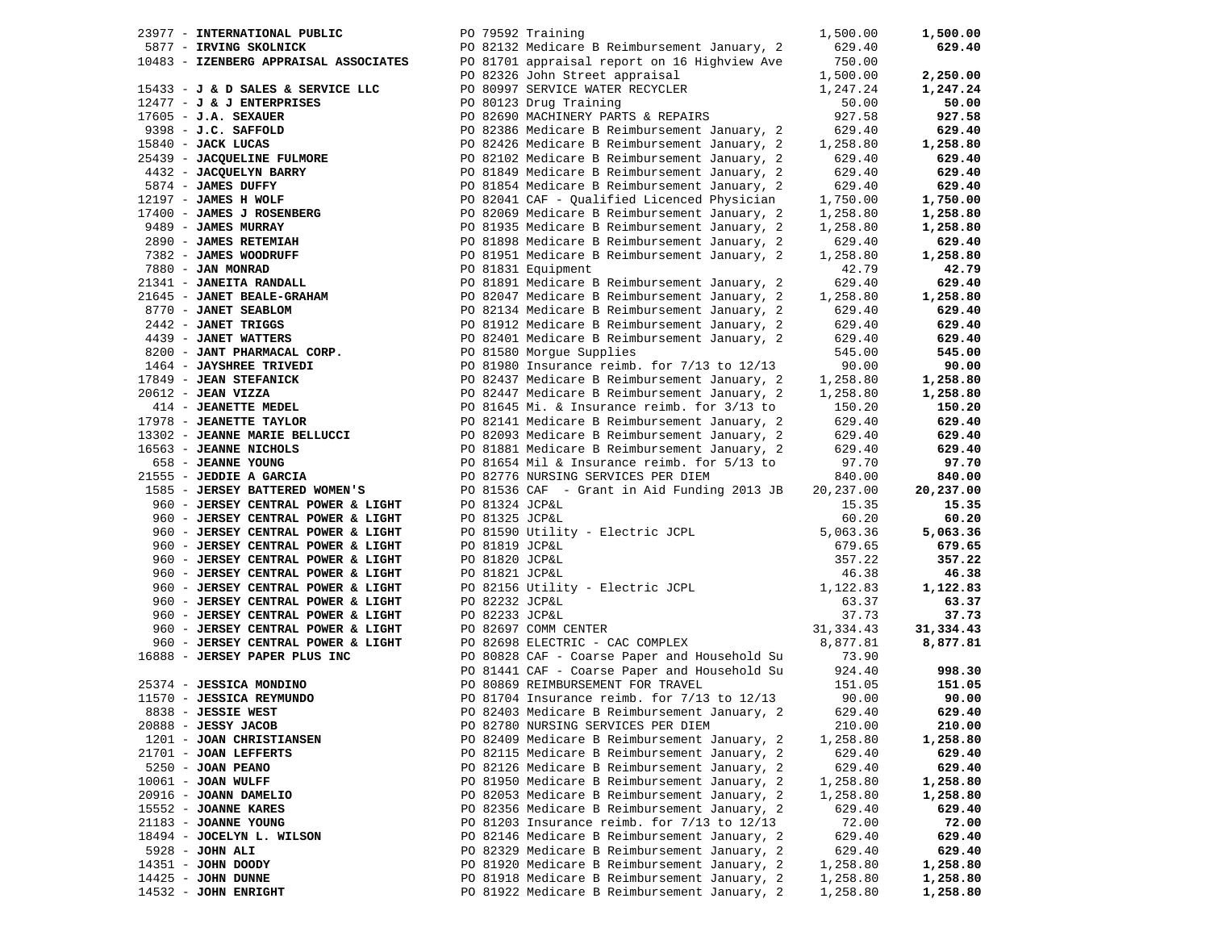| Vendor | PO / Description | Amount | Total |
|---|---|---|---|
| 23977 - **INTERNATIONAL PUBLIC** | PO 79592 Training | 1,500.00 | **1,500.00** |
| 5877 - **IRVING SKOLNICK** | PO 82132 Medicare B Reimbursement January, 2 | 629.40 | **629.40** |
| 10483 - **IZENBERG APPRAISAL ASSOCIATES** | PO 81701 appraisal report on 16 Highview Ave | 750.00 | |
| | PO 82326 John Street appraisal | 1,500.00 | **2,250.00** |
| 15433 - **J & D SALES & SERVICE LLC** | PO 80997 SERVICE WATER RECYCLER | 1,247.24 | **1,247.24** |
| 12477 - **J & J ENTERPRISES** | PO 80123 Drug Training | 50.00 | **50.00** |
| 17605 - **J.A. SEXAUER** | PO 82690 MACHINERY PARTS & REPAIRS | 927.58 | **927.58** |
| 9398 - **J.C. SAFFOLD** | PO 82386 Medicare B Reimbursement January, 2 | 629.40 | **629.40** |
| 15840 - **JACK LUCAS** | PO 82426 Medicare B Reimbursement January, 2 | 1,258.80 | **1,258.80** |
| 25439 - **JACQUELINE FULMORE** | PO 82102 Medicare B Reimbursement January, 2 | 629.40 | **629.40** |
| 4432 - **JACQUELYN BARRY** | PO 81849 Medicare B Reimbursement January, 2 | 629.40 | **629.40** |
| 5874 - **JAMES DUFFY** | PO 81854 Medicare B Reimbursement January, 2 | 629.40 | **629.40** |
| 12197 - **JAMES H WOLF** | PO 82041 CAF - Qualified Licenced Physician | 1,750.00 | **1,750.00** |
| 17400 - **JAMES J ROSENBERG** | PO 82069 Medicare B Reimbursement January, 2 | 1,258.80 | **1,258.80** |
| 9489 - **JAMES MURRAY** | PO 81935 Medicare B Reimbursement January, 2 | 1,258.80 | **1,258.80** |
| 2890 - **JAMES RETEMIAH** | PO 81898 Medicare B Reimbursement January, 2 | 629.40 | **629.40** |
| 7382 - **JAMES WOODRUFF** | PO 81951 Medicare B Reimbursement January, 2 | 1,258.80 | **1,258.80** |
| 7880 - **JAN MONRAD** | PO 81831 Equipment | 42.79 | **42.79** |
| 21341 - **JANEITA RANDALL** | PO 81891 Medicare B Reimbursement January, 2 | 629.40 | **629.40** |
| 21645 - **JANET BEALE-GRAHAM** | PO 82047 Medicare B Reimbursement January, 2 | 1,258.80 | **1,258.80** |
| 8770 - **JANET SEABLOM** | PO 82134 Medicare B Reimbursement January, 2 | 629.40 | **629.40** |
| 2442 - **JANET TRIGGS** | PO 81912 Medicare B Reimbursement January, 2 | 629.40 | **629.40** |
| 4439 - **JANET WATTERS** | PO 82401 Medicare B Reimbursement January, 2 | 629.40 | **629.40** |
| 8200 - **JANT PHARMACAL CORP.** | PO 81580 Morgue Supplies | 545.00 | **545.00** |
| 1464 - **JAYSHREE TRIVEDI** | PO 81980 Insurance reimb. for 7/13 to 12/13 | 90.00 | **90.00** |
| 17849 - **JEAN STEFANICK** | PO 82437 Medicare B Reimbursement January, 2 | 1,258.80 | **1,258.80** |
| 20612 - **JEAN VIZZA** | PO 82447 Medicare B Reimbursement January, 2 | 1,258.80 | **1,258.80** |
| 414 - **JEANETTE MEDEL** | PO 81645 Mi. & Insurance reimb. for 3/13 to | 150.20 | **150.20** |
| 17978 - **JEANETTE TAYLOR** | PO 82141 Medicare B Reimbursement January, 2 | 629.40 | **629.40** |
| 13302 - **JEANNE MARIE BELLUCCI** | PO 82093 Medicare B Reimbursement January, 2 | 629.40 | **629.40** |
| 16563 - **JEANNE NICHOLS** | PO 81881 Medicare B Reimbursement January, 2 | 629.40 | **629.40** |
| 658 - **JEANNE YOUNG** | PO 81654 Mil & Insurance reimb. for 5/13 to | 97.70 | **97.70** |
| 21555 - **JEDDIE A GARCIA** | PO 82776 NURSING SERVICES PER DIEM | 840.00 | **840.00** |
| 1585 - **JERSEY BATTERED WOMEN'S** | PO 81536 CAF - Grant in Aid Funding 2013 JB | 20,237.00 | **20,237.00** |
| 960 - **JERSEY CENTRAL POWER & LIGHT** | PO 81324 JCP&L | 15.35 | **15.35** |
| 960 - **JERSEY CENTRAL POWER & LIGHT** | PO 81325 JCP&L | 60.20 | **60.20** |
| 960 - **JERSEY CENTRAL POWER & LIGHT** | PO 81590 Utility - Electric JCPL | 5,063.36 | **5,063.36** |
| 960 - **JERSEY CENTRAL POWER & LIGHT** | PO 81819 JCP&L | 679.65 | **679.65** |
| 960 - **JERSEY CENTRAL POWER & LIGHT** | PO 81820 JCP&L | 357.22 | **357.22** |
| 960 - **JERSEY CENTRAL POWER & LIGHT** | PO 81821 JCP&L | 46.38 | **46.38** |
| 960 - **JERSEY CENTRAL POWER & LIGHT** | PO 82156 Utility - Electric JCPL | 1,122.83 | **1,122.83** |
| 960 - **JERSEY CENTRAL POWER & LIGHT** | PO 82232 JCP&L | 63.37 | **63.37** |
| 960 - **JERSEY CENTRAL POWER & LIGHT** | PO 82233 JCP&L | 37.73 | **37.73** |
| 960 - **JERSEY CENTRAL POWER & LIGHT** | PO 82697 COMM CENTER | 31,334.43 | **31,334.43** |
| 960 - **JERSEY CENTRAL POWER & LIGHT** | PO 82698 ELECTRIC - CAC COMPLEX | 8,877.81 | **8,877.81** |
| 16888 - **JERSEY PAPER PLUS INC** | PO 80828 CAF - Coarse Paper and Household Su | 73.90 | |
| | PO 81441 CAF - Coarse Paper and Household Su | 924.40 | **998.30** |
| 25374 - **JESSICA MONDINO** | PO 80869 REIMBURSEMENT FOR TRAVEL | 151.05 | **151.05** |
| 11570 - **JESSICA REYMUNDO** | PO 81704 Insurance reimb. for 7/13 to 12/13 | 90.00 | **90.00** |
| 8838 - **JESSIE WEST** | PO 82403 Medicare B Reimbursement January, 2 | 629.40 | **629.40** |
| 20888 - **JESSY JACOB** | PO 82780 NURSING SERVICES PER DIEM | 210.00 | **210.00** |
| 1201 - **JOAN CHRISTIANSEN** | PO 82409 Medicare B Reimbursement January, 2 | 1,258.80 | **1,258.80** |
| 21701 - **JOAN LEFFERTS** | PO 82115 Medicare B Reimbursement January, 2 | 629.40 | **629.40** |
| 5250 - **JOAN PEANO** | PO 82126 Medicare B Reimbursement January, 2 | 629.40 | **629.40** |
| 10061 - **JOAN WULFF** | PO 81950 Medicare B Reimbursement January, 2 | 1,258.80 | **1,258.80** |
| 20916 - **JOANN DAMELIO** | PO 82053 Medicare B Reimbursement January, 2 | 1,258.80 | **1,258.80** |
| 15552 - **JOANNE KARES** | PO 82356 Medicare B Reimbursement January, 2 | 629.40 | **629.40** |
| 21183 - **JOANNE YOUNG** | PO 81203 Insurance reimb. for 7/13 to 12/13 | 72.00 | **72.00** |
| 18494 - **JOCELYN L. WILSON** | PO 82146 Medicare B Reimbursement January, 2 | 629.40 | **629.40** |
| 5928 - **JOHN ALI** | PO 82329 Medicare B Reimbursement January, 2 | 629.40 | **629.40** |
| 14351 - **JOHN DOODY** | PO 81920 Medicare B Reimbursement January, 2 | 1,258.80 | **1,258.80** |
| 14425 - **JOHN DUNNE** | PO 81918 Medicare B Reimbursement January, 2 | 1,258.80 | **1,258.80** |
| 14532 - **JOHN ENRIGHT** | PO 81922 Medicare B Reimbursement January, 2 | 1,258.80 | **1,258.80** |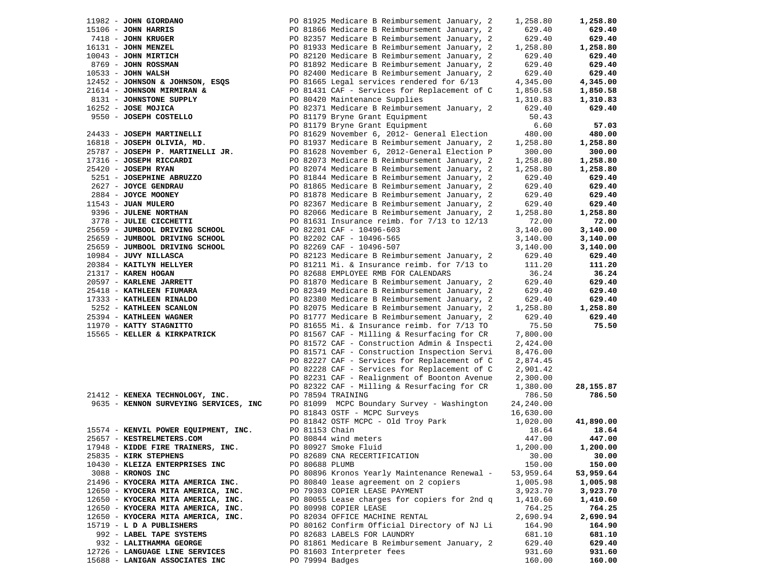| Vendor | PO / Description | Amount | Total |
|---|---|---|---|
| 11982 - **JOHN GIORDANO** | PO 81925 Medicare B Reimbursement January, 2 | 1,258.80 | **1,258.80** |
| 15106 - **JOHN HARRIS** | PO 81866 Medicare B Reimbursement January, 2 | 629.40 | **629.40** |
| 7418 - **JOHN KRUGER** | PO 82357 Medicare B Reimbursement January, 2 | 629.40 | **629.40** |
| 16131 - **JOHN MENZEL** | PO 81933 Medicare B Reimbursement January, 2 | 1,258.80 | **1,258.80** |
| 10043 - **JOHN MIRTICH** | PO 82120 Medicare B Reimbursement January, 2 | 629.40 | **629.40** |
| 8769 - **JOHN ROSSMAN** | PO 81892 Medicare B Reimbursement January, 2 | 629.40 | **629.40** |
| 10533 - **JOHN WALSH** | PO 82400 Medicare B Reimbursement January, 2 | 629.40 | **629.40** |
| 12452 - **JOHNSON & JOHNSON, ESQS** | PO 81665 Legal services rendered for 6/13 | 4,345.00 | **4,345.00** |
| 21614 - **JOHNSON MIRMIRAN &** | PO 81431 CAF - Services for Replacement of C | 1,850.58 | **1,850.58** |
| 8131 - **JOHNSTONE SUPPLY** | PO 80420 Maintenance Supplies | 1,310.83 | **1,310.83** |
| 16252 - **JOSE MOJICA** | PO 82371 Medicare B Reimbursement January, 2 | 629.40 | **629.40** |
| 9550 - **JOSEPH COSTELLO** | PO 81179 Bryne Grant Equipment | 50.43 | |
| | PO 81179 Bryne Grant Equipment | 6.60 | **57.03** |
| 24433 - **JOSEPH MARTINELLI** | PO 81629 November 6, 2012- General Election | 480.00 | **480.00** |
| 16818 - **JOSEPH OLIVIA, MD.** | PO 81937 Medicare B Reimbursement January, 2 | 1,258.80 | **1,258.80** |
| 25787 - **JOSEPH P. MARTINELLI JR.** | PO 81628 November 6, 2012-General Election P | 300.00 | **300.00** |
| 17316 - **JOSEPH RICCARDI** | PO 82073 Medicare B Reimbursement January, 2 | 1,258.80 | **1,258.80** |
| 25420 - **JOSEPH RYAN** | PO 82074 Medicare B Reimbursement January, 2 | 1,258.80 | **1,258.80** |
| 5251 - **JOSEPHINE ABRUZZO** | PO 81844 Medicare B Reimbursement January, 2 | 629.40 | **629.40** |
| 2627 - **JOYCE GENDRAU** | PO 81865 Medicare B Reimbursement January, 2 | 629.40 | **629.40** |
| 2884 - **JOYCE MOONEY** | PO 81878 Medicare B Reimbursement January, 2 | 629.40 | **629.40** |
| 11543 - **JUAN MULERO** | PO 82367 Medicare B Reimbursement January, 2 | 629.40 | **629.40** |
| 9396 - **JULENE NORTHAN** | PO 82066 Medicare B Reimbursement January, 2 | 1,258.80 | **1,258.80** |
| 3778 - **JULIE CICCHETTI** | PO 81631 Insurance reimb. for 7/13 to 12/13 | 72.00 | **72.00** |
| 25659 - **JUMBOOL DRIVING SCHOOL** | PO 82201 CAF - 10496-603 | 3,140.00 | **3,140.00** |
| 25659 - **JUMBOOL DRIVING SCHOOL** | PO 82202 CAF - 10496-565 | 3,140.00 | **3,140.00** |
| 25659 - **JUMBOOL DRIVING SCHOOL** | PO 82269 CAF - 10496-507 | 3,140.00 | **3,140.00** |
| 10984 - **JUVY NILLASCA** | PO 82123 Medicare B Reimbursement January, 2 | 629.40 | **629.40** |
| 20384 - **KAITLYN HELLYER** | PO 81211 Mi. & Insurance reimb. for 7/13 to | 111.20 | **111.20** |
| 21317 - **KAREN HOGAN** | PO 82688 EMPLOYEE RMB FOR CALENDARS | 36.24 | **36.24** |
| 20597 - **KARLENE JARRETT** | PO 81870 Medicare B Reimbursement January, 2 | 629.40 | **629.40** |
| 25418 - **KATHLEEN FIUMARA** | PO 82349 Medicare B Reimbursement January, 2 | 629.40 | **629.40** |
| 17333 - **KATHLEEN RINALDO** | PO 82380 Medicare B Reimbursement January, 2 | 629.40 | **629.40** |
| 5252 - **KATHLEEN SCANLON** | PO 82075 Medicare B Reimbursement January, 2 | 1,258.80 | **1,258.80** |
| 25394 - **KATHLEEN WAGNER** | PO 81777 Medicare B Reimbursement January, 2 | 629.40 | **629.40** |
| 11970 - **KATTY STAGNITTO** | PO 81655 Mi. & Insurance reimb. for 7/13 TO | 75.50 | **75.50** |
| 15565 - **KELLER & KIRKPATRICK** | PO 81567 CAF - Milling & Resurfacing for CR | 7,800.00 | |
| | PO 81572 CAF - Construction Admin & Inspecti | 2,424.00 | |
| | PO 81571 CAF - Construction Inspection Servi | 8,476.00 | |
| | PO 82227 CAF - Services for Replacement of C | 2,874.45 | |
| | PO 82228 CAF - Services for Replacement of C | 2,901.42 | |
| | PO 82231 CAF - Realignment of Boonton Avenue | 2,300.00 | |
| | PO 82322 CAF - Milling & Resurfacing for CR | 1,380.00 | **28,155.87** |
| 21412 - **KENEXA TECHNOLOGY, INC.** | PO 78594 TRAINING | 786.50 | **786.50** |
| 9635 - **KENNON SURVEYING SERVICES, INC** | PO 81099 MCPC Boundary Survey - Washington | 24,240.00 | |
| | PO 81843 OSTF - MCPC Surveys | 16,630.00 | |
| | PO 81842 OSTF MCPC - Old Troy Park | 1,020.00 | **41,890.00** |
| 15574 - **KENVIL POWER EQUIPMENT, INC.** | PO 81153 Chain | 18.64 | **18.64** |
| 25657 - **KESTRELMETERS.COM** | PO 80844 wind meters | 447.00 | **447.00** |
| 17948 - **KIDDE FIRE TRAINERS, INC.** | PO 80927 Smoke Fluid | 1,200.00 | **1,200.00** |
| 25835 - **KIRK STEPHENS** | PO 82689 CNA RECERTIFICATION | 30.00 | **30.00** |
| 10430 - **KLEIZA ENTERPRISES INC** | PO 80688 PLUMB | 150.00 | **150.00** |
| 3088 - **KRONOS INC** | PO 80896 Kronos Yearly Maintenance Renewal - | 53,959.64 | **53,959.64** |
| 21496 - **KYOCERA MITA AMERICA INC.** | PO 80840 lease agreement on 2 copiers | 1,005.98 | **1,005.98** |
| 12650 - **KYOCERA MITA AMERICA, INC.** | PO 79303 COPIER LEASE PAYMENT | 3,923.70 | **3,923.70** |
| 12650 - **KYOCERA MITA AMERICA, INC.** | PO 80055 Lease charges for copiers for 2nd q | 1,410.60 | **1,410.60** |
| 12650 - **KYOCERA MITA AMERICA, INC.** | PO 80998 COPIER LEASE | 764.25 | **764.25** |
| 12650 - **KYOCERA MITA AMERICA, INC.** | PO 82034 OFFICE MACHINE RENTAL | 2,690.94 | **2,690.94** |
| 15719 - **L D A PUBLISHERS** | PO 80162 Confirm Official Directory of NJ Li | 164.90 | **164.90** |
| 992 - **LABEL TAPE SYSTEMS** | PO 82683 LABELS FOR LAUNDRY | 681.10 | **681.10** |
| 932 - **LALITHAMMA GEORGE** | PO 81861 Medicare B Reimbursement January, 2 | 629.40 | **629.40** |
| 12726 - **LANGUAGE LINE SERVICES** | PO 81603 Interpreter fees | 931.60 | **931.60** |
| 15688 - **LANIGAN ASSOCIATES INC** | PO 79994 Badges | 160.00 | **160.00** |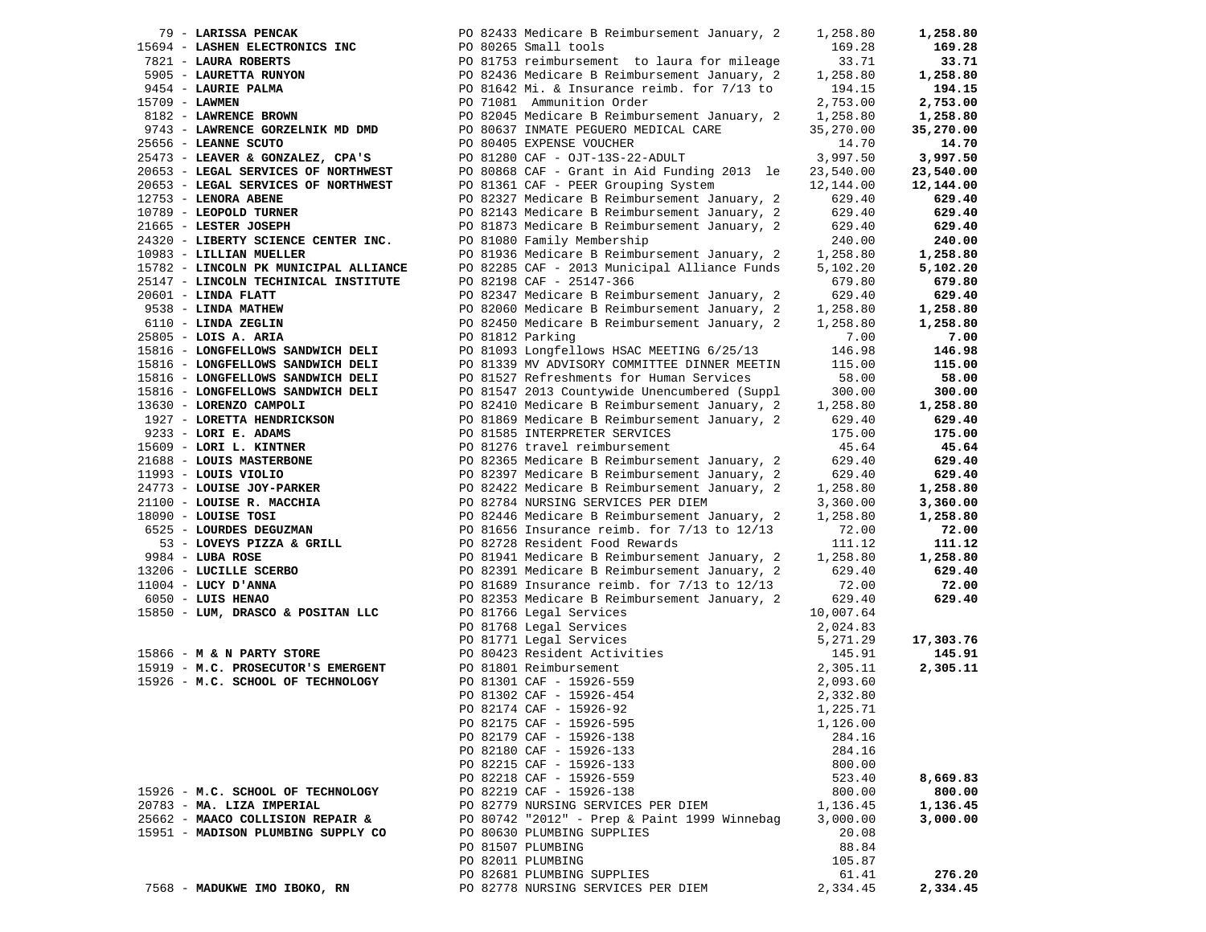| Vendor | Description | Amount | Total |
|---|---|---|---|
| 79 - **LARISSA PENCAK** | PO 82433 Medicare B Reimbursement January, 2 | 1,258.80 | **1,258.80** |
| 15694 - **LASHEN ELECTRONICS INC** | PO 80265 Small tools | 169.28 | **169.28** |
| 7821 - **LAURA ROBERTS** | PO 81753 reimbursement to laura for mileage | 33.71 | **33.71** |
| 5905 - **LAURETTA RUNYON** | PO 82436 Medicare B Reimbursement January, 2 | 1,258.80 | **1,258.80** |
| 9454 - **LAURIE PALMA** | PO 81642 Mi. & Insurance reimb. for 7/13 to | 194.15 | **194.15** |
| 15709 - **LAWMEN** | PO 71081 Ammunition Order | 2,753.00 | **2,753.00** |
| 8182 - **LAWRENCE BROWN** | PO 82045 Medicare B Reimbursement January, 2 | 1,258.80 | **1,258.80** |
| 9743 - **LAWRENCE GORZELNIK MD DMD** | PO 80637 INMATE PEGUERO MEDICAL CARE | 35,270.00 | **35,270.00** |
| 25656 - **LEANNE SCUTO** | PO 80405 EXPENSE VOUCHER | 14.70 | **14.70** |
| 25473 - **LEAVER & GONZALEZ, CPA'S** | PO 81280 CAF - OJT-13S-22-ADULT | 3,997.50 | **3,997.50** |
| 20653 - **LEGAL SERVICES OF NORTHWEST** | PO 80868 CAF - Grant in Aid Funding 2013 le | 23,540.00 | **23,540.00** |
| 20653 - **LEGAL SERVICES OF NORTHWEST** | PO 81361 CAF - PEER Grouping System | 12,144.00 | **12,144.00** |
| 12753 - **LENORA ABENE** | PO 82327 Medicare B Reimbursement January, 2 | 629.40 | **629.40** |
| 10789 - **LEOPOLD TURNER** | PO 82143 Medicare B Reimbursement January, 2 | 629.40 | **629.40** |
| 21665 - **LESTER JOSEPH** | PO 81873 Medicare B Reimbursement January, 2 | 629.40 | **629.40** |
| 24320 - **LIBERTY SCIENCE CENTER INC.** | PO 81080 Family Membership | 240.00 | **240.00** |
| 10983 - **LILLIAN MUELLER** | PO 81936 Medicare B Reimbursement January, 2 | 1,258.80 | **1,258.80** |
| 15782 - **LINCOLN PK MUNICIPAL ALLIANCE** | PO 82285 CAF - 2013 Municipal Alliance Funds | 5,102.20 | **5,102.20** |
| 25147 - **LINCOLN TECHINICAL INSTITUTE** | PO 82198 CAF - 25147-366 | 679.80 | **679.80** |
| 20601 - **LINDA FLATT** | PO 82347 Medicare B Reimbursement January, 2 | 629.40 | **629.40** |
| 9538 - **LINDA MATHEW** | PO 82060 Medicare B Reimbursement January, 2 | 1,258.80 | **1,258.80** |
| 6110 - **LINDA ZEGLIN** | PO 82450 Medicare B Reimbursement January, 2 | 1,258.80 | **1,258.80** |
| 25805 - **LOIS A. ARIA** | PO 81812 Parking | 7.00 | **7.00** |
| 15816 - **LONGFELLOWS SANDWICH DELI** | PO 81093 Longfellows HSAC MEETING 6/25/13 | 146.98 | **146.98** |
| 15816 - **LONGFELLOWS SANDWICH DELI** | PO 81339 MV ADVISORY COMMITTEE DINNER MEETIN | 115.00 | **115.00** |
| 15816 - **LONGFELLOWS SANDWICH DELI** | PO 81527 Refreshments for Human Services | 58.00 | **58.00** |
| 15816 - **LONGFELLOWS SANDWICH DELI** | PO 81547 2013 Countywide Unencumbered (Suppl | 300.00 | **300.00** |
| 13630 - **LORENZO CAMPOLI** | PO 82410 Medicare B Reimbursement January, 2 | 1,258.80 | **1,258.80** |
| 1927 - **LORETTA HENDRICKSON** | PO 81869 Medicare B Reimbursement January, 2 | 629.40 | **629.40** |
| 9233 - **LORI E. ADAMS** | PO 81585 INTERPRETER SERVICES | 175.00 | **175.00** |
| 15609 - **LORI L. KINTNER** | PO 81276 travel reimbursement | 45.64 | **45.64** |
| 21688 - **LOUIS MASTERBONE** | PO 82365 Medicare B Reimbursement January, 2 | 629.40 | **629.40** |
| 11993 - **LOUIS VIOLIO** | PO 82397 Medicare B Reimbursement January, 2 | 629.40 | **629.40** |
| 24773 - **LOUISE JOY-PARKER** | PO 82422 Medicare B Reimbursement January, 2 | 1,258.80 | **1,258.80** |
| 21100 - **LOUISE R. MACCHIA** | PO 82784 NURSING SERVICES PER DIEM | 3,360.00 | **3,360.00** |
| 18090 - **LOUISE TOSI** | PO 82446 Medicare B Reimbursement January, 2 | 1,258.80 | **1,258.80** |
| 6525 - **LOURDES DEGUZMAN** | PO 81656 Insurance reimb. for 7/13 to 12/13 | 72.00 | **72.00** |
| 53 - **LOVEYS PIZZA & GRILL** | PO 82728 Resident Food Rewards | 111.12 | **111.12** |
| 9984 - **LUBA ROSE** | PO 81941 Medicare B Reimbursement January, 2 | 1,258.80 | **1,258.80** |
| 13206 - **LUCILLE SCERBO** | PO 82391 Medicare B Reimbursement January, 2 | 629.40 | **629.40** |
| 11004 - **LUCY D'ANNA** | PO 81689 Insurance reimb. for 7/13 to 12/13 | 72.00 | **72.00** |
| 6050 - **LUIS HENAO** | PO 82353 Medicare B Reimbursement January, 2 | 629.40 | **629.40** |
| 15850 - **LUM, DRASCO & POSITAN LLC** | PO 81766 Legal Services | 10,007.64 | |
| | PO 81768 Legal Services | 2,024.83 | |
| | PO 81771 Legal Services | 5,271.29 | **17,303.76** |
| 15866 - **M & N PARTY STORE** | PO 80423 Resident Activities | 145.91 | **145.91** |
| 15919 - **M.C. PROSECUTOR'S EMERGENT** | PO 81801 Reimbursement | 2,305.11 | **2,305.11** |
| 15926 - **M.C. SCHOOL OF TECHNOLOGY** | PO 81301 CAF - 15926-559 | 2,093.60 | |
| | PO 81302 CAF - 15926-454 | 2,332.80 | |
| | PO 82174 CAF - 15926-92 | 1,225.71 | |
| | PO 82175 CAF - 15926-595 | 1,126.00 | |
| | PO 82179 CAF - 15926-138 | 284.16 | |
| | PO 82180 CAF - 15926-133 | 284.16 | |
| | PO 82215 CAF - 15926-133 | 800.00 | |
| | PO 82218 CAF - 15926-559 | 523.40 | **8,669.83** |
| 15926 - **M.C. SCHOOL OF TECHNOLOGY** | PO 82219 CAF - 15926-138 | 800.00 | **800.00** |
| 20783 - **MA. LIZA IMPERIAL** | PO 82779 NURSING SERVICES PER DIEM | 1,136.45 | **1,136.45** |
| 25662 - **MAACO COLLISION REPAIR &** | PO 80742 "2012" - Prep & Paint 1999 Winnebag | 3,000.00 | **3,000.00** |
| 15951 - **MADISON PLUMBING SUPPLY CO** | PO 80630 PLUMBING SUPPLIES | 20.08 | |
| | PO 81507 PLUMBING | 88.84 | |
| | PO 82011 PLUMBING | 105.87 | |
| | PO 82681 PLUMBING SUPPLIES | 61.41 | **276.20** |
| 7568 - **MADUKWE IMO IBOKO, RN** | PO 82778 NURSING SERVICES PER DIEM | 2,334.45 | **2,334.45** |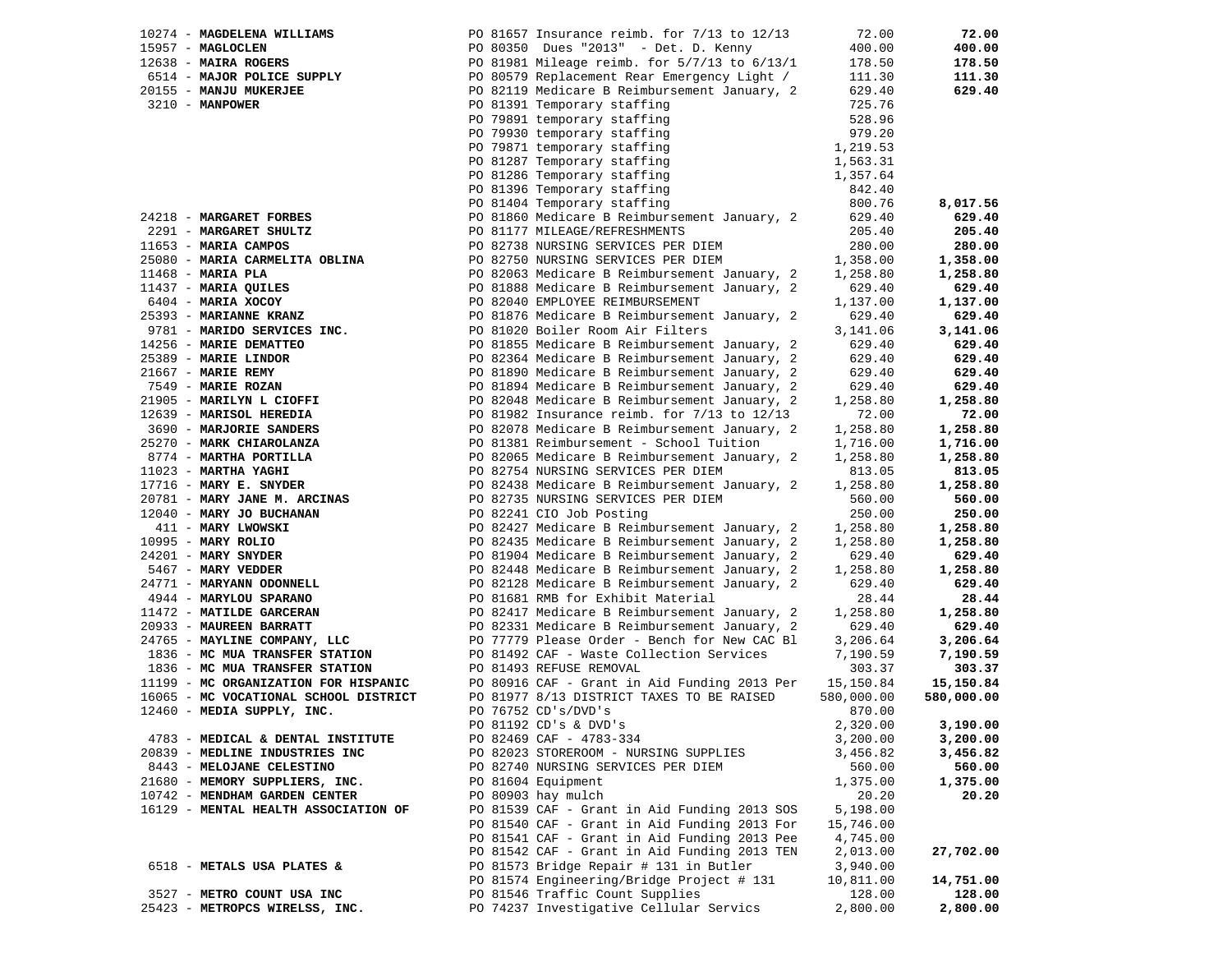| Vendor | Description | Amount | Total |
|---|---|---|---|
| 10274 - **MAGDELENA WILLIAMS** | PO 81657 Insurance reimb. for 7/13 to 12/13 | 72.00 | **72.00** |
| 15957 - **MAGLOCLEN** | PO 80350 Dues "2013" - Det. D. Kenny | 400.00 | **400.00** |
| 12638 - **MAIRA ROGERS** | PO 81981 Mileage reimb. for 5/7/13 to 6/13/1 | 178.50 | **178.50** |
| 6514 - **MAJOR POLICE SUPPLY** | PO 80579 Replacement Rear Emergency Light / | 111.30 | **111.30** |
| 20155 - **MANJU MUKERJEE** | PO 82119 Medicare B Reimbursement January, 2 | 629.40 | **629.40** |
| 3210 - **MANPOWER** | PO 81391 Temporary staffing | 725.76 | |
| | PO 79891 temporary staffing | 528.96 | |
| | PO 79930 temporary staffing | 979.20 | |
| | PO 79871 temporary staffing | 1,219.53 | |
| | PO 81287 Temporary staffing | 1,563.31 | |
| | PO 81286 Temporary staffing | 1,357.64 | |
| | PO 81396 Temporary staffing | 842.40 | |
| | PO 81404 Temporary staffing | 800.76 | **8,017.56** |
| 24218 - **MARGARET FORBES** | PO 81860 Medicare B Reimbursement January, 2 | 629.40 | **629.40** |
| 2291 - **MARGARET SHULTZ** | PO 81177 MILEAGE/REFRESHMENTS | 205.40 | **205.40** |
| 11653 - **MARIA CAMPOS** | PO 82738 NURSING SERVICES PER DIEM | 280.00 | **280.00** |
| 25080 - **MARIA CARMELITA OBLINA** | PO 82750 NURSING SERVICES PER DIEM | 1,358.00 | **1,358.00** |
| 11468 - **MARIA PLA** | PO 82063 Medicare B Reimbursement January, 2 | 1,258.80 | **1,258.80** |
| 11437 - **MARIA QUILES** | PO 81888 Medicare B Reimbursement January, 2 | 629.40 | **629.40** |
| 6404 - **MARIA XOCOY** | PO 82040 EMPLOYEE REIMBURSEMENT | 1,137.00 | **1,137.00** |
| 25393 - **MARIANNE KRANZ** | PO 81876 Medicare B Reimbursement January, 2 | 629.40 | **629.40** |
| 9781 - **MARIDO SERVICES INC.** | PO 81020 Boiler Room Air Filters | 3,141.06 | **3,141.06** |
| 14256 - **MARIE DEMATTEO** | PO 81855 Medicare B Reimbursement January, 2 | 629.40 | **629.40** |
| 25389 - **MARIE LINDOR** | PO 82364 Medicare B Reimbursement January, 2 | 629.40 | **629.40** |
| 21667 - **MARIE REMY** | PO 81890 Medicare B Reimbursement January, 2 | 629.40 | **629.40** |
| 7549 - **MARIE ROZAN** | PO 81894 Medicare B Reimbursement January, 2 | 629.40 | **629.40** |
| 21905 - **MARILYN L CIOFFI** | PO 82048 Medicare B Reimbursement January, 2 | 1,258.80 | **1,258.80** |
| 12639 - **MARISOL HEREDIA** | PO 81982 Insurance reimb. for 7/13 to 12/13 | 72.00 | **72.00** |
| 3690 - **MARJORIE SANDERS** | PO 82078 Medicare B Reimbursement January, 2 | 1,258.80 | **1,258.80** |
| 25270 - **MARK CHIAROLANZA** | PO 81381 Reimbursement - School Tuition | 1,716.00 | **1,716.00** |
| 8774 - **MARTHA PORTILLA** | PO 82065 Medicare B Reimbursement January, 2 | 1,258.80 | **1,258.80** |
| 11023 - **MARTHA YAGHI** | PO 82754 NURSING SERVICES PER DIEM | 813.05 | **813.05** |
| 17716 - **MARY E. SNYDER** | PO 82438 Medicare B Reimbursement January, 2 | 1,258.80 | **1,258.80** |
| 20781 - **MARY JANE M. ARCINAS** | PO 82735 NURSING SERVICES PER DIEM | 560.00 | **560.00** |
| 12040 - **MARY JO BUCHANAN** | PO 82241 CIO Job Posting | 250.00 | **250.00** |
| 411 - **MARY LWOWSKI** | PO 82427 Medicare B Reimbursement January, 2 | 1,258.80 | **1,258.80** |
| 10995 - **MARY ROLIO** | PO 82435 Medicare B Reimbursement January, 2 | 1,258.80 | **1,258.80** |
| 24201 - **MARY SNYDER** | PO 81904 Medicare B Reimbursement January, 2 | 629.40 | **629.40** |
| 5467 - **MARY VEDDER** | PO 82448 Medicare B Reimbursement January, 2 | 1,258.80 | **1,258.80** |
| 24771 - **MARYANN ODONNELL** | PO 82128 Medicare B Reimbursement January, 2 | 629.40 | **629.40** |
| 4944 - **MARYLOU SPARANO** | PO 81681 RMB for Exhibit Material | 28.44 | **28.44** |
| 11472 - **MATILDE GARCERAN** | PO 82417 Medicare B Reimbursement January, 2 | 1,258.80 | **1,258.80** |
| 20933 - **MAUREEN BARRATT** | PO 82331 Medicare B Reimbursement January, 2 | 629.40 | **629.40** |
| 24765 - **MAYLINE COMPANY, LLC** | PO 77779 Please Order - Bench for New CAC Bl | 3,206.64 | **3,206.64** |
| 1836 - **MC MUA TRANSFER STATION** | PO 81492 CAF - Waste Collection Services | 7,190.59 | **7,190.59** |
| 1836 - **MC MUA TRANSFER STATION** | PO 81493 REFUSE REMOVAL | 303.37 | **303.37** |
| 11199 - **MC ORGANIZATION FOR HISPANIC** | PO 80916 CAF - Grant in Aid Funding 2013 Per | 15,150.84 | **15,150.84** |
| 16065 - **MC VOCATIONAL SCHOOL DISTRICT** | PO 81977 8/13 DISTRICT TAXES TO BE RAISED | 580,000.00 | **580,000.00** |
| 12460 - **MEDIA SUPPLY, INC.** | PO 76752 CD's/DVD's | 870.00 | |
| | PO 81192 CD's & DVD's | 2,320.00 | **3,190.00** |
| 4783 - **MEDICAL & DENTAL INSTITUTE** | PO 82469 CAF - 4783-334 | 3,200.00 | **3,200.00** |
| 20839 - **MEDLINE INDUSTRIES INC** | PO 82023 STOREROOM - NURSING SUPPLIES | 3,456.82 | **3,456.82** |
| 8443 - **MELOJANE CELESTINO** | PO 82740 NURSING SERVICES PER DIEM | 560.00 | **560.00** |
| 21680 - **MEMORY SUPPLIERS, INC.** | PO 81604 Equipment | 1,375.00 | **1,375.00** |
| 10742 - **MENDHAM GARDEN CENTER** | PO 80903 hay mulch | 20.20 | **20.20** |
| 16129 - **MENTAL HEALTH ASSOCIATION OF** | PO 81539 CAF - Grant in Aid Funding 2013 SOS | 5,198.00 | |
| | PO 81540 CAF - Grant in Aid Funding 2013 For | 15,746.00 | |
| | PO 81541 CAF - Grant in Aid Funding 2013 Pee | 4,745.00 | |
| | PO 81542 CAF - Grant in Aid Funding 2013 TEN | 2,013.00 | **27,702.00** |
| 6518 - **METALS USA PLATES &** | PO 81573 Bridge Repair # 131 in Butler | 3,940.00 | |
| | PO 81574 Engineering/Bridge Project # 131 | 10,811.00 | **14,751.00** |
| 3527 - **METRO COUNT USA INC** | PO 81546 Traffic Count Supplies | 128.00 | **128.00** |
| 25423 - **METROPCS WIRELSS, INC.** | PO 74237 Investigative Cellular Servics | 2,800.00 | **2,800.00** |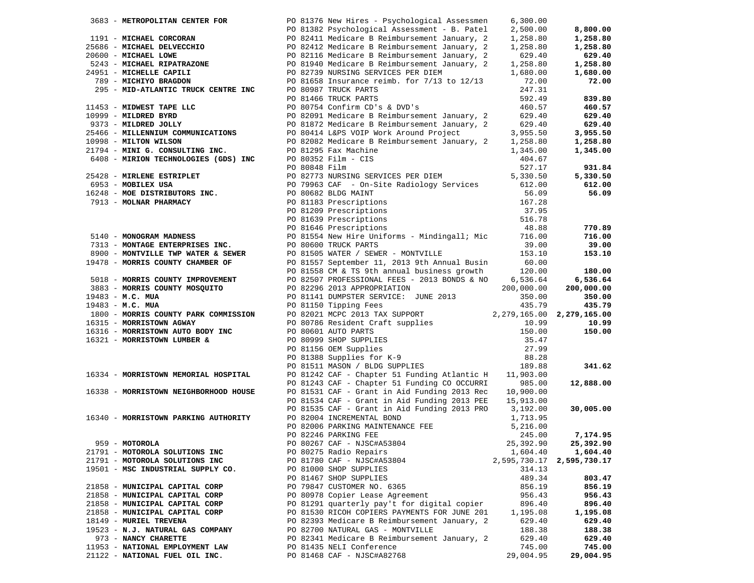| Vendor | PO / Description | Amount | Total |
|---|---|---|---|
| 3683 - **METROPOLITAN CENTER FOR** | PO 81376 New Hires - Psychological Assessmen | 6,300.00 | |
| | PO 81382 Psychological Assessment - B. Patel | 2,500.00 | **8,800.00** |
| 1191 - **MICHAEL CORCORAN** | PO 82411 Medicare B Reimbursement January, 2 | 1,258.80 | **1,258.80** |
| 25686 - **MICHAEL DELVECCHIO** | PO 82412 Medicare B Reimbursement January, 2 | 1,258.80 | **1,258.80** |
| 20600 - **MICHAEL LOWE** | PO 82116 Medicare B Reimbursement January, 2 | 629.40 | **629.40** |
| 5243 - **MICHAEL RIPATRAZONE** | PO 81940 Medicare B Reimbursement January, 2 | 1,258.80 | **1,258.80** |
| 24951 - **MICHELLE CAPILI** | PO 82739 NURSING SERVICES PER DIEM | 1,680.00 | **1,680.00** |
| 789 - **MICHIYO BRAGDON** | PO 81658 Insurance reimb. for 7/13 to 12/13 | 72.00 | **72.00** |
| 295 - **MID-ATLANTIC TRUCK CENTRE INC** | PO 80987 TRUCK PARTS | 247.31 | |
| | PO 81466 TRUCK PARTS | 592.49 | **839.80** |
| 11453 - **MIDWEST TAPE LLC** | PO 80754 Confirm CD's & DVD's | 460.57 | **460.57** |
| 10999 - **MILDRED BYRD** | PO 82091 Medicare B Reimbursement January, 2 | 629.40 | **629.40** |
| 9373 - **MILDRED JOLLY** | PO 81872 Medicare B Reimbursement January, 2 | 629.40 | **629.40** |
| 25466 - **MILLENNIUM COMMUNICATIONS** | PO 80414 L&PS VOIP Work Around Project | 3,955.50 | **3,955.50** |
| 10998 - **MILTON WILSON** | PO 82082 Medicare B Reimbursement January, 2 | 1,258.80 | **1,258.80** |
| 21794 - **MINI G. CONSULTING INC.** | PO 81295 Fax Machine | 1,345.00 | **1,345.00** |
| 6408 - **MIRION TECHNOLOGIES (GDS) INC** | PO 80352 Film - CIS | 404.67 | |
| | PO 80848 Film | 527.17 | **931.84** |
| 25428 - **MIRLENE ESTRIPLET** | PO 82773 NURSING SERVICES PER DIEM | 5,330.50 | **5,330.50** |
| 6953 - **MOBILEX USA** | PO 79963 CAF - On-Site Radiology Services | 612.00 | **612.00** |
| 16248 - **MOE DISTRIBUTORS INC.** | PO 80682 BLDG MAINT | 56.09 | **56.09** |
| 7913 - **MOLNAR PHARMACY** | PO 81183 Prescriptions | 167.28 | |
| | PO 81209 Prescriptions | 37.95 | |
| | PO 81639 Prescriptions | 516.78 | |
| | PO 81646 Prescriptions | 48.88 | **770.89** |
| 5140 - **MONOGRAM MADNESS** | PO 81554 New Hire Uniforms - Mindingall; Mic | 716.00 | **716.00** |
| 7313 - **MONTAGE ENTERPRISES INC.** | PO 80600 TRUCK PARTS | 39.00 | **39.00** |
| 8900 - **MONTVILLE TWP WATER & SEWER** | PO 81505 WATER / SEWER - MONTVILLE | 153.10 | **153.10** |
| 19478 - **MORRIS COUNTY CHAMBER OF** | PO 81557 September 11, 2013 9th Annual Busin | 60.00 | |
| | PO 81558 CM & TS 9th annual business growth | 120.00 | **180.00** |
| 5018 - **MORRIS COUNTY IMPROVEMENT** | PO 82507 PROFESSIONAL FEES - 2013 BONDS & NO | 6,536.64 | **6,536.64** |
| 3883 - **MORRIS COUNTY MOSQUITO** | PO 82296 2013 APPROPRIATION | 200,000.00 | **200,000.00** |
| 19483 - **M.C. MUA** | PO 81141 DUMPSTER SERVICE: JUNE 2013 | 350.00 | **350.00** |
| 19483 - **M.C. MUA** | PO 81150 Tipping Fees | 435.79 | **435.79** |
| 1800 - **MORRIS COUNTY PARK COMMISSION** | PO 82021 MCPC 2013 TAX SUPPORT | 2,279,165.00 | **2,279,165.00** |
| 16315 - **MORRISTOWN AGWAY** | PO 80786 Resident Craft supplies | 10.99 | **10.99** |
| 16316 - **MORRISTOWN AUTO BODY INC** | PO 80601 AUTO PARTS | 150.00 | **150.00** |
| 16321 - **MORRISTOWN LUMBER &** | PO 80999 SHOP SUPPLIES | 35.47 | |
| | PO 81156 OEM Supplies | 27.99 | |
| | PO 81388 Supplies for K-9 | 88.28 | |
| | PO 81511 MASON / BLDG SUPPLIES | 189.88 | **341.62** |
| 16334 - **MORRISTOWN MEMORIAL HOSPITAL** | PO 81242 CAF - Chapter 51 Funding Atlantic H | 11,903.00 | |
| | PO 81243 CAF - Chapter 51 Funding CO OCCURRI | 985.00 | **12,888.00** |
| 16338 - **MORRISTOWN NEIGHBORHOOD HOUSE** | PO 81531 CAF - Grant in Aid Funding 2013 Rec | 10,900.00 | |
| | PO 81534 CAF - Grant in Aid Funding 2013 PEE | 15,913.00 | |
| | PO 81535 CAF - Grant in Aid Funding 2013 PRO | 3,192.00 | **30,005.00** |
| 16340 - **MORRISTOWN PARKING AUTHORITY** | PO 82004 INCREMENTAL BOND | 1,713.95 | |
| | PO 82006 PARKING MAINTENANCE FEE | 5,216.00 | |
| | PO 82246 PARKING FEE | 245.00 | **7,174.95** |
| 959 - **MOTOROLA** | PO 80267 CAF - NJSC#A53804 | 25,392.90 | **25,392.90** |
| 21791 - **MOTOROLA SOLUTIONS INC** | PO 80275 Radio Repairs | 1,604.40 | **1,604.40** |
| 21791 - **MOTOROLA SOLUTIONS INC** | PO 81780 CAF - NJSC#A53804 | 2,595,730.17 | **2,595,730.17** |
| 19501 - **MSC INDUSTRIAL SUPPLY CO.** | PO 81000 SHOP SUPPLIES | 314.13 | |
| | PO 81467 SHOP SUPPLIES | 489.34 | **803.47** |
| 21858 - **MUNICIPAL CAPITAL CORP** | PO 79847 CUSTOMER NO. 6365 | 856.19 | **856.19** |
| 21858 - **MUNICIPAL CAPITAL CORP** | PO 80978 Copier Lease Agreement | 956.43 | **956.43** |
| 21858 - **MUNICIPAL CAPITAL CORP** | PO 81291 quarterly pay't for digital copier | 896.40 | **896.40** |
| 21858 - **MUNICIPAL CAPITAL CORP** | PO 81530 RICOH COPIERS PAYMENTS FOR JUNE 201 | 1,195.08 | **1,195.08** |
| 18149 - **MURIEL TREVENA** | PO 82393 Medicare B Reimbursement January, 2 | 629.40 | **629.40** |
| 19523 - **N.J. NATURAL GAS COMPANY** | PO 82700 NATURAL GAS - MONTVILLE | 188.38 | **188.38** |
| 973 - **NANCY CHARETTE** | PO 82341 Medicare B Reimbursement January, 2 | 629.40 | **629.40** |
| 11953 - **NATIONAL EMPLOYMENT LAW** | PO 81435 NELI Conference | 745.00 | **745.00** |
| 21122 - **NATIONAL FUEL OIL INC.** | PO 81468 CAF - NJSC#A82768 | 29,004.95 | **29,004.95** |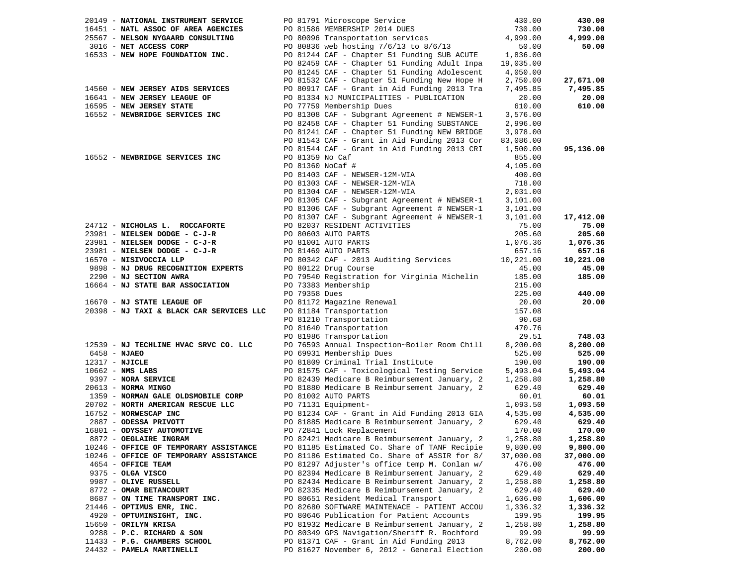| Vendor | PO / Description | Amount | Total |
|---|---|---|---|
| 20149 - **NATIONAL INSTRUMENT SERVICE** | PO 81791 Microscope Service | 430.00 | **430.00** |
| 16451 - **NATL ASSOC OF AREA AGENCIES** | PO 81586 MEMBERSHIP 2014 DUES | 730.00 | **730.00** |
| 25567 - **NELSON NYGAARD CONSULTING** | PO 80096 Transportation services | 4,999.00 | **4,999.00** |
| 3016 - **NET ACCESS CORP** | PO 80836 web hosting 7/6/13 to 8/6/13 | 50.00 | **50.00** |
| 16533 - **NEW HOPE FOUNDATION INC.** | PO 81244 CAF - Chapter 51 Funding SUB ACUTE | 1,836.00 | |
| | PO 82459 CAF - Chapter 51 Funding Adult Inpa | 19,035.00 | |
| | PO 81245 CAF - Chapter 51 Funding Adolescent | 4,050.00 | |
| | PO 81532 CAF - Chapter 51 Funding New Hope H | 2,750.00 | **27,671.00** |
| 14560 - **NEW JERSEY AIDS SERVICES** | PO 80917 CAF - Grant in Aid Funding 2013 Tra | 7,495.85 | **7,495.85** |
| 16641 - **NEW JERSEY LEAGUE OF** | PO 81334 NJ MUNICIPALITIES - PUBLICATION | 20.00 | **20.00** |
| 16595 - **NEW JERSEY STATE** | PO 77759 Membership Dues | 610.00 | **610.00** |
| 16552 - **NEWBRIDGE SERVICES INC** | PO 81308 CAF - Subgrant Agreement # NEWSER-1 | 3,576.00 | |
| | PO 82458 CAF - Chapter 51 Funding SUBSTANCE | 2,996.00 | |
| | PO 81241 CAF - Chapter 51 Funding NEW BRIDGE | 3,978.00 | |
| | PO 81543 CAF - Grant in Aid Funding 2013 Cor | 83,086.00 | |
| | PO 81544 CAF - Grant in Aid Funding 2013 CRI | 1,500.00 | **95,136.00** |
| 16552 - **NEWBRIDGE SERVICES INC** | PO 81359 No Caf | 855.00 | |
| | PO 81360 NoCaf # | 4,105.00 | |
| | PO 81403 CAF - NEWSER-12M-WIA | 400.00 | |
| | PO 81303 CAF - NEWSER-12M-WIA | 718.00 | |
| | PO 81304 CAF - NEWSER-12M-WIA | 2,031.00 | |
| | PO 81305 CAF - Subgrant Agreement # NEWSER-1 | 3,101.00 | |
| | PO 81306 CAF - Subgrant Agreement # NEWSER-1 | 3,101.00 | |
| | PO 81307 CAF - Subgrant Agreement # NEWSER-1 | 3,101.00 | **17,412.00** |
| 24712 - **NICHOLAS L. ROCCAFORTE** | PO 82037 RESIDENT ACTIVITIES | 75.00 | **75.00** |
| 23981 - **NIELSEN DODGE - C-J-R** | PO 80603 AUTO PARTS | 205.60 | **205.60** |
| 23981 - **NIELSEN DODGE - C-J-R** | PO 81001 AUTO PARTS | 1,076.36 | **1,076.36** |
| 23981 - **NIELSEN DODGE - C-J-R** | PO 81469 AUTO PARTS | 657.16 | **657.16** |
| 16570 - **NISIVOCCIA LLP** | PO 80342 CAF - 2013 Auditing Services | 10,221.00 | **10,221.00** |
| 9898 - **NJ DRUG RECOGNITION EXPERTS** | PO 80122 Drug Course | 45.00 | **45.00** |
| 2290 - **NJ SECTION AWRA** | PO 79540 Registration for Virginia Michelin | 185.00 | **185.00** |
| 16664 - **NJ STATE BAR ASSOCIATION** | PO 73383 Membership | 215.00 | |
| | PO 79358 Dues | 225.00 | **440.00** |
| 16670 - **NJ STATE LEAGUE OF** | PO 81172 Magazine Renewal | 20.00 | **20.00** |
| 20398 - **NJ TAXI & BLACK CAR SERVICES LLC** | PO 81184 Transportation | 157.08 | |
| | PO 81210 Transportation | 90.68 | |
| | PO 81640 Transportation | 470.76 | |
| | PO 81986 Transportation | 29.51 | **748.03** |
| 12539 - **NJ TECHLINE HVAC SRVC CO. LLC** | PO 76593 Annual Inspection~Boiler Room Chill | 8,200.00 | **8,200.00** |
| 6458 - **NJAEO** | PO 69931 Membership Dues | 525.00 | **525.00** |
| 12317 - **NJICLE** | PO 81809 Criminal Trial Institute | 190.00 | **190.00** |
| 10662 - **NMS LABS** | PO 81575 CAF - Toxicological Testing Service | 5,493.04 | **5,493.04** |
| 9397 - **NORA SERVICE** | PO 82439 Medicare B Reimbursement January, 2 | 1,258.80 | **1,258.80** |
| 20613 - **NORMA MINGO** | PO 81880 Medicare B Reimbursement January, 2 | 629.40 | **629.40** |
| 1359 - **NORMAN GALE OLDSMOBILE CORP** | PO 81002 AUTO PARTS | 60.01 | **60.01** |
| 20702 - **NORTH AMERICAN RESCUE LLC** | PO 71131 Equipment- | 1,093.50 | **1,093.50** |
| 16752 - **NORWESCAP INC** | PO 81234 CAF - Grant in Aid Funding 2013 GIA | 4,535.00 | **4,535.00** |
| 2887 - **ODESSA PRIVOTT** | PO 81885 Medicare B Reimbursement January, 2 | 629.40 | **629.40** |
| 16801 - **ODYSSEY AUTOMOTIVE** | PO 72841 Lock Replacement | 170.00 | **170.00** |
| 8872 - **OEGLAIRE INGRAM** | PO 82421 Medicare B Reimbursement January, 2 | 1,258.80 | **1,258.80** |
| 10246 - **OFFICE OF TEMPORARY ASSISTANCE** | PO 81185 Estimated Co. Share of TANF Recipie | 9,800.00 | **9,800.00** |
| 10246 - **OFFICE OF TEMPORARY ASSISTANCE** | PO 81186 Estimated Co. Share of ASSIR for 8/ | 37,000.00 | **37,000.00** |
| 4654 - **OFFICE TEAM** | PO 81297 Adjuster's office temp M. Conlan w/ | 476.00 | **476.00** |
| 9375 - **OLGA VISCO** | PO 82394 Medicare B Reimbursement January, 2 | 629.40 | **629.40** |
| 9987 - **OLIVE RUSSELL** | PO 82434 Medicare B Reimbursement January, 2 | 1,258.80 | **1,258.80** |
| 8772 - **OMAR BETANCOURT** | PO 82335 Medicare B Reimbursement January, 2 | 629.40 | **629.40** |
| 8687 - **ON TIME TRANSPORT INC.** | PO 80651 Resident Medical Transport | 1,606.00 | **1,606.00** |
| 21446 - **OPTIMUS EMR, INC.** | PO 82680 SOFTWARE MAINTENACE - PATIENT ACCOU | 1,336.32 | **1,336.32** |
| 4920 - **OPTUMINSIGHT, INC.** | PO 80646 Publication for Patient Accounts | 199.95 | **199.95** |
| 15650 - **ORILYN KRISA** | PO 81932 Medicare B Reimbursement January, 2 | 1,258.80 | **1,258.80** |
| 9288 - **P.C. RICHARD & SON** | PO 80349 GPS Navigation/Sheriff R. Rochford | 99.99 | **99.99** |
| 11433 - **P.G. CHAMBERS SCHOOL** | PO 81371 CAF - Grant in Aid Funding 2013 | 8,762.00 | **8,762.00** |
| 24432 - **PAMELA MARTINELLI** | PO 81627 November 6, 2012 - General Election | 200.00 | **200.00** |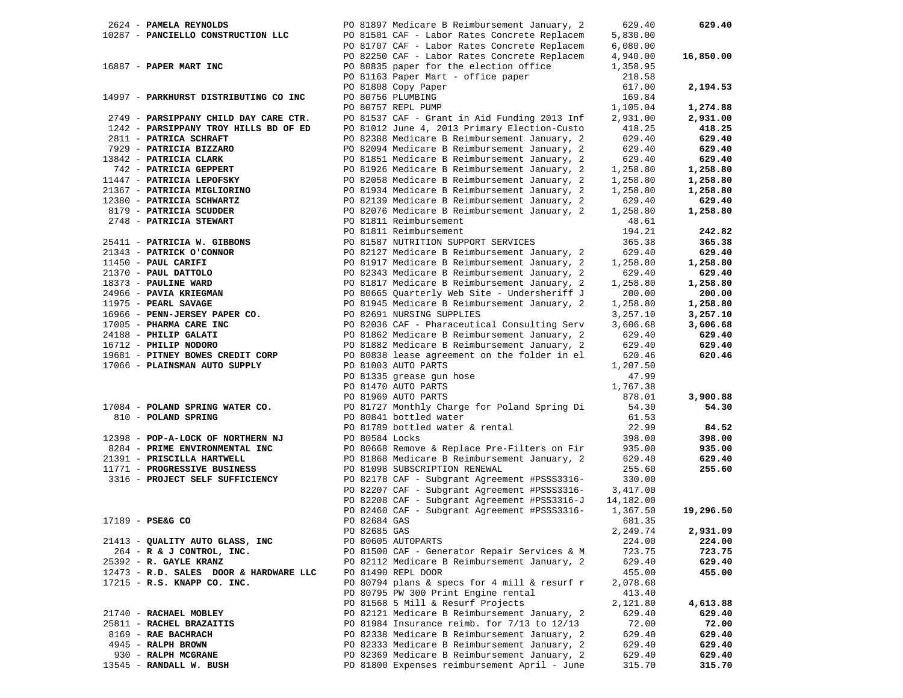| Vendor | Description | Amount | Total |
|---|---|---|---|
| 2624 - **PAMELA REYNOLDS** | PO 81897 Medicare B Reimbursement January, 2 | 629.40 | **629.40** |
| 10287 - **PANCIELLO CONSTRUCTION LLC** | PO 81501 CAF - Labor Rates Concrete Replacem | 5,830.00 | |
| | PO 81707 CAF - Labor Rates Concrete Replacem | 6,080.00 | |
| | PO 82250 CAF - Labor Rates Concrete Replacem | 4,940.00 | **16,850.00** |
| 16887 - **PAPER MART INC** | PO 80835 paper for the election office | 1,358.95 | |
| | PO 81163 Paper Mart - office paper | 218.58 | |
| | PO 81808 Copy Paper | 617.00 | **2,194.53** |
| 14997 - **PARKHURST DISTRIBUTING CO INC** | PO 80756 PLUMBING | 169.84 | |
| | PO 80757 REPL PUMP | 1,105.04 | **1,274.88** |
| 2749 - **PARSIPPANY CHILD DAY CARE CTR.** | PO 81537 CAF - Grant in Aid Funding 2013 Inf | 2,931.00 | **2,931.00** |
| 1242 - **PARSIPPANY TROY HILLS BD OF ED** | PO 81012 June 4, 2013 Primary Election-Custo | 418.25 | **418.25** |
| 2811 - **PATRICA SCHRAFT** | PO 82388 Medicare B Reimbursement January, 2 | 629.40 | **629.40** |
| 7929 - **PATRICIA BIZZARO** | PO 82094 Medicare B Reimbursement January, 2 | 629.40 | **629.40** |
| 13842 - **PATRICIA CLARK** | PO 81851 Medicare B Reimbursement January, 2 | 629.40 | **629.40** |
| 742 - **PATRICIA GEPPERT** | PO 81926 Medicare B Reimbursement January, 2 | 1,258.80 | **1,258.80** |
| 11447 - **PATRICIA LEPOFSKY** | PO 82058 Medicare B Reimbursement January, 2 | 1,258.80 | **1,258.80** |
| 21367 - **PATRICIA MIGLIORINO** | PO 81934 Medicare B Reimbursement January, 2 | 1,258.80 | **1,258.80** |
| 12380 - **PATRICIA SCHWARTZ** | PO 82139 Medicare B Reimbursement January, 2 | 629.40 | **629.40** |
| 8179 - **PATRICIA SCUDDER** | PO 82076 Medicare B Reimbursement January, 2 | 1,258.80 | **1,258.80** |
| 2748 - **PATRICIA STEWART** | PO 81811 Reimbursement | 48.61 | |
| | PO 81811 Reimbursement | 194.21 | **242.82** |
| 25411 - **PATRICIA W. GIBBONS** | PO 81587 NUTRITION SUPPORT SERVICES | 365.38 | **365.38** |
| 21343 - **PATRICK O'CONNOR** | PO 82127 Medicare B Reimbursement January, 2 | 629.40 | **629.40** |
| 11450 - **PAUL CARIFI** | PO 81917 Medicare B Reimbursement January, 2 | 1,258.80 | **1,258.80** |
| 21370 - **PAUL DATTOLO** | PO 82343 Medicare B Reimbursement January, 2 | 629.40 | **629.40** |
| 18373 - **PAULINE WARD** | PO 81817 Medicare B Reimbursement January, 2 | 1,258.80 | **1,258.80** |
| 24966 - **PAVIA KRIEGMAN** | PO 80665 Quarterly Web Site - Undersheriff J | 200.00 | **200.00** |
| 11975 - **PEARL SAVAGE** | PO 81945 Medicare B Reimbursement January, 2 | 1,258.80 | **1,258.80** |
| 16966 - **PENN-JERSEY PAPER CO.** | PO 82691 NURSING SUPPLIES | 3,257.10 | **3,257.10** |
| 17005 - **PHARMA CARE INC** | PO 82036 CAF - Pharaceutical Consulting Serv | 3,606.68 | **3,606.68** |
| 24188 - **PHILIP GALATI** | PO 81862 Medicare B Reimbursement January, 2 | 629.40 | **629.40** |
| 16712 - **PHILIP NODORO** | PO 81882 Medicare B Reimbursement January, 2 | 629.40 | **629.40** |
| 19681 - **PITNEY BOWES CREDIT CORP** | PO 80838 lease agreement on the folder in el | 620.46 | **620.46** |
| 17066 - **PLAINSMAN AUTO SUPPLY** | PO 81003 AUTO PARTS | 1,207.50 | |
| | PO 81335 grease gun hose | 47.99 | |
| | PO 81470 AUTO PARTS | 1,767.38 | |
| | PO 81969 AUTO PARTS | 878.01 | **3,900.88** |
| 17084 - **POLAND SPRING WATER CO.** | PO 81727 Monthly Charge for Poland Spring Di | 54.30 | **54.30** |
| 810 - **POLAND SPRING** | PO 80841 bottled water | 61.53 | |
| | PO 81789 bottled water & rental | 22.99 | **84.52** |
| 12398 - **POP-A-LOCK OF NORTHERN NJ** | PO 80584 Locks | 398.00 | **398.00** |
| 8284 - **PRIME ENVIRONMENTAL INC** | PO 80668 Remove & Replace Pre-Filters on Fir | 935.00 | **935.00** |
| 21391 - **PRISCILLA HARTWELL** | PO 81868 Medicare B Reimbursement January, 2 | 629.40 | **629.40** |
| 11771 - **PROGRESSIVE BUSINESS** | PO 81098 SUBSCRIPTION RENEWAL | 255.60 | **255.60** |
| 3316 - **PROJECT SELF SUFFICIENCY** | PO 82178 CAF - Subgrant Agreement #PSSS3316- | 330.00 | |
| | PO 82207 CAF - Subgrant Agreement #PSSS3316- | 3,417.00 | |
| | PO 82208 CAF - Subgrant Agreement #PSS3316-J | 14,182.00 | |
| | PO 82460 CAF - Subgrant Agreement #PSSS3316- | 1,367.50 | **19,296.50** |
| 17189 - **PSE&G CO** | PO 82684 GAS | 681.35 | |
| | PO 82685 GAS | 2,249.74 | **2,931.09** |
| 21413 - **QUALITY AUTO GLASS, INC** | PO 80605 AUTOPARTS | 224.00 | **224.00** |
| 264 - **R & J CONTROL, INC.** | PO 81500 CAF - Generator Repair Services & M | 723.75 | **723.75** |
| 25392 - **R. GAYLE KRANZ** | PO 82112 Medicare B Reimbursement January, 2 | 629.40 | **629.40** |
| 12473 - **R.D. SALES DOOR & HARDWARE LLC** | PO 81490 REPL DOOR | 455.00 | **455.00** |
| 17215 - **R.S. KNAPP CO. INC.** | PO 80794 plans & specs for 4 mill & resurf r | 2,078.68 | |
| | PO 80795 PW 300 Print Engine rental | 413.40 | |
| | PO 81568 5 Mill & Resurf Projects | 2,121.80 | **4,613.88** |
| 21740 - **RACHAEL MOBLEY** | PO 82121 Medicare B Reimbursement January, 2 | 629.40 | **629.40** |
| 25811 - **RACHEL BRAZAITIS** | PO 81984 Insurance reimb. for 7/13 to 12/13 | 72.00 | **72.00** |
| 8169 - **RAE BACHRACH** | PO 82338 Medicare B Reimbursement January, 2 | 629.40 | **629.40** |
| 4945 - **RALPH BROWN** | PO 82333 Medicare B Reimbursement January, 2 | 629.40 | **629.40** |
| 930 - **RALPH MCGRANE** | PO 82369 Medicare B Reimbursement January, 2 | 629.40 | **629.40** |
| 13545 - **RANDALL W. BUSH** | PO 81800 Expenses reimbursement April - June | 315.70 | **315.70** |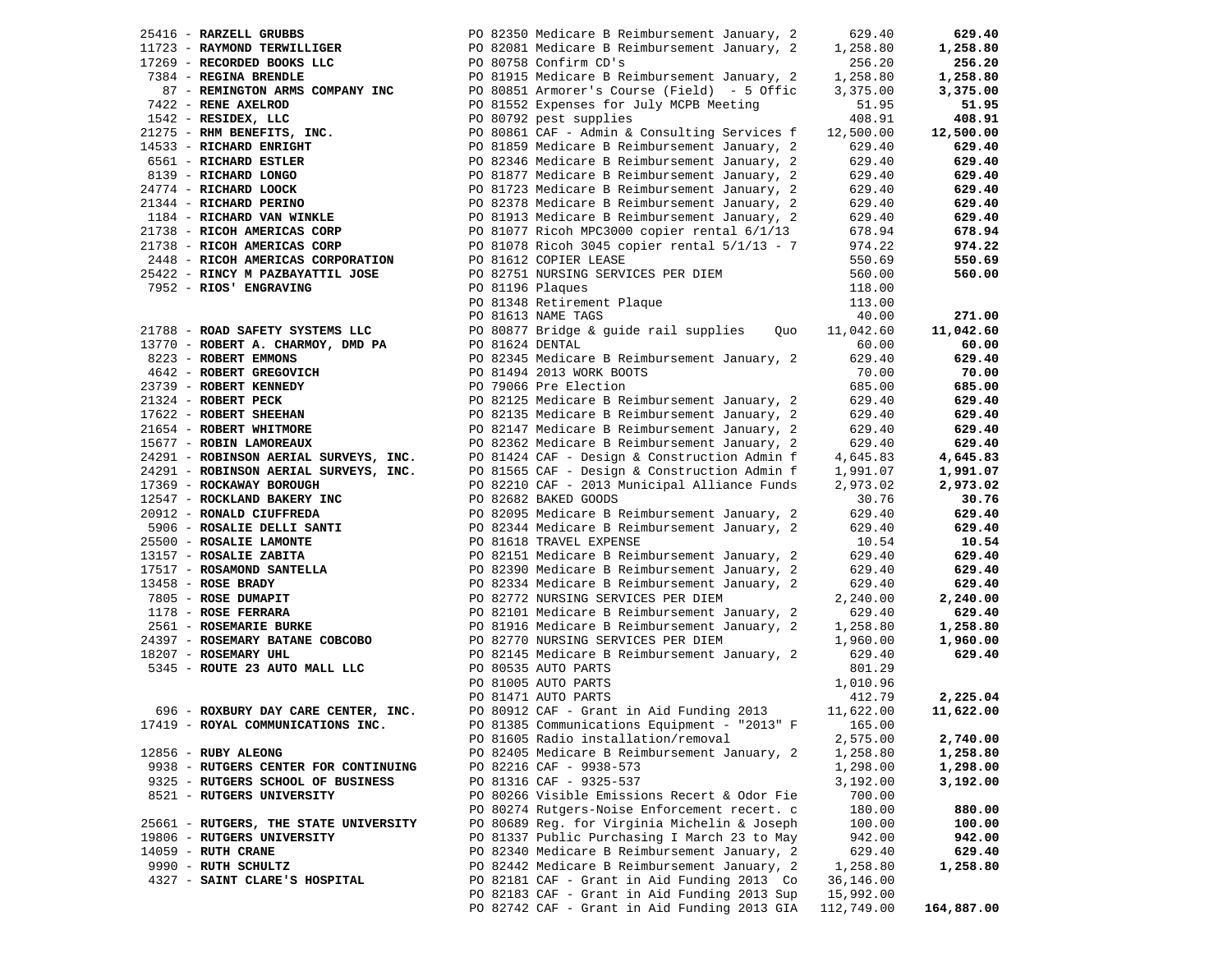| Vendor | PO / Description | Amount | Total |
|---|---|---|---|
| 25416 - **RARZELL GRUBBS** | PO 82350 Medicare B Reimbursement January, 2 | 629.40 | **629.40** |
| 11723 - **RAYMOND TERWILLIGER** | PO 82081 Medicare B Reimbursement January, 2 | 1,258.80 | **1,258.80** |
| 17269 - **RECORDED BOOKS LLC** | PO 80758 Confirm CD's | 256.20 | **256.20** |
| 7384 - **REGINA BRENDLE** | PO 81915 Medicare B Reimbursement January, 2 | 1,258.80 | **1,258.80** |
| 87 - **REMINGTON ARMS COMPANY INC** | PO 80851 Armorer's Course (Field) - 5 Offic | 3,375.00 | **3,375.00** |
| 7422 - **RENE AXELROD** | PO 81552 Expenses for July MCPB Meeting | 51.95 | **51.95** |
| 1542 - **RESIDEX, LLC** | PO 80792 pest supplies | 408.91 | **408.91** |
| 21275 - **RHM BENEFITS, INC.** | PO 80861 CAF - Admin & Consulting Services f | 12,500.00 | **12,500.00** |
| 14533 - **RICHARD ENRIGHT** | PO 81859 Medicare B Reimbursement January, 2 | 629.40 | **629.40** |
| 6561 - **RICHARD ESTLER** | PO 82346 Medicare B Reimbursement January, 2 | 629.40 | **629.40** |
| 8139 - **RICHARD LONGO** | PO 81877 Medicare B Reimbursement January, 2 | 629.40 | **629.40** |
| 24774 - **RICHARD LOOCK** | PO 81723 Medicare B Reimbursement January, 2 | 629.40 | **629.40** |
| 21344 - **RICHARD PERINO** | PO 82378 Medicare B Reimbursement January, 2 | 629.40 | **629.40** |
| 1184 - **RICHARD VAN WINKLE** | PO 81913 Medicare B Reimbursement January, 2 | 629.40 | **629.40** |
| 21738 - **RICOH AMERICAS CORP** | PO 81077 Ricoh MPC3000 copier rental 6/1/13 | 678.94 | **678.94** |
| 21738 - **RICOH AMERICAS CORP** | PO 81078 Ricoh 3045 copier rental 5/1/13 - 7 | 974.22 | **974.22** |
| 2448 - **RICOH AMERICAS CORPORATION** | PO 81612 COPIER LEASE | 550.69 | **550.69** |
| 25422 - **RINCY M PAZBAYATTIL JOSE** | PO 82751 NURSING SERVICES PER DIEM | 560.00 | **560.00** |
| 7952 - **RIOS' ENGRAVING** | PO 81196 Plaques | 118.00 | |
| | PO 81348 Retirement Plaque | 113.00 | |
| | PO 81613 NAME TAGS | 40.00 | **271.00** |
| 21788 - **ROAD SAFETY SYSTEMS LLC** | PO 80877 Bridge & guide rail supplies Quo | 11,042.60 | **11,042.60** |
| 13770 - **ROBERT A. CHARMOY, DMD PA** | PO 81624 DENTAL | 60.00 | **60.00** |
| 8223 - **ROBERT EMMONS** | PO 82345 Medicare B Reimbursement January, 2 | 629.40 | **629.40** |
| 4642 - **ROBERT GREGOVICH** | PO 81494 2013 WORK BOOTS | 70.00 | **70.00** |
| 23739 - **ROBERT KENNEDY** | PO 79066 Pre Election | 685.00 | **685.00** |
| 21324 - **ROBERT PECK** | PO 82125 Medicare B Reimbursement January, 2 | 629.40 | **629.40** |
| 17622 - **ROBERT SHEEHAN** | PO 82135 Medicare B Reimbursement January, 2 | 629.40 | **629.40** |
| 21654 - **ROBERT WHITMORE** | PO 82147 Medicare B Reimbursement January, 2 | 629.40 | **629.40** |
| 15677 - **ROBIN LAMOREAUX** | PO 82362 Medicare B Reimbursement January, 2 | 629.40 | **629.40** |
| 24291 - **ROBINSON AERIAL SURVEYS, INC.** | PO 81424 CAF - Design & Construction Admin f | 4,645.83 | **4,645.83** |
| 24291 - **ROBINSON AERIAL SURVEYS, INC.** | PO 81565 CAF - Design & Construction Admin f | 1,991.07 | **1,991.07** |
| 17369 - **ROCKAWAY BOROUGH** | PO 82210 CAF - 2013 Municipal Alliance Funds | 2,973.02 | **2,973.02** |
| 12547 - **ROCKLAND BAKERY INC** | PO 82682 BAKED GOODS | 30.76 | **30.76** |
| 20912 - **RONALD CIUFFREDA** | PO 82095 Medicare B Reimbursement January, 2 | 629.40 | **629.40** |
| 5906 - **ROSALIE DELLI SANTI** | PO 82344 Medicare B Reimbursement January, 2 | 629.40 | **629.40** |
| 25500 - **ROSALIE LAMONTE** | PO 81618 TRAVEL EXPENSE | 10.54 | **10.54** |
| 13157 - **ROSALIE ZABITA** | PO 82151 Medicare B Reimbursement January, 2 | 629.40 | **629.40** |
| 17517 - **ROSAMOND SANTELLA** | PO 82390 Medicare B Reimbursement January, 2 | 629.40 | **629.40** |
| 13458 - **ROSE BRADY** | PO 82334 Medicare B Reimbursement January, 2 | 629.40 | **629.40** |
| 7805 - **ROSE DUMAPIT** | PO 82772 NURSING SERVICES PER DIEM | 2,240.00 | **2,240.00** |
| 1178 - **ROSE FERRARA** | PO 82101 Medicare B Reimbursement January, 2 | 629.40 | **629.40** |
| 2561 - **ROSEMARIE BURKE** | PO 81916 Medicare B Reimbursement January, 2 | 1,258.80 | **1,258.80** |
| 24397 - **ROSEMARY BATANE COBCOBO** | PO 82770 NURSING SERVICES PER DIEM | 1,960.00 | **1,960.00** |
| 18207 - **ROSEMARY UHL** | PO 82145 Medicare B Reimbursement January, 2 | 629.40 | **629.40** |
| 5345 - **ROUTE 23 AUTO MALL LLC** | PO 80535 AUTO PARTS | 801.29 | |
| | PO 81005 AUTO PARTS | 1,010.96 | |
| | PO 81471 AUTO PARTS | 412.79 | **2,225.04** |
| 696 - **ROXBURY DAY CARE CENTER, INC.** | PO 80912 CAF - Grant in Aid Funding 2013 | 11,622.00 | **11,622.00** |
| 17419 - **ROYAL COMMUNICATIONS INC.** | PO 81385 Communications Equipment - "2013" F | 165.00 | |
| | PO 81605 Radio installation/removal | 2,575.00 | **2,740.00** |
| 12856 - **RUBY ALEONG** | PO 82405 Medicare B Reimbursement January, 2 | 1,258.80 | **1,258.80** |
| 9938 - **RUTGERS CENTER FOR CONTINUING** | PO 82216 CAF - 9938-573 | 1,298.00 | **1,298.00** |
| 9325 - **RUTGERS SCHOOL OF BUSINESS** | PO 81316 CAF - 9325-537 | 3,192.00 | **3,192.00** |
| 8521 - **RUTGERS UNIVERSITY** | PO 80266 Visible Emissions Recert & Odor Fie | 700.00 | |
| | PO 80274 Rutgers-Noise Enforcement recert. c | 180.00 | **880.00** |
| 25661 - **RUTGERS, THE STATE UNIVERSITY** | PO 80689 Reg. for Virginia Michelin & Joseph | 100.00 | **100.00** |
| 19806 - **RUTGERS UNIVERSITY** | PO 81337 Public Purchasing I March 23 to May | 942.00 | **942.00** |
| 14059 - **RUTH CRANE** | PO 82340 Medicare B Reimbursement January, 2 | 629.40 | **629.40** |
| 9990 - **RUTH SCHULTZ** | PO 82442 Medicare B Reimbursement January, 2 | 1,258.80 | **1,258.80** |
| 4327 - **SAINT CLARE'S HOSPITAL** | PO 82181 CAF - Grant in Aid Funding 2013 Co | 36,146.00 | |
| | PO 82183 CAF - Grant in Aid Funding 2013 Sup | 15,992.00 | |
| | PO 82742 CAF - Grant in Aid Funding 2013 GIA | 112,749.00 | **164,887.00** |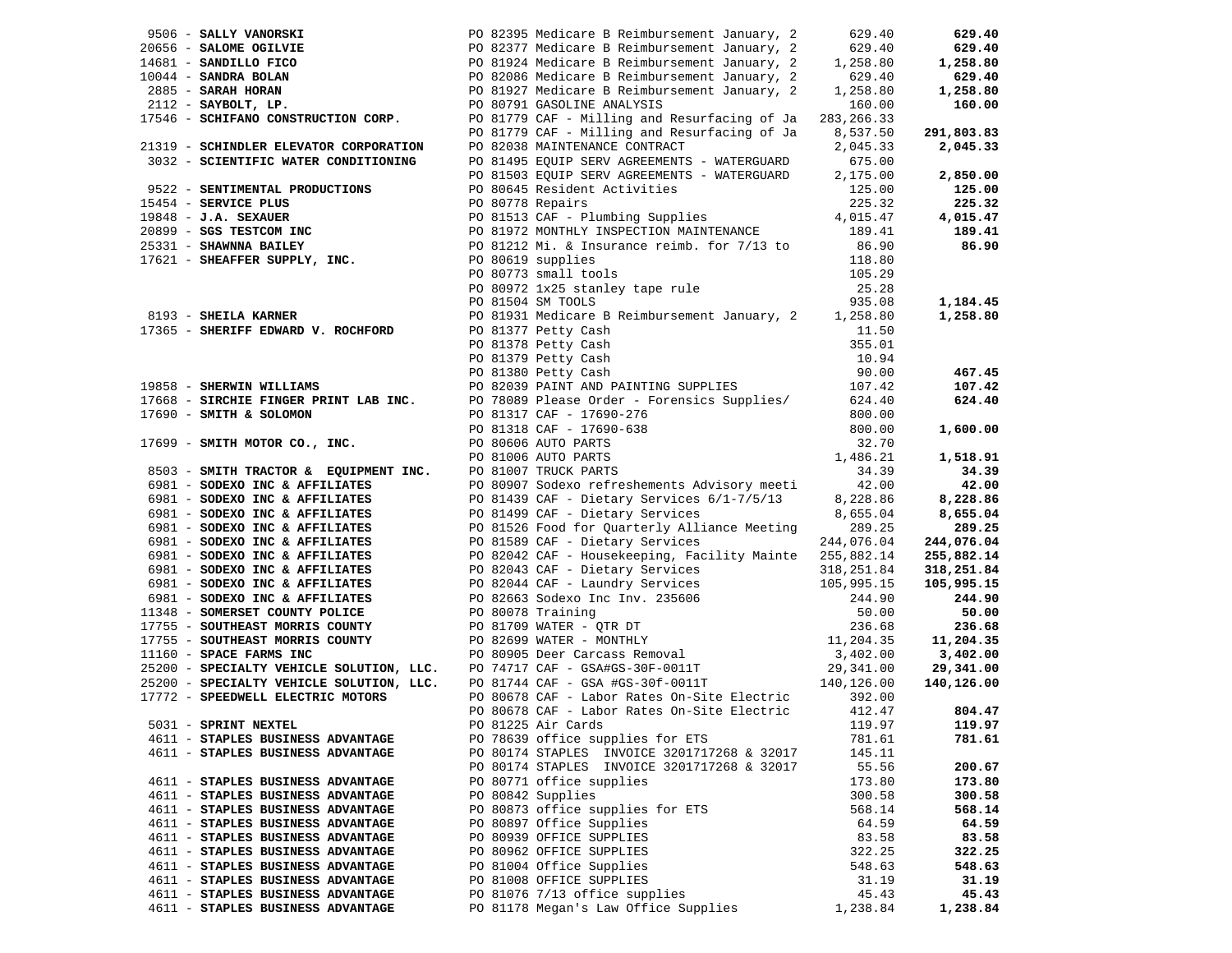| Vendor | PO / Description | Amount | Total |
|---|---|---|---|
| 9506 - **SALLY VANORSKI** | PO 82395 Medicare B Reimbursement January, 2 | 629.40 | **629.40** |
| 20656 - **SALOME OGILVIE** | PO 82377 Medicare B Reimbursement January, 2 | 629.40 | **629.40** |
| 14681 - **SANDILLO FICO** | PO 81924 Medicare B Reimbursement January, 2 | 1,258.80 | **1,258.80** |
| 10044 - **SANDRA BOLAN** | PO 82086 Medicare B Reimbursement January, 2 | 629.40 | **629.40** |
| 2885 - **SARAH HORAN** | PO 81927 Medicare B Reimbursement January, 2 | 1,258.80 | **1,258.80** |
| 2112 - **SAYBOLT, LP.** | PO 80791 GASOLINE ANALYSIS | 160.00 | **160.00** |
| 17546 - **SCHIFANO CONSTRUCTION CORP.** | PO 81779 CAF - Milling and Resurfacing of Ja | 283,266.33 | |
| | PO 81779 CAF - Milling and Resurfacing of Ja | 8,537.50 | **291,803.83** |
| 21319 - **SCHINDLER ELEVATOR CORPORATION** | PO 82038 MAINTENANCE CONTRACT | 2,045.33 | **2,045.33** |
| 3032 - **SCIENTIFIC WATER CONDITIONING** | PO 81495 EQUIP SERV AGREEMENTS - WATERGUARD | 675.00 | |
| | PO 81503 EQUIP SERV AGREEMENTS - WATERGUARD | 2,175.00 | **2,850.00** |
| 9522 - **SENTIMENTAL PRODUCTIONS** | PO 80645 Resident Activities | 125.00 | **125.00** |
| 15454 - **SERVICE PLUS** | PO 80778 Repairs | 225.32 | **225.32** |
| 19848 - **J.A. SEXAUER** | PO 81513 CAF - Plumbing Supplies | 4,015.47 | **4,015.47** |
| 20899 - **SGS TESTCOM INC** | PO 81972 MONTHLY INSPECTION MAINTENANCE | 189.41 | **189.41** |
| 25331 - **SHAWNNA BAILEY** | PO 81212 Mi. & Insurance reimb. for 7/13 to | 86.90 | **86.90** |
| 17621 - **SHEAFFER SUPPLY, INC.** | PO 80619 supplies | 118.80 | |
| | PO 80773 small tools | 105.29 | |
| | PO 80972 1x25 stanley tape rule | 25.28 | |
| | PO 81504 SM TOOLS | 935.08 | **1,184.45** |
| 8193 - **SHEILA KARNER** | PO 81931 Medicare B Reimbursement January, 2 | 1,258.80 | **1,258.80** |
| 17365 - **SHERIFF EDWARD V. ROCHFORD** | PO 81377 Petty Cash | 11.50 | |
| | PO 81378 Petty Cash | 355.01 | |
| | PO 81379 Petty Cash | 10.94 | |
| | PO 81380 Petty Cash | 90.00 | **467.45** |
| 19858 - **SHERWIN WILLIAMS** | PO 82039 PAINT AND PAINTING SUPPLIES | 107.42 | **107.42** |
| 17668 - **SIRCHIE FINGER PRINT LAB INC.** | PO 78089 Please Order - Forensics Supplies/ | 624.40 | **624.40** |
| 17690 - **SMITH & SOLOMON** | PO 81317 CAF - 17690-276 | 800.00 | |
| | PO 81318 CAF - 17690-638 | 800.00 | **1,600.00** |
| 17699 - **SMITH MOTOR CO., INC.** | PO 80606 AUTO PARTS | 32.70 | |
| | PO 81006 AUTO PARTS | 1,486.21 | **1,518.91** |
| 8503 - **SMITH TRACTOR & EQUIPMENT INC.** | PO 81007 TRUCK PARTS | 34.39 | **34.39** |
| 6981 - **SODEXO INC & AFFILIATES** | PO 80907 Sodexo refreshements Advisory meeti | 42.00 | **42.00** |
| 6981 - **SODEXO INC & AFFILIATES** | PO 81439 CAF - Dietary Services 6/1-7/5/13 | 8,228.86 | **8,228.86** |
| 6981 - **SODEXO INC & AFFILIATES** | PO 81499 CAF - Dietary Services | 8,655.04 | **8,655.04** |
| 6981 - **SODEXO INC & AFFILIATES** | PO 81526 Food for Quarterly Alliance Meeting | 289.25 | **289.25** |
| 6981 - **SODEXO INC & AFFILIATES** | PO 81589 CAF - Dietary Services | 244,076.04 | **244,076.04** |
| 6981 - **SODEXO INC & AFFILIATES** | PO 82042 CAF - Housekeeping, Facility Mainte | 255,882.14 | **255,882.14** |
| 6981 - **SODEXO INC & AFFILIATES** | PO 82043 CAF - Dietary Services | 318,251.84 | **318,251.84** |
| 6981 - **SODEXO INC & AFFILIATES** | PO 82044 CAF - Laundry Services | 105,995.15 | **105,995.15** |
| 6981 - **SODEXO INC & AFFILIATES** | PO 82663 Sodexo Inc Inv. 235606 | 244.90 | **244.90** |
| 11348 - **SOMERSET COUNTY POLICE** | PO 80078 Training | 50.00 | **50.00** |
| 17755 - **SOUTHEAST MORRIS COUNTY** | PO 81709 WATER - QTR DT | 236.68 | **236.68** |
| 17755 - **SOUTHEAST MORRIS COUNTY** | PO 82699 WATER - MONTHLY | 11,204.35 | **11,204.35** |
| 11160 - **SPACE FARMS INC** | PO 80905 Deer Carcass Removal | 3,402.00 | **3,402.00** |
| 25200 - **SPECIALTY VEHICLE SOLUTION, LLC.** | PO 74717 CAF - GSA#GS-30F-0011T | 29,341.00 | **29,341.00** |
| 25200 - **SPECIALTY VEHICLE SOLUTION, LLC.** | PO 81744 CAF - GSA #GS-30f-0011T | 140,126.00 | **140,126.00** |
| 17772 - **SPEEDWELL ELECTRIC MOTORS** | PO 80678 CAF - Labor Rates On-Site Electric | 392.00 | |
| | PO 80678 CAF - Labor Rates On-Site Electric | 412.47 | **804.47** |
| 5031 - **SPRINT NEXTEL** | PO 81225 Air Cards | 119.97 | **119.97** |
| 4611 - **STAPLES BUSINESS ADVANTAGE** | PO 78639 office supplies for ETS | 781.61 | **781.61** |
| 4611 - **STAPLES BUSINESS ADVANTAGE** | PO 80174 STAPLES INVOICE 3201717268 & 32017 | 145.11 | |
| | PO 80174 STAPLES INVOICE 3201717268 & 32017 | 55.56 | **200.67** |
| 4611 - **STAPLES BUSINESS ADVANTAGE** | PO 80771 office supplies | 173.80 | **173.80** |
| 4611 - **STAPLES BUSINESS ADVANTAGE** | PO 80842 Supplies | 300.58 | **300.58** |
| 4611 - **STAPLES BUSINESS ADVANTAGE** | PO 80873 office supplies for ETS | 568.14 | **568.14** |
| 4611 - **STAPLES BUSINESS ADVANTAGE** | PO 80897 Office Supplies | 64.59 | **64.59** |
| 4611 - **STAPLES BUSINESS ADVANTAGE** | PO 80939 OFFICE SUPPLIES | 83.58 | **83.58** |
| 4611 - **STAPLES BUSINESS ADVANTAGE** | PO 80962 OFFICE SUPPLIES | 322.25 | **322.25** |
| 4611 - **STAPLES BUSINESS ADVANTAGE** | PO 81004 Office Supplies | 548.63 | **548.63** |
| 4611 - **STAPLES BUSINESS ADVANTAGE** | PO 81008 OFFICE SUPPLIES | 31.19 | **31.19** |
| 4611 - **STAPLES BUSINESS ADVANTAGE** | PO 81076 7/13 office supplies | 45.43 | **45.43** |
| 4611 - **STAPLES BUSINESS ADVANTAGE** | PO 81178 Megan's Law Office Supplies | 1,238.84 | **1,238.84** |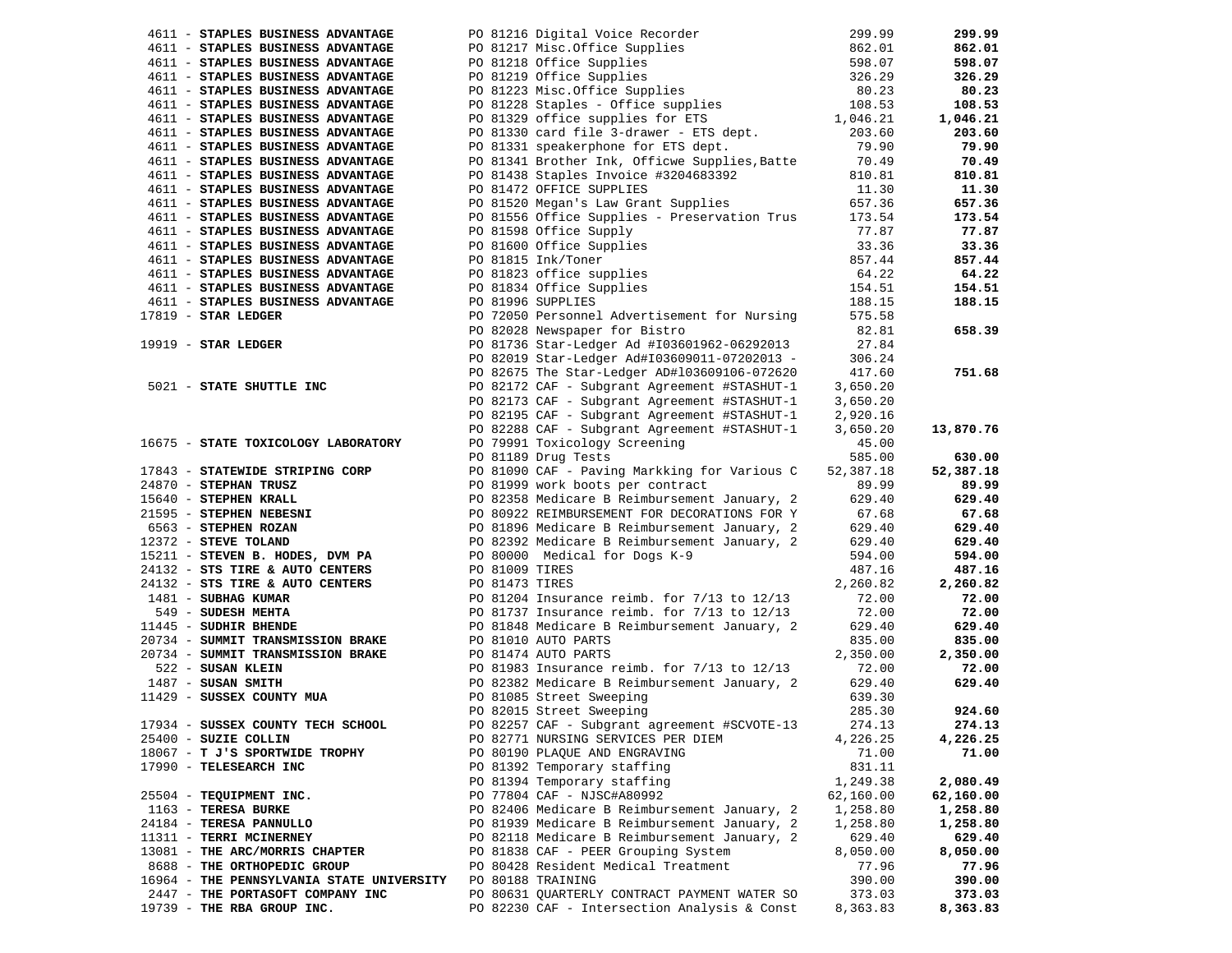| Vendor | PO / Description | Amount | Total |
|---|---|---|---|
| 4611 - **STAPLES BUSINESS ADVANTAGE** | PO 81216 Digital Voice Recorder | 299.99 | **299.99** |
| 4611 - **STAPLES BUSINESS ADVANTAGE** | PO 81217 Misc.Office Supplies | 862.01 | **862.01** |
| 4611 - **STAPLES BUSINESS ADVANTAGE** | PO 81218 Office Supplies | 598.07 | **598.07** |
| 4611 - **STAPLES BUSINESS ADVANTAGE** | PO 81219 Office Supplies | 326.29 | **326.29** |
| 4611 - **STAPLES BUSINESS ADVANTAGE** | PO 81223 Misc.Office Supplies | 80.23 | **80.23** |
| 4611 - **STAPLES BUSINESS ADVANTAGE** | PO 81228 Staples - Office supplies | 108.53 | **108.53** |
| 4611 - **STAPLES BUSINESS ADVANTAGE** | PO 81329 office supplies for ETS | 1,046.21 | **1,046.21** |
| 4611 - **STAPLES BUSINESS ADVANTAGE** | PO 81330 card file 3-drawer - ETS dept. | 203.60 | **203.60** |
| 4611 - **STAPLES BUSINESS ADVANTAGE** | PO 81331 speakerphone for ETS dept. | 79.90 | **79.90** |
| 4611 - **STAPLES BUSINESS ADVANTAGE** | PO 81341 Brother Ink, Officwe Supplies,Batte | 70.49 | **70.49** |
| 4611 - **STAPLES BUSINESS ADVANTAGE** | PO 81438 Staples Invoice #3204683392 | 810.81 | **810.81** |
| 4611 - **STAPLES BUSINESS ADVANTAGE** | PO 81472 OFFICE SUPPLIES | 11.30 | **11.30** |
| 4611 - **STAPLES BUSINESS ADVANTAGE** | PO 81520 Megan's Law Grant Supplies | 657.36 | **657.36** |
| 4611 - **STAPLES BUSINESS ADVANTAGE** | PO 81556 Office Supplies - Preservation Trus | 173.54 | **173.54** |
| 4611 - **STAPLES BUSINESS ADVANTAGE** | PO 81598 Office Supply | 77.87 | **77.87** |
| 4611 - **STAPLES BUSINESS ADVANTAGE** | PO 81600 Office Supplies | 33.36 | **33.36** |
| 4611 - **STAPLES BUSINESS ADVANTAGE** | PO 81815 Ink/Toner | 857.44 | **857.44** |
| 4611 - **STAPLES BUSINESS ADVANTAGE** | PO 81823 office supplies | 64.22 | **64.22** |
| 4611 - **STAPLES BUSINESS ADVANTAGE** | PO 81834 Office Supplies | 154.51 | **154.51** |
| 4611 - **STAPLES BUSINESS ADVANTAGE** | PO 81996 SUPPLIES | 188.15 | **188.15** |
| 17819 - **STAR LEDGER** | PO 72050 Personnel Advertisement for Nursing | 575.58 | |
| | PO 82028 Newspaper for Bistro | 82.81 | **658.39** |
| 19919 - **STAR LEDGER** | PO 81736 Star-Ledger Ad #I03601962-06292013 | 27.84 | |
| | PO 82019 Star-Ledger Ad#I03609011-07202013 - | 306.24 | |
| | PO 82675 The Star-Ledger AD#l03609106-072620 | 417.60 | **751.68** |
| 5021 - **STATE SHUTTLE INC** | PO 82172 CAF - Subgrant Agreement #STASHUT-1 | 3,650.20 | |
| | PO 82173 CAF - Subgrant Agreement #STASHUT-1 | 3,650.20 | |
| | PO 82195 CAF - Subgrant Agreement #STASHUT-1 | 2,920.16 | |
| | PO 82288 CAF - Subgrant Agreement #STASHUT-1 | 3,650.20 | **13,870.76** |
| 16675 - **STATE TOXICOLOGY LABORATORY** | PO 79991 Toxicology Screening | 45.00 | |
| | PO 81189 Drug Tests | 585.00 | **630.00** |
| 17843 - **STATEWIDE STRIPING CORP** | PO 81090 CAF - Paving Markking for Various C | 52,387.18 | **52,387.18** |
| 24870 - **STEPHAN TRUSZ** | PO 81999 work boots per contract | 89.99 | **89.99** |
| 15640 - **STEPHEN KRALL** | PO 82358 Medicare B Reimbursement January, 2 | 629.40 | **629.40** |
| 21595 - **STEPHEN NEBESNI** | PO 80922 REIMBURSEMENT FOR DECORATIONS FOR Y | 67.68 | **67.68** |
| 6563 - **STEPHEN ROZAN** | PO 81896 Medicare B Reimbursement January, 2 | 629.40 | **629.40** |
| 12372 - **STEVE TOLAND** | PO 82392 Medicare B Reimbursement January, 2 | 629.40 | **629.40** |
| 15211 - **STEVEN B. HODES, DVM PA** | PO 80000 Medical for Dogs K-9 | 594.00 | **594.00** |
| 24132 - **STS TIRE & AUTO CENTERS** | PO 81009 TIRES | 487.16 | **487.16** |
| 24132 - **STS TIRE & AUTO CENTERS** | PO 81473 TIRES | 2,260.82 | **2,260.82** |
| 1481 - **SUBHAG KUMAR** | PO 81204 Insurance reimb. for 7/13 to 12/13 | 72.00 | **72.00** |
| 549 - **SUDESH MEHTA** | PO 81737 Insurance reimb. for 7/13 to 12/13 | 72.00 | **72.00** |
| 11445 - **SUDHIR BHENDE** | PO 81848 Medicare B Reimbursement January, 2 | 629.40 | **629.40** |
| 20734 - **SUMMIT TRANSMISSION BRAKE** | PO 81010 AUTO PARTS | 835.00 | **835.00** |
| 20734 - **SUMMIT TRANSMISSION BRAKE** | PO 81474 AUTO PARTS | 2,350.00 | **2,350.00** |
| 522 - **SUSAN KLEIN** | PO 81983 Insurance reimb. for 7/13 to 12/13 | 72.00 | **72.00** |
| 1487 - **SUSAN SMITH** | PO 82382 Medicare B Reimbursement January, 2 | 629.40 | **629.40** |
| 11429 - **SUSSEX COUNTY MUA** | PO 81085 Street Sweeping | 639.30 | |
| | PO 82015 Street Sweeping | 285.30 | **924.60** |
| 17934 - **SUSSEX COUNTY TECH SCHOOL** | PO 82257 CAF - Subgrant agreement #SCVOTE-13 | 274.13 | **274.13** |
| 25400 - **SUZIE COLLIN** | PO 82771 NURSING SERVICES PER DIEM | 4,226.25 | **4,226.25** |
| 18067 - **T J'S SPORTWIDE TROPHY** | PO 80190 PLAQUE AND ENGRAVING | 71.00 | **71.00** |
| 17990 - **TELESEARCH INC** | PO 81392 Temporary staffing | 831.11 | |
| | PO 81394 Temporary staffing | 1,249.38 | **2,080.49** |
| 25504 - **TEQUIPMENT INC.** | PO 77804 CAF - NJSC#A80992 | 62,160.00 | **62,160.00** |
| 1163 - **TERESA BURKE** | PO 82406 Medicare B Reimbursement January, 2 | 1,258.80 | **1,258.80** |
| 24184 - **TERESA PANNULLO** | PO 81939 Medicare B Reimbursement January, 2 | 1,258.80 | **1,258.80** |
| 11311 - **TERRI MCINERNEY** | PO 82118 Medicare B Reimbursement January, 2 | 629.40 | **629.40** |
| 13081 - **THE ARC/MORRIS CHAPTER** | PO 81838 CAF - PEER Grouping System | 8,050.00 | **8,050.00** |
| 8688 - **THE ORTHOPEDIC GROUP** | PO 80428 Resident Medical Treatment | 77.96 | **77.96** |
| 16964 - **THE PENNSYLVANIA STATE UNIVERSITY** | PO 80188 TRAINING | 390.00 | **390.00** |
| 2447 - **THE PORTASOFT COMPANY INC** | PO 80631 QUARTERLY CONTRACT PAYMENT WATER SO | 373.03 | **373.03** |
| 19739 - **THE RBA GROUP INC.** | PO 82230 CAF - Intersection Analysis & Const | 8,363.83 | **8,363.83** |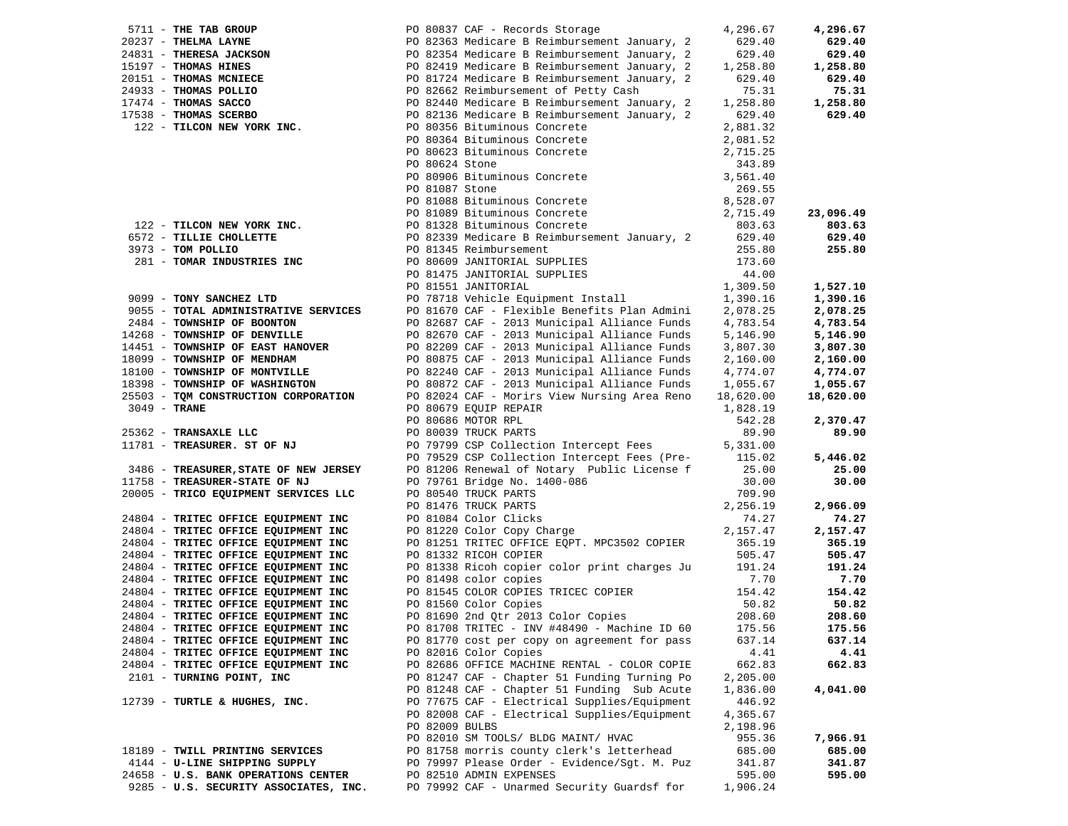| Vendor | PO / Description | Amount | Total |
|---|---|---|---|
| 5711 - **THE TAB GROUP** | PO 80837 CAF - Records Storage | 4,296.67 | **4,296.67** |
| 20237 - **THELMA LAYNE** | PO 82363 Medicare B Reimbursement January, 2 | 629.40 | **629.40** |
| 24831 - **THERESA JACKSON** | PO 82354 Medicare B Reimbursement January, 2 | 629.40 | **629.40** |
| 15197 - **THOMAS HINES** | PO 82419 Medicare B Reimbursement January, 2 | 1,258.80 | **1,258.80** |
| 20151 - **THOMAS MCNIECE** | PO 81724 Medicare B Reimbursement January, 2 | 629.40 | **629.40** |
| 24933 - **THOMAS POLLIO** | PO 82662 Reimbursement of Petty Cash | 75.31 | **75.31** |
| 17474 - **THOMAS SACCO** | PO 82440 Medicare B Reimbursement January, 2 | 1,258.80 | **1,258.80** |
| 17538 - **THOMAS SCERBO** | PO 82136 Medicare B Reimbursement January, 2 | 629.40 | **629.40** |
| 122 - **TILCON NEW YORK INC.** | PO 80356 Bituminous Concrete | 2,881.32 | |
| | PO 80364 Bituminous Concrete | 2,081.52 | |
| | PO 80623 Bituminous Concrete | 2,715.25 | |
| | PO 80624 Stone | 343.89 | |
| | PO 80906 Bituminous Concrete | 3,561.40 | |
| | PO 81087 Stone | 269.55 | |
| | PO 81088 Bituminous Concrete | 8,528.07 | |
| | PO 81089 Bituminous Concrete | 2,715.49 | **23,096.49** |
| 122 - **TILCON NEW YORK INC.** | PO 81328 Bituminous Concrete | 803.63 | **803.63** |
| 6572 - **TILLIE CHOLLETTE** | PO 82339 Medicare B Reimbursement January, 2 | 629.40 | **629.40** |
| 3973 - **TOM POLLIO** | PO 81345 Reimbursement | 255.80 | **255.80** |
| 281 - **TOMAR INDUSTRIES INC** | PO 80609 JANITORIAL SUPPLIES | 173.60 | |
| | PO 81475 JANITORIAL SUPPLIES | 44.00 | |
| | PO 81551 JANITORIAL | 1,309.50 | **1,527.10** |
| 9099 - **TONY SANCHEZ LTD** | PO 78718 Vehicle Equipment Install | 1,390.16 | **1,390.16** |
| 9055 - **TOTAL ADMINISTRATIVE SERVICES** | PO 81670 CAF - Flexible Benefits Plan Admini | 2,078.25 | **2,078.25** |
| 2484 - **TOWNSHIP OF BOONTON** | PO 82687 CAF - 2013 Municipal Alliance Funds | 4,783.54 | **4,783.54** |
| 14268 - **TOWNSHIP OF DENVILLE** | PO 82670 CAF - 2013 Municipal Alliance Funds | 5,146.90 | **5,146.90** |
| 14451 - **TOWNSHIP OF EAST HANOVER** | PO 82209 CAF - 2013 Municipal Alliance Funds | 3,807.30 | **3,807.30** |
| 18099 - **TOWNSHIP OF MENDHAM** | PO 80875 CAF - 2013 Municipal Alliance Funds | 2,160.00 | **2,160.00** |
| 18100 - **TOWNSHIP OF MONTVILLE** | PO 82240 CAF - 2013 Municipal Alliance Funds | 4,774.07 | **4,774.07** |
| 18398 - **TOWNSHIP OF WASHINGTON** | PO 80872 CAF - 2013 Municipal Alliance Funds | 1,055.67 | **1,055.67** |
| 25503 - **TQM CONSTRUCTION CORPORATION** | PO 82024 CAF - Morirs View Nursing Area Reno | 18,620.00 | **18,620.00** |
| 3049 - **TRANE** | PO 80679 EQUIP REPAIR | 1,828.19 | |
| | PO 80686 MOTOR RPL | 542.28 | **2,370.47** |
| 25362 - **TRANSAXLE LLC** | PO 80039 TRUCK PARTS | 89.90 | **89.90** |
| 11781 - **TREASURER. ST OF NJ** | PO 79799 CSP Collection Intercept Fees | 5,331.00 | |
| | PO 79529 CSP Collection Intercept Fees (Pre- | 115.02 | **5,446.02** |
| 3486 - **TREASURER,STATE OF NEW JERSEY** | PO 81206 Renewal of Notary Public License f | 25.00 | **25.00** |
| 11758 - **TREASURER-STATE OF NJ** | PO 79761 Bridge No. 1400-086 | 30.00 | **30.00** |
| 20005 - **TRICO EQUIPMENT SERVICES LLC** | PO 80540 TRUCK PARTS | 709.90 | |
| | PO 81476 TRUCK PARTS | 2,256.19 | **2,966.09** |
| 24804 - **TRITEC OFFICE EQUIPMENT INC** | PO 81084 Color Clicks | 74.27 | **74.27** |
| 24804 - **TRITEC OFFICE EQUIPMENT INC** | PO 81220 Color Copy Charge | 2,157.47 | **2,157.47** |
| 24804 - **TRITEC OFFICE EQUIPMENT INC** | PO 81251 TRITEC OFFICE EQPT. MPC3502 COPIER | 365.19 | **365.19** |
| 24804 - **TRITEC OFFICE EQUIPMENT INC** | PO 81332 RICOH COPIER | 505.47 | **505.47** |
| 24804 - **TRITEC OFFICE EQUIPMENT INC** | PO 81338 Ricoh copier color print charges Ju | 191.24 | **191.24** |
| 24804 - **TRITEC OFFICE EQUIPMENT INC** | PO 81498 color copies | 7.70 | **7.70** |
| 24804 - **TRITEC OFFICE EQUIPMENT INC** | PO 81545 COLOR COPIES TRICEC COPIER | 154.42 | **154.42** |
| 24804 - **TRITEC OFFICE EQUIPMENT INC** | PO 81560 Color Copies | 50.82 | **50.82** |
| 24804 - **TRITEC OFFICE EQUIPMENT INC** | PO 81690 2nd Qtr 2013 Color Copies | 208.60 | **208.60** |
| 24804 - **TRITEC OFFICE EQUIPMENT INC** | PO 81708 TRITEC - INV #48490 - Machine ID 60 | 175.56 | **175.56** |
| 24804 - **TRITEC OFFICE EQUIPMENT INC** | PO 81770 cost per copy on agreement for pass | 637.14 | **637.14** |
| 24804 - **TRITEC OFFICE EQUIPMENT INC** | PO 82016 Color Copies | 4.41 | **4.41** |
| 24804 - **TRITEC OFFICE EQUIPMENT INC** | PO 82686 OFFICE MACHINE RENTAL - COLOR COPIE | 662.83 | **662.83** |
| 2101 - **TURNING POINT, INC** | PO 81247 CAF - Chapter 51 Funding Turning Po | 2,205.00 | |
| | PO 81248 CAF - Chapter 51 Funding Sub Acute | 1,836.00 | **4,041.00** |
| 12739 - **TURTLE & HUGHES, INC.** | PO 77675 CAF - Electrical Supplies/Equipment | 446.92 | |
| | PO 82008 CAF - Electrical Supplies/Equipment | 4,365.67 | |
| | PO 82009 BULBS | 2,198.96 | |
| | PO 82010 SM TOOLS/ BLDG MAINT/ HVAC | 955.36 | **7,966.91** |
| 18189 - **TWILL PRINTING SERVICES** | PO 81758 morris county clerk's letterhead | 685.00 | **685.00** |
| 4144 - **U-LINE SHIPPING SUPPLY** | PO 79997 Please Order - Evidence/Sgt. M. Puz | 341.87 | **341.87** |
| 24658 - **U.S. BANK OPERATIONS CENTER** | PO 82510 ADMIN EXPENSES | 595.00 | **595.00** |
| 9285 - **U.S. SECURITY ASSOCIATES, INC.** | PO 79992 CAF - Unarmed Security Guardsf for | 1,906.24 | |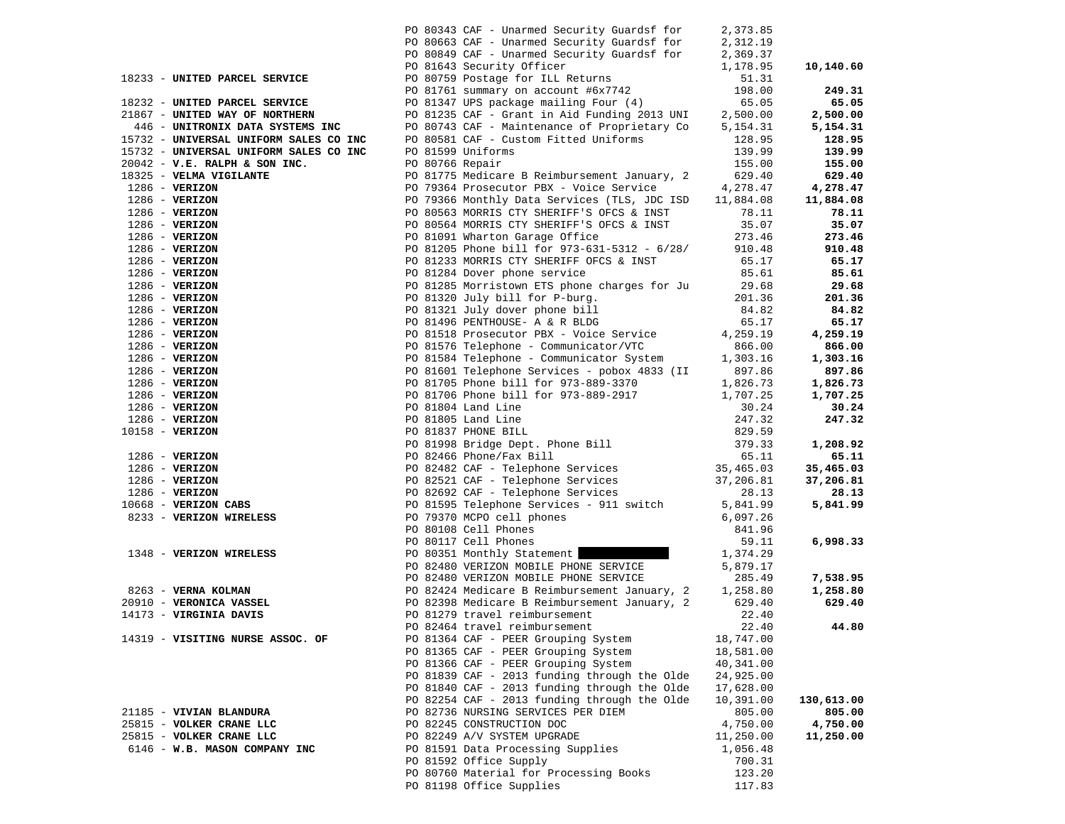| Vendor | Description | Amount | Total |
|---|---|---|---|
| | PO 80343 CAF - Unarmed Security Guardsf for | 2,373.85 | |
| | PO 80663 CAF - Unarmed Security Guardsf for | 2,312.19 | |
| | PO 80849 CAF - Unarmed Security Guardsf for | 2,369.37 | |
| | PO 81643 Security Officer | 1,178.95 | **10,140.60** |
| 18233 - **UNITED PARCEL SERVICE** | PO 80759 Postage for ILL Returns | 51.31 | |
| | PO 81761 summary on account #6x7742 | 198.00 | **249.31** |
| 18232 - **UNITED PARCEL SERVICE** | PO 81347 UPS package mailing Four (4) | 65.05 | **65.05** |
| 21867 - **UNITED WAY OF NORTHERN** | PO 81235 CAF - Grant in Aid Funding 2013 UNI | 2,500.00 | **2,500.00** |
| 446 - **UNITRONIX DATA SYSTEMS INC** | PO 80743 CAF - Maintenance of Proprietary Co | 5,154.31 | **5,154.31** |
| 15732 - **UNIVERSAL UNIFORM SALES CO INC** | PO 80581 CAF - Custom Fitted Uniforms | 128.95 | **128.95** |
| 15732 - **UNIVERSAL UNIFORM SALES CO INC** | PO 81599 Uniforms | 139.99 | **139.99** |
| 20042 - **V.E. RALPH & SON INC.** | PO 80766 Repair | 155.00 | **155.00** |
| 18325 - **VELMA VIGILANTE** | PO 81775 Medicare B Reimbursement January, 2 | 629.40 | **629.40** |
| 1286 - **VERIZON** | PO 79364 Prosecutor PBX - Voice Service | 4,278.47 | **4,278.47** |
| 1286 - **VERIZON** | PO 79366 Monthly Data Services (TLS, JDC ISD | 11,884.08 | **11,884.08** |
| 1286 - **VERIZON** | PO 80563 MORRIS CTY SHERIFF'S OFCS & INST | 78.11 | **78.11** |
| 1286 - **VERIZON** | PO 80564 MORRIS CTY SHERIFF'S OFCS & INST | 35.07 | **35.07** |
| 1286 - **VERIZON** | PO 81091 Wharton Garage Office | 273.46 | **273.46** |
| 1286 - **VERIZON** | PO 81205 Phone bill for 973-631-5312 - 6/28/ | 910.48 | **910.48** |
| 1286 - **VERIZON** | PO 81233 MORRIS CTY SHERIFF OFCS & INST | 65.17 | **65.17** |
| 1286 - **VERIZON** | PO 81284 Dover phone service | 85.61 | **85.61** |
| 1286 - **VERIZON** | PO 81285 Morristown ETS phone charges for Ju | 29.68 | **29.68** |
| 1286 - **VERIZON** | PO 81320 July bill for P-burg. | 201.36 | **201.36** |
| 1286 - **VERIZON** | PO 81321 July dover phone bill | 84.82 | **84.82** |
| 1286 - **VERIZON** | PO 81496 PENTHOUSE- A & R BLDG | 65.17 | **65.17** |
| 1286 - **VERIZON** | PO 81518 Prosecutor PBX - Voice Service | 4,259.19 | **4,259.19** |
| 1286 - **VERIZON** | PO 81576 Telephone - Communicator/VTC | 866.00 | **866.00** |
| 1286 - **VERIZON** | PO 81584 Telephone - Communicator System | 1,303.16 | **1,303.16** |
| 1286 - **VERIZON** | PO 81601 Telephone Services - pobox 4833 (II | 897.86 | **897.86** |
| 1286 - **VERIZON** | PO 81705 Phone bill for 973-889-3370 | 1,826.73 | **1,826.73** |
| 1286 - **VERIZON** | PO 81706 Phone bill for 973-889-2917 | 1,707.25 | **1,707.25** |
| 1286 - **VERIZON** | PO 81804 Land Line | 30.24 | **30.24** |
| 1286 - **VERIZON** | PO 81805 Land Line | 247.32 | **247.32** |
| 10158 - **VERIZON** | PO 81837 PHONE BILL | 829.59 | |
| | PO 81998 Bridge Dept. Phone Bill | 379.33 | **1,208.92** |
| 1286 - **VERIZON** | PO 82466 Phone/Fax Bill | 65.11 | **65.11** |
| 1286 - **VERIZON** | PO 82482 CAF - Telephone Services | 35,465.03 | **35,465.03** |
| 1286 - **VERIZON** | PO 82521 CAF - Telephone Services | 37,206.81 | **37,206.81** |
| 1286 - **VERIZON** | PO 82692 CAF - Telephone Services | 28.13 | **28.13** |
| 10668 - **VERIZON CABS** | PO 81595 Telephone Services - 911 switch | 5,841.99 | **5,841.99** |
| 8233 - **VERIZON WIRELESS** | PO 79370 MCPO cell phones | 6,097.26 | |
| | PO 80108 Cell Phones | 841.96 | |
| | PO 80117 Cell Phones | 59.11 | **6,998.33** |
| 1348 - **VERIZON WIRELESS** | PO 80351 Monthly Statement | 1,374.29 | |
| | PO 82480 VERIZON MOBILE PHONE SERVICE | 5,879.17 | |
| | PO 82480 VERIZON MOBILE PHONE SERVICE | 285.49 | **7,538.95** |
| 8263 - **VERNA KOLMAN** | PO 82424 Medicare B Reimbursement January, 2 | 1,258.80 | **1,258.80** |
| 20910 - **VERONICA VASSEL** | PO 82398 Medicare B Reimbursement January, 2 | 629.40 | **629.40** |
| 14173 - **VIRGINIA DAVIS** | PO 81279 travel reimbursement | 22.40 | |
| | PO 82464 travel reimbursement | 22.40 | **44.80** |
| 14319 - **VISITING NURSE ASSOC. OF** | PO 81364 CAF - PEER Grouping System | 18,747.00 | |
| | PO 81365 CAF - PEER Grouping System | 18,581.00 | |
| | PO 81366 CAF - PEER Grouping System | 40,341.00 | |
| | PO 81839 CAF - 2013 funding through the Olde | 24,925.00 | |
| | PO 81840 CAF - 2013 funding through the Olde | 17,628.00 | |
| | PO 82254 CAF - 2013 funding through the Olde | 10,391.00 | **130,613.00** |
| 21185 - **VIVIAN BLANDURA** | PO 82736 NURSING SERVICES PER DIEM | 805.00 | **805.00** |
| 25815 - **VOLKER CRANE LLC** | PO 82245 CONSTRUCTION DOC | 4,750.00 | **4,750.00** |
| 25815 - **VOLKER CRANE LLC** | PO 82249 A/V SYSTEM UPGRADE | 11,250.00 | **11,250.00** |
| 6146 - **W.B. MASON COMPANY INC** | PO 81591 Data Processing Supplies | 1,056.48 | |
| | PO 81592 Office Supply | 700.31 | |
| | PO 80760 Material for Processing Books | 123.20 | |
| | PO 81198 Office Supplies | 117.83 | |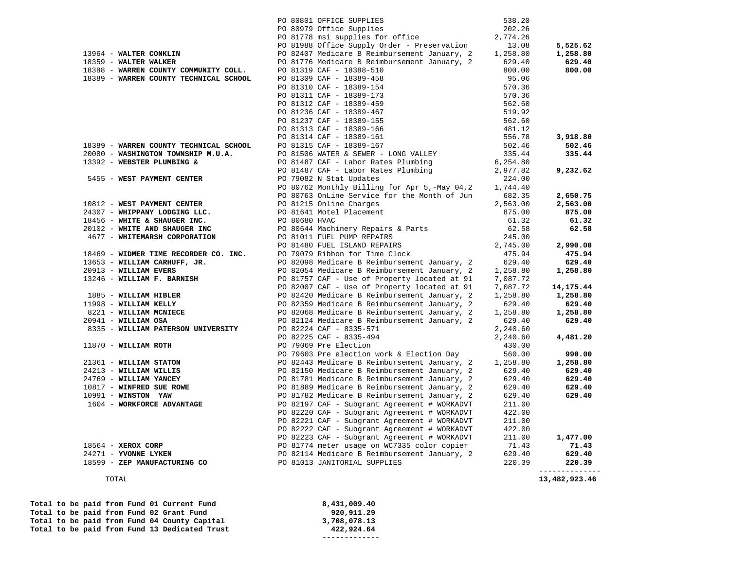| Vendor | PO / Description | Amount | Total |
|---|---|---|---|
| | PO 80801 OFFICE SUPPLIES | 538.20 | |
| | PO 80979 Office Supplies | 202.26 | |
| | PO 81778 msi supplies for office | 2,774.26 | |
| | PO 81988 Office Supply Order - Preservation | 13.08 | **5,525.62** |
| 13964 - **WALTER CONKLIN** | PO 82407 Medicare B Reimbursement January, 2 | 1,258.80 | **1,258.80** |
| 18359 - **WALTER WALKER** | PO 81776 Medicare B Reimbursement January, 2 | 629.40 | **629.40** |
| 18388 - **WARREN COUNTY COMMUNITY COLL.** | PO 81319 CAF - 18388-510 | 800.00 | **800.00** |
| 18389 - **WARREN COUNTY TECHNICAL SCHOOL** | PO 81309 CAF - 18389-458 | 95.06 | |
| | PO 81310 CAF - 18389-154 | 570.36 | |
| | PO 81311 CAF - 18389-173 | 570.36 | |
| | PO 81312 CAF - 18389-459 | 562.60 | |
| | PO 81236 CAF - 18389-467 | 519.92 | |
| | PO 81237 CAF - 18389-155 | 562.60 | |
| | PO 81313 CAF - 18389-166 | 481.12 | |
| | PO 81314 CAF - 18389-161 | 556.78 | **3,918.80** |
| 18389 - **WARREN COUNTY TECHNICAL SCHOOL** | PO 81315 CAF - 18389-167 | 502.46 | **502.46** |
| 20080 - **WASHINGTON TOWNSHIP M.U.A.** | PO 81506 WATER & SEWER - LONG VALLEY | 335.44 | **335.44** |
| 13392 - **WEBSTER PLUMBING &** | PO 81487 CAF - Labor Rates Plumbing | 6,254.80 | |
| | PO 81487 CAF - Labor Rates Plumbing | 2,977.82 | **9,232.62** |
| 5455 - **WEST PAYMENT CENTER** | PO 79082 N Stat Updates | 224.00 | |
| | PO 80762 Monthly Billing for Apr 5,-May 04,2 | 1,744.40 | |
| | PO 80763 OnLine Service for the Month of Jun | 682.35 | **2,650.75** |
| 10812 - **WEST PAYMENT CENTER** | PO 81215 Online Charges | 2,563.00 | **2,563.00** |
| 24307 - **WHIPPANY LODGING LLC.** | PO 81641 Motel Placement | 875.00 | **875.00** |
| 18456 - **WHITE & SHAUGER INC.** | PO 80680 HVAC | 61.32 | **61.32** |
| 20102 - **WHITE AND SHAUGER INC** | PO 80644 Machinery Repairs & Parts | 62.58 | **62.58** |
| 4677 - **WHITEMARSH CORPORATION** | PO 81011 FUEL PUMP REPAIRS | 245.00 | |
| | PO 81480 FUEL ISLAND REPAIRS | 2,745.00 | **2,990.00** |
| 18469 - **WIDMER TIME RECORDER CO. INC.** | PO 79079 Ribbon for Time Clock | 475.94 | **475.94** |
| 13653 - **WILLIAM CARHUFF, JR.** | PO 82098 Medicare B Reimbursement January, 2 | 629.40 | **629.40** |
| 20913 - **WILLIAM EVERS** | PO 82054 Medicare B Reimbursement January, 2 | 1,258.80 | **1,258.80** |
| 13246 - **WILLIAM F. BARNISH** | PO 81757 CAF - Use of Property located at 91 | 7,087.72 | |
| | PO 82007 CAF - Use of Property located at 91 | 7,087.72 | **14,175.44** |
| 1885 - **WILLIAM HIBLER** | PO 82420 Medicare B Reimbursement January, 2 | 1,258.80 | **1,258.80** |
| 11998 - **WILLIAM KELLY** | PO 82359 Medicare B Reimbursement January, 2 | 629.40 | **629.40** |
| 8221 - **WILLIAM MCNIECE** | PO 82068 Medicare B Reimbursement January, 2 | 1,258.80 | **1,258.80** |
| 20941 - **WILLIAM OSA** | PO 82124 Medicare B Reimbursement January, 2 | 629.40 | **629.40** |
| 8335 - **WILLIAM PATERSON UNIVERSITY** | PO 82224 CAF - 8335-571 | 2,240.60 | |
| | PO 82225 CAF - 8335-494 | 2,240.60 | **4,481.20** |
| 11870 - **WILLIAM ROTH** | PO 79069 Pre Election | 430.00 | |
| | PO 79603 Pre election work & Election Day | 560.00 | **990.00** |
| 21361 - **WILLIAM STATON** | PO 82443 Medicare B Reimbursement January, 2 | 1,258.80 | **1,258.80** |
| 24213 - **WILLIAM WILLIS** | PO 82150 Medicare B Reimbursement January, 2 | 629.40 | **629.40** |
| 24769 - **WILLIAM YANCEY** | PO 81781 Medicare B Reimbursement January, 2 | 629.40 | **629.40** |
| 10817 - **WINFRED SUE ROWE** | PO 81889 Medicare B Reimbursement January, 2 | 629.40 | **629.40** |
| 10991 - **WINSTON YAW** | PO 81782 Medicare B Reimbursement January, 2 | 629.40 | **629.40** |
| 1604 - **WORKFORCE ADVANTAGE** | PO 82197 CAF - Subgrant Agreement # WORKADVT | 211.00 | |
| | PO 82220 CAF - Subgrant Agreement # WORKADVT | 422.00 | |
| | PO 82221 CAF - Subgrant Agreement # WORKADVT | 211.00 | |
| | PO 82222 CAF - Subgrant Agreement # WORKADVT | 422.00 | |
| | PO 82223 CAF - Subgrant Agreement # WORKADVT | 211.00 | **1,477.00** |
| 18564 - **XEROX CORP** | PO 81774 meter usage on WC7335 color copier | 71.43 | **71.43** |
| 24271 - **YVONNE LYKEN** | PO 82114 Medicare B Reimbursement January, 2 | 629.40 | **629.40** |
| 18599 - **ZEP MANUFACTURING CO** | PO 81013 JANITORIAL SUPPLIES | 220.39 | **220.39** |
| TOTAL | | | **13,482,923.46** |

| | |
|---|---|
| **Total to be paid from Fund 01 Current Fund** | **8,431,009.40** |
| **Total to be paid from Fund 02 Grant Fund** | **920,911.29** |
| **Total to be paid from Fund 04 County Capital** | **3,708,078.13** |
| **Total to be paid from Fund 13 Dedicated Trust** | **422,924.64** |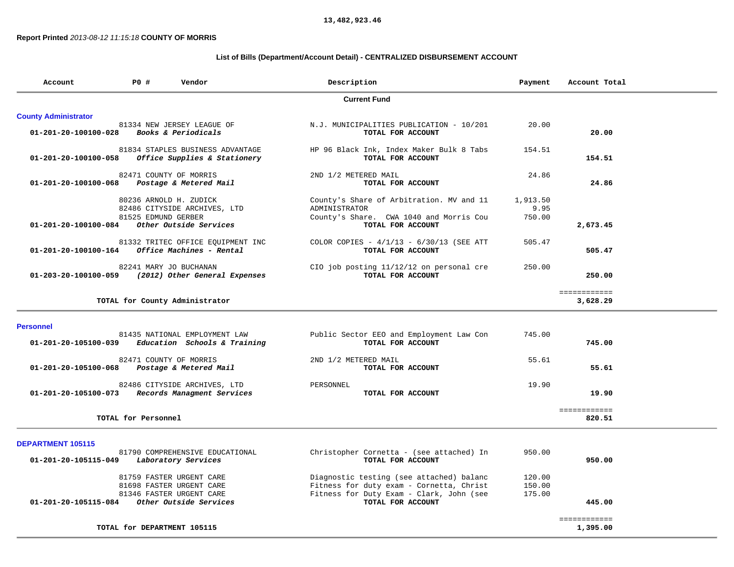13,482,923.46

**Report Printed** *2013-08-12 11:15:18* **COUNTY OF MORRIS**

## List of Bills (Department/Account Detail) - CENTRALIZED DISBURSEMENT ACCOUNT

| Account | PO # | Vendor | Description | Payment | Account Total |
|---|---|---|---|---|---|
| | | | **Current Fund** | | |
| **County Administrator** | | | | | |
| | 81334 | NEW JERSEY LEAGUE OF | N.J. MUNICIPALITIES PUBLICATION - 10/201 | 20.00 | |
| **01-201-20-100100-028** | | ***Books & Periodicals*** | **TOTAL FOR ACCOUNT** | | **20.00** |
| | 81834 | STAPLES BUSINESS ADVANTAGE | HP 96 Black Ink, Index Maker Bulk 8 Tabs | 154.51 | |
| **01-201-20-100100-058** | | ***Office Supplies & Stationery*** | **TOTAL FOR ACCOUNT** | | **154.51** |
| | 82471 | COUNTY OF MORRIS | 2ND 1/2 METERED MAIL | 24.86 | |
| **01-201-20-100100-068** | | ***Postage & Metered Mail*** | **TOTAL FOR ACCOUNT** | | **24.86** |
| | 80236 | ARNOLD H. ZUDICK | County's Share of Arbitration. MV and 11 | 1,913.50 | |
| | 82486 | CITYSIDE ARCHIVES, LTD | ADMINISTRATOR | 9.95 | |
| | 81525 | EDMUND GERBER | County's Share. CWA 1040 and Morris Cou | 750.00 | |
| **01-201-20-100100-084** | | ***Other Outside Services*** | **TOTAL FOR ACCOUNT** | | **2,673.45** |
| | 81332 | TRITEC OFFICE EQUIPMENT INC | COLOR COPIES - 4/1/13 - 6/30/13 (SEE ATT | 505.47 | |
| **01-201-20-100100-164** | | ***Office Machines - Rental*** | **TOTAL FOR ACCOUNT** | | **505.47** |
| | 82241 | MARY JO BUCHANAN | CIO job posting 11/12/12 on personal cre | 250.00 | |
| **01-203-20-100100-059** | | ***(2012) Other General Expenses*** | **TOTAL FOR ACCOUNT** | | **250.00** |
| | | | | | ============ |
| | | **TOTAL for County Administrator** | | | **3,628.29** |
| **Personnel** | | | | | |
| | 81435 | NATIONAL EMPLOYMENT LAW | Public Sector EEO and Employment Law Con | 745.00 | |
| **01-201-20-105100-039** | | ***Education Schools & Training*** | **TOTAL FOR ACCOUNT** | | **745.00** |
| | 82471 | COUNTY OF MORRIS | 2ND 1/2 METERED MAIL | 55.61 | |
| **01-201-20-105100-068** | | ***Postage & Metered Mail*** | **TOTAL FOR ACCOUNT** | | **55.61** |
| | 82486 | CITYSIDE ARCHIVES, LTD | PERSONNEL | 19.90 | |
| **01-201-20-105100-073** | | ***Records Managment Services*** | **TOTAL FOR ACCOUNT** | | **19.90** |
| | | | | | ============ |
| | | **TOTAL for Personnel** | | | **820.51** |
| **DEPARTMENT 105115** | | | | | |
| | 81790 | COMPREHENSIVE EDUCATIONAL | Christopher Cornetta - (see attached) In | 950.00 | |
| **01-201-20-105115-049** | | ***Laboratory Services*** | **TOTAL FOR ACCOUNT** | | **950.00** |
| | 81759 | FASTER URGENT CARE | Diagnostic testing (see attached) balanc | 120.00 | |
| | 81698 | FASTER URGENT CARE | Fitness for duty exam - Cornetta, Christ | 150.00 | |
| | 81346 | FASTER URGENT CARE | Fitness for Duty Exam - Clark, John (see | 175.00 | |
| **01-201-20-105115-084** | | ***Other Outside Services*** | **TOTAL FOR ACCOUNT** | | **445.00** |
| | | | | | ============ |
| | | **TOTAL for DEPARTMENT 105115** | | | **1,395.00** |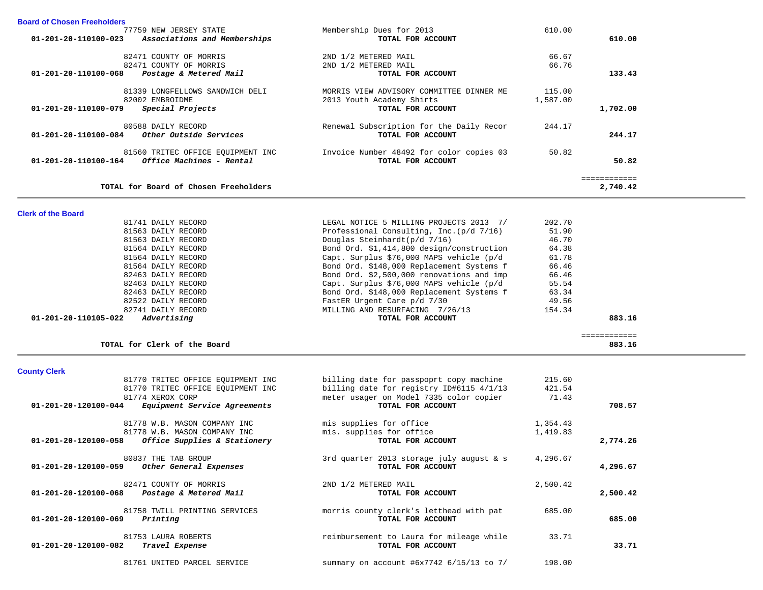## Board of Chosen Freeholders

| Account | Vendor / Description | Item Description | Amount | Total |
|---|---|---|---|---|
| | 77759 NEW JERSEY STATE | Membership Dues for 2013 | 610.00 | |
| 01-201-20-110100-023 | ***Associations and Memberships*** | **TOTAL FOR ACCOUNT** | | **610.00** |
| | 82471 COUNTY OF MORRIS | 2ND 1/2 METERED MAIL | 66.67 | |
| | 82471 COUNTY OF MORRIS | 2ND 1/2 METERED MAIL | 66.76 | |
| 01-201-20-110100-068 | ***Postage & Metered Mail*** | **TOTAL FOR ACCOUNT** | | **133.43** |
| | 81339 LONGFELLOWS SANDWICH DELI | MORRIS VIEW ADVISORY COMMITTEE DINNER ME | 115.00 | |
| | 82002 EMBROIDME | 2013 Youth Academy Shirts | 1,587.00 | |
| 01-201-20-110100-079 | ***Special Projects*** | **TOTAL FOR ACCOUNT** | | **1,702.00** |
| | 80588 DAILY RECORD | Renewal Subscription for the Daily Recor | 244.17 | |
| 01-201-20-110100-084 | ***Other Outside Services*** | **TOTAL FOR ACCOUNT** | | **244.17** |
| | 81560 TRITEC OFFICE EQUIPMENT INC | Invoice Number 48492 for color copies 03 | 50.82 | |
| 01-201-20-110100-164 | ***Office Machines - Rental*** | **TOTAL FOR ACCOUNT** | | **50.82** |
| | **TOTAL for Board of Chosen Freeholders** | | | **2,740.42** |

## Clerk of the Board

| Account | Vendor / Description | Item Description | Amount | Total |
|---|---|---|---|---|
| | 81741 DAILY RECORD | LEGAL NOTICE 5 MILLING PROJECTS 2013 7/ | 202.70 | |
| | 81563 DAILY RECORD | Professional Consulting, Inc.(p/d 7/16) | 51.90 | |
| | 81563 DAILY RECORD | Douglas Steinhardt(p/d 7/16) | 46.70 | |
| | 81564 DAILY RECORD | Bond Ord. $1,414,800 design/construction | 64.38 | |
| | 81564 DAILY RECORD | Capt. Surplus $76,000 MAPS vehicle (p/d | 61.78 | |
| | 81564 DAILY RECORD | Bond Ord. $148,000 Replacement Systems f | 66.46 | |
| | 82463 DAILY RECORD | Bond Ord. $2,500,000 renovations and imp | 66.46 | |
| | 82463 DAILY RECORD | Capt. Surplus $76,000 MAPS vehicle (p/d | 55.54 | |
| | 82463 DAILY RECORD | Bond Ord. $148,000 Replacement Systems f | 63.34 | |
| | 82522 DAILY RECORD | FastER Urgent Care p/d 7/30 | 49.56 | |
| | 82741 DAILY RECORD | MILLING AND RESURFACING 7/26/13 | 154.34 | |
| 01-201-20-110105-022 | ***Advertising*** | **TOTAL FOR ACCOUNT** | | **883.16** |
| | **TOTAL for Clerk of the Board** | | | **883.16** |

## County Clerk

| Account | Vendor / Description | Item Description | Amount | Total |
|---|---|---|---|---|
| | 81770 TRITEC OFFICE EQUIPMENT INC | billing date for passpoprt copy machine | 215.60 | |
| | 81770 TRITEC OFFICE EQUIPMENT INC | billing date for registry ID#6115 4/1/13 | 421.54 | |
| | 81774 XEROX CORP | meter usager on Model 7335 color copier | 71.43 | |
| 01-201-20-120100-044 | ***Equipment Service Agreements*** | **TOTAL FOR ACCOUNT** | | **708.57** |
| | 81778 W.B. MASON COMPANY INC | mis supplies for office | 1,354.43 | |
| | 81778 W.B. MASON COMPANY INC | mis. supplies for office | 1,419.83 | |
| 01-201-20-120100-058 | ***Office Supplies & Stationery*** | **TOTAL FOR ACCOUNT** | | **2,774.26** |
| | 80837 THE TAB GROUP | 3rd quarter 2013 storage july august & s | 4,296.67 | |
| 01-201-20-120100-059 | ***Other General Expenses*** | **TOTAL FOR ACCOUNT** | | **4,296.67** |
| | 82471 COUNTY OF MORRIS | 2ND 1/2 METERED MAIL | 2,500.42 | |
| 01-201-20-120100-068 | ***Postage & Metered Mail*** | **TOTAL FOR ACCOUNT** | | **2,500.42** |
| | 81758 TWILL PRINTING SERVICES | morris county clerk's letthead with pat | 685.00 | |
| 01-201-20-120100-069 | ***Printing*** | **TOTAL FOR ACCOUNT** | | **685.00** |
| | 81753 LAURA ROBERTS | reimbursement to Laura for mileage while | 33.71 | |
| 01-201-20-120100-082 | ***Travel Expense*** | **TOTAL FOR ACCOUNT** | | **33.71** |
| | 81761 UNITED PARCEL SERVICE | summary on account #6x7742 6/15/13 to 7/ | 198.00 | |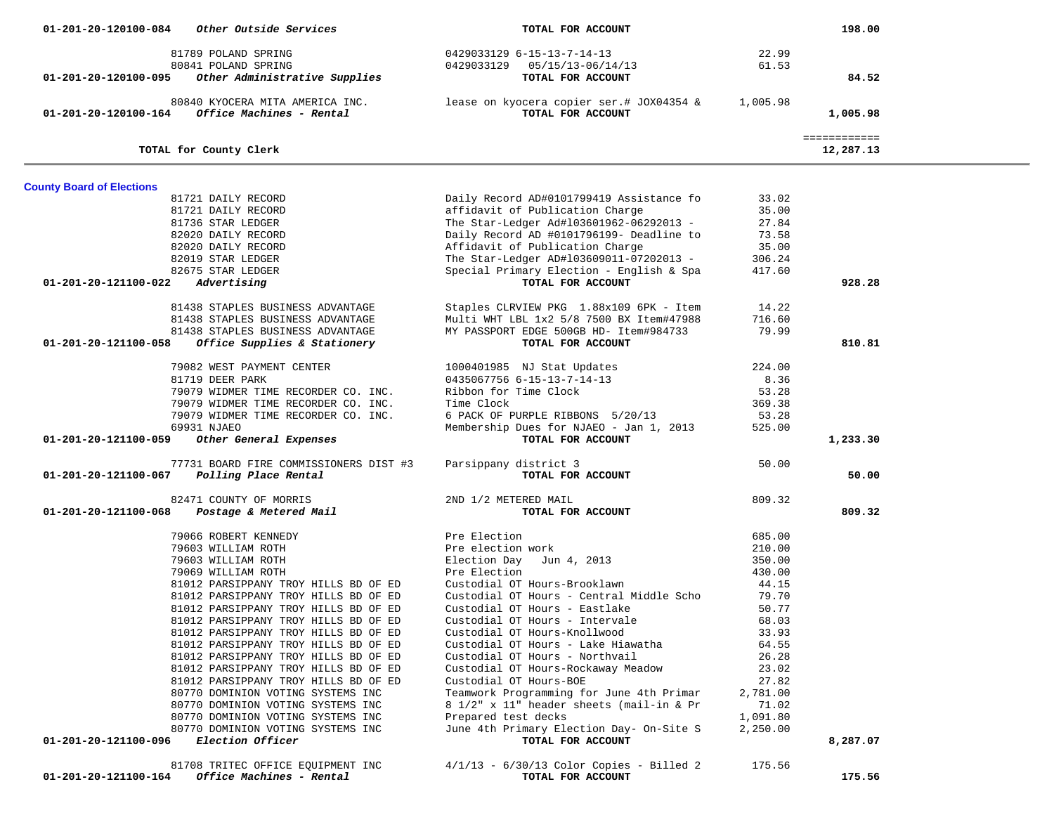| Account | Vendor | Description | Amount | Total |
|---|---|---|---|---|
| 01-201-20-120100-084 | *Other Outside Services* | TOTAL FOR ACCOUNT | | 198.00 |
| | 81789 POLAND SPRING | 0429033129 6-15-13-7-14-13 | 22.99 | |
| | 80841 POLAND SPRING | 0429033129 05/15/13-06/14/13 | 61.53 | |
| 01-201-20-120100-095 | *Other Administrative Supplies* | TOTAL FOR ACCOUNT | | 84.52 |
| | 80840 KYOCERA MITA AMERICA INC. | lease on kyocera copier ser.# JOX04354 & | 1,005.98 | |
| 01-201-20-120100-164 | *Office Machines - Rental* | TOTAL FOR ACCOUNT | | 1,005.98 |
| | | | | ============ |
| | TOTAL for County Clerk | | | 12,287.13 |

**County Board of Elections**

| Account | Vendor | Description | Amount | Total |
|---|---|---|---|---|
| | 81721 DAILY RECORD | Daily Record AD#0101799419 Assistance fo | 33.02 | |
| | 81721 DAILY RECORD | affidavit of Publication Charge | 35.00 | |
| | 81736 STAR LEDGER | The Star-Ledger Ad#103601962-06292013 - | 27.84 | |
| | 82020 DAILY RECORD | Daily Record AD #0101796199- Deadline to | 73.58 | |
| | 82020 DAILY RECORD | Affidavit of Publication Charge | 35.00 | |
| | 82019 STAR LEDGER | The Star-Ledger AD#103609011-07202013 - | 306.24 | |
| | 82675 STAR LEDGER | Special Primary Election - English & Spa | 417.60 | |
| 01-201-20-121100-022 | *Advertising* | TOTAL FOR ACCOUNT | | 928.28 |
| | 81438 STAPLES BUSINESS ADVANTAGE | Staples CLRVIEW PKG 1.88x109 6PK - Item | 14.22 | |
| | 81438 STAPLES BUSINESS ADVANTAGE | Multi WHT LBL 1x2 5/8 7500 BX Item#47988 | 716.60 | |
| | 81438 STAPLES BUSINESS ADVANTAGE | MY PASSPORT EDGE 500GB HD- Item#984733 | 79.99 | |
| 01-201-20-121100-058 | *Office Supplies & Stationery* | TOTAL FOR ACCOUNT | | 810.81 |
| | 79082 WEST PAYMENT CENTER | 1000401985 NJ Stat Updates | 224.00 | |
| | 81719 DEER PARK | 0435067756 6-15-13-7-14-13 | 8.36 | |
| | 79079 WIDMER TIME RECORDER CO. INC. | Ribbon for Time Clock | 53.28 | |
| | 79079 WIDMER TIME RECORDER CO. INC. | Time Clock | 369.38 | |
| | 79079 WIDMER TIME RECORDER CO. INC. | 6 PACK OF PURPLE RIBBONS 5/20/13 | 53.28 | |
| | 69931 NJAEO | Membership Dues for NJAEO - Jan 1, 2013 | 525.00 | |
| 01-201-20-121100-059 | *Other General Expenses* | TOTAL FOR ACCOUNT | | 1,233.30 |
| | 77731 BOARD FIRE COMMISSIONERS DIST #3 | Parsippany district 3 | 50.00 | |
| 01-201-20-121100-067 | *Polling Place Rental* | TOTAL FOR ACCOUNT | | 50.00 |
| | 82471 COUNTY OF MORRIS | 2ND 1/2 METERED MAIL | 809.32 | |
| 01-201-20-121100-068 | *Postage & Metered Mail* | TOTAL FOR ACCOUNT | | 809.32 |
| | 79066 ROBERT KENNEDY | Pre Election | 685.00 | |
| | 79603 WILLIAM ROTH | Pre election work | 210.00 | |
| | 79603 WILLIAM ROTH | Election Day Jun 4, 2013 | 350.00 | |
| | 79069 WILLIAM ROTH | Pre Election | 430.00 | |
| | 81012 PARSIPPANY TROY HILLS BD OF ED | Custodial OT Hours-Brooklawn | 44.15 | |
| | 81012 PARSIPPANY TROY HILLS BD OF ED | Custodial OT Hours - Central Middle Scho | 79.70 | |
| | 81012 PARSIPPANY TROY HILLS BD OF ED | Custodial OT Hours - Eastlake | 50.77 | |
| | 81012 PARSIPPANY TROY HILLS BD OF ED | Custodial OT Hours - Intervale | 68.03 | |
| | 81012 PARSIPPANY TROY HILLS BD OF ED | Custodial OT Hours-Knollwood | 33.93 | |
| | 81012 PARSIPPANY TROY HILLS BD OF ED | Custodial OT Hours - Lake Hiawatha | 64.55 | |
| | 81012 PARSIPPANY TROY HILLS BD OF ED | Custodial OT Hours - Northvail | 26.28 | |
| | 81012 PARSIPPANY TROY HILLS BD OF ED | Custodial OT Hours-Rockaway Meadow | 23.02 | |
| | 81012 PARSIPPANY TROY HILLS BD OF ED | Custodial OT Hours-BOE | 27.82 | |
| | 80770 DOMINION VOTING SYSTEMS INC | Teamwork Programming for June 4th Primar | 2,781.00 | |
| | 80770 DOMINION VOTING SYSTEMS INC | 8 1/2" x 11" header sheets (mail-in & Pr | 71.02 | |
| | 80770 DOMINION VOTING SYSTEMS INC | Prepared test decks | 1,091.80 | |
| | 80770 DOMINION VOTING SYSTEMS INC | June 4th Primary Election Day- On-Site S | 2,250.00 | |
| 01-201-20-121100-096 | *Election Officer* | TOTAL FOR ACCOUNT | | 8,287.07 |
| | 81708 TRITEC OFFICE EQUIPMENT INC | 4/1/13 - 6/30/13 Color Copies - Billed 2 | 175.56 | |
| 01-201-20-121100-164 | *Office Machines - Rental* | TOTAL FOR ACCOUNT | | 175.56 |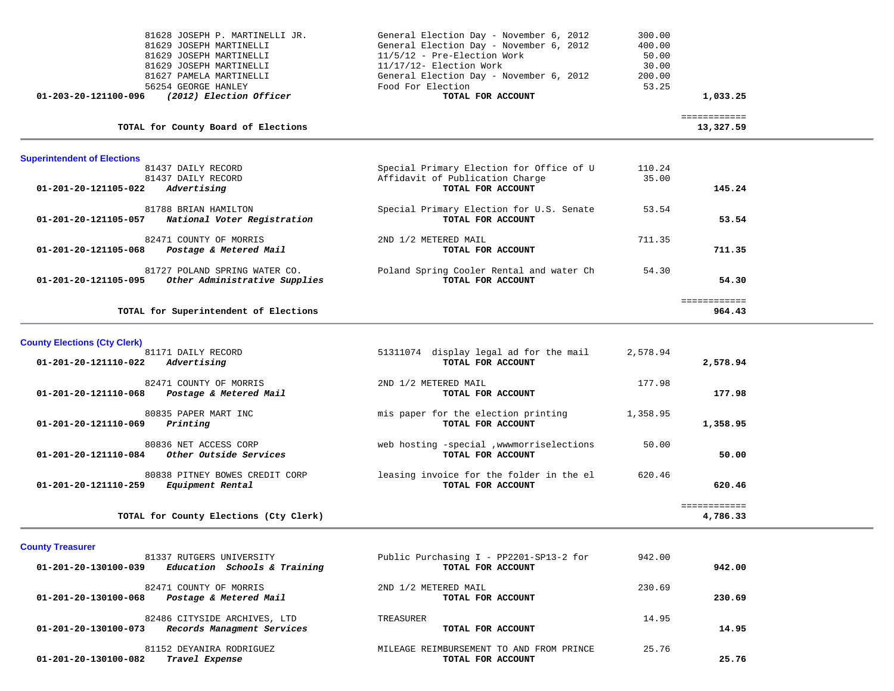| Account | Vendor / Description | Details | Amount | Total |
|---|---|---|---|---|
| | 81628 JOSEPH P. MARTINELLI JR. | General Election Day - November 6, 2012 | 300.00 | |
| | 81629 JOSEPH MARTINELLI | General Election Day - November 6, 2012 | 400.00 | |
| | 81629 JOSEPH MARTINELLI | 11/5/12 - Pre-Election Work | 50.00 | |
| | 81629 JOSEPH MARTINELLI | 11/17/12- Election Work | 30.00 | |
| | 81627 PAMELA MARTINELLI | General Election Day - November 6, 2012 | 200.00 | |
| | 56254 GEORGE HANLEY | Food For Election | 53.25 | |
| **01-203-20-121100-096** | ***(2012) Election Officer*** | **TOTAL FOR ACCOUNT** | | **1,033.25** |
| | **TOTAL for County Board of Elections** | | | **13,327.59** |

**Superintendent of Elections**

| Account | Vendor / Description | Details | Amount | Total |
|---|---|---|---|---|
| | 81437 DAILY RECORD | Special Primary Election for Office of U | 110.24 | |
| | 81437 DAILY RECORD | Affidavit of Publication Charge | 35.00 | |
| **01-201-20-121105-022** | ***Advertising*** | **TOTAL FOR ACCOUNT** | | **145.24** |
| | 81788 BRIAN HAMILTON | Special Primary Election for U.S. Senate | 53.54 | |
| **01-201-20-121105-057** | ***National Voter Registration*** | **TOTAL FOR ACCOUNT** | | **53.54** |
| | 82471 COUNTY OF MORRIS | 2ND 1/2 METERED MAIL | 711.35 | |
| **01-201-20-121105-068** | ***Postage & Metered Mail*** | **TOTAL FOR ACCOUNT** | | **711.35** |
| | 81727 POLAND SPRING WATER CO. | Poland Spring Cooler Rental and water Ch | 54.30 | |
| **01-201-20-121105-095** | ***Other Administrative Supplies*** | **TOTAL FOR ACCOUNT** | | **54.30** |
| | **TOTAL for Superintendent of Elections** | | | **964.43** |

**County Elections (Cty Clerk)**

| Account | Vendor / Description | Details | Amount | Total |
|---|---|---|---|---|
| | 81171 DAILY RECORD | 51311074 display legal ad for the mail | 2,578.94 | |
| **01-201-20-121110-022** | ***Advertising*** | **TOTAL FOR ACCOUNT** | | **2,578.94** |
| | 82471 COUNTY OF MORRIS | 2ND 1/2 METERED MAIL | 177.98 | |
| **01-201-20-121110-068** | ***Postage & Metered Mail*** | **TOTAL FOR ACCOUNT** | | **177.98** |
| | 80835 PAPER MART INC | mis paper for the election printing | 1,358.95 | |
| **01-201-20-121110-069** | ***Printing*** | **TOTAL FOR ACCOUNT** | | **1,358.95** |
| | 80836 NET ACCESS CORP | web hosting -special ,wwwmorriselections | 50.00 | |
| **01-201-20-121110-084** | ***Other Outside Services*** | **TOTAL FOR ACCOUNT** | | **50.00** |
| | 80838 PITNEY BOWES CREDIT CORP | leasing invoice for the folder in the el | 620.46 | |
| **01-201-20-121110-259** | ***Equipment Rental*** | **TOTAL FOR ACCOUNT** | | **620.46** |
| | **TOTAL for County Elections (Cty Clerk)** | | | **4,786.33** |

**County Treasurer**

| Account | Vendor / Description | Details | Amount | Total |
|---|---|---|---|---|
| | 81337 RUTGERS UNIVERSITY | Public Purchasing I - PP2201-SP13-2 for | 942.00 | |
| **01-201-20-130100-039** | ***Education Schools & Training*** | **TOTAL FOR ACCOUNT** | | **942.00** |
| | 82471 COUNTY OF MORRIS | 2ND 1/2 METERED MAIL | 230.69 | |
| **01-201-20-130100-068** | ***Postage & Metered Mail*** | **TOTAL FOR ACCOUNT** | | **230.69** |
| | 82486 CITYSIDE ARCHIVES, LTD | TREASURER | 14.95 | |
| **01-201-20-130100-073** | ***Records Managment Services*** | **TOTAL FOR ACCOUNT** | | **14.95** |
| | 81152 DEYANIRA RODRIGUEZ | MILEAGE REIMBURSEMENT TO AND FROM PRINCE | 25.76 | |
| **01-201-20-130100-082** | ***Travel Expense*** | **TOTAL FOR ACCOUNT** | | **25.76** |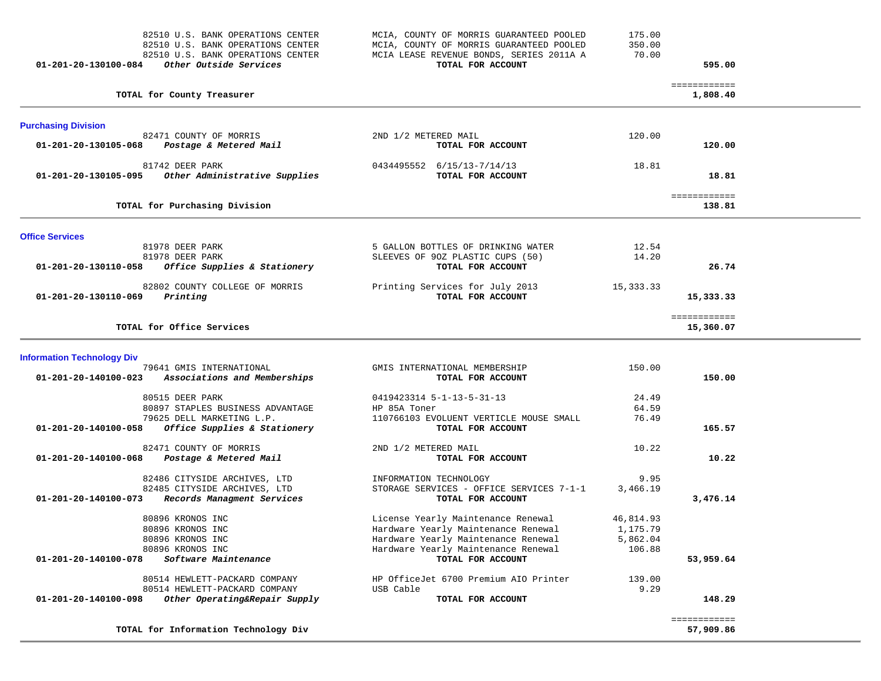| Account | Vendor | Description | Amount | Total |
|---|---|---|---|---|
| | 82510 U.S. BANK OPERATIONS CENTER | MCIA, COUNTY OF MORRIS GUARANTEED POOLED | 175.00 | |
| | 82510 U.S. BANK OPERATIONS CENTER | MCIA, COUNTY OF MORRIS GUARANTEED POOLED | 350.00 | |
| | 82510 U.S. BANK OPERATIONS CENTER | MCIA LEASE REVENUE BONDS, SERIES 2011A A | 70.00 | |
| **01-201-20-130100-084** | ***Other Outside Services*** | **TOTAL FOR ACCOUNT** | | **595.00** |
| | | | | ============ |
| | **TOTAL for County Treasurer** | | | **1,808.40** |

## Purchasing Division

| Account | Vendor | Description | Amount | Total |
|---|---|---|---|---|
| | 82471 COUNTY OF MORRIS | 2ND 1/2 METERED MAIL | 120.00 | |
| **01-201-20-130105-068** | ***Postage & Metered Mail*** | **TOTAL FOR ACCOUNT** | | **120.00** |
| | 81742 DEER PARK | 0434495552 6/15/13-7/14/13 | 18.81 | |
| **01-201-20-130105-095** | ***Other Administrative Supplies*** | **TOTAL FOR ACCOUNT** | | **18.81** |
| | | | | ============ |
| | **TOTAL for Purchasing Division** | | | **138.81** |

## Office Services

| Account | Vendor | Description | Amount | Total |
|---|---|---|---|---|
| | 81978 DEER PARK | 5 GALLON BOTTLES OF DRINKING WATER | 12.54 | |
| | 81978 DEER PARK | SLEEVES OF 9OZ PLASTIC CUPS (50) | 14.20 | |
| **01-201-20-130110-058** | ***Office Supplies & Stationery*** | **TOTAL FOR ACCOUNT** | | **26.74** |
| | 82802 COUNTY COLLEGE OF MORRIS | Printing Services for July 2013 | 15,333.33 | |
| **01-201-20-130110-069** | ***Printing*** | **TOTAL FOR ACCOUNT** | | **15,333.33** |
| | | | | ============ |
| | **TOTAL for Office Services** | | | **15,360.07** |

## Information Technology Div

| Account | Vendor | Description | Amount | Total |
|---|---|---|---|---|
| | 79641 GMIS INTERNATIONAL | GMIS INTERNATIONAL MEMBERSHIP | 150.00 | |
| **01-201-20-140100-023** | ***Associations and Memberships*** | **TOTAL FOR ACCOUNT** | | **150.00** |
| | 80515 DEER PARK | 0419423314 5-1-13-5-31-13 | 24.49 | |
| | 80897 STAPLES BUSINESS ADVANTAGE | HP 85A Toner | 64.59 | |
| | 79625 DELL MARKETING L.P. | 110766103 EVOLUENT VERTICLE MOUSE SMALL | 76.49 | |
| **01-201-20-140100-058** | ***Office Supplies & Stationery*** | **TOTAL FOR ACCOUNT** | | **165.57** |
| | 82471 COUNTY OF MORRIS | 2ND 1/2 METERED MAIL | 10.22 | |
| **01-201-20-140100-068** | ***Postage & Metered Mail*** | **TOTAL FOR ACCOUNT** | | **10.22** |
| | 82486 CITYSIDE ARCHIVES, LTD | INFORMATION TECHNOLOGY | 9.95 | |
| | 82485 CITYSIDE ARCHIVES, LTD | STORAGE SERVICES - OFFICE SERVICES 7-1-1 | 3,466.19 | |
| **01-201-20-140100-073** | ***Records Managment Services*** | **TOTAL FOR ACCOUNT** | | **3,476.14** |
| | 80896 KRONOS INC | License Yearly Maintenance Renewal | 46,814.93 | |
| | 80896 KRONOS INC | Hardware Yearly Maintenance Renewal | 1,175.79 | |
| | 80896 KRONOS INC | Hardware Yearly Maintenance Renewal | 5,862.04 | |
| | 80896 KRONOS INC | Hardware Yearly Maintenance Renewal | 106.88 | |
| **01-201-20-140100-078** | ***Software Maintenance*** | **TOTAL FOR ACCOUNT** | | **53,959.64** |
| | 80514 HEWLETT-PACKARD COMPANY | HP OfficeJet 6700 Premium AIO Printer | 139.00 | |
| | 80514 HEWLETT-PACKARD COMPANY | USB Cable | 9.29 | |
| **01-201-20-140100-098** | ***Other Operating&Repair Supply*** | **TOTAL FOR ACCOUNT** | | **148.29** |
| | | | | ============ |
| | **TOTAL for Information Technology Div** | | | **57,909.86** |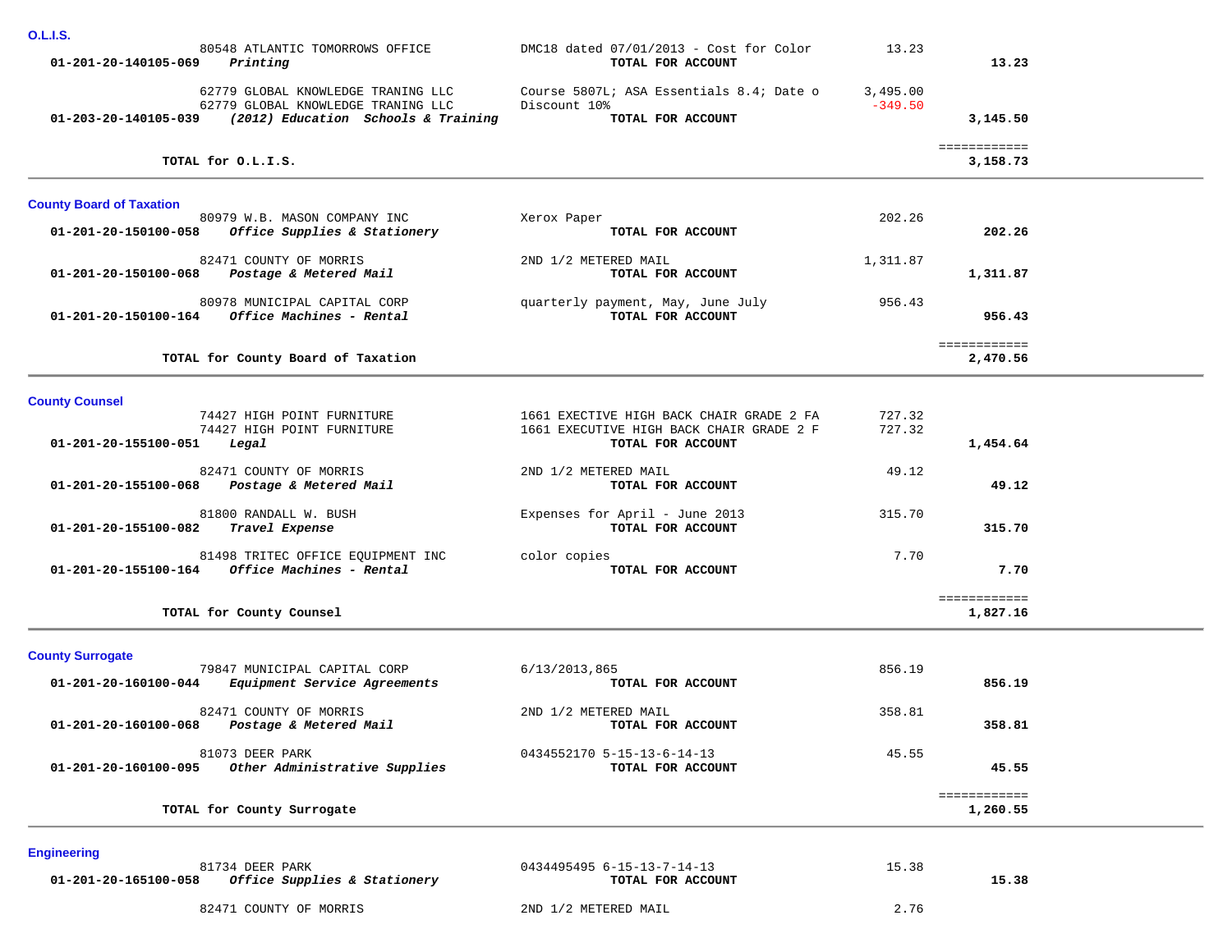## O.L.I.S.

| Account | Vendor / Description | Detail | Amount | Total |
|---|---|---|---|---|
| | 80548 ATLANTIC TOMORROWS OFFICE | DMC18 dated 07/01/2013 - Cost for Color | 13.23 | |
| **01-201-20-140105-069** | ***Printing*** | **TOTAL FOR ACCOUNT** | | **13.23** |
| | 62779 GLOBAL KNOWLEDGE TRANING LLC | Course 5807L; ASA Essentials 8.4; Date o | 3,495.00 | |
| | 62779 GLOBAL KNOWLEDGE TRANING LLC | Discount 10% | -349.50 | |
| **01-203-20-140105-039** | ***(2012) Education Schools & Training*** | **TOTAL FOR ACCOUNT** | | **3,145.50** |
| | **TOTAL for O.L.I.S.** | | | **3,158.73** |

## County Board of Taxation

| Account | Vendor / Description | Detail | Amount | Total |
|---|---|---|---|---|
| | 80979 W.B. MASON COMPANY INC | Xerox Paper | 202.26 | |
| **01-201-20-150100-058** | ***Office Supplies & Stationery*** | **TOTAL FOR ACCOUNT** | | **202.26** |
| | 82471 COUNTY OF MORRIS | 2ND 1/2 METERED MAIL | 1,311.87 | |
| **01-201-20-150100-068** | ***Postage & Metered Mail*** | **TOTAL FOR ACCOUNT** | | **1,311.87** |
| | 80978 MUNICIPAL CAPITAL CORP | quarterly payment, May, June July | 956.43 | |
| **01-201-20-150100-164** | ***Office Machines - Rental*** | **TOTAL FOR ACCOUNT** | | **956.43** |
| | **TOTAL for County Board of Taxation** | | | **2,470.56** |

## County Counsel

| Account | Vendor / Description | Detail | Amount | Total |
|---|---|---|---|---|
| | 74427 HIGH POINT FURNITURE | 1661 EXECTIVE HIGH BACK CHAIR GRADE 2 FA | 727.32 | |
| | 74427 HIGH POINT FURNITURE | 1661 EXECUTIVE HIGH BACK CHAIR GRADE 2 F | 727.32 | |
| **01-201-20-155100-051** | ***Legal*** | **TOTAL FOR ACCOUNT** | | **1,454.64** |
| | 82471 COUNTY OF MORRIS | 2ND 1/2 METERED MAIL | 49.12 | |
| **01-201-20-155100-068** | ***Postage & Metered Mail*** | **TOTAL FOR ACCOUNT** | | **49.12** |
| | 81800 RANDALL W. BUSH | Expenses for April - June 2013 | 315.70 | |
| **01-201-20-155100-082** | ***Travel Expense*** | **TOTAL FOR ACCOUNT** | | **315.70** |
| | 81498 TRITEC OFFICE EQUIPMENT INC | color copies | 7.70 | |
| **01-201-20-155100-164** | ***Office Machines - Rental*** | **TOTAL FOR ACCOUNT** | | **7.70** |
| | **TOTAL for County Counsel** | | | **1,827.16** |

## County Surrogate

| Account | Vendor / Description | Detail | Amount | Total |
|---|---|---|---|---|
| | 79847 MUNICIPAL CAPITAL CORP | 6/13/2013,865 | 856.19 | |
| **01-201-20-160100-044** | ***Equipment Service Agreements*** | **TOTAL FOR ACCOUNT** | | **856.19** |
| | 82471 COUNTY OF MORRIS | 2ND 1/2 METERED MAIL | 358.81 | |
| **01-201-20-160100-068** | ***Postage & Metered Mail*** | **TOTAL FOR ACCOUNT** | | **358.81** |
| | 81073 DEER PARK | 0434552170 5-15-13-6-14-13 | 45.55 | |
| **01-201-20-160100-095** | ***Other Administrative Supplies*** | **TOTAL FOR ACCOUNT** | | **45.55** |
| | **TOTAL for County Surrogate** | | | **1,260.55** |

## Engineering

| Account | Vendor / Description | Detail | Amount | Total |
|---|---|---|---|---|
| | 81734 DEER PARK | 0434495495 6-15-13-7-14-13 | 15.38 | |
| **01-201-20-165100-058** | ***Office Supplies & Stationery*** | **TOTAL FOR ACCOUNT** | | **15.38** |
| | 82471 COUNTY OF MORRIS | 2ND 1/2 METERED MAIL | 2.76 | |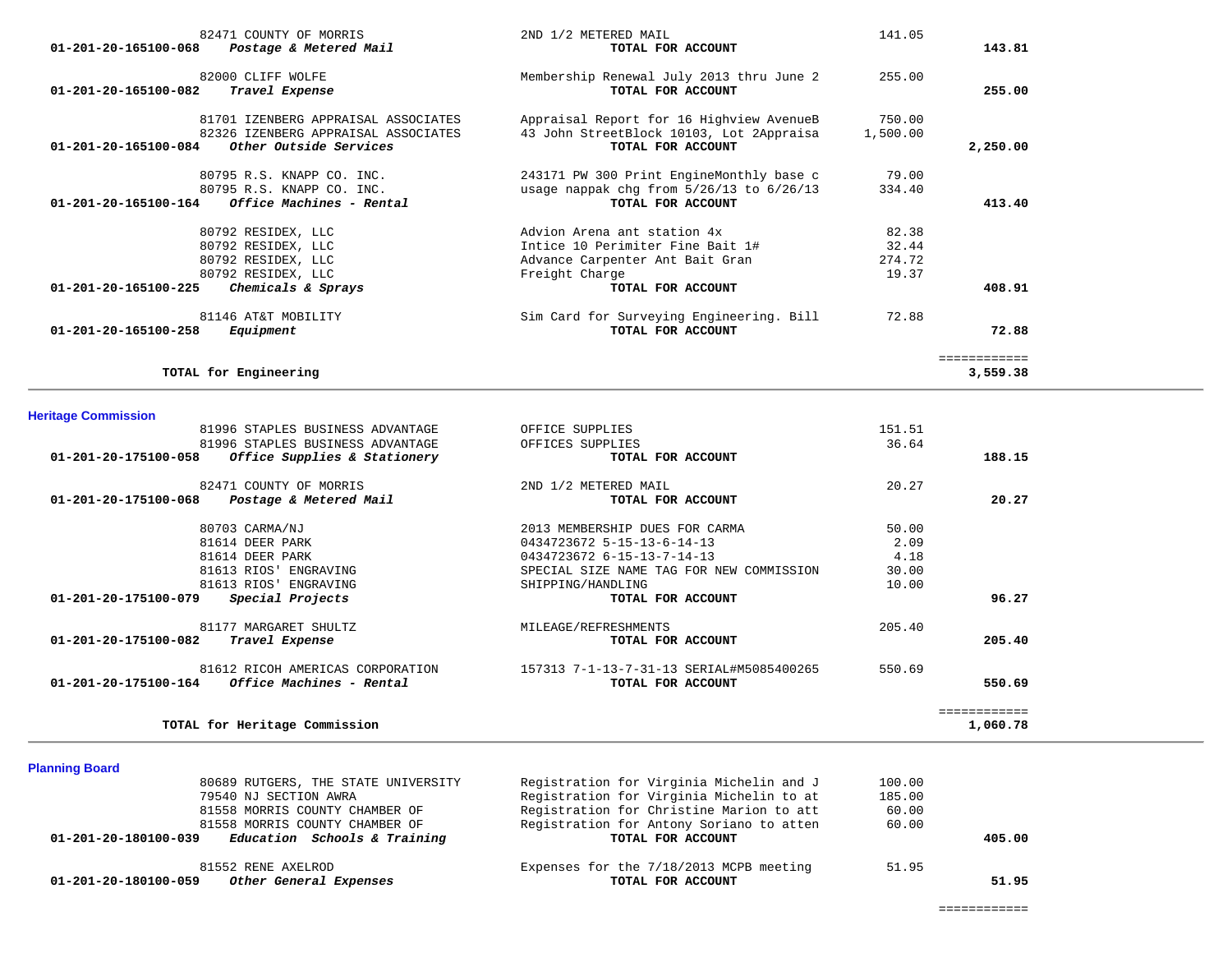| Account | Vendor / Account Name | Description | Amount | Total |
|---|---|---|---|---|
| | 82471 COUNTY OF MORRIS | 2ND 1/2 METERED MAIL | 141.05 | |
| **01-201-20-165100-068** | ***Postage & Metered Mail*** | **TOTAL FOR ACCOUNT** | | **143.81** |
| | 82000 CLIFF WOLFE | Membership Renewal July 2013 thru June 2 | 255.00 | |
| **01-201-20-165100-082** | ***Travel Expense*** | **TOTAL FOR ACCOUNT** | | **255.00** |
| | 81701 IZENBERG APPRAISAL ASSOCIATES | Appraisal Report for 16 Highview AvenueB | 750.00 | |
| | 82326 IZENBERG APPRAISAL ASSOCIATES | 43 John StreetBlock 10103, Lot 2Appraisa | 1,500.00 | |
| **01-201-20-165100-084** | ***Other Outside Services*** | **TOTAL FOR ACCOUNT** | | **2,250.00** |
| | 80795 R.S. KNAPP CO. INC. | 243171 PW 300 Print EngineMonthly base c | 79.00 | |
| | 80795 R.S. KNAPP CO. INC. | usage nappak chg from 5/26/13 to 6/26/13 | 334.40 | |
| **01-201-20-165100-164** | ***Office Machines - Rental*** | **TOTAL FOR ACCOUNT** | | **413.40** |
| | 80792 RESIDEX, LLC | Advion Arena ant station 4x | 82.38 | |
| | 80792 RESIDEX, LLC | Intice 10 Perimiter Fine Bait 1# | 32.44 | |
| | 80792 RESIDEX, LLC | Advance Carpenter Ant Bait Gran | 274.72 | |
| | 80792 RESIDEX, LLC | Freight Charge | 19.37 | |
| **01-201-20-165100-225** | ***Chemicals & Sprays*** | **TOTAL FOR ACCOUNT** | | **408.91** |
| | 81146 AT&T MOBILITY | Sim Card for Surveying Engineering. Bill | 72.88 | |
| **01-201-20-165100-258** | ***Equipment*** | **TOTAL FOR ACCOUNT** | | **72.88** |
| | | | | ============ |
| | **TOTAL for Engineering** | | | **3,559.38** |

**Heritage Commission**

| Account | Vendor / Account Name | Description | Amount | Total |
|---|---|---|---|---|
| | 81996 STAPLES BUSINESS ADVANTAGE | OFFICE SUPPLIES | 151.51 | |
| | 81996 STAPLES BUSINESS ADVANTAGE | OFFICES SUPPLIES | 36.64 | |
| **01-201-20-175100-058** | ***Office Supplies & Stationery*** | **TOTAL FOR ACCOUNT** | | **188.15** |
| | 82471 COUNTY OF MORRIS | 2ND 1/2 METERED MAIL | 20.27 | |
| **01-201-20-175100-068** | ***Postage & Metered Mail*** | **TOTAL FOR ACCOUNT** | | **20.27** |
| | 80703 CARMA/NJ | 2013 MEMBERSHIP DUES FOR CARMA | 50.00 | |
| | 81614 DEER PARK | 0434723672 5-15-13-6-14-13 | 2.09 | |
| | 81614 DEER PARK | 0434723672 6-15-13-7-14-13 | 4.18 | |
| | 81613 RIOS' ENGRAVING | SPECIAL SIZE NAME TAG FOR NEW COMMISSION | 30.00 | |
| | 81613 RIOS' ENGRAVING | SHIPPING/HANDLING | 10.00 | |
| **01-201-20-175100-079** | ***Special Projects*** | **TOTAL FOR ACCOUNT** | | **96.27** |
| | 81177 MARGARET SHULTZ | MILEAGE/REFRESHMENTS | 205.40 | |
| **01-201-20-175100-082** | ***Travel Expense*** | **TOTAL FOR ACCOUNT** | | **205.40** |
| | 81612 RICOH AMERICAS CORPORATION | 157313 7-1-13-7-31-13 SERIAL#M5085400265 | 550.69 | |
| **01-201-20-175100-164** | ***Office Machines - Rental*** | **TOTAL FOR ACCOUNT** | | **550.69** |
| | | | | ============ |
| | **TOTAL for Heritage Commission** | | | **1,060.78** |

**Planning Board**

| Account | Vendor / Account Name | Description | Amount | Total |
|---|---|---|---|---|
| | 80689 RUTGERS, THE STATE UNIVERSITY | Registration for Virginia Michelin and J | 100.00 | |
| | 79540 NJ SECTION AWRA | Registration for Virginia Michelin to at | 185.00 | |
| | 81558 MORRIS COUNTY CHAMBER OF | Registration for Christine Marion to att | 60.00 | |
| | 81558 MORRIS COUNTY CHAMBER OF | Registration for Antony Soriano to atten | 60.00 | |
| **01-201-20-180100-039** | ***Education Schools & Training*** | **TOTAL FOR ACCOUNT** | | **405.00** |
| | 81552 RENE AXELROD | Expenses for the 7/18/2013 MCPB meeting | 51.95 | |
| **01-201-20-180100-059** | ***Other General Expenses*** | **TOTAL FOR ACCOUNT** | | **51.95** |
| | | | | ============ |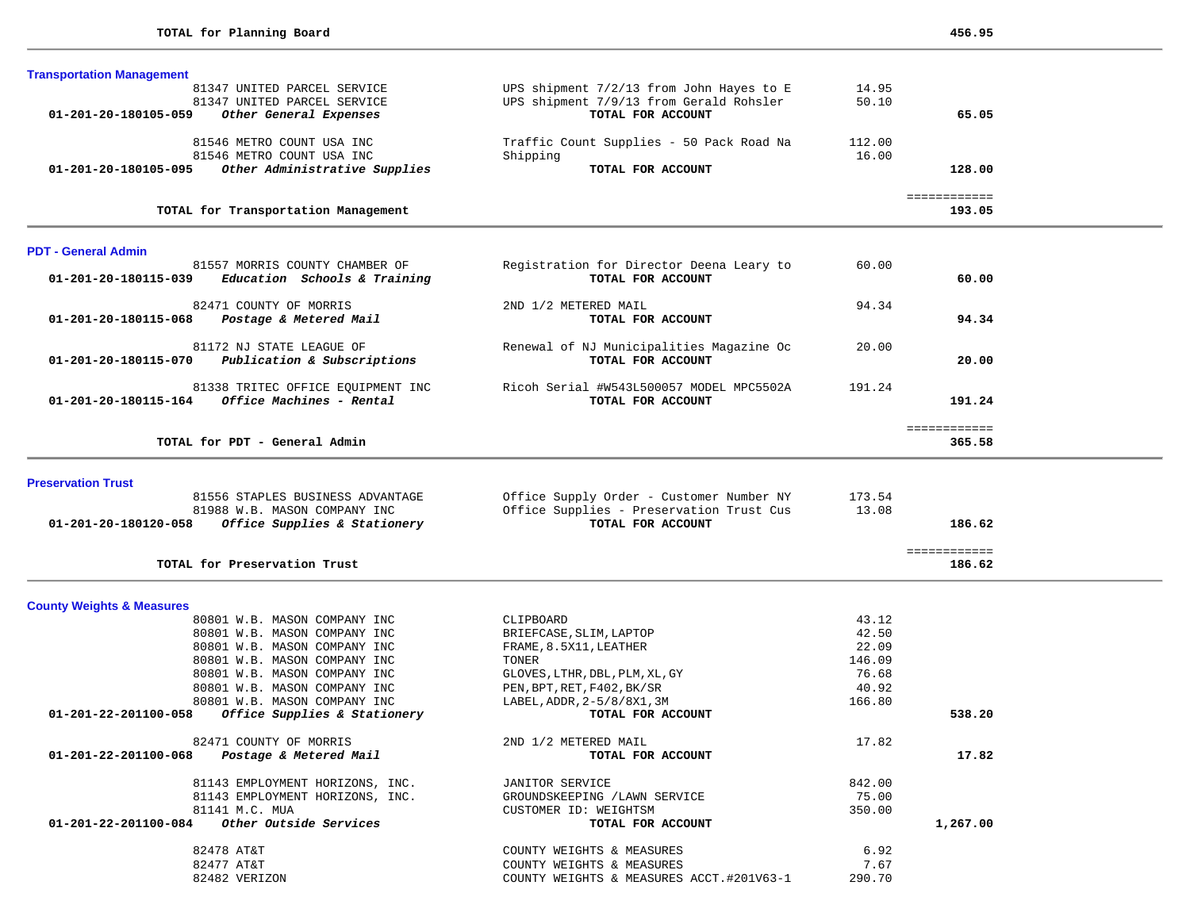**TOTAL for Planning Board** 456.95

## Transportation Management

| Account | Vendor / Description | Item Description | Amount | Total |
|---|---|---|---|---|
| | 81347 UNITED PARCEL SERVICE | UPS shipment 7/2/13 from John Hayes to E | 14.95 | |
| | 81347 UNITED PARCEL SERVICE | UPS shipment 7/9/13 from Gerald Rohsler | 50.10 | |
| **01-201-20-180105-059** | ***Other General Expenses*** | **TOTAL FOR ACCOUNT** | | **65.05** |
| | 81546 METRO COUNT USA INC | Traffic Count Supplies - 50 Pack Road Na | 112.00 | |
| | 81546 METRO COUNT USA INC | Shipping | 16.00 | |
| **01-201-20-180105-095** | ***Other Administrative Supplies*** | **TOTAL FOR ACCOUNT** | | **128.00** |

**TOTAL for Transportation Management** ============ **193.05**

## PDT - General Admin

| Account | Vendor / Description | Item Description | Amount | Total |
|---|---|---|---|---|
| | 81557 MORRIS COUNTY CHAMBER OF | Registration for Director Deena Leary to | 60.00 | |
| **01-201-20-180115-039** | ***Education Schools & Training*** | **TOTAL FOR ACCOUNT** | | **60.00** |
| | 82471 COUNTY OF MORRIS | 2ND 1/2 METERED MAIL | 94.34 | |
| **01-201-20-180115-068** | ***Postage & Metered Mail*** | **TOTAL FOR ACCOUNT** | | **94.34** |
| | 81172 NJ STATE LEAGUE OF | Renewal of NJ Municipalities Magazine Oc | 20.00 | |
| **01-201-20-180115-070** | ***Publication & Subscriptions*** | **TOTAL FOR ACCOUNT** | | **20.00** |
| | 81338 TRITEC OFFICE EQUIPMENT INC | Ricoh Serial #W543L500057 MODEL MPC5502A | 191.24 | |
| **01-201-20-180115-164** | ***Office Machines - Rental*** | **TOTAL FOR ACCOUNT** | | **191.24** |

**TOTAL for PDT - General Admin** ============ **365.58**

## Preservation Trust

| Account | Vendor / Description | Item Description | Amount | Total |
|---|---|---|---|---|
| | 81556 STAPLES BUSINESS ADVANTAGE | Office Supply Order - Customer Number NY | 173.54 | |
| | 81988 W.B. MASON COMPANY INC | Office Supplies - Preservation Trust Cus | 13.08 | |
| **01-201-20-180120-058** | ***Office Supplies & Stationery*** | **TOTAL FOR ACCOUNT** | | **186.62** |

**TOTAL for Preservation Trust** ============ **186.62**

## County Weights & Measures

| Account | Vendor / Description | Item Description | Amount | Total |
|---|---|---|---|---|
| | 80801 W.B. MASON COMPANY INC | CLIPBOARD | 43.12 | |
| | 80801 W.B. MASON COMPANY INC | BRIEFCASE,SLIM,LAPTOP | 42.50 | |
| | 80801 W.B. MASON COMPANY INC | FRAME,8.5X11,LEATHER | 22.09 | |
| | 80801 W.B. MASON COMPANY INC | TONER | 146.09 | |
| | 80801 W.B. MASON COMPANY INC | GLOVES,LTHR,DBL,PLM,XL,GY | 76.68 | |
| | 80801 W.B. MASON COMPANY INC | PEN,BPT,RET,F402,BK/SR | 40.92 | |
| | 80801 W.B. MASON COMPANY INC | LABEL,ADDR,2-5/8/8X1,3M | 166.80 | |
| **01-201-22-201100-058** | ***Office Supplies & Stationery*** | **TOTAL FOR ACCOUNT** | | **538.20** |
| | 82471 COUNTY OF MORRIS | 2ND 1/2 METERED MAIL | 17.82 | |
| **01-201-22-201100-068** | ***Postage & Metered Mail*** | **TOTAL FOR ACCOUNT** | | **17.82** |
| | 81143 EMPLOYMENT HORIZONS, INC. | JANITOR SERVICE | 842.00 | |
| | 81143 EMPLOYMENT HORIZONS, INC. | GROUNDSKEEPING /LAWN SERVICE | 75.00 | |
| | 81141 M.C. MUA | CUSTOMER ID: WEIGHTSM | 350.00 | |
| **01-201-22-201100-084** | ***Other Outside Services*** | **TOTAL FOR ACCOUNT** | | **1,267.00** |
| | 82478 AT&T | COUNTY WEIGHTS & MEASURES | 6.92 | |
| | 82477 AT&T | COUNTY WEIGHTS & MEASURES | 7.67 | |
| | 82482 VERIZON | COUNTY WEIGHTS & MEASURES ACCT.#201V63-1 | 290.70 | |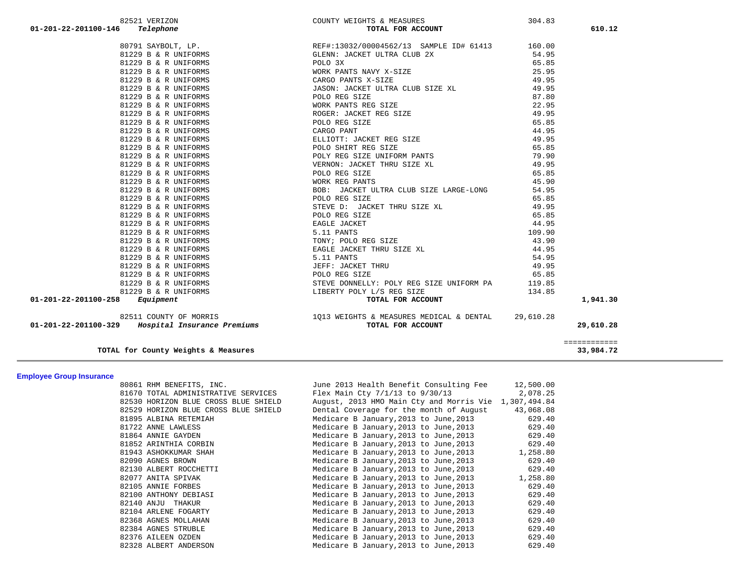| Account | Vendor | Description | Amount | Total |
|---|---|---|---|---|
| | 82521 VERIZON | COUNTY WEIGHTS & MEASURES | 304.83 | |
| 01-201-22-201100-146 | *Telephone* | **TOTAL FOR ACCOUNT** | | **610.12** |
| | 80791 SAYBOLT, LP. | REF#:13032/00004562/13 SAMPLE ID# 61413 | 160.00 | |
| | 81229 B & R UNIFORMS | GLENN: JACKET ULTRA CLUB 2X | 54.95 | |
| | 81229 B & R UNIFORMS | POLO 3X | 65.85 | |
| | 81229 B & R UNIFORMS | WORK PANTS NAVY X-SIZE | 25.95 | |
| | 81229 B & R UNIFORMS | CARGO PANTS X-SIZE | 49.95 | |
| | 81229 B & R UNIFORMS | JASON: JACKET ULTRA CLUB SIZE XL | 49.95 | |
| | 81229 B & R UNIFORMS | POLO REG SIZE | 87.80 | |
| | 81229 B & R UNIFORMS | WORK PANTS REG SIZE | 22.95 | |
| | 81229 B & R UNIFORMS | ROGER: JACKET REG SIZE | 49.95 | |
| | 81229 B & R UNIFORMS | POLO REG SIZE | 65.85 | |
| | 81229 B & R UNIFORMS | CARGO PANT | 44.95 | |
| | 81229 B & R UNIFORMS | ELLIOTT: JACKET REG SIZE | 49.95 | |
| | 81229 B & R UNIFORMS | POLO SHIRT REG SIZE | 65.85 | |
| | 81229 B & R UNIFORMS | POLY REG SIZE UNIFORM PANTS | 79.90 | |
| | 81229 B & R UNIFORMS | VERNON: JACKET THRU SIZE XL | 49.95 | |
| | 81229 B & R UNIFORMS | POLO REG SIZE | 65.85 | |
| | 81229 B & R UNIFORMS | WORK REG PANTS | 45.90 | |
| | 81229 B & R UNIFORMS | BOB: JACKET ULTRA CLUB SIZE LARGE-LONG | 54.95 | |
| | 81229 B & R UNIFORMS | POLO REG SIZE | 65.85 | |
| | 81229 B & R UNIFORMS | STEVE D: JACKET THRU SIZE XL | 49.95 | |
| | 81229 B & R UNIFORMS | POLO REG SIZE | 65.85 | |
| | 81229 B & R UNIFORMS | EAGLE JACKET | 44.95 | |
| | 81229 B & R UNIFORMS | 5.11 PANTS | 109.90 | |
| | 81229 B & R UNIFORMS | TONY; POLO REG SIZE | 43.90 | |
| | 81229 B & R UNIFORMS | EAGLE JACKET THRU SIZE XL | 44.95 | |
| | 81229 B & R UNIFORMS | 5.11 PANTS | 54.95 | |
| | 81229 B & R UNIFORMS | JEFF: JACKET THRU | 49.95 | |
| | 81229 B & R UNIFORMS | POLO REG SIZE | 65.85 | |
| | 81229 B & R UNIFORMS | STEVE DONNELLY: POLY REG SIZE UNIFORM PA | 119.85 | |
| | 81229 B & R UNIFORMS | LIBERTY POLY L/S REG SIZE | 134.85 | |
| 01-201-22-201100-258 | *Equipment* | **TOTAL FOR ACCOUNT** | | **1,941.30** |
| | 82511 COUNTY OF MORRIS | 1Q13 WEIGHTS & MEASURES MEDICAL & DENTAL | 29,610.28 | |
| 01-201-22-201100-329 | *Hospital Insurance Premiums* | **TOTAL FOR ACCOUNT** | | **29,610.28** |
| | **TOTAL for County Weights & Measures** | | | **33,984.72** |

## Employee Group Insurance

| Vendor | Description | Amount |
|---|---|---|
| 80861 RHM BENEFITS, INC. | June 2013 Health Benefit Consulting Fee | 12,500.00 |
| 81670 TOTAL ADMINISTRATIVE SERVICES | Flex Main Cty 7/1/13 to 9/30/13 | 2,078.25 |
| 82530 HORIZON BLUE CROSS BLUE SHIELD | August, 2013 HMO Main Cty and Morris Vie | 1,307,494.84 |
| 82529 HORIZON BLUE CROSS BLUE SHIELD | Dental Coverage for the month of August | 43,068.08 |
| 81895 ALBINA RETEMIAH | Medicare B January,2013 to June,2013 | 629.40 |
| 81722 ANNE LAWLESS | Medicare B January,2013 to June,2013 | 629.40 |
| 81864 ANNIE GAYDEN | Medicare B January,2013 to June,2013 | 629.40 |
| 81852 ARINTHIA CORBIN | Medicare B January,2013 to June,2013 | 629.40 |
| 81943 ASHOKKUMAR SHAH | Medicare B January,2013 to June,2013 | 1,258.80 |
| 82090 AGNES BROWN | Medicare B January,2013 to June,2013 | 629.40 |
| 82130 ALBERT ROCCHETTI | Medicare B January,2013 to June,2013 | 629.40 |
| 82077 ANITA SPIVAK | Medicare B January,2013 to June,2013 | 1,258.80 |
| 82105 ANNIE FORBES | Medicare B January,2013 to June,2013 | 629.40 |
| 82100 ANTHONY DEBIASI | Medicare B January,2013 to June,2013 | 629.40 |
| 82140 ANJU THAKUR | Medicare B January,2013 to June,2013 | 629.40 |
| 82104 ARLENE FOGARTY | Medicare B January,2013 to June,2013 | 629.40 |
| 82368 AGNES MOLLAHAN | Medicare B January,2013 to June,2013 | 629.40 |
| 82384 AGNES STRUBLE | Medicare B January,2013 to June,2013 | 629.40 |
| 82376 AILEEN OZDEN | Medicare B January,2013 to June,2013 | 629.40 |
| 82328 ALBERT ANDERSON | Medicare B January,2013 to June,2013 | 629.40 |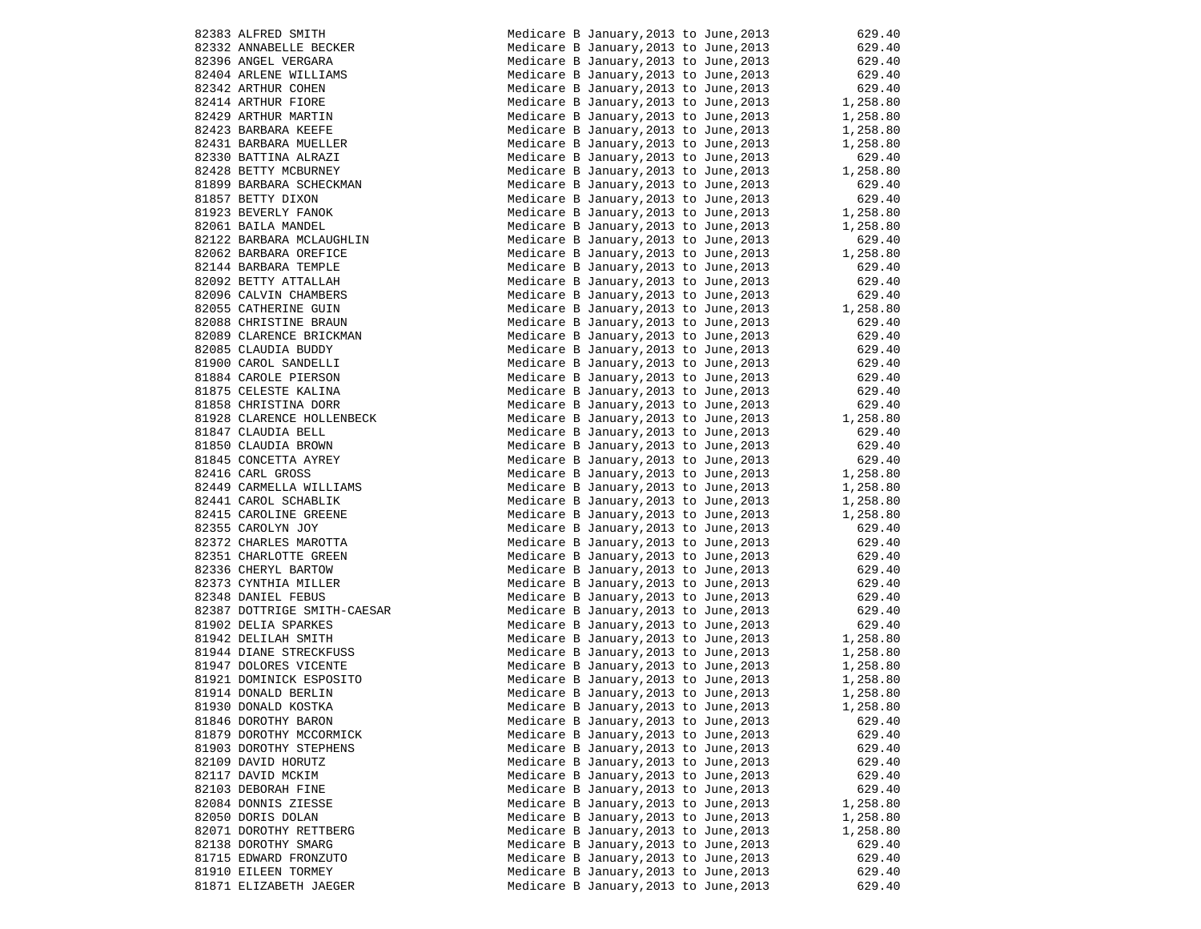| | | | |
|---|---|---|---|
| 82383 | ALFRED SMITH | Medicare B January,2013 to June,2013 | 629.40 |
| 82332 | ANNABELLE BECKER | Medicare B January,2013 to June,2013 | 629.40 |
| 82396 | ANGEL VERGARA | Medicare B January,2013 to June,2013 | 629.40 |
| 82404 | ARLENE WILLIAMS | Medicare B January,2013 to June,2013 | 629.40 |
| 82342 | ARTHUR COHEN | Medicare B January,2013 to June,2013 | 629.40 |
| 82414 | ARTHUR FIORE | Medicare B January,2013 to June,2013 | 1,258.80 |
| 82429 | ARTHUR MARTIN | Medicare B January,2013 to June,2013 | 1,258.80 |
| 82423 | BARBARA KEEFE | Medicare B January,2013 to June,2013 | 1,258.80 |
| 82431 | BARBARA MUELLER | Medicare B January,2013 to June,2013 | 1,258.80 |
| 82330 | BATTINA ALRAZI | Medicare B January,2013 to June,2013 | 629.40 |
| 82428 | BETTY MCBURNEY | Medicare B January,2013 to June,2013 | 1,258.80 |
| 81899 | BARBARA SCHECKMAN | Medicare B January,2013 to June,2013 | 629.40 |
| 81857 | BETTY DIXON | Medicare B January,2013 to June,2013 | 629.40 |
| 81923 | BEVERLY FANOK | Medicare B January,2013 to June,2013 | 1,258.80 |
| 82061 | BAILA MANDEL | Medicare B January,2013 to June,2013 | 1,258.80 |
| 82122 | BARBARA MCLAUGHLIN | Medicare B January,2013 to June,2013 | 629.40 |
| 82062 | BARBARA OREFICE | Medicare B January,2013 to June,2013 | 1,258.80 |
| 82144 | BARBARA TEMPLE | Medicare B January,2013 to June,2013 | 629.40 |
| 82092 | BETTY ATTALLAH | Medicare B January,2013 to June,2013 | 629.40 |
| 82096 | CALVIN CHAMBERS | Medicare B January,2013 to June,2013 | 629.40 |
| 82055 | CATHERINE GUIN | Medicare B January,2013 to June,2013 | 1,258.80 |
| 82088 | CHRISTINE BRAUN | Medicare B January,2013 to June,2013 | 629.40 |
| 82089 | CLARENCE BRICKMAN | Medicare B January,2013 to June,2013 | 629.40 |
| 82085 | CLAUDIA BUDDY | Medicare B January,2013 to June,2013 | 629.40 |
| 81900 | CAROL SANDELLI | Medicare B January,2013 to June,2013 | 629.40 |
| 81884 | CAROLE PIERSON | Medicare B January,2013 to June,2013 | 629.40 |
| 81875 | CELESTE KALINA | Medicare B January,2013 to June,2013 | 629.40 |
| 81858 | CHRISTINA DORR | Medicare B January,2013 to June,2013 | 629.40 |
| 81928 | CLARENCE HOLLENBECK | Medicare B January,2013 to June,2013 | 1,258.80 |
| 81847 | CLAUDIA BELL | Medicare B January,2013 to June,2013 | 629.40 |
| 81850 | CLAUDIA BROWN | Medicare B January,2013 to June,2013 | 629.40 |
| 81845 | CONCETTA AYREY | Medicare B January,2013 to June,2013 | 629.40 |
| 82416 | CARL GROSS | Medicare B January,2013 to June,2013 | 1,258.80 |
| 82449 | CARMELLA WILLIAMS | Medicare B January,2013 to June,2013 | 1,258.80 |
| 82441 | CAROL SCHABLIK | Medicare B January,2013 to June,2013 | 1,258.80 |
| 82415 | CAROLINE GREENE | Medicare B January,2013 to June,2013 | 1,258.80 |
| 82355 | CAROLYN JOY | Medicare B January,2013 to June,2013 | 629.40 |
| 82372 | CHARLES MAROTTA | Medicare B January,2013 to June,2013 | 629.40 |
| 82351 | CHARLOTTE GREEN | Medicare B January,2013 to June,2013 | 629.40 |
| 82336 | CHERYL BARTOW | Medicare B January,2013 to June,2013 | 629.40 |
| 82373 | CYNTHIA MILLER | Medicare B January,2013 to June,2013 | 629.40 |
| 82348 | DANIEL FEBUS | Medicare B January,2013 to June,2013 | 629.40 |
| 82387 | DOTTRIGE SMITH-CAESAR | Medicare B January,2013 to June,2013 | 629.40 |
| 81902 | DELIA SPARKES | Medicare B January,2013 to June,2013 | 629.40 |
| 81942 | DELILAH SMITH | Medicare B January,2013 to June,2013 | 1,258.80 |
| 81944 | DIANE STRECKFUSS | Medicare B January,2013 to June,2013 | 1,258.80 |
| 81947 | DOLORES VICENTE | Medicare B January,2013 to June,2013 | 1,258.80 |
| 81921 | DOMINICK ESPOSITO | Medicare B January,2013 to June,2013 | 1,258.80 |
| 81914 | DONALD BERLIN | Medicare B January,2013 to June,2013 | 1,258.80 |
| 81930 | DONALD KOSTKA | Medicare B January,2013 to June,2013 | 1,258.80 |
| 81846 | DOROTHY BARON | Medicare B January,2013 to June,2013 | 629.40 |
| 81879 | DOROTHY MCCORMICK | Medicare B January,2013 to June,2013 | 629.40 |
| 81903 | DOROTHY STEPHENS | Medicare B January,2013 to June,2013 | 629.40 |
| 82109 | DAVID HORUTZ | Medicare B January,2013 to June,2013 | 629.40 |
| 82117 | DAVID MCKIM | Medicare B January,2013 to June,2013 | 629.40 |
| 82103 | DEBORAH FINE | Medicare B January,2013 to June,2013 | 629.40 |
| 82084 | DONNIS ZIESSE | Medicare B January,2013 to June,2013 | 1,258.80 |
| 82050 | DORIS DOLAN | Medicare B January,2013 to June,2013 | 1,258.80 |
| 82071 | DOROTHY RETTBERG | Medicare B January,2013 to June,2013 | 1,258.80 |
| 82138 | DOROTHY SMARG | Medicare B January,2013 to June,2013 | 629.40 |
| 81715 | EDWARD FRONZUTO | Medicare B January,2013 to June,2013 | 629.40 |
| 81910 | EILEEN TORMEY | Medicare B January,2013 to June,2013 | 629.40 |
| 81871 | ELIZABETH JAEGER | Medicare B January,2013 to June,2013 | 629.40 |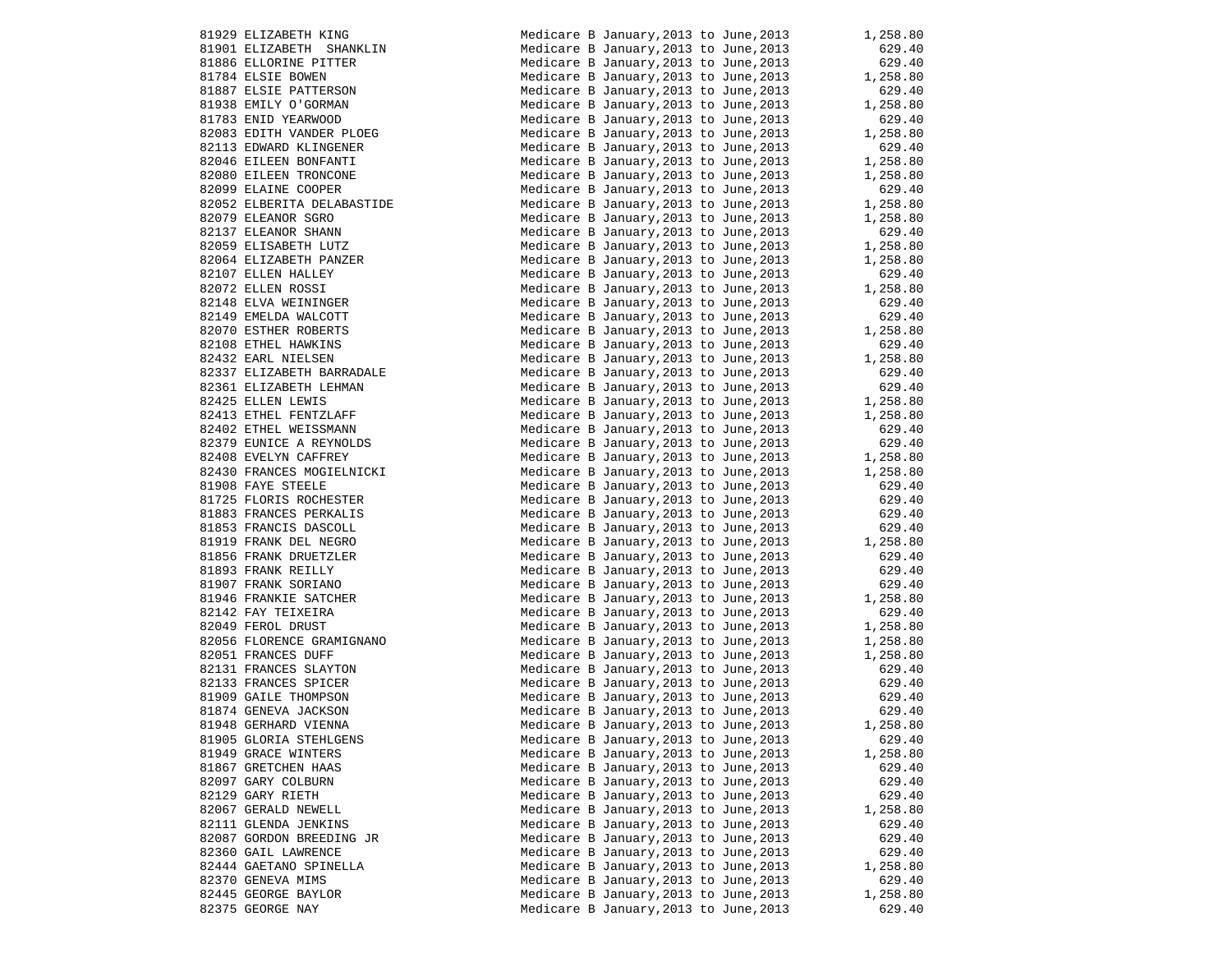| ID | Name | Description | Amount |
|---|---|---|---|
| 81929 | ELIZABETH KING | Medicare B January,2013 to June,2013 | 1,258.80 |
| 81901 | ELIZABETH  SHANKLIN | Medicare B January,2013 to June,2013 | 629.40 |
| 81886 | ELLORINE PITTER | Medicare B January,2013 to June,2013 | 629.40 |
| 81784 | ELSIE BOWEN | Medicare B January,2013 to June,2013 | 1,258.80 |
| 81887 | ELSIE PATTERSON | Medicare B January,2013 to June,2013 | 629.40 |
| 81938 | EMILY O'GORMAN | Medicare B January,2013 to June,2013 | 1,258.80 |
| 81783 | ENID YEARWOOD | Medicare B January,2013 to June,2013 | 629.40 |
| 82083 | EDITH VANDER PLOEG | Medicare B January,2013 to June,2013 | 1,258.80 |
| 82113 | EDWARD KLINGENER | Medicare B January,2013 to June,2013 | 629.40 |
| 82046 | EILEEN BONFANTI | Medicare B January,2013 to June,2013 | 1,258.80 |
| 82080 | EILEEN TRONCONE | Medicare B January,2013 to June,2013 | 1,258.80 |
| 82099 | ELAINE COOPER | Medicare B January,2013 to June,2013 | 629.40 |
| 82052 | ELBERITA DELABASTIDE | Medicare B January,2013 to June,2013 | 1,258.80 |
| 82079 | ELEANOR SGRO | Medicare B January,2013 to June,2013 | 1,258.80 |
| 82137 | ELEANOR SHANN | Medicare B January,2013 to June,2013 | 629.40 |
| 82059 | ELISABETH LUTZ | Medicare B January,2013 to June,2013 | 1,258.80 |
| 82064 | ELIZABETH PANZER | Medicare B January,2013 to June,2013 | 1,258.80 |
| 82107 | ELLEN HALLEY | Medicare B January,2013 to June,2013 | 629.40 |
| 82072 | ELLEN ROSSI | Medicare B January,2013 to June,2013 | 1,258.80 |
| 82148 | ELVA WEININGER | Medicare B January,2013 to June,2013 | 629.40 |
| 82149 | EMELDA WALCOTT | Medicare B January,2013 to June,2013 | 629.40 |
| 82070 | ESTHER ROBERTS | Medicare B January,2013 to June,2013 | 1,258.80 |
| 82108 | ETHEL HAWKINS | Medicare B January,2013 to June,2013 | 629.40 |
| 82432 | EARL NIELSEN | Medicare B January,2013 to June,2013 | 1,258.80 |
| 82337 | ELIZABETH BARRADALE | Medicare B January,2013 to June,2013 | 629.40 |
| 82361 | ELIZABETH LEHMAN | Medicare B January,2013 to June,2013 | 629.40 |
| 82425 | ELLEN LEWIS | Medicare B January,2013 to June,2013 | 1,258.80 |
| 82413 | ETHEL FENTZLAFF | Medicare B January,2013 to June,2013 | 1,258.80 |
| 82402 | ETHEL WEISSMANN | Medicare B January,2013 to June,2013 | 629.40 |
| 82379 | EUNICE A REYNOLDS | Medicare B January,2013 to June,2013 | 629.40 |
| 82408 | EVELYN CAFFREY | Medicare B January,2013 to June,2013 | 1,258.80 |
| 82430 | FRANCES MOGIELNICKI | Medicare B January,2013 to June,2013 | 1,258.80 |
| 81908 | FAYE STEELE | Medicare B January,2013 to June,2013 | 629.40 |
| 81725 | FLORIS ROCHESTER | Medicare B January,2013 to June,2013 | 629.40 |
| 81883 | FRANCES PERKALIS | Medicare B January,2013 to June,2013 | 629.40 |
| 81853 | FRANCIS DASCOLL | Medicare B January,2013 to June,2013 | 629.40 |
| 81919 | FRANK DEL NEGRO | Medicare B January,2013 to June,2013 | 1,258.80 |
| 81856 | FRANK DRUETZLER | Medicare B January,2013 to June,2013 | 629.40 |
| 81893 | FRANK REILLY | Medicare B January,2013 to June,2013 | 629.40 |
| 81907 | FRANK SORIANO | Medicare B January,2013 to June,2013 | 629.40 |
| 81946 | FRANKIE SATCHER | Medicare B January,2013 to June,2013 | 1,258.80 |
| 82142 | FAY TEIXEIRA | Medicare B January,2013 to June,2013 | 629.40 |
| 82049 | FEROL DRUST | Medicare B January,2013 to June,2013 | 1,258.80 |
| 82056 | FLORENCE GRAMIGNANO | Medicare B January,2013 to June,2013 | 1,258.80 |
| 82051 | FRANCES DUFF | Medicare B January,2013 to June,2013 | 1,258.80 |
| 82131 | FRANCES SLAYTON | Medicare B January,2013 to June,2013 | 629.40 |
| 82133 | FRANCES SPICER | Medicare B January,2013 to June,2013 | 629.40 |
| 81909 | GAILE THOMPSON | Medicare B January,2013 to June,2013 | 629.40 |
| 81874 | GENEVA JACKSON | Medicare B January,2013 to June,2013 | 629.40 |
| 81948 | GERHARD VIENNA | Medicare B January,2013 to June,2013 | 1,258.80 |
| 81905 | GLORIA STEHLGENS | Medicare B January,2013 to June,2013 | 629.40 |
| 81949 | GRACE WINTERS | Medicare B January,2013 to June,2013 | 1,258.80 |
| 81867 | GRETCHEN HAAS | Medicare B January,2013 to June,2013 | 629.40 |
| 82097 | GARY COLBURN | Medicare B January,2013 to June,2013 | 629.40 |
| 82129 | GARY RIETH | Medicare B January,2013 to June,2013 | 629.40 |
| 82067 | GERALD NEWELL | Medicare B January,2013 to June,2013 | 1,258.80 |
| 82111 | GLENDA JENKINS | Medicare B January,2013 to June,2013 | 629.40 |
| 82087 | GORDON BREEDING JR | Medicare B January,2013 to June,2013 | 629.40 |
| 82360 | GAIL LAWRENCE | Medicare B January,2013 to June,2013 | 629.40 |
| 82444 | GAETANO SPINELLA | Medicare B January,2013 to June,2013 | 1,258.80 |
| 82370 | GENEVA MIMS | Medicare B January,2013 to June,2013 | 629.40 |
| 82445 | GEORGE BAYLOR | Medicare B January,2013 to June,2013 | 1,258.80 |
| 82375 | GEORGE NAY | Medicare B January,2013 to June,2013 | 629.40 |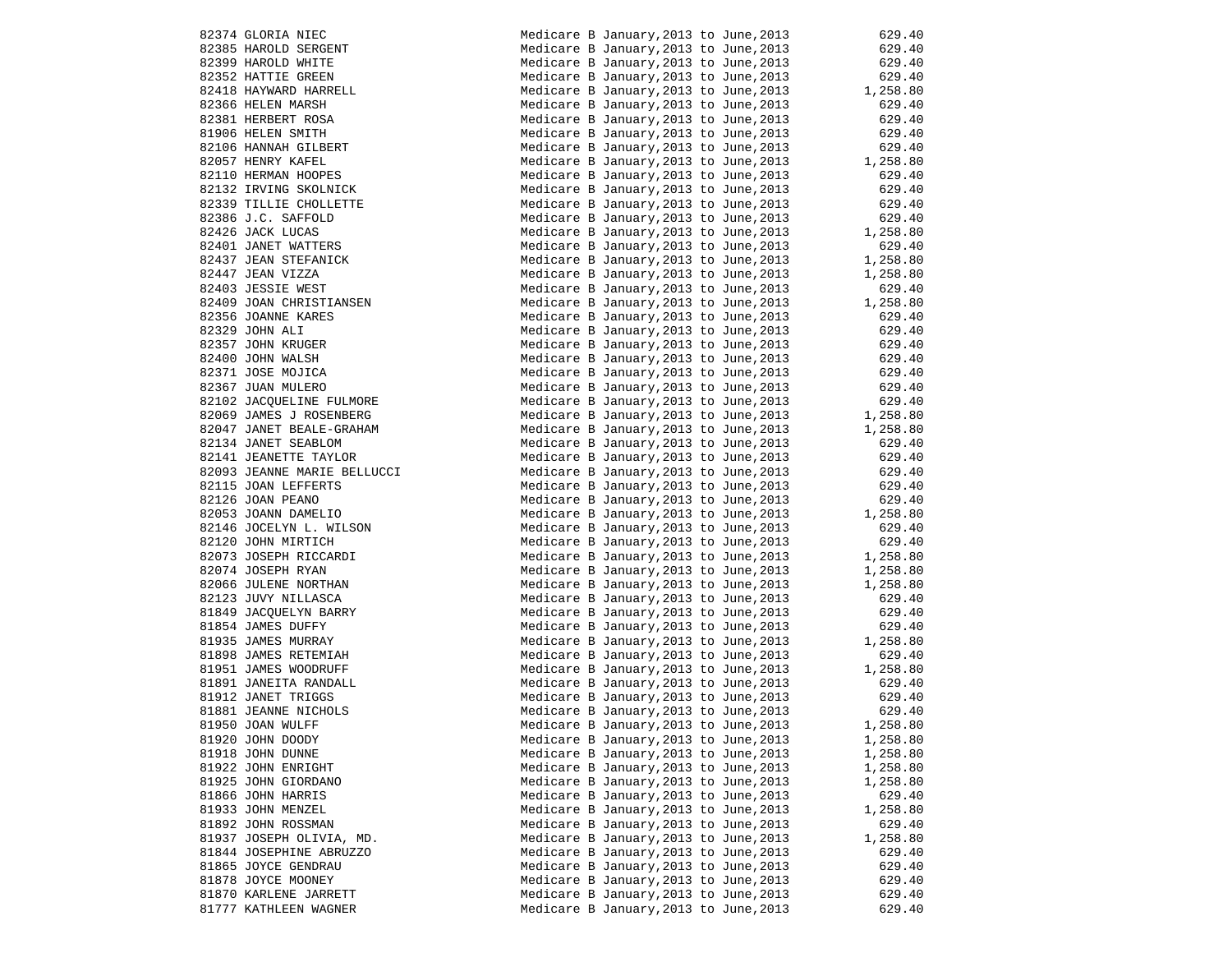| | | | |
|---|---|---|---|
| 82374 | GLORIA NIEC | Medicare B January,2013 to June,2013 | 629.40 |
| 82385 | HAROLD SERGENT | Medicare B January,2013 to June,2013 | 629.40 |
| 82399 | HAROLD WHITE | Medicare B January,2013 to June,2013 | 629.40 |
| 82352 | HATTIE GREEN | Medicare B January,2013 to June,2013 | 629.40 |
| 82418 | HAYWARD HARRELL | Medicare B January,2013 to June,2013 | 1,258.80 |
| 82366 | HELEN MARSH | Medicare B January,2013 to June,2013 | 629.40 |
| 82381 | HERBERT ROSA | Medicare B January,2013 to June,2013 | 629.40 |
| 81906 | HELEN SMITH | Medicare B January,2013 to June,2013 | 629.40 |
| 82106 | HANNAH GILBERT | Medicare B January,2013 to June,2013 | 629.40 |
| 82057 | HENRY KAFEL | Medicare B January,2013 to June,2013 | 1,258.80 |
| 82110 | HERMAN HOOPES | Medicare B January,2013 to June,2013 | 629.40 |
| 82132 | IRVING SKOLNICK | Medicare B January,2013 to June,2013 | 629.40 |
| 82339 | TILLIE CHOLLETTE | Medicare B January,2013 to June,2013 | 629.40 |
| 82386 | J.C. SAFFOLD | Medicare B January,2013 to June,2013 | 629.40 |
| 82426 | JACK LUCAS | Medicare B January,2013 to June,2013 | 1,258.80 |
| 82401 | JANET WATTERS | Medicare B January,2013 to June,2013 | 629.40 |
| 82437 | JEAN STEFANICK | Medicare B January,2013 to June,2013 | 1,258.80 |
| 82447 | JEAN VIZZA | Medicare B January,2013 to June,2013 | 1,258.80 |
| 82403 | JESSIE WEST | Medicare B January,2013 to June,2013 | 629.40 |
| 82409 | JOAN CHRISTIANSEN | Medicare B January,2013 to June,2013 | 1,258.80 |
| 82356 | JOANNE KARES | Medicare B January,2013 to June,2013 | 629.40 |
| 82329 | JOHN ALI | Medicare B January,2013 to June,2013 | 629.40 |
| 82357 | JOHN KRUGER | Medicare B January,2013 to June,2013 | 629.40 |
| 82400 | JOHN WALSH | Medicare B January,2013 to June,2013 | 629.40 |
| 82371 | JOSE MOJICA | Medicare B January,2013 to June,2013 | 629.40 |
| 82367 | JUAN MULERO | Medicare B January,2013 to June,2013 | 629.40 |
| 82102 | JACQUELINE FULMORE | Medicare B January,2013 to June,2013 | 629.40 |
| 82069 | JAMES J ROSENBERG | Medicare B January,2013 to June,2013 | 1,258.80 |
| 82047 | JANET BEALE-GRAHAM | Medicare B January,2013 to June,2013 | 1,258.80 |
| 82134 | JANET SEABLOM | Medicare B January,2013 to June,2013 | 629.40 |
| 82141 | JEANETTE TAYLOR | Medicare B January,2013 to June,2013 | 629.40 |
| 82093 | JEANNE MARIE BELLUCCI | Medicare B January,2013 to June,2013 | 629.40 |
| 82115 | JOAN LEFFERTS | Medicare B January,2013 to June,2013 | 629.40 |
| 82126 | JOAN PEANO | Medicare B January,2013 to June,2013 | 629.40 |
| 82053 | JOANN DAMELIO | Medicare B January,2013 to June,2013 | 1,258.80 |
| 82146 | JOCELYN L. WILSON | Medicare B January,2013 to June,2013 | 629.40 |
| 82120 | JOHN MIRTICH | Medicare B January,2013 to June,2013 | 629.40 |
| 82073 | JOSEPH RICCARDI | Medicare B January,2013 to June,2013 | 1,258.80 |
| 82074 | JOSEPH RYAN | Medicare B January,2013 to June,2013 | 1,258.80 |
| 82066 | JULENE NORTHAN | Medicare B January,2013 to June,2013 | 1,258.80 |
| 82123 | JUVY NILLASCA | Medicare B January,2013 to June,2013 | 629.40 |
| 81849 | JACQUELYN BARRY | Medicare B January,2013 to June,2013 | 629.40 |
| 81854 | JAMES DUFFY | Medicare B January,2013 to June,2013 | 629.40 |
| 81935 | JAMES MURRAY | Medicare B January,2013 to June,2013 | 1,258.80 |
| 81898 | JAMES RETEMIAH | Medicare B January,2013 to June,2013 | 629.40 |
| 81951 | JAMES WOODRUFF | Medicare B January,2013 to June,2013 | 1,258.80 |
| 81891 | JANEITA RANDALL | Medicare B January,2013 to June,2013 | 629.40 |
| 81912 | JANET TRIGGS | Medicare B January,2013 to June,2013 | 629.40 |
| 81881 | JEANNE NICHOLS | Medicare B January,2013 to June,2013 | 629.40 |
| 81950 | JOAN WULFF | Medicare B January,2013 to June,2013 | 1,258.80 |
| 81920 | JOHN DOODY | Medicare B January,2013 to June,2013 | 1,258.80 |
| 81918 | JOHN DUNNE | Medicare B January,2013 to June,2013 | 1,258.80 |
| 81922 | JOHN ENRIGHT | Medicare B January,2013 to June,2013 | 1,258.80 |
| 81925 | JOHN GIORDANO | Medicare B January,2013 to June,2013 | 1,258.80 |
| 81866 | JOHN HARRIS | Medicare B January,2013 to June,2013 | 629.40 |
| 81933 | JOHN MENZEL | Medicare B January,2013 to June,2013 | 1,258.80 |
| 81892 | JOHN ROSSMAN | Medicare B January,2013 to June,2013 | 629.40 |
| 81937 | JOSEPH OLIVIA, MD. | Medicare B January,2013 to June,2013 | 1,258.80 |
| 81844 | JOSEPHINE ABRUZZO | Medicare B January,2013 to June,2013 | 629.40 |
| 81865 | JOYCE GENDRAU | Medicare B January,2013 to June,2013 | 629.40 |
| 81878 | JOYCE MOONEY | Medicare B January,2013 to June,2013 | 629.40 |
| 81870 | KARLENE JARRETT | Medicare B January,2013 to June,2013 | 629.40 |
| 81777 | KATHLEEN WAGNER | Medicare B January,2013 to June,2013 | 629.40 |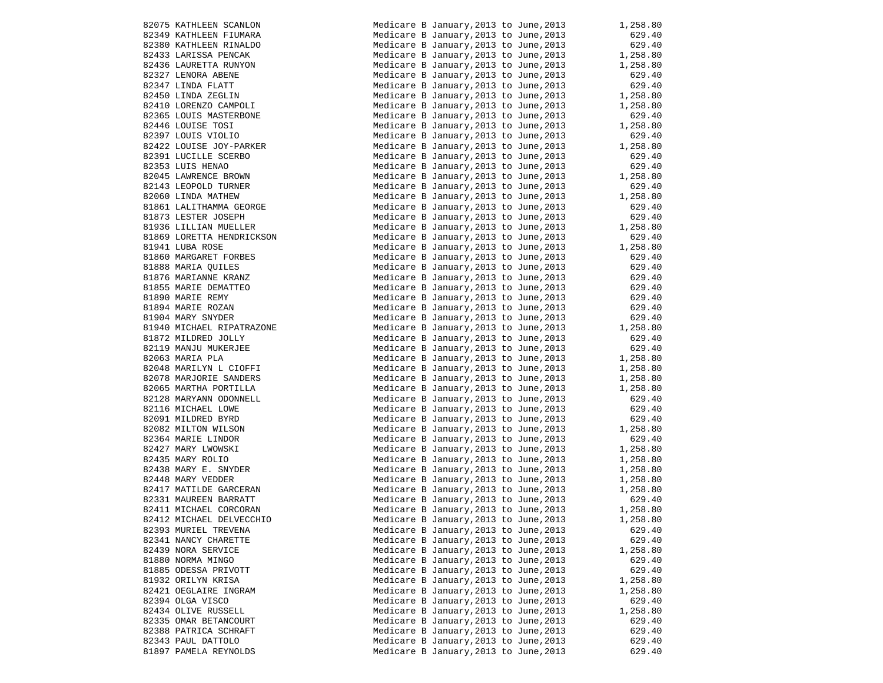| | | | |
|---|---|---|---|
| 82075 | KATHLEEN SCANLON | Medicare B January,2013 to June,2013 | 1,258.80 |
| 82349 | KATHLEEN FIUMARA | Medicare B January,2013 to June,2013 | 629.40 |
| 82380 | KATHLEEN RINALDO | Medicare B January,2013 to June,2013 | 629.40 |
| 82433 | LARISSA PENCAK | Medicare B January,2013 to June,2013 | 1,258.80 |
| 82436 | LAURETTA RUNYON | Medicare B January,2013 to June,2013 | 1,258.80 |
| 82327 | LENORA ABENE | Medicare B January,2013 to June,2013 | 629.40 |
| 82347 | LINDA FLATT | Medicare B January,2013 to June,2013 | 629.40 |
| 82450 | LINDA ZEGLIN | Medicare B January,2013 to June,2013 | 1,258.80 |
| 82410 | LORENZO CAMPOLI | Medicare B January,2013 to June,2013 | 1,258.80 |
| 82365 | LOUIS MASTERBONE | Medicare B January,2013 to June,2013 | 629.40 |
| 82446 | LOUISE TOSI | Medicare B January,2013 to June,2013 | 1,258.80 |
| 82397 | LOUIS VIOLIO | Medicare B January,2013 to June,2013 | 629.40 |
| 82422 | LOUISE JOY-PARKER | Medicare B January,2013 to June,2013 | 1,258.80 |
| 82391 | LUCILLE SCERBO | Medicare B January,2013 to June,2013 | 629.40 |
| 82353 | LUIS HENAO | Medicare B January,2013 to June,2013 | 629.40 |
| 82045 | LAWRENCE BROWN | Medicare B January,2013 to June,2013 | 1,258.80 |
| 82143 | LEOPOLD TURNER | Medicare B January,2013 to June,2013 | 629.40 |
| 82060 | LINDA MATHEW | Medicare B January,2013 to June,2013 | 1,258.80 |
| 81861 | LALITHAMMA GEORGE | Medicare B January,2013 to June,2013 | 629.40 |
| 81873 | LESTER JOSEPH | Medicare B January,2013 to June,2013 | 629.40 |
| 81936 | LILLIAN MUELLER | Medicare B January,2013 to June,2013 | 1,258.80 |
| 81869 | LORETTA HENDRICKSON | Medicare B January,2013 to June,2013 | 629.40 |
| 81941 | LUBA ROSE | Medicare B January,2013 to June,2013 | 1,258.80 |
| 81860 | MARGARET FORBES | Medicare B January,2013 to June,2013 | 629.40 |
| 81888 | MARIA QUILES | Medicare B January,2013 to June,2013 | 629.40 |
| 81876 | MARIANNE KRANZ | Medicare B January,2013 to June,2013 | 629.40 |
| 81855 | MARIE DEMATTEO | Medicare B January,2013 to June,2013 | 629.40 |
| 81890 | MARIE REMY | Medicare B January,2013 to June,2013 | 629.40 |
| 81894 | MARIE ROZAN | Medicare B January,2013 to June,2013 | 629.40 |
| 81904 | MARY SNYDER | Medicare B January,2013 to June,2013 | 629.40 |
| 81940 | MICHAEL RIPATRAZONE | Medicare B January,2013 to June,2013 | 1,258.80 |
| 81872 | MILDRED JOLLY | Medicare B January,2013 to June,2013 | 629.40 |
| 82119 | MANJU MUKERJEE | Medicare B January,2013 to June,2013 | 629.40 |
| 82063 | MARIA PLA | Medicare B January,2013 to June,2013 | 1,258.80 |
| 82048 | MARILYN L CIOFFI | Medicare B January,2013 to June,2013 | 1,258.80 |
| 82078 | MARJORIE SANDERS | Medicare B January,2013 to June,2013 | 1,258.80 |
| 82065 | MARTHA PORTILLA | Medicare B January,2013 to June,2013 | 1,258.80 |
| 82128 | MARYANN ODONNELL | Medicare B January,2013 to June,2013 | 629.40 |
| 82116 | MICHAEL LOWE | Medicare B January,2013 to June,2013 | 629.40 |
| 82091 | MILDRED BYRD | Medicare B January,2013 to June,2013 | 629.40 |
| 82082 | MILTON WILSON | Medicare B January,2013 to June,2013 | 1,258.80 |
| 82364 | MARIE LINDOR | Medicare B January,2013 to June,2013 | 629.40 |
| 82427 | MARY LWOWSKI | Medicare B January,2013 to June,2013 | 1,258.80 |
| 82435 | MARY ROLIO | Medicare B January,2013 to June,2013 | 1,258.80 |
| 82438 | MARY E. SNYDER | Medicare B January,2013 to June,2013 | 1,258.80 |
| 82448 | MARY VEDDER | Medicare B January,2013 to June,2013 | 1,258.80 |
| 82417 | MATILDE GARCERAN | Medicare B January,2013 to June,2013 | 1,258.80 |
| 82331 | MAUREEN BARRATT | Medicare B January,2013 to June,2013 | 629.40 |
| 82411 | MICHAEL CORCORAN | Medicare B January,2013 to June,2013 | 1,258.80 |
| 82412 | MICHAEL DELVECCHIO | Medicare B January,2013 to June,2013 | 1,258.80 |
| 82393 | MURIEL TREVENA | Medicare B January,2013 to June,2013 | 629.40 |
| 82341 | NANCY CHARETTE | Medicare B January,2013 to June,2013 | 629.40 |
| 82439 | NORA SERVICE | Medicare B January,2013 to June,2013 | 1,258.80 |
| 81880 | NORMA MINGO | Medicare B January,2013 to June,2013 | 629.40 |
| 81885 | ODESSA PRIVOTT | Medicare B January,2013 to June,2013 | 629.40 |
| 81932 | ORILYN KRISA | Medicare B January,2013 to June,2013 | 1,258.80 |
| 82421 | OEGLAIRE INGRAM | Medicare B January,2013 to June,2013 | 1,258.80 |
| 82394 | OLGA VISCO | Medicare B January,2013 to June,2013 | 629.40 |
| 82434 | OLIVE RUSSELL | Medicare B January,2013 to June,2013 | 1,258.80 |
| 82335 | OMAR BETANCOURT | Medicare B January,2013 to June,2013 | 629.40 |
| 82388 | PATRICA SCHRAFT | Medicare B January,2013 to June,2013 | 629.40 |
| 82343 | PAUL DATTOLO | Medicare B January,2013 to June,2013 | 629.40 |
| 81897 | PAMELA REYNOLDS | Medicare B January,2013 to June,2013 | 629.40 |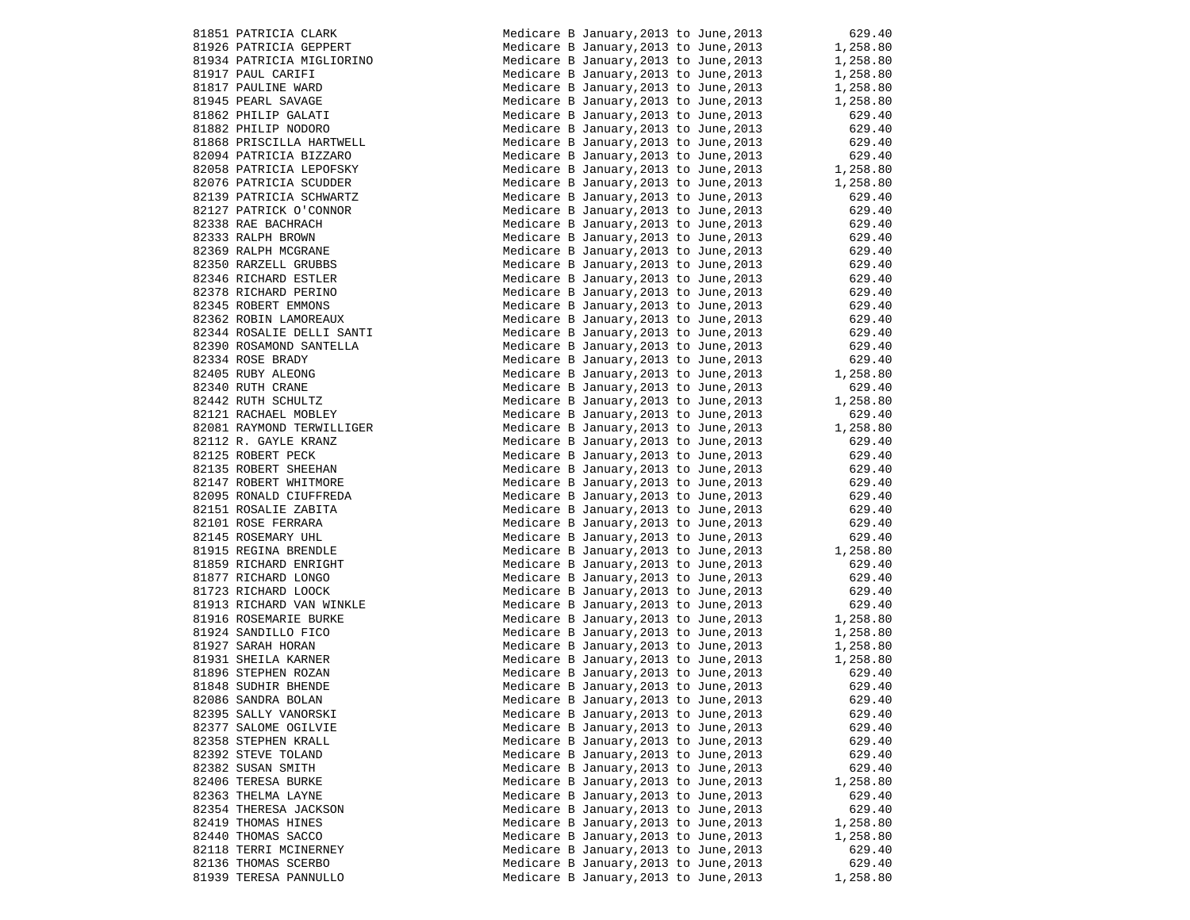| ID | Name | Description | Amount |
|---|---|---|---|
| 81851 | PATRICIA CLARK | Medicare B January,2013 to June,2013 | 629.40 |
| 81926 | PATRICIA GEPPERT | Medicare B January,2013 to June,2013 | 1,258.80 |
| 81934 | PATRICIA MIGLIORINO | Medicare B January,2013 to June,2013 | 1,258.80 |
| 81917 | PAUL CARIFI | Medicare B January,2013 to June,2013 | 1,258.80 |
| 81817 | PAULINE WARD | Medicare B January,2013 to June,2013 | 1,258.80 |
| 81945 | PEARL SAVAGE | Medicare B January,2013 to June,2013 | 1,258.80 |
| 81862 | PHILIP GALATI | Medicare B January,2013 to June,2013 | 629.40 |
| 81882 | PHILIP NODORO | Medicare B January,2013 to June,2013 | 629.40 |
| 81868 | PRISCILLA HARTWELL | Medicare B January,2013 to June,2013 | 629.40 |
| 82094 | PATRICIA BIZZARO | Medicare B January,2013 to June,2013 | 629.40 |
| 82058 | PATRICIA LEPOFSKY | Medicare B January,2013 to June,2013 | 1,258.80 |
| 82076 | PATRICIA SCUDDER | Medicare B January,2013 to June,2013 | 1,258.80 |
| 82139 | PATRICIA SCHWARTZ | Medicare B January,2013 to June,2013 | 629.40 |
| 82127 | PATRICK O'CONNOR | Medicare B January,2013 to June,2013 | 629.40 |
| 82338 | RAE BACHRACH | Medicare B January,2013 to June,2013 | 629.40 |
| 82333 | RALPH BROWN | Medicare B January,2013 to June,2013 | 629.40 |
| 82369 | RALPH MCGRANE | Medicare B January,2013 to June,2013 | 629.40 |
| 82350 | RARZELL GRUBBS | Medicare B January,2013 to June,2013 | 629.40 |
| 82346 | RICHARD ESTLER | Medicare B January,2013 to June,2013 | 629.40 |
| 82378 | RICHARD PERINO | Medicare B January,2013 to June,2013 | 629.40 |
| 82345 | ROBERT EMMONS | Medicare B January,2013 to June,2013 | 629.40 |
| 82362 | ROBIN LAMOREAUX | Medicare B January,2013 to June,2013 | 629.40 |
| 82344 | ROSALIE DELLI SANTI | Medicare B January,2013 to June,2013 | 629.40 |
| 82390 | ROSAMOND SANTELLA | Medicare B January,2013 to June,2013 | 629.40 |
| 82334 | ROSE BRADY | Medicare B January,2013 to June,2013 | 629.40 |
| 82405 | RUBY ALEONG | Medicare B January,2013 to June,2013 | 1,258.80 |
| 82340 | RUTH CRANE | Medicare B January,2013 to June,2013 | 629.40 |
| 82442 | RUTH SCHULTZ | Medicare B January,2013 to June,2013 | 1,258.80 |
| 82121 | RACHAEL MOBLEY | Medicare B January,2013 to June,2013 | 629.40 |
| 82081 | RAYMOND TERWILLIGER | Medicare B January,2013 to June,2013 | 1,258.80 |
| 82112 | R. GAYLE KRANZ | Medicare B January,2013 to June,2013 | 629.40 |
| 82125 | ROBERT PECK | Medicare B January,2013 to June,2013 | 629.40 |
| 82135 | ROBERT SHEEHAN | Medicare B January,2013 to June,2013 | 629.40 |
| 82147 | ROBERT WHITMORE | Medicare B January,2013 to June,2013 | 629.40 |
| 82095 | RONALD CIUFFREDA | Medicare B January,2013 to June,2013 | 629.40 |
| 82151 | ROSALIE ZABITA | Medicare B January,2013 to June,2013 | 629.40 |
| 82101 | ROSE FERRARA | Medicare B January,2013 to June,2013 | 629.40 |
| 82145 | ROSEMARY UHL | Medicare B January,2013 to June,2013 | 629.40 |
| 81915 | REGINA BRENDLE | Medicare B January,2013 to June,2013 | 1,258.80 |
| 81859 | RICHARD ENRIGHT | Medicare B January,2013 to June,2013 | 629.40 |
| 81877 | RICHARD LONGO | Medicare B January,2013 to June,2013 | 629.40 |
| 81723 | RICHARD LOOCK | Medicare B January,2013 to June,2013 | 629.40 |
| 81913 | RICHARD VAN WINKLE | Medicare B January,2013 to June,2013 | 629.40 |
| 81916 | ROSEMARIE BURKE | Medicare B January,2013 to June,2013 | 1,258.80 |
| 81924 | SANDILLO FICO | Medicare B January,2013 to June,2013 | 1,258.80 |
| 81927 | SARAH HORAN | Medicare B January,2013 to June,2013 | 1,258.80 |
| 81931 | SHEILA KARNER | Medicare B January,2013 to June,2013 | 1,258.80 |
| 81896 | STEPHEN ROZAN | Medicare B January,2013 to June,2013 | 629.40 |
| 81848 | SUDHIR BHENDE | Medicare B January,2013 to June,2013 | 629.40 |
| 82086 | SANDRA BOLAN | Medicare B January,2013 to June,2013 | 629.40 |
| 82395 | SALLY VANORSKI | Medicare B January,2013 to June,2013 | 629.40 |
| 82377 | SALOME OGILVIE | Medicare B January,2013 to June,2013 | 629.40 |
| 82358 | STEPHEN KRALL | Medicare B January,2013 to June,2013 | 629.40 |
| 82392 | STEVE TOLAND | Medicare B January,2013 to June,2013 | 629.40 |
| 82382 | SUSAN SMITH | Medicare B January,2013 to June,2013 | 629.40 |
| 82406 | TERESA BURKE | Medicare B January,2013 to June,2013 | 1,258.80 |
| 82363 | THELMA LAYNE | Medicare B January,2013 to June,2013 | 629.40 |
| 82354 | THERESA JACKSON | Medicare B January,2013 to June,2013 | 629.40 |
| 82419 | THOMAS HINES | Medicare B January,2013 to June,2013 | 1,258.80 |
| 82440 | THOMAS SACCO | Medicare B January,2013 to June,2013 | 1,258.80 |
| 82118 | TERRI MCINERNEY | Medicare B January,2013 to June,2013 | 629.40 |
| 82136 | THOMAS SCERBO | Medicare B January,2013 to June,2013 | 629.40 |
| 81939 | TERESA PANNULLO | Medicare B January,2013 to June,2013 | 1,258.80 |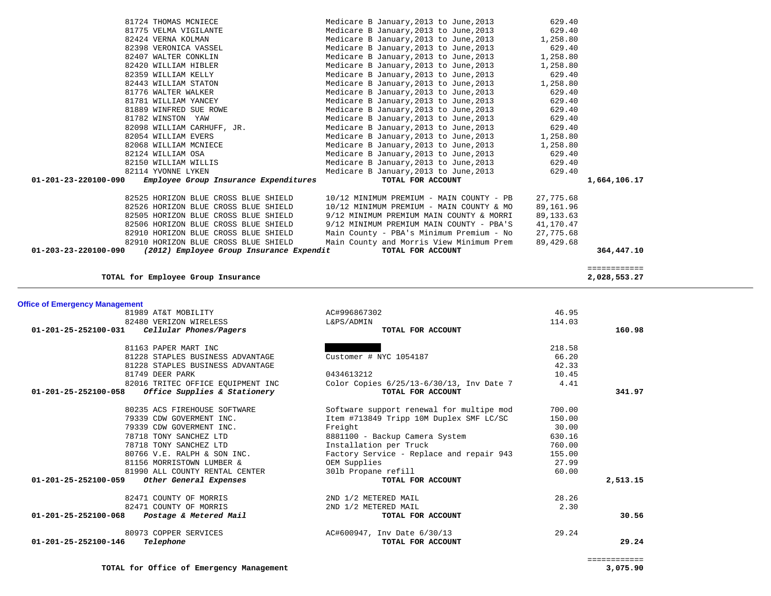| | | | |
|---|---|---|---|
| 81724 THOMAS MCNIECE | Medicare B January,2013 to June,2013 | 629.40 | |
| 81775 VELMA VIGILANTE | Medicare B January,2013 to June,2013 | 629.40 | |
| 82424 VERNA KOLMAN | Medicare B January,2013 to June,2013 | 1,258.80 | |
| 82398 VERONICA VASSEL | Medicare B January,2013 to June,2013 | 629.40 | |
| 82407 WALTER CONKLIN | Medicare B January,2013 to June,2013 | 1,258.80 | |
| 82420 WILLIAM HIBLER | Medicare B January,2013 to June,2013 | 1,258.80 | |
| 82359 WILLIAM KELLY | Medicare B January,2013 to June,2013 | 629.40 | |
| 82443 WILLIAM STATON | Medicare B January,2013 to June,2013 | 1,258.80 | |
| 81776 WALTER WALKER | Medicare B January,2013 to June,2013 | 629.40 | |
| 81781 WILLIAM YANCEY | Medicare B January,2013 to June,2013 | 629.40 | |
| 81889 WINFRED SUE ROWE | Medicare B January,2013 to June,2013 | 629.40 | |
| 81782 WINSTON YAW | Medicare B January,2013 to June,2013 | 629.40 | |
| 82098 WILLIAM CARHUFF, JR. | Medicare B January,2013 to June,2013 | 629.40 | |
| 82054 WILLIAM EVERS | Medicare B January,2013 to June,2013 | 1,258.80 | |
| 82068 WILLIAM MCNIECE | Medicare B January,2013 to June,2013 | 1,258.80 | |
| 82124 WILLIAM OSA | Medicare B January,2013 to June,2013 | 629.40 | |
| 82150 WILLIAM WILLIS | Medicare B January,2013 to June,2013 | 629.40 | |
| 82114 YVONNE LYKEN | Medicare B January,2013 to June,2013 | 629.40 | |
| **01-201-23-220100-090** ***Employee Group Insurance Expenditures*** | **TOTAL FOR ACCOUNT** | | **1,664,106.17** |
| 82525 HORIZON BLUE CROSS BLUE SHIELD | 10/12 MINIMUM PREMIUM - MAIN COUNTY - PB | 27,775.68 | |
| 82526 HORIZON BLUE CROSS BLUE SHIELD | 10/12 MINIMUM PREMIUM - MAIN COUNTY & MO | 89,161.96 | |
| 82505 HORIZON BLUE CROSS BLUE SHIELD | 9/12 MINIMUM PREMIUM MAIN COUNTY & MORRI | 89,133.63 | |
| 82506 HORIZON BLUE CROSS BLUE SHIELD | 9/12 MINIMUM PREMIUM MAIN COUNTY - PBA'S | 41,170.47 | |
| 82910 HORIZON BLUE CROSS BLUE SHIELD | Main County - PBA's Minimum Premium - No | 27,775.68 | |
| 82910 HORIZON BLUE CROSS BLUE SHIELD | Main County and Morris View Minimum Prem | 89,429.68 | |
| **01-203-23-220100-090** ***(2012) Employee Group Insurance Expendit*** | **TOTAL FOR ACCOUNT** | | **364,447.10** |
| **TOTAL for Employee Group Insurance** | | | **2,028,553.27** |

## Office of Emergency Management

| | | | |
|---|---|---|---|
| 81989 AT&T MOBILITY | AC#996867302 | 46.95 | |
| 82480 VERIZON WIRELESS | L&PS/ADMIN | 114.03 | |
| **01-201-25-252100-031** ***Cellular Phones/Pagers*** | **TOTAL FOR ACCOUNT** | | **160.98** |
| 81163 PAPER MART INC | | 218.58 | |
| 81228 STAPLES BUSINESS ADVANTAGE | Customer # NYC 1054187 | 66.20 | |
| 81228 STAPLES BUSINESS ADVANTAGE | | 42.33 | |
| 81749 DEER PARK | 0434613212 | 10.45 | |
| 82016 TRITEC OFFICE EQUIPMENT INC | Color Copies 6/25/13-6/30/13, Inv Date 7 | 4.41 | |
| **01-201-25-252100-058** ***Office Supplies & Stationery*** | **TOTAL FOR ACCOUNT** | | **341.97** |
| 80235 ACS FIREHOUSE SOFTWARE | Software support renewal for multipe mod | 700.00 | |
| 79339 CDW GOVERMENT INC. | Item #713849 Tripp 10M Duplex SMF LC/SC | 150.00 | |
| 79339 CDW GOVERMENT INC. | Freight | 30.00 | |
| 78718 TONY SANCHEZ LTD | 8881100 - Backup Camera System | 630.16 | |
| 78718 TONY SANCHEZ LTD | Installation per Truck | 760.00 | |
| 80766 V.E. RALPH & SON INC. | Factory Service - Replace and repair 943 | 155.00 | |
| 81156 MORRISTOWN LUMBER & | OEM Supplies | 27.99 | |
| 81990 ALL COUNTY RENTAL CENTER | 30lb Propane refill | 60.00 | |
| **01-201-25-252100-059** ***Other General Expenses*** | **TOTAL FOR ACCOUNT** | | **2,513.15** |
| 82471 COUNTY OF MORRIS | 2ND 1/2 METERED MAIL | 28.26 | |
| 82471 COUNTY OF MORRIS | 2ND 1/2 METERED MAIL | 2.30 | |
| **01-201-25-252100-068** ***Postage & Metered Mail*** | **TOTAL FOR ACCOUNT** | | **30.56** |
| 80973 COPPER SERVICES | AC#600947, Inv Date 6/30/13 | 29.24 | |
| **01-201-25-252100-146** ***Telephone*** | **TOTAL FOR ACCOUNT** | | **29.24** |
| **TOTAL for Office of Emergency Management** | | | **3,075.90** |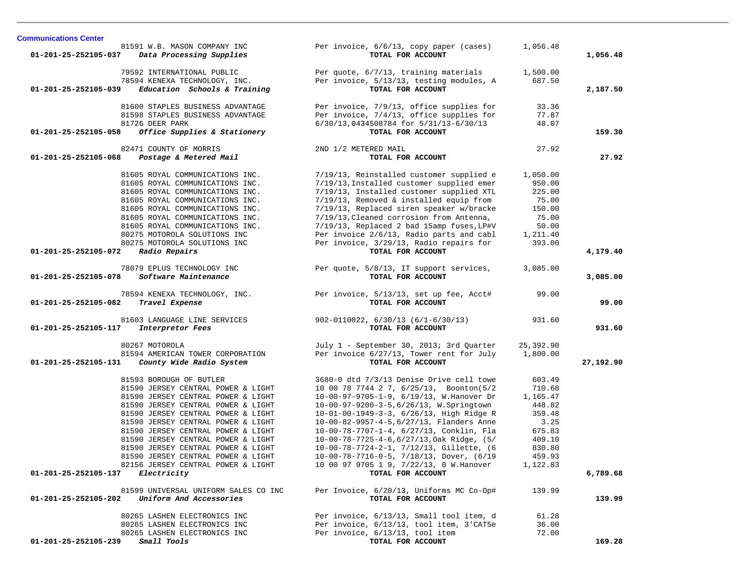**Communications Center**

| Account | Vendor | Description | Amount | Total |
|---|---|---|---|---|
| | 81591 W.B. MASON COMPANY INC | Per invoice, 6/6/13, copy paper (cases) | 1,056.48 | |
| **01-201-25-252105-037** | ***Data Processing Supplies*** | **TOTAL FOR ACCOUNT** | | **1,056.48** |
| | 79592 INTERNATIONAL PUBLIC | Per quote, 6/7/13, training materials | 1,500.00 | |
| | 78594 KENEXA TECHNOLOGY, INC. | Per invoice, 5/13/13, testing modules, A | 687.50 | |
| **01-201-25-252105-039** | ***Education Schools & Training*** | **TOTAL FOR ACCOUNT** | | **2,187.50** |
| | 81600 STAPLES BUSINESS ADVANTAGE | Per invoice, 7/9/13, office supplies for | 33.36 | |
| | 81598 STAPLES BUSINESS ADVANTAGE | Per invoice, 7/4/13, office supplies for | 77.87 | |
| | 81726 DEER PARK | 6/30/13,0434508784 for 5/31/13-6/30/13 | 48.07 | |
| **01-201-25-252105-058** | ***Office Supplies & Stationery*** | **TOTAL FOR ACCOUNT** | | **159.30** |
| | 82471 COUNTY OF MORRIS | 2ND 1/2 METERED MAIL | 27.92 | |
| **01-201-25-252105-068** | ***Postage & Metered Mail*** | **TOTAL FOR ACCOUNT** | | **27.92** |
| | 81605 ROYAL COMMUNICATIONS INC. | 7/19/13, Reinstalled customer supplied e | 1,050.00 | |
| | 81605 ROYAL COMMUNICATIONS INC. | 7/19/13,Installed customer supplied emer | 950.00 | |
| | 81605 ROYAL COMMUNICATIONS INC. | 7/19/13, Installed customer supplied XTL | 225.00 | |
| | 81605 ROYAL COMMUNICATIONS INC. | 7/19/13, Removed & installed equip from | 75.00 | |
| | 81605 ROYAL COMMUNICATIONS INC. | 7/19/13, Replaced siren speaker w/bracke | 150.00 | |
| | 81605 ROYAL COMMUNICATIONS INC. | 7/19/13,Cleaned corrosion from Antenna, | 75.00 | |
| | 81605 ROYAL COMMUNICATIONS INC. | 7/19/13, Replaced 2 bad 15amp fuses,LP#V | 50.00 | |
| | 80275 MOTOROLA SOLUTIONS INC | Per invoice 2/6/13, Radio parts and cabl | 1,211.40 | |
| | 80275 MOTOROLA SOLUTIONS INC | Per invoice, 3/29/13, Radio repairs for | 393.00 | |
| **01-201-25-252105-072** | ***Radio Repairs*** | **TOTAL FOR ACCOUNT** | | **4,179.40** |
| | 78079 EPLUS TECHNOLOGY INC | Per quote, 5/8/13, IT support services, | 3,085.00 | |
| **01-201-25-252105-078** | ***Software Maintenance*** | **TOTAL FOR ACCOUNT** | | **3,085.00** |
| | 78594 KENEXA TECHNOLOGY, INC. | Per invoice, 5/13/13, set up fee, Acct# | 99.00 | |
| **01-201-25-252105-082** | ***Travel Expense*** | **TOTAL FOR ACCOUNT** | | **99.00** |
| | 81603 LANGUAGE LINE SERVICES | 902-0110022, 6/30/13 (6/1-6/30/13) | 931.60 | |
| **01-201-25-252105-117** | ***Interpretor Fees*** | **TOTAL FOR ACCOUNT** | | **931.60** |
| | 80267 MOTOROLA | July 1 - September 30, 2013; 3rd Quarter | 25,392.90 | |
| | 81594 AMERICAN TOWER CORPORATION | Per invoice 6/27/13, Tower rent for July | 1,800.00 | |
| **01-201-25-252105-131** | ***County Wide Radio System*** | **TOTAL FOR ACCOUNT** | | **27,192.90** |
| | 81593 BOROUGH OF BUTLER | 3680-0 dtd 7/3/13 Denise Drive cell towe | 603.49 | |
| | 81590 JERSEY CENTRAL POWER & LIGHT | 10 00 78 7744 2 7, 6/25/13, Boonton(5/2 | 710.68 | |
| | 81590 JERSEY CENTRAL POWER & LIGHT | 10-00-97-9705-1-9, 6/19/13, W.Hanover Dr | 1,165.47 | |
| | 81590 JERSEY CENTRAL POWER & LIGHT | 10-00-97-9200-3-5,6/26/13, W.Springtown | 448.82 | |
| | 81590 JERSEY CENTRAL POWER & LIGHT | 10-01-00-1949-3-3, 6/26/13, High Ridge R | 359.48 | |
| | 81590 JERSEY CENTRAL POWER & LIGHT | 10-00-82-9957-4-5,6/27/13, Flanders Anne | 3.25 | |
| | 81590 JERSEY CENTRAL POWER & LIGHT | 10-00-78-7707-1-4, 6/27/13, Conklin, Fla | 675.83 | |
| | 81590 JERSEY CENTRAL POWER & LIGHT | 10-00-78-7725-4-6,6/27/13,Oak Ridge, (5/ | 409.10 | |
| | 81590 JERSEY CENTRAL POWER & LIGHT | 10-00-78-7724-2-1, 7/12/13, Gillette, (6 | 830.80 | |
| | 81590 JERSEY CENTRAL POWER & LIGHT | 10-00-78-7716-0-5, 7/18/13, Dover, (6/19 | 459.93 | |
| | 82156 JERSEY CENTRAL POWER & LIGHT | 10 00 97 9705 1 9, 7/22/13, 0 W.Hanover | 1,122.83 | |
| **01-201-25-252105-137** | ***Electricity*** | **TOTAL FOR ACCOUNT** | | **6,789.68** |
| | 81599 UNIVERSAL UNIFORM SALES CO INC | Per Invoice, 6/20/13, Uniforms MC Co-Op# | 139.99 | |
| **01-201-25-252105-202** | ***Uniform And Accessories*** | **TOTAL FOR ACCOUNT** | | **139.99** |
| | 80265 LASHEN ELECTRONICS INC | Per invoice, 6/13/13, Small tool item, d | 61.28 | |
| | 80265 LASHEN ELECTRONICS INC | Per invoice, 6/13/13, tool item, 3'CAT5e | 36.00 | |
| | 80265 LASHEN ELECTRONICS INC | Per invoice, 6/13/13, tool item | 72.00 | |
| **01-201-25-252105-239** | ***Small Tools*** | **TOTAL FOR ACCOUNT** | | **169.28** |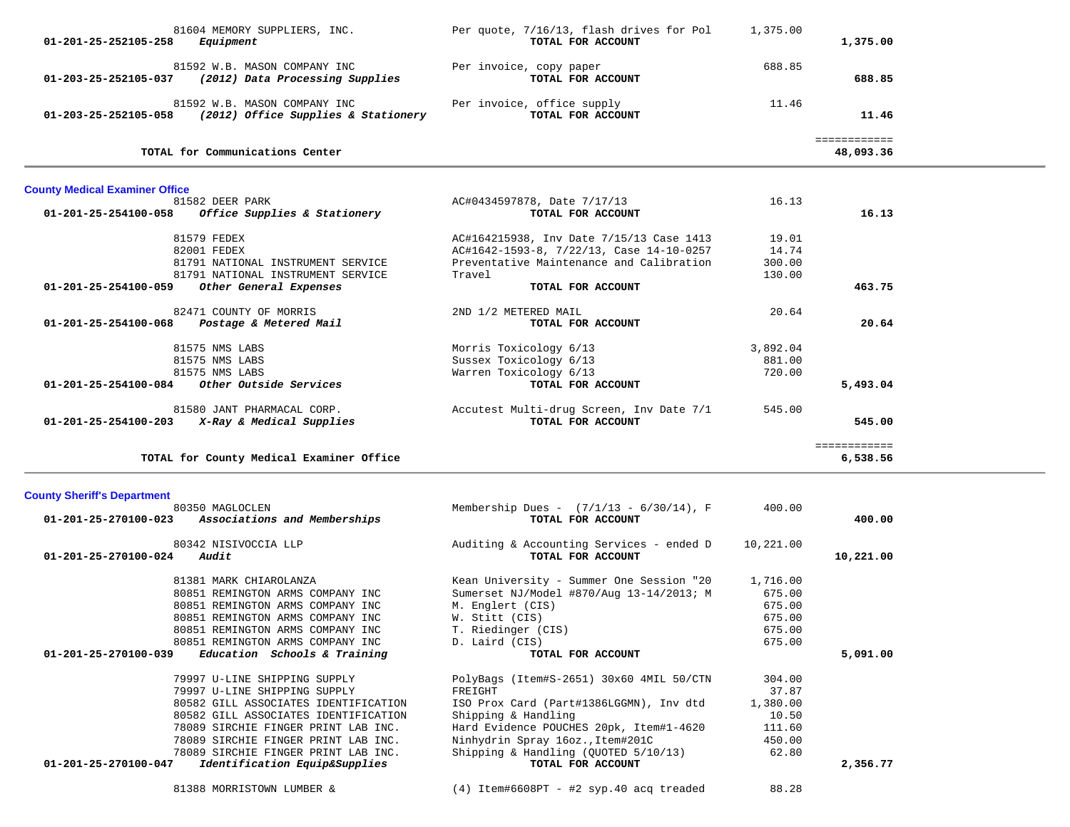| Account | Vendor / Account Name | Description | Amount | Total |
|---|---|---|---|---|
| | 81604 MEMORY SUPPLIERS, INC. | Per quote, 7/16/13, flash drives for Pol | 1,375.00 | |
| 01-201-25-252105-258 | *Equipment* | **TOTAL FOR ACCOUNT** | | **1,375.00** |
| | 81592 W.B. MASON COMPANY INC | Per invoice, copy paper | 688.85 | |
| 01-203-25-252105-037 | *(2012) Data Processing Supplies* | **TOTAL FOR ACCOUNT** | | **688.85** |
| | 81592 W.B. MASON COMPANY INC | Per invoice, office supply | 11.46 | |
| 01-203-25-252105-058 | *(2012) Office Supplies & Stationery* | **TOTAL FOR ACCOUNT** | | **11.46** |
| | | | | ============ |
| | **TOTAL for Communications Center** | | | **48,093.36** |

## County Medical Examiner Office

| Account | Vendor / Account Name | Description | Amount | Total |
|---|---|---|---|---|
| | 81582 DEER PARK | AC#0434597878, Date 7/17/13 | 16.13 | |
| 01-201-25-254100-058 | *Office Supplies & Stationery* | **TOTAL FOR ACCOUNT** | | **16.13** |
| | 81579 FEDEX | AC#164215938, Inv Date 7/15/13 Case 1413 | 19.01 | |
| | 82001 FEDEX | AC#1642-1593-8, 7/22/13, Case 14-10-0257 | 14.74 | |
| | 81791 NATIONAL INSTRUMENT SERVICE | Preventative Maintenance and Calibration | 300.00 | |
| | 81791 NATIONAL INSTRUMENT SERVICE | Travel | 130.00 | |
| 01-201-25-254100-059 | *Other General Expenses* | **TOTAL FOR ACCOUNT** | | **463.75** |
| | 82471 COUNTY OF MORRIS | 2ND 1/2 METERED MAIL | 20.64 | |
| 01-201-25-254100-068 | *Postage & Metered Mail* | **TOTAL FOR ACCOUNT** | | **20.64** |
| | 81575 NMS LABS | Morris Toxicology 6/13 | 3,892.04 | |
| | 81575 NMS LABS | Sussex Toxicology 6/13 | 881.00 | |
| | 81575 NMS LABS | Warren Toxicology 6/13 | 720.00 | |
| 01-201-25-254100-084 | *Other Outside Services* | **TOTAL FOR ACCOUNT** | | **5,493.04** |
| | 81580 JANT PHARMACAL CORP. | Accutest Multi-drug Screen, Inv Date 7/1 | 545.00 | |
| 01-201-25-254100-203 | *X-Ray & Medical Supplies* | **TOTAL FOR ACCOUNT** | | **545.00** |
| | | | | ============ |
| | **TOTAL for County Medical Examiner Office** | | | **6,538.56** |

## County Sheriff's Department

| Account | Vendor / Account Name | Description | Amount | Total |
|---|---|---|---|---|
| | 80350 MAGLOCLEN | Membership Dues - (7/1/13 - 6/30/14), F | 400.00 | |
| 01-201-25-270100-023 | *Associations and Memberships* | **TOTAL FOR ACCOUNT** | | **400.00** |
| | 80342 NISIVOCCIA LLP | Auditing & Accounting Services - ended D | 10,221.00 | |
| 01-201-25-270100-024 | *Audit* | **TOTAL FOR ACCOUNT** | | **10,221.00** |
| | 81381 MARK CHIAROLANZA | Kean University - Summer One Session "20 | 1,716.00 | |
| | 80851 REMINGTON ARMS COMPANY INC | Sumerset NJ/Model #870/Aug 13-14/2013; M | 675.00 | |
| | 80851 REMINGTON ARMS COMPANY INC | M. Englert (CIS) | 675.00 | |
| | 80851 REMINGTON ARMS COMPANY INC | W. Stitt (CIS) | 675.00 | |
| | 80851 REMINGTON ARMS COMPANY INC | T. Riedinger (CIS) | 675.00 | |
| | 80851 REMINGTON ARMS COMPANY INC | D. Laird (CIS) | 675.00 | |
| 01-201-25-270100-039 | *Education Schools & Training* | **TOTAL FOR ACCOUNT** | | **5,091.00** |
| | 79997 U-LINE SHIPPING SUPPLY | PolyBags (Item#S-2651) 30x60 4MIL 50/CTN | 304.00 | |
| | 79997 U-LINE SHIPPING SUPPLY | FREIGHT | 37.87 | |
| | 80582 GILL ASSOCIATES IDENTIFICATION | ISO Prox Card (Part#1386LGGMN), Inv dtd | 1,380.00 | |
| | 80582 GILL ASSOCIATES IDENTIFICATION | Shipping & Handling | 10.50 | |
| | 78089 SIRCHIE FINGER PRINT LAB INC. | Hard Evidence POUCHES 20pk, Item#1-4620 | 111.60 | |
| | 78089 SIRCHIE FINGER PRINT LAB INC. | Ninhydrin Spray 16oz.,Item#201C | 450.00 | |
| | 78089 SIRCHIE FINGER PRINT LAB INC. | Shipping & Handling (QUOTED 5/10/13) | 62.80 | |
| 01-201-25-270100-047 | *Identification Equip&Supplies* | **TOTAL FOR ACCOUNT** | | **2,356.77** |
| | 81388 MORRISTOWN LUMBER & | (4) Item#6608PT - #2 syp.40 acq treaded | 88.28 | |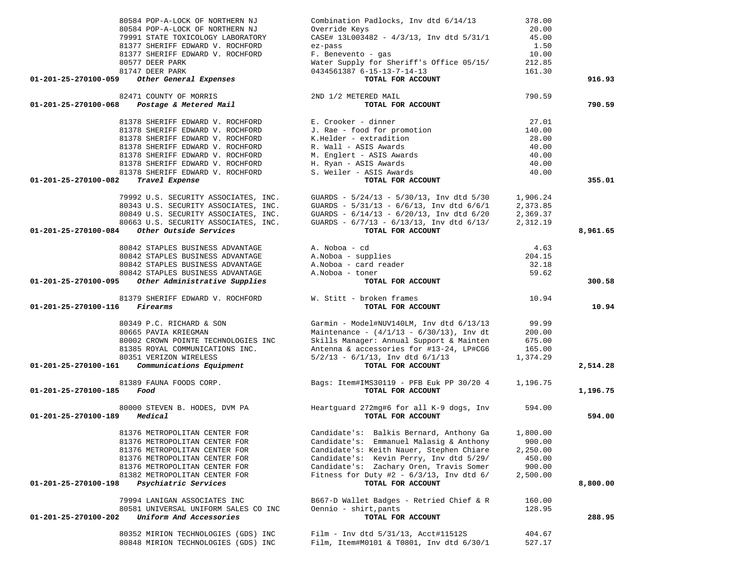| Account | Vendor | Description | Amount | Total |
|---|---|---|---|---|
| | 80584 POP-A-LOCK OF NORTHERN NJ | Combination Padlocks, Inv dtd 6/14/13 | 378.00 | |
| | 80584 POP-A-LOCK OF NORTHERN NJ | Override Keys | 20.00 | |
| | 79991 STATE TOXICOLOGY LABORATORY | CASE# 13L003482 - 4/3/13, Inv dtd 5/31/1 | 45.00 | |
| | 81377 SHERIFF EDWARD V. ROCHFORD | ez-pass | 1.50 | |
| | 81377 SHERIFF EDWARD V. ROCHFORD | F. Benevento - gas | 10.00 | |
| | 80577 DEER PARK | Water Supply for Sheriff's Office 05/15/ | 212.85 | |
| | 81747 DEER PARK | 0434561387 6-15-13-7-14-13 | 161.30 | |
| **01-201-25-270100-059** | ***Other General Expenses*** | **TOTAL FOR ACCOUNT** | | **916.93** |
| | 82471 COUNTY OF MORRIS | 2ND 1/2 METERED MAIL | 790.59 | |
| **01-201-25-270100-068** | ***Postage & Metered Mail*** | **TOTAL FOR ACCOUNT** | | **790.59** |
| | 81378 SHERIFF EDWARD V. ROCHFORD | E. Crooker - dinner | 27.01 | |
| | 81378 SHERIFF EDWARD V. ROCHFORD | J. Rae - food for promotion | 140.00 | |
| | 81378 SHERIFF EDWARD V. ROCHFORD | K.Helder - extradition | 28.00 | |
| | 81378 SHERIFF EDWARD V. ROCHFORD | R. Wall - ASIS Awards | 40.00 | |
| | 81378 SHERIFF EDWARD V. ROCHFORD | M. Englert - ASIS Awards | 40.00 | |
| | 81378 SHERIFF EDWARD V. ROCHFORD | H. Ryan - ASIS Awards | 40.00 | |
| | 81378 SHERIFF EDWARD V. ROCHFORD | S. Weiler - ASIS Awards | 40.00 | |
| **01-201-25-270100-082** | ***Travel Expense*** | **TOTAL FOR ACCOUNT** | | **355.01** |
| | 79992 U.S. SECURITY ASSOCIATES, INC. | GUARDS - 5/24/13 - 5/30/13, Inv dtd 5/30 | 1,906.24 | |
| | 80343 U.S. SECURITY ASSOCIATES, INC. | GUARDS - 5/31/13 - 6/6/13, Inv dtd 6/6/1 | 2,373.85 | |
| | 80849 U.S. SECURITY ASSOCIATES, INC. | GUARDS - 6/14/13 - 6/20/13, Inv dtd 6/20 | 2,369.37 | |
| | 80663 U.S. SECURITY ASSOCIATES, INC. | GUARDS - 6/7/13 - 6/13/13, Inv dtd 6/13/ | 2,312.19 | |
| **01-201-25-270100-084** | ***Other Outside Services*** | **TOTAL FOR ACCOUNT** | | **8,961.65** |
| | 80842 STAPLES BUSINESS ADVANTAGE | A. Noboa - cd | 4.63 | |
| | 80842 STAPLES BUSINESS ADVANTAGE | A.Noboa - supplies | 204.15 | |
| | 80842 STAPLES BUSINESS ADVANTAGE | A.Noboa - card reader | 32.18 | |
| | 80842 STAPLES BUSINESS ADVANTAGE | A.Noboa - toner | 59.62 | |
| **01-201-25-270100-095** | ***Other Administrative Supplies*** | **TOTAL FOR ACCOUNT** | | **300.58** |
| | 81379 SHERIFF EDWARD V. ROCHFORD | W. Stitt - broken frames | 10.94 | |
| **01-201-25-270100-116** | ***Firearms*** | **TOTAL FOR ACCOUNT** | | **10.94** |
| | 80349 P.C. RICHARD & SON | Garmin - Model#NUV140LM, Inv dtd 6/13/13 | 99.99 | |
| | 80665 PAVIA KRIEGMAN | Maintenance - (4/1/13 - 6/30/13), Inv dt | 200.00 | |
| | 80002 CROWN POINTE TECHNOLOGIES INC | Skills Manager: Annual Support & Mainten | 675.00 | |
| | 81385 ROYAL COMMUNICATIONS INC. | Antenna & accessories for #13-24, LP#CG6 | 165.00 | |
| | 80351 VERIZON WIRELESS | 5/2/13 - 6/1/13, Inv dtd 6/1/13 | 1,374.29 | |
| **01-201-25-270100-161** | ***Communications Equipment*** | **TOTAL FOR ACCOUNT** | | **2,514.28** |
| | 81389 FAUNA FOODS CORP. | Bags: Item#IMS30119 - PFB Euk PP 30/20 4 | 1,196.75 | |
| **01-201-25-270100-185** | ***Food*** | **TOTAL FOR ACCOUNT** | | **1,196.75** |
| | 80000 STEVEN B. HODES, DVM PA | Heartguard 272mg#6 for all K-9 dogs, Inv | 594.00 | |
| **01-201-25-270100-189** | ***Medical*** | **TOTAL FOR ACCOUNT** | | **594.00** |
| | 81376 METROPOLITAN CENTER FOR | Candidate's: Balkis Bernard, Anthony Ga | 1,800.00 | |
| | 81376 METROPOLITAN CENTER FOR | Candidate's: Emmanuel Malasig & Anthony | 900.00 | |
| | 81376 METROPOLITAN CENTER FOR | Candidate's: Keith Nauer, Stephen Chiare | 2,250.00 | |
| | 81376 METROPOLITAN CENTER FOR | Candidate's: Kevin Perry, Inv dtd 5/29/ | 450.00 | |
| | 81376 METROPOLITAN CENTER FOR | Candidate's: Zachary Oren, Travis Somer | 900.00 | |
| | 81382 METROPOLITAN CENTER FOR | Fitness for Duty #2 - 6/3/13, Inv dtd 6/ | 2,500.00 | |
| **01-201-25-270100-198** | ***Psychiatric Services*** | **TOTAL FOR ACCOUNT** | | **8,800.00** |
| | 79994 LANIGAN ASSOCIATES INC | B667-D Wallet Badges - Retried Chief & R | 160.00 | |
| | 80581 UNIVERSAL UNIFORM SALES CO INC | Oennio - shirt,pants | 128.95 | |
| **01-201-25-270100-202** | ***Uniform And Accessories*** | **TOTAL FOR ACCOUNT** | | **288.95** |
| | 80352 MIRION TECHNOLOGIES (GDS) INC | Film - Inv dtd 5/31/13, Acct#11512S | 404.67 | |
| | 80848 MIRION TECHNOLOGIES (GDS) INC | Film, Item#M0101 & T0801, Inv dtd 6/30/1 | 527.17 | |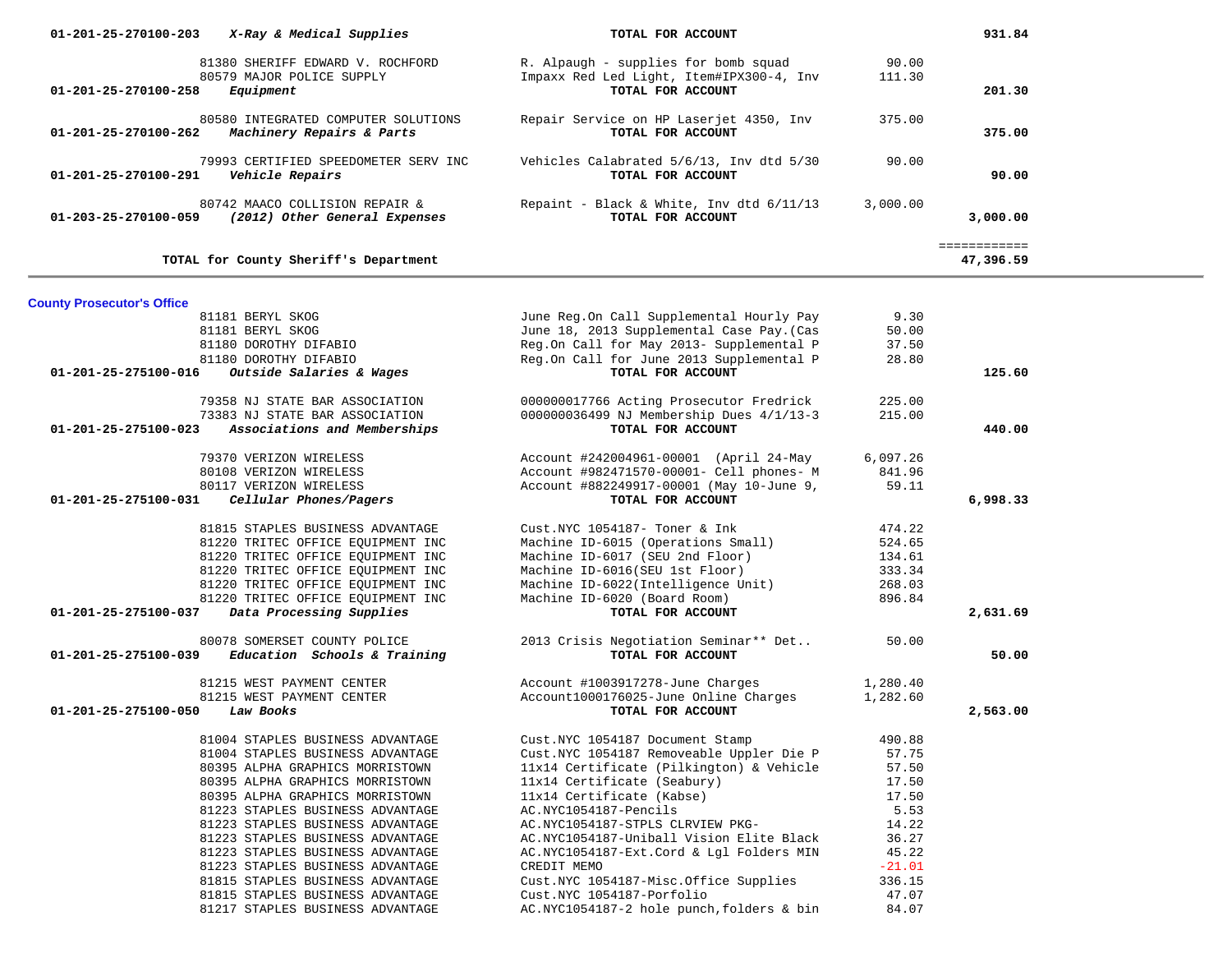| Account | Vendor | Description | Amount | Total |
|---|---|---|---|---|
| 01-201-25-270100-203 *X-Ray & Medical Supplies* | | **TOTAL FOR ACCOUNT** | | **931.84** |
| | 81380 SHERIFF EDWARD V. ROCHFORD | R. Alpaugh - supplies for bomb squad | 90.00 | |
| | 80579 MAJOR POLICE SUPPLY | Impaxx Red Led Light, Item#IPX300-4, Inv | 111.30 | |
| 01-201-25-270100-258 *Equipment* | | **TOTAL FOR ACCOUNT** | | **201.30** |
| | 80580 INTEGRATED COMPUTER SOLUTIONS | Repair Service on HP Laserjet 4350, Inv | 375.00 | |
| 01-201-25-270100-262 *Machinery Repairs & Parts* | | **TOTAL FOR ACCOUNT** | | **375.00** |
| | 79993 CERTIFIED SPEEDOMETER SERV INC | Vehicles Calabrated 5/6/13, Inv dtd 5/30 | 90.00 | |
| 01-201-25-270100-291 *Vehicle Repairs* | | **TOTAL FOR ACCOUNT** | | **90.00** |
| | 80742 MAACO COLLISION REPAIR & | Repaint - Black & White, Inv dtd 6/11/13 | 3,000.00 | |
| 01-203-25-270100-059 *(2012) Other General Expenses* | | **TOTAL FOR ACCOUNT** | | **3,000.00** |
| | | | | ============ |
| **TOTAL for County Sheriff's Department** | | | | **47,396.59** |

## County Prosecutor's Office

| Account | Vendor | Description | Amount | Total |
|---|---|---|---|---|
| | 81181 BERYL SKOG | June Reg.On Call Supplemental Hourly Pay | 9.30 | |
| | 81181 BERYL SKOG | June 18, 2013 Supplemental Case Pay.(Cas | 50.00 | |
| | 81180 DOROTHY DIFABIO | Reg.On Call for May 2013- Supplemental P | 37.50 | |
| | 81180 DOROTHY DIFABIO | Reg.On Call for June 2013 Supplemental P | 28.80 | |
| 01-201-25-275100-016 *Outside Salaries & Wages* | | **TOTAL FOR ACCOUNT** | | **125.60** |
| | 79358 NJ STATE BAR ASSOCIATION | 000000017766 Acting Prosecutor Fredrick | 225.00 | |
| | 73383 NJ STATE BAR ASSOCIATION | 000000036499 NJ Membership Dues 4/1/13-3 | 215.00 | |
| 01-201-25-275100-023 *Associations and Memberships* | | **TOTAL FOR ACCOUNT** | | **440.00** |
| | 79370 VERIZON WIRELESS | Account #242004961-00001 (April 24-May | 6,097.26 | |
| | 80108 VERIZON WIRELESS | Account #982471570-00001- Cell phones- M | 841.96 | |
| | 80117 VERIZON WIRELESS | Account #882249917-00001 (May 10-June 9, | 59.11 | |
| 01-201-25-275100-031 *Cellular Phones/Pagers* | | **TOTAL FOR ACCOUNT** | | **6,998.33** |
| | 81815 STAPLES BUSINESS ADVANTAGE | Cust.NYC 1054187- Toner & Ink | 474.22 | |
| | 81220 TRITEC OFFICE EQUIPMENT INC | Machine ID-6015 (Operations Small) | 524.65 | |
| | 81220 TRITEC OFFICE EQUIPMENT INC | Machine ID-6017 (SEU 2nd Floor) | 134.61 | |
| | 81220 TRITEC OFFICE EQUIPMENT INC | Machine ID-6016(SEU 1st Floor) | 333.34 | |
| | 81220 TRITEC OFFICE EQUIPMENT INC | Machine ID-6022(Intelligence Unit) | 268.03 | |
| | 81220 TRITEC OFFICE EQUIPMENT INC | Machine ID-6020 (Board Room) | 896.84 | |
| 01-201-25-275100-037 *Data Processing Supplies* | | **TOTAL FOR ACCOUNT** | | **2,631.69** |
| | 80078 SOMERSET COUNTY POLICE | 2013 Crisis Negotiation Seminar** Det.. | 50.00 | |
| 01-201-25-275100-039 *Education Schools & Training* | | **TOTAL FOR ACCOUNT** | | **50.00** |
| | 81215 WEST PAYMENT CENTER | Account #1003917278-June Charges | 1,280.40 | |
| | 81215 WEST PAYMENT CENTER | Account1000176025-June Online Charges | 1,282.60 | |
| 01-201-25-275100-050 *Law Books* | | **TOTAL FOR ACCOUNT** | | **2,563.00** |
| | 81004 STAPLES BUSINESS ADVANTAGE | Cust.NYC 1054187 Document Stamp | 490.88 | |
| | 81004 STAPLES BUSINESS ADVANTAGE | Cust.NYC 1054187 Removeable Uppler Die P | 57.75 | |
| | 80395 ALPHA GRAPHICS MORRISTOWN | 11x14 Certificate (Pilkington) & Vehicle | 57.50 | |
| | 80395 ALPHA GRAPHICS MORRISTOWN | 11x14 Certificate (Seabury) | 17.50 | |
| | 80395 ALPHA GRAPHICS MORRISTOWN | 11x14 Certificate (Kabse) | 17.50 | |
| | 81223 STAPLES BUSINESS ADVANTAGE | AC.NYC1054187-Pencils | 5.53 | |
| | 81223 STAPLES BUSINESS ADVANTAGE | AC.NYC1054187-STPLS CLRVIEW PKG- | 14.22 | |
| | 81223 STAPLES BUSINESS ADVANTAGE | AC.NYC1054187-Uniball Vision Elite Black | 36.27 | |
| | 81223 STAPLES BUSINESS ADVANTAGE | AC.NYC1054187-Ext.Cord & Lgl Folders MIN | 45.22 | |
| | 81223 STAPLES BUSINESS ADVANTAGE | CREDIT MEMO | -21.01 | |
| | 81815 STAPLES BUSINESS ADVANTAGE | Cust.NYC 1054187-Misc.Office Supplies | 336.15 | |
| | 81815 STAPLES BUSINESS ADVANTAGE | Cust.NYC 1054187-Porfolio | 47.07 | |
| | 81217 STAPLES BUSINESS ADVANTAGE | AC.NYC1054187-2 hole punch,folders & bin | 84.07 | |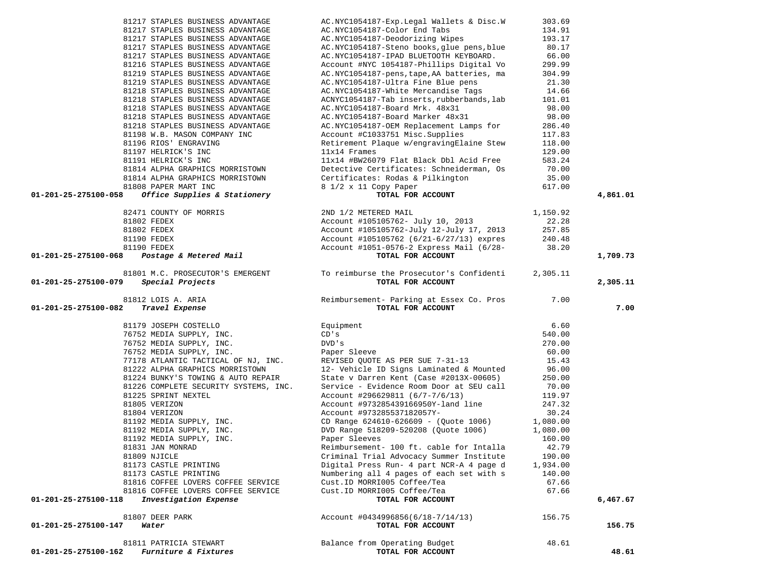| Account | Vendor | Description | Amount | Total |
|---|---|---|---|---|
| | 81217 STAPLES BUSINESS ADVANTAGE | AC.NYC1054187-Exp.Legal Wallets & Disc.W | 303.69 | |
| | 81217 STAPLES BUSINESS ADVANTAGE | AC.NYC1054187-Color End Tabs | 134.91 | |
| | 81217 STAPLES BUSINESS ADVANTAGE | AC.NYC1054187-Deodorizing Wipes | 193.17 | |
| | 81217 STAPLES BUSINESS ADVANTAGE | AC.NYC1054187-Steno books,glue pens,blue | 80.17 | |
| | 81217 STAPLES BUSINESS ADVANTAGE | AC.NYC1054187-IPAD BLUETOOTH KEYBOARD. | 66.00 | |
| | 81216 STAPLES BUSINESS ADVANTAGE | Account #NYC 1054187-Phillips Digital Vo | 299.99 | |
| | 81219 STAPLES BUSINESS ADVANTAGE | AC.NYC1054187-pens,tape,AA batteries, ma | 304.99 | |
| | 81219 STAPLES BUSINESS ADVANTAGE | AC.NYC1054187-Ultra Fine Blue pens | 21.30 | |
| | 81218 STAPLES BUSINESS ADVANTAGE | AC.NYC1054187-White Mercandise Tags | 14.66 | |
| | 81218 STAPLES BUSINESS ADVANTAGE | ACNYC1054187-Tab inserts,rubberbands,lab | 101.01 | |
| | 81218 STAPLES BUSINESS ADVANTAGE | AC.NYC1054187-Board Mrk. 48x31 | 98.00 | |
| | 81218 STAPLES BUSINESS ADVANTAGE | AC.NYC1054187-Board Marker 48x31 | 98.00 | |
| | 81218 STAPLES BUSINESS ADVANTAGE | AC.NYC1054187-OEM Replacement Lamps for | 286.40 | |
| | 81198 W.B. MASON COMPANY INC | Account #C1033751 Misc.Supplies | 117.83 | |
| | 81196 RIOS' ENGRAVING | Retirement Plaque w/engravingElaine Stew | 118.00 | |
| | 81197 HELRICK'S INC | 11x14 Frames | 129.00 | |
| | 81191 HELRICK'S INC | 11x14 #BW26079 Flat Black Dbl Acid Free | 583.24 | |
| | 81814 ALPHA GRAPHICS MORRISTOWN | Detective Certificates: Schneiderman, Os | 70.00 | |
| | 81814 ALPHA GRAPHICS MORRISTOWN | Certificates: Rodas & Pilkington | 35.00 | |
| | 81808 PAPER MART INC | 8 1/2 x 11 Copy Paper | 617.00 | |
| **01-201-25-275100-058** | ***Office Supplies & Stationery*** | **TOTAL FOR ACCOUNT** | | **4,861.01** |
| | 82471 COUNTY OF MORRIS | 2ND 1/2 METERED MAIL | 1,150.92 | |
| | 81802 FEDEX | Account #105105762- July 10, 2013 | 22.28 | |
| | 81802 FEDEX | Account #105105762-July 12-July 17, 2013 | 257.85 | |
| | 81190 FEDEX | Account #105105762 (6/21-6/27/13) expres | 240.48 | |
| | 81190 FEDEX | Account #1051-0576-2 Express Mail (6/28- | 38.20 | |
| **01-201-25-275100-068** | ***Postage & Metered Mail*** | **TOTAL FOR ACCOUNT** | | **1,709.73** |
| | 81801 M.C. PROSECUTOR'S EMERGENT | To reimburse the Prosecutor's Confidenti | 2,305.11 | |
| **01-201-25-275100-079** | ***Special Projects*** | **TOTAL FOR ACCOUNT** | | **2,305.11** |
| | 81812 LOIS A. ARIA | Reimbursement- Parking at Essex Co. Pros | 7.00 | |
| **01-201-25-275100-082** | ***Travel Expense*** | **TOTAL FOR ACCOUNT** | | **7.00** |
| | 81179 JOSEPH COSTELLO | Equipment | 6.60 | |
| | 76752 MEDIA SUPPLY, INC. | CD's | 540.00 | |
| | 76752 MEDIA SUPPLY, INC. | DVD's | 270.00 | |
| | 76752 MEDIA SUPPLY, INC. | Paper Sleeve | 60.00 | |
| | 77178 ATLANTIC TACTICAL OF NJ, INC. | REVISED QUOTE AS PER SUE 7-31-13 | 15.43 | |
| | 81222 ALPHA GRAPHICS MORRISTOWN | 12- Vehicle ID Signs Laminated & Mounted | 96.00 | |
| | 81224 BUNKY'S TOWING & AUTO REPAIR | State v Darren Kent (Case #2013X-00605) | 250.00 | |
| | 81226 COMPLETE SECURITY SYSTEMS, INC. | Service - Evidence Room Door at SEU call | 70.00 | |
| | 81225 SPRINT NEXTEL | Account #296629811 (6/7-7/6/13) | 119.97 | |
| | 81805 VERIZON | Account #973285439166950Y-land line | 247.32 | |
| | 81804 VERIZON | Account #973285537182057Y- | 30.24 | |
| | 81192 MEDIA SUPPLY, INC. | CD Range 624610-626609 - (Quote 1006) | 1,080.00 | |
| | 81192 MEDIA SUPPLY, INC. | DVD Range 518209-520208 (Quote 1006) | 1,080.00 | |
| | 81192 MEDIA SUPPLY, INC. | Paper Sleeves | 160.00 | |
| | 81831 JAN MONRAD | Reimbursement- 100 ft. cable for Intalla | 42.79 | |
| | 81809 NJICLE | Criminal Trial Advocacy Summer Institute | 190.00 | |
| | 81173 CASTLE PRINTING | Digital Press Run- 4 part NCR-A 4 page d | 1,934.00 | |
| | 81173 CASTLE PRINTING | Numbering all 4 pages of each set with s | 140.00 | |
| | 81816 COFFEE LOVERS COFFEE SERVICE | Cust.ID MORRI005 Coffee/Tea | 67.66 | |
| | 81816 COFFEE LOVERS COFFEE SERVICE | Cust.ID MORRI005 Coffee/Tea | 67.66 | |
| **01-201-25-275100-118** | ***Investigation Expense*** | **TOTAL FOR ACCOUNT** | | **6,467.67** |
| | 81807 DEER PARK | Account #0434996856(6/18-7/14/13) | 156.75 | |
| **01-201-25-275100-147** | ***Water*** | **TOTAL FOR ACCOUNT** | | **156.75** |
| | 81811 PATRICIA STEWART | Balance from Operating Budget | 48.61 | |
| **01-201-25-275100-162** | ***Furniture & Fixtures*** | **TOTAL FOR ACCOUNT** | | **48.61** |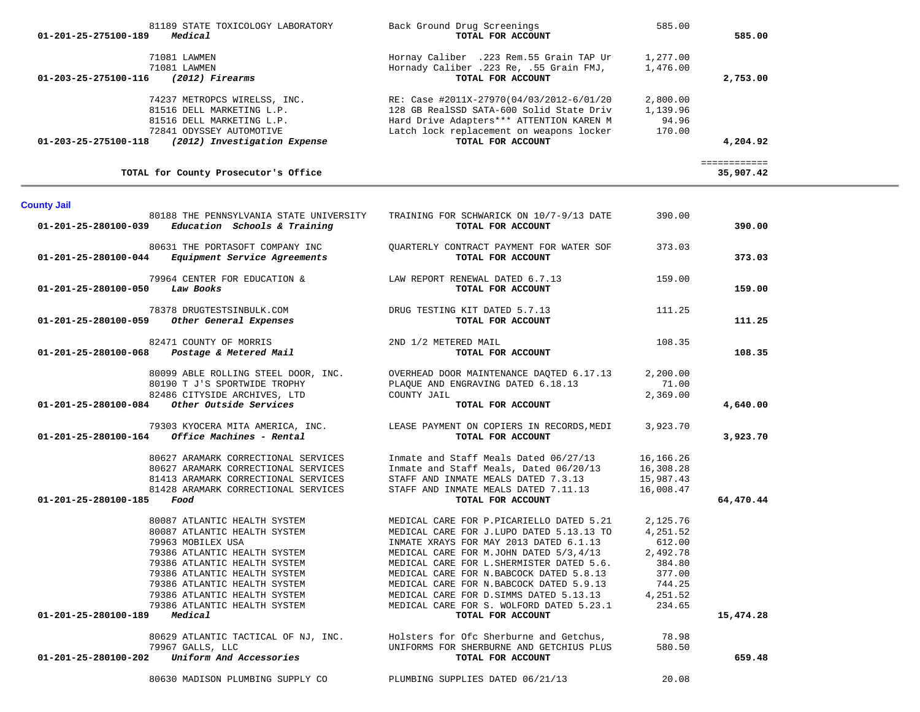| Account | Vendor | Description | Amount | Total |
|---|---|---|---|---|
| | 81189 STATE TOXICOLOGY LABORATORY | Back Ground Drug Screenings | 585.00 | |
| 01-201-25-275100-189 *Medical* | | **TOTAL FOR ACCOUNT** | | **585.00** |
| | 71081 LAWMEN | Hornay Caliber .223 Rem.55 Grain TAP Ur | 1,277.00 | |
| | 71081 LAWMEN | Hornady Caliber .223 Re, .55 Grain FMJ, | 1,476.00 | |
| 01-203-25-275100-116 *(2012) Firearms* | | **TOTAL FOR ACCOUNT** | | **2,753.00** |
| | 74237 METROPCS WIRELSS, INC. | RE: Case #2011X-27970(04/03/2012-6/01/20 | 2,800.00 | |
| | 81516 DELL MARKETING L.P. | 128 GB RealSSD SATA-600 Solid State Driv | 1,139.96 | |
| | 81516 DELL MARKETING L.P. | Hard Drive Adapters*** ATTENTION KAREN M | 94.96 | |
| | 72841 ODYSSEY AUTOMOTIVE | Latch lock replacement on weapons locker | 170.00 | |
| 01-203-25-275100-118 *(2012) Investigation Expense* | | **TOTAL FOR ACCOUNT** | | **4,204.92** |
| | | | | ============ |
| **TOTAL for County Prosecutor's Office** | | | | **35,907.42** |

## County Jail

| Account | Vendor | Description | Amount | Total |
|---|---|---|---|---|
| | 80188 THE PENNSYLVANIA STATE UNIVERSITY | TRAINING FOR SCHWARICK ON 10/7-9/13 DATE | 390.00 | |
| 01-201-25-280100-039 *Education Schools & Training* | | **TOTAL FOR ACCOUNT** | | **390.00** |
| | 80631 THE PORTASOFT COMPANY INC | QUARTERLY CONTRACT PAYMENT FOR WATER SOF | 373.03 | |
| 01-201-25-280100-044 *Equipment Service Agreements* | | **TOTAL FOR ACCOUNT** | | **373.03** |
| | 79964 CENTER FOR EDUCATION & | LAW REPORT RENEWAL DATED 6.7.13 | 159.00 | |
| 01-201-25-280100-050 *Law Books* | | **TOTAL FOR ACCOUNT** | | **159.00** |
| | 78378 DRUGTESTSINBULK.COM | DRUG TESTING KIT DATED 5.7.13 | 111.25 | |
| 01-201-25-280100-059 *Other General Expenses* | | **TOTAL FOR ACCOUNT** | | **111.25** |
| | 82471 COUNTY OF MORRIS | 2ND 1/2 METERED MAIL | 108.35 | |
| 01-201-25-280100-068 *Postage & Metered Mail* | | **TOTAL FOR ACCOUNT** | | **108.35** |
| | 80099 ABLE ROLLING STEEL DOOR, INC. | OVERHEAD DOOR MAINTENANCE DAQTED 6.17.13 | 2,200.00 | |
| | 80190 T J'S SPORTWIDE TROPHY | PLAQUE AND ENGRAVING DATED 6.18.13 | 71.00 | |
| | 82486 CITYSIDE ARCHIVES, LTD | COUNTY JAIL | 2,369.00 | |
| 01-201-25-280100-084 *Other Outside Services* | | **TOTAL FOR ACCOUNT** | | **4,640.00** |
| | 79303 KYOCERA MITA AMERICA, INC. | LEASE PAYMENT ON COPIERS IN RECORDS,MEDI | 3,923.70 | |
| 01-201-25-280100-164 *Office Machines - Rental* | | **TOTAL FOR ACCOUNT** | | **3,923.70** |
| | 80627 ARAMARK CORRECTIONAL SERVICES | Inmate and Staff Meals Dated 06/27/13 | 16,166.26 | |
| | 80627 ARAMARK CORRECTIONAL SERVICES | Inmate and Staff Meals, Dated 06/20/13 | 16,308.28 | |
| | 81413 ARAMARK CORRECTIONAL SERVICES | STAFF AND INMATE MEALS DATED 7.3.13 | 15,987.43 | |
| | 81428 ARAMARK CORRECTIONAL SERVICES | STAFF AND INMATE MEALS DATED 7.11.13 | 16,008.47 | |
| 01-201-25-280100-185 *Food* | | **TOTAL FOR ACCOUNT** | | **64,470.44** |
| | 80087 ATLANTIC HEALTH SYSTEM | MEDICAL CARE FOR P.PICARIELLO DATED 5.21 | 2,125.76 | |
| | 80087 ATLANTIC HEALTH SYSTEM | MEDICAL CARE FOR J.LUPO DATED 5.13.13 TO | 4,251.52 | |
| | 79963 MOBILEX USA | INMATE XRAYS FOR MAY 2013 DATED 6.1.13 | 612.00 | |
| | 79386 ATLANTIC HEALTH SYSTEM | MEDICAL CARE FOR M.JOHN DATED 5/3,4/13 | 2,492.78 | |
| | 79386 ATLANTIC HEALTH SYSTEM | MEDICAL CARE FOR L.SHERMISTER DATED 5.6. | 384.80 | |
| | 79386 ATLANTIC HEALTH SYSTEM | MEDICAL CARE FOR N.BABCOCK DATED 5.8.13 | 377.00 | |
| | 79386 ATLANTIC HEALTH SYSTEM | MEDICAL CARE FOR N.BABCOCK DATED 5.9.13 | 744.25 | |
| | 79386 ATLANTIC HEALTH SYSTEM | MEDICAL CARE FOR D.SIMMS DATED 5.13.13 | 4,251.52 | |
| | 79386 ATLANTIC HEALTH SYSTEM | MEDICAL CARE FOR S. WOLFORD DATED 5.23.1 | 234.65 | |
| 01-201-25-280100-189 *Medical* | | **TOTAL FOR ACCOUNT** | | **15,474.28** |
| | 80629 ATLANTIC TACTICAL OF NJ, INC. | Holsters for Ofc Sherburne and Getchus, | 78.98 | |
| | 79967 GALLS, LLC | UNIFORMS FOR SHERBURNE AND GETCHIUS PLUS | 580.50 | |
| 01-201-25-280100-202 *Uniform And Accessories* | | **TOTAL FOR ACCOUNT** | | **659.48** |
| | 80630 MADISON PLUMBING SUPPLY CO | PLUMBING SUPPLIES DATED 06/21/13 | 20.08 | |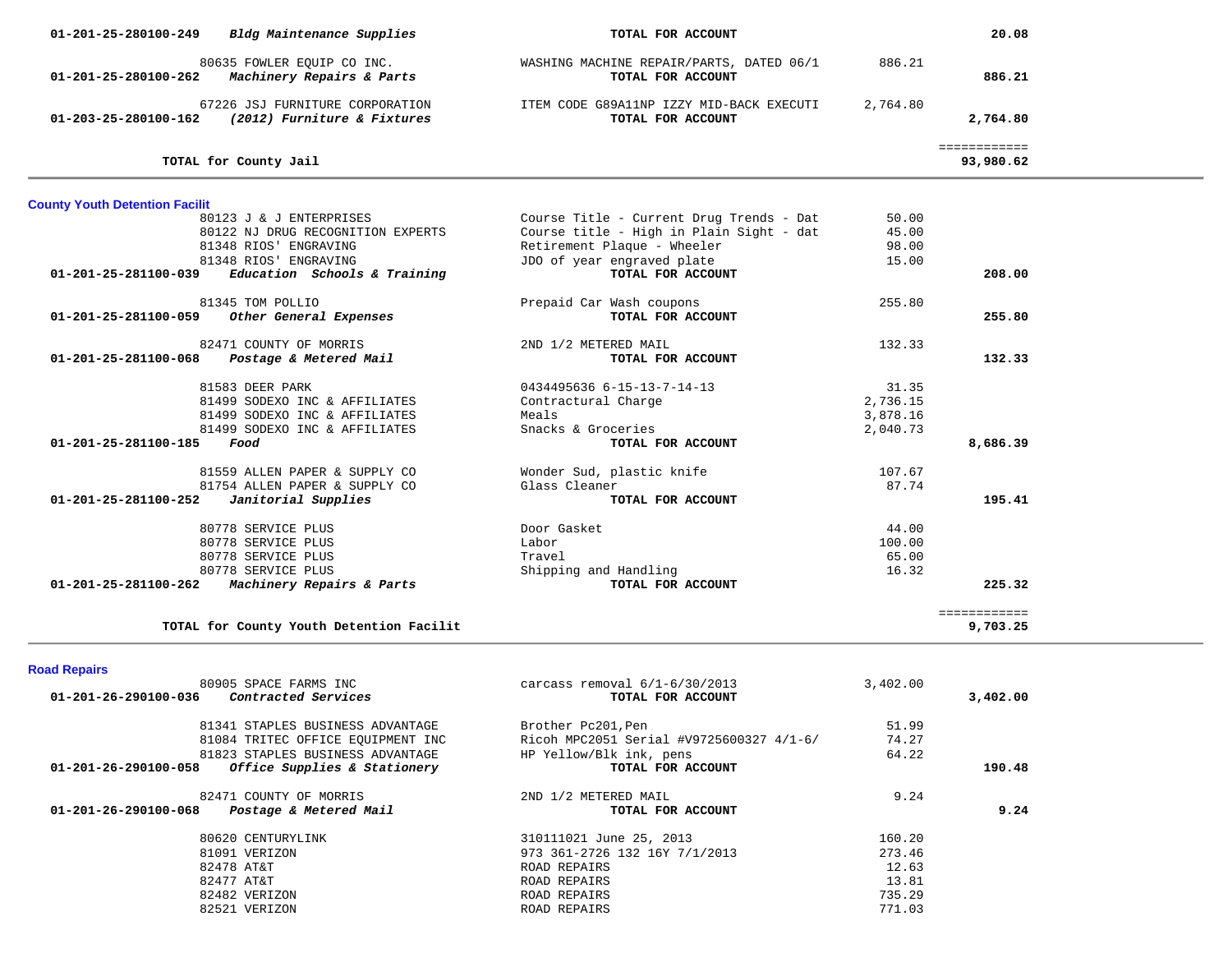| Account | Vendor / Description | Item | Amount | Total |
|---|---|---|---|---|
| 01-201-25-280100-249 | *Bldg Maintenance Supplies* | **TOTAL FOR ACCOUNT** | | **20.08** |
| | 80635 FOWLER EQUIP CO INC. | WASHING MACHINE REPAIR/PARTS, DATED 06/1 | 886.21 | |
| 01-201-25-280100-262 | *Machinery Repairs & Parts* | **TOTAL FOR ACCOUNT** | | **886.21** |
| | 67226 JSJ FURNITURE CORPORATION | ITEM CODE G89A11NP IZZY MID-BACK EXECUTI | 2,764.80 | |
| 01-203-25-280100-162 | *(2012) Furniture & Fixtures* | **TOTAL FOR ACCOUNT** | | **2,764.80** |
| | **TOTAL for County Jail** | | | ============ **93,980.62** |

**County Youth Detention Facilit**

| Account | Vendor / Description | Item | Amount | Total |
|---|---|---|---|---|
| | 80123 J & J ENTERPRISES | Course Title - Current Drug Trends - Dat | 50.00 | |
| | 80122 NJ DRUG RECOGNITION EXPERTS | Course title - High in Plain Sight - dat | 45.00 | |
| | 81348 RIOS' ENGRAVING | Retirement Plaque - Wheeler | 98.00 | |
| | 81348 RIOS' ENGRAVING | JDO of year engraved plate | 15.00 | |
| 01-201-25-281100-039 | *Education Schools & Training* | **TOTAL FOR ACCOUNT** | | **208.00** |
| | 81345 TOM POLLIO | Prepaid Car Wash coupons | 255.80 | |
| 01-201-25-281100-059 | *Other General Expenses* | **TOTAL FOR ACCOUNT** | | **255.80** |
| | 82471 COUNTY OF MORRIS | 2ND 1/2 METERED MAIL | 132.33 | |
| 01-201-25-281100-068 | *Postage & Metered Mail* | **TOTAL FOR ACCOUNT** | | **132.33** |
| | 81583 DEER PARK | 0434495636 6-15-13-7-14-13 | 31.35 | |
| | 81499 SODEXO INC & AFFILIATES | Contractural Charge | 2,736.15 | |
| | 81499 SODEXO INC & AFFILIATES | Meals | 3,878.16 | |
| | 81499 SODEXO INC & AFFILIATES | Snacks & Groceries | 2,040.73 | |
| 01-201-25-281100-185 | *Food* | **TOTAL FOR ACCOUNT** | | **8,686.39** |
| | 81559 ALLEN PAPER & SUPPLY CO | Wonder Sud, plastic knife | 107.67 | |
| | 81754 ALLEN PAPER & SUPPLY CO | Glass Cleaner | 87.74 | |
| 01-201-25-281100-252 | *Janitorial Supplies* | **TOTAL FOR ACCOUNT** | | **195.41** |
| | 80778 SERVICE PLUS | Door Gasket | 44.00 | |
| | 80778 SERVICE PLUS | Labor | 100.00 | |
| | 80778 SERVICE PLUS | Travel | 65.00 | |
| | 80778 SERVICE PLUS | Shipping and Handling | 16.32 | |
| 01-201-25-281100-262 | *Machinery Repairs & Parts* | **TOTAL FOR ACCOUNT** | | **225.32** |
| | **TOTAL for County Youth Detention Facilit** | | | ============ **9,703.25** |

**Road Repairs**

| Account | Vendor / Description | Item | Amount | Total |
|---|---|---|---|---|
| | 80905 SPACE FARMS INC | carcass removal 6/1-6/30/2013 | 3,402.00 | |
| 01-201-26-290100-036 | *Contracted Services* | **TOTAL FOR ACCOUNT** | | **3,402.00** |
| | 81341 STAPLES BUSINESS ADVANTAGE | Brother Pc201,Pen | 51.99 | |
| | 81084 TRITEC OFFICE EQUIPMENT INC | Ricoh MPC2051 Serial #V9725600327 4/1-6/ | 74.27 | |
| | 81823 STAPLES BUSINESS ADVANTAGE | HP Yellow/Blk ink, pens | 64.22 | |
| 01-201-26-290100-058 | *Office Supplies & Stationery* | **TOTAL FOR ACCOUNT** | | **190.48** |
| | 82471 COUNTY OF MORRIS | 2ND 1/2 METERED MAIL | 9.24 | |
| 01-201-26-290100-068 | *Postage & Metered Mail* | **TOTAL FOR ACCOUNT** | | **9.24** |
| | 80620 CENTURYLINK | 310111021 June 25, 2013 | 160.20 | |
| | 81091 VERIZON | 973 361-2726 132 16Y 7/1/2013 | 273.46 | |
| | 82478 AT&T | ROAD REPAIRS | 12.63 | |
| | 82477 AT&T | ROAD REPAIRS | 13.81 | |
| | 82482 VERIZON | ROAD REPAIRS | 735.29 | |
| | 82521 VERIZON | ROAD REPAIRS | 771.03 | |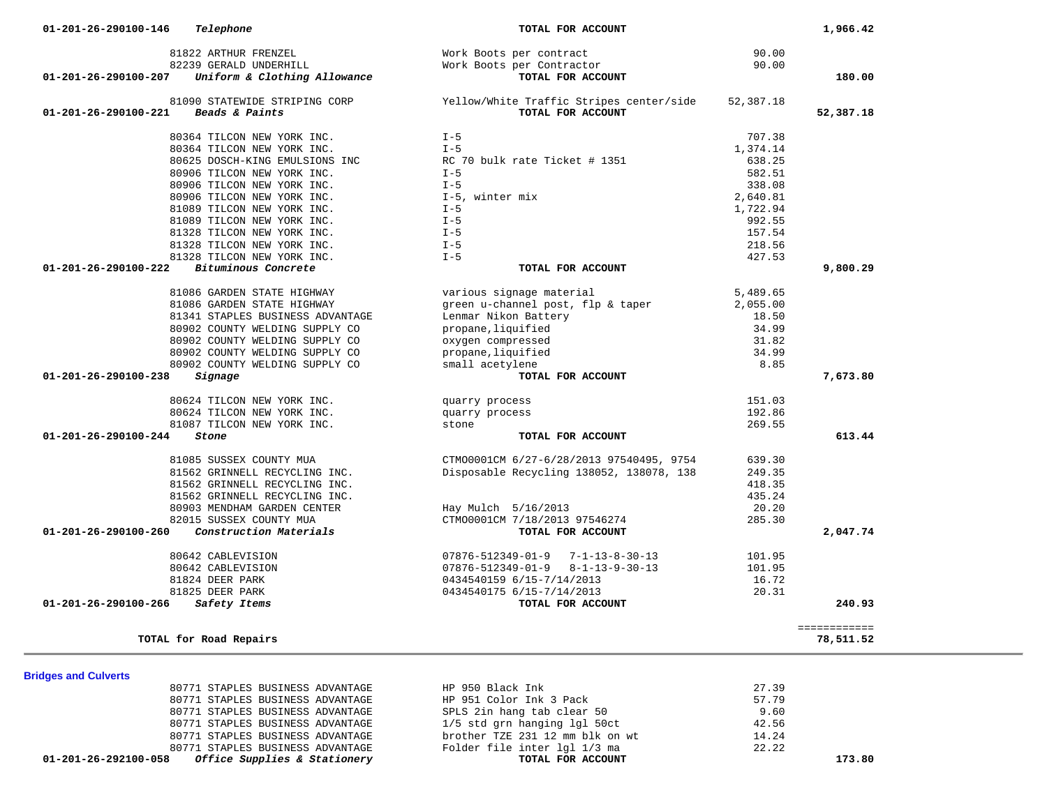| Account / Vendor | Description | Amount | Total |
|---|---|---|---|
| 01-201-26-290100-146 *Telephone* | **TOTAL FOR ACCOUNT** | | **1,966.42** |
| 81822 ARTHUR FRENZEL | Work Boots per contract | 90.00 | |
| 82239 GERALD UNDERHILL | Work Boots per Contractor | 90.00 | |
| **01-201-26-290100-207** ***Uniform & Clothing Allowance*** | **TOTAL FOR ACCOUNT** | | **180.00** |
| 81090 STATEWIDE STRIPING CORP | Yellow/White Traffic Stripes center/side | 52,387.18 | |
| **01-201-26-290100-221** ***Beads & Paints*** | **TOTAL FOR ACCOUNT** | | **52,387.18** |
| 80364 TILCON NEW YORK INC. | I-5 | 707.38 | |
| 80364 TILCON NEW YORK INC. | I-5 | 1,374.14 | |
| 80625 DOSCH-KING EMULSIONS INC | RC 70 bulk rate Ticket # 1351 | 638.25 | |
| 80906 TILCON NEW YORK INC. | I-5 | 582.51 | |
| 80906 TILCON NEW YORK INC. | I-5 | 338.08 | |
| 80906 TILCON NEW YORK INC. | I-5, winter mix | 2,640.81 | |
| 81089 TILCON NEW YORK INC. | I-5 | 1,722.94 | |
| 81089 TILCON NEW YORK INC. | I-5 | 992.55 | |
| 81328 TILCON NEW YORK INC. | I-5 | 157.54 | |
| 81328 TILCON NEW YORK INC. | I-5 | 218.56 | |
| 81328 TILCON NEW YORK INC. | I-5 | 427.53 | |
| **01-201-26-290100-222** ***Bituminous Concrete*** | **TOTAL FOR ACCOUNT** | | **9,800.29** |
| 81086 GARDEN STATE HIGHWAY | various signage material | 5,489.65 | |
| 81086 GARDEN STATE HIGHWAY | green u-channel post, flp & taper | 2,055.00 | |
| 81341 STAPLES BUSINESS ADVANTAGE | Lenmar Nikon Battery | 18.50 | |
| 80902 COUNTY WELDING SUPPLY CO | propane,liquified | 34.99 | |
| 80902 COUNTY WELDING SUPPLY CO | oxygen compressed | 31.82 | |
| 80902 COUNTY WELDING SUPPLY CO | propane,liquified | 34.99 | |
| 80902 COUNTY WELDING SUPPLY CO | small acetylene | 8.85 | |
| **01-201-26-290100-238** ***Signage*** | **TOTAL FOR ACCOUNT** | | **7,673.80** |
| 80624 TILCON NEW YORK INC. | quarry process | 151.03 | |
| 80624 TILCON NEW YORK INC. | quarry process | 192.86 | |
| 81087 TILCON NEW YORK INC. | stone | 269.55 | |
| **01-201-26-290100-244** ***Stone*** | **TOTAL FOR ACCOUNT** | | **613.44** |
| 81085 SUSSEX COUNTY MUA | CTMO0001CM 6/27-6/28/2013 97540495, 9754 | 639.30 | |
| 81562 GRINNELL RECYCLING INC. | Disposable Recycling 138052, 138078, 138 | 249.35 | |
| 81562 GRINNELL RECYCLING INC. | | 418.35 | |
| 81562 GRINNELL RECYCLING INC. | | 435.24 | |
| 80903 MENDHAM GARDEN CENTER | Hay Mulch 5/16/2013 | 20.20 | |
| 82015 SUSSEX COUNTY MUA | CTMO0001CM 7/18/2013 97546274 | 285.30 | |
| **01-201-26-290100-260** ***Construction Materials*** | **TOTAL FOR ACCOUNT** | | **2,047.74** |
| 80642 CABLEVISION | 07876-512349-01-9 7-1-13-8-30-13 | 101.95 | |
| 80642 CABLEVISION | 07876-512349-01-9 8-1-13-9-30-13 | 101.95 | |
| 81824 DEER PARK | 0434540159 6/15-7/14/2013 | 16.72 | |
| 81825 DEER PARK | 0434540175 6/15-7/14/2013 | 20.31 | |
| **01-201-26-290100-266** ***Safety Items*** | **TOTAL FOR ACCOUNT** | | **240.93** |
| | | | ============ |
| **TOTAL for Road Repairs** | | | **78,511.52** |

## Bridges and Culverts

| Account / Vendor | Description | Amount | Total |
|---|---|---|---|
| 80771 STAPLES BUSINESS ADVANTAGE | HP 950 Black Ink | 27.39 | |
| 80771 STAPLES BUSINESS ADVANTAGE | HP 951 Color Ink 3 Pack | 57.79 | |
| 80771 STAPLES BUSINESS ADVANTAGE | SPLS 2in hang tab clear 50 | 9.60 | |
| 80771 STAPLES BUSINESS ADVANTAGE | 1/5 std grn hanging lgl 50ct | 42.56 | |
| 80771 STAPLES BUSINESS ADVANTAGE | brother TZE 231 12 mm blk on wt | 14.24 | |
| 80771 STAPLES BUSINESS ADVANTAGE | Folder file inter lgl 1/3 ma | 22.22 | |
| **01-201-26-292100-058** ***Office Supplies & Stationery*** | **TOTAL FOR ACCOUNT** | | **173.80** |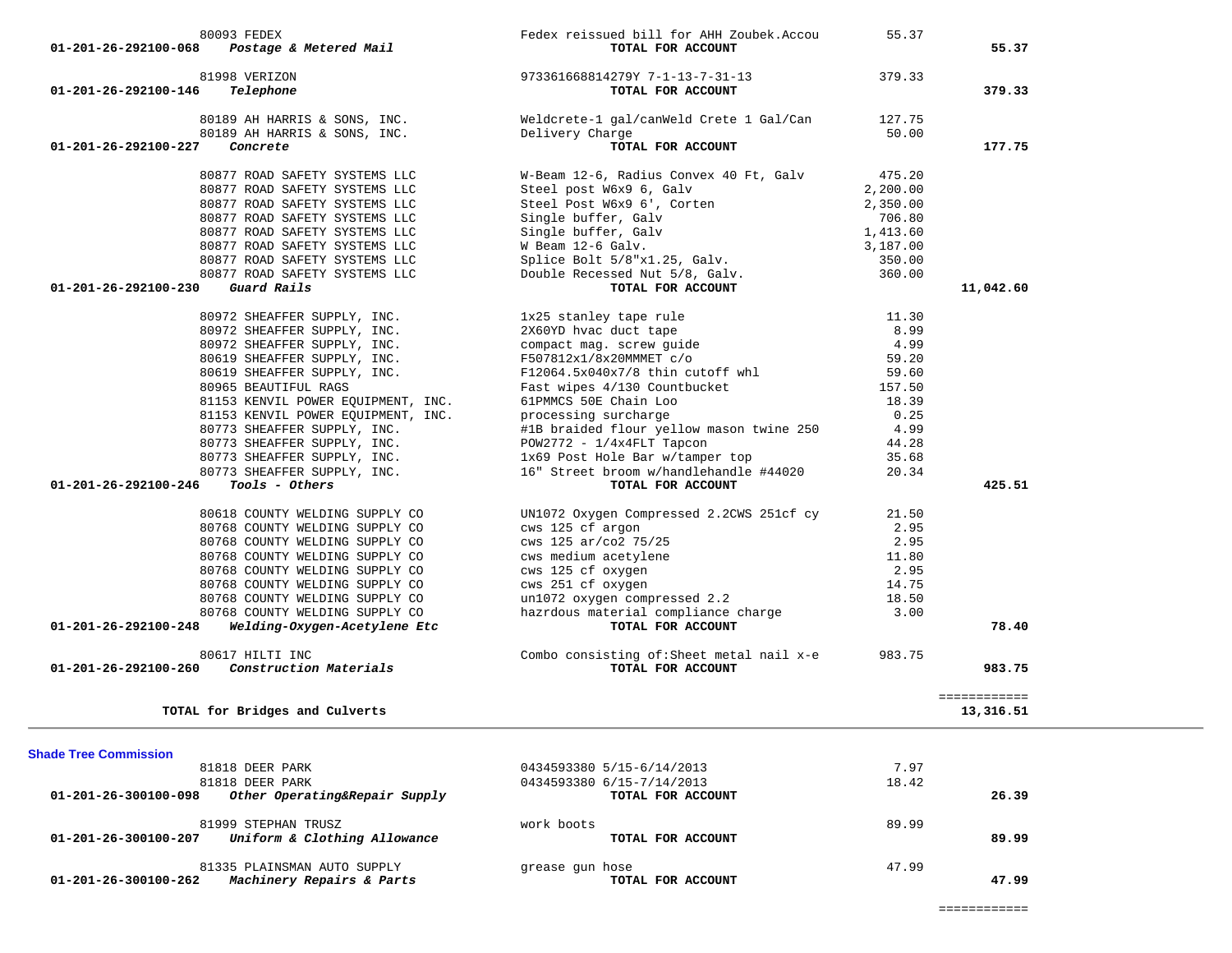| Account | Vendor | Description | Amount | Total |
|---|---|---|---|---|
| | 80093 FEDEX | Fedex reissued bill for AHH Zoubek.Accou | 55.37 | |
| **01-201-26-292100-068** | ***Postage & Metered Mail*** | **TOTAL FOR ACCOUNT** | | **55.37** |
| | 81998 VERIZON | 973361668814279Y 7-1-13-7-31-13 | 379.33 | |
| **01-201-26-292100-146** | ***Telephone*** | **TOTAL FOR ACCOUNT** | | **379.33** |
| | 80189 AH HARRIS & SONS, INC. | Weldcrete-1 gal/canWeld Crete 1 Gal/Can | 127.75 | |
| | 80189 AH HARRIS & SONS, INC. | Delivery Charge | 50.00 | |
| **01-201-26-292100-227** | ***Concrete*** | **TOTAL FOR ACCOUNT** | | **177.75** |
| | 80877 ROAD SAFETY SYSTEMS LLC | W-Beam 12-6, Radius Convex 40 Ft, Galv | 475.20 | |
| | 80877 ROAD SAFETY SYSTEMS LLC | Steel post W6x9 6, Galv | 2,200.00 | |
| | 80877 ROAD SAFETY SYSTEMS LLC | Steel Post W6x9 6', Corten | 2,350.00 | |
| | 80877 ROAD SAFETY SYSTEMS LLC | Single buffer, Galv | 706.80 | |
| | 80877 ROAD SAFETY SYSTEMS LLC | Single buffer, Galv | 1,413.60 | |
| | 80877 ROAD SAFETY SYSTEMS LLC | W Beam 12-6 Galv. | 3,187.00 | |
| | 80877 ROAD SAFETY SYSTEMS LLC | Splice Bolt 5/8"x1.25, Galv. | 350.00 | |
| | 80877 ROAD SAFETY SYSTEMS LLC | Double Recessed Nut 5/8, Galv. | 360.00 | |
| **01-201-26-292100-230** | ***Guard Rails*** | **TOTAL FOR ACCOUNT** | | **11,042.60** |
| | 80972 SHEAFFER SUPPLY, INC. | 1x25 stanley tape rule | 11.30 | |
| | 80972 SHEAFFER SUPPLY, INC. | 2X60YD hvac duct tape | 8.99 | |
| | 80972 SHEAFFER SUPPLY, INC. | compact mag. screw guide | 4.99 | |
| | 80619 SHEAFFER SUPPLY, INC. | F507812x1/8x20MMMET c/o | 59.20 | |
| | 80619 SHEAFFER SUPPLY, INC. | F12064.5x040x7/8 thin cutoff whl | 59.60 | |
| | 80965 BEAUTIFUL RAGS | Fast wipes 4/130 Countbucket | 157.50 | |
| | 81153 KENVIL POWER EQUIPMENT, INC. | 61PMMCS 50E Chain Loo | 18.39 | |
| | 81153 KENVIL POWER EQUIPMENT, INC. | processing surcharge | 0.25 | |
| | 80773 SHEAFFER SUPPLY, INC. | #1B braided flour yellow mason twine 250 | 4.99 | |
| | 80773 SHEAFFER SUPPLY, INC. | POW2772 - 1/4x4FLT Tapcon | 44.28 | |
| | 80773 SHEAFFER SUPPLY, INC. | 1x69 Post Hole Bar w/tamper top | 35.68 | |
| | 80773 SHEAFFER SUPPLY, INC. | 16" Street broom w/handlehandle #44020 | 20.34 | |
| **01-201-26-292100-246** | ***Tools - Others*** | **TOTAL FOR ACCOUNT** | | **425.51** |
| | 80618 COUNTY WELDING SUPPLY CO | UN1072 Oxygen Compressed 2.2CWS 251cf cy | 21.50 | |
| | 80768 COUNTY WELDING SUPPLY CO | cws 125 cf argon | 2.95 | |
| | 80768 COUNTY WELDING SUPPLY CO | cws 125 ar/co2 75/25 | 2.95 | |
| | 80768 COUNTY WELDING SUPPLY CO | cws medium acetylene | 11.80 | |
| | 80768 COUNTY WELDING SUPPLY CO | cws 125 cf oxygen | 2.95 | |
| | 80768 COUNTY WELDING SUPPLY CO | cws 251 cf oxygen | 14.75 | |
| | 80768 COUNTY WELDING SUPPLY CO | un1072 oxygen compressed 2.2 | 18.50 | |
| | 80768 COUNTY WELDING SUPPLY CO | hazrdous material compliance charge | 3.00 | |
| **01-201-26-292100-248** | ***Welding-Oxygen-Acetylene Etc*** | **TOTAL FOR ACCOUNT** | | **78.40** |
| | 80617 HILTI INC | Combo consisting of:Sheet metal nail x-e | 983.75 | |
| **01-201-26-292100-260** | ***Construction Materials*** | **TOTAL FOR ACCOUNT** | | **983.75** |
| | | | | ============ |
| | **TOTAL for Bridges and Culverts** | | | **13,316.51** |

**Shade Tree Commission**

| Account | Vendor | Description | Amount | Total |
|---|---|---|---|---|
| | 81818 DEER PARK | 0434593380 5/15-6/14/2013 | 7.97 | |
| | 81818 DEER PARK | 0434593380 6/15-7/14/2013 | 18.42 | |
| **01-201-26-300100-098** | ***Other Operating&Repair Supply*** | **TOTAL FOR ACCOUNT** | | **26.39** |
| | 81999 STEPHAN TRUSZ | work boots | 89.99 | |
| **01-201-26-300100-207** | ***Uniform & Clothing Allowance*** | **TOTAL FOR ACCOUNT** | | **89.99** |
| | 81335 PLAINSMAN AUTO SUPPLY | grease gun hose | 47.99 | |
| **01-201-26-300100-262** | ***Machinery Repairs & Parts*** | **TOTAL FOR ACCOUNT** | | **47.99** |
| | | | | ============ |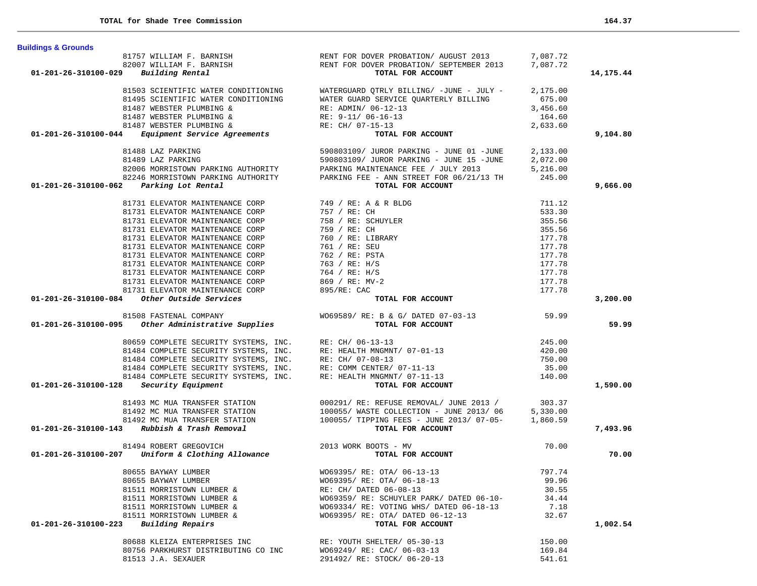| TOTAL for Shade Tree Commission | | | | 164.37 |
|---|---|---|---|---|

**Buildings & Grounds**

| Account | Vendor | Description | Amount | Total |
|---|---|---|---|---|
| | 81757 WILLIAM F. BARNISH | RENT FOR DOVER PROBATION/ AUGUST 2013 | 7,087.72 | |
| | 82007 WILLIAM F. BARNISH | RENT FOR DOVER PROBATION/ SEPTEMBER 2013 | 7,087.72 | |
| 01-201-26-310100-029 *Building Rental* | | **TOTAL FOR ACCOUNT** | | **14,175.44** |
| | 81503 SCIENTIFIC WATER CONDITIONING | WATERGUARD QTRLY BILLING/ -JUNE - JULY - | 2,175.00 | |
| | 81495 SCIENTIFIC WATER CONDITIONING | WATER GUARD SERVICE QUARTERLY BILLING | 675.00 | |
| | 81487 WEBSTER PLUMBING & | RE: ADMIN/ 06-12-13 | 3,456.60 | |
| | 81487 WEBSTER PLUMBING & | RE: 9-11/ 06-16-13 | 164.60 | |
| | 81487 WEBSTER PLUMBING & | RE: CH/ 07-15-13 | 2,633.60 | |
| 01-201-26-310100-044 *Equipment Service Agreements* | | **TOTAL FOR ACCOUNT** | | **9,104.80** |
| | 81488 LAZ PARKING | 590803109/ JUROR PARKING - JUNE 01 -JUNE | 2,133.00 | |
| | 81489 LAZ PARKING | 590803109/ JUROR PARKING - JUNE 15 -JUNE | 2,072.00 | |
| | 82006 MORRISTOWN PARKING AUTHORITY | PARKING MAINTENANCE FEE / JULY 2013 | 5,216.00 | |
| | 82246 MORRISTOWN PARKING AUTHORITY | PARKING FEE - ANN STREET FOR 06/21/13 TH | 245.00 | |
| 01-201-26-310100-062 *Parking Lot Rental* | | **TOTAL FOR ACCOUNT** | | **9,666.00** |
| | 81731 ELEVATOR MAINTENANCE CORP | 749 / RE: A & R BLDG | 711.12 | |
| | 81731 ELEVATOR MAINTENANCE CORP | 757 / RE: CH | 533.30 | |
| | 81731 ELEVATOR MAINTENANCE CORP | 758 / RE: SCHUYLER | 355.56 | |
| | 81731 ELEVATOR MAINTENANCE CORP | 759 / RE: CH | 355.56 | |
| | 81731 ELEVATOR MAINTENANCE CORP | 760 / RE: LIBRARY | 177.78 | |
| | 81731 ELEVATOR MAINTENANCE CORP | 761 / RE: SEU | 177.78 | |
| | 81731 ELEVATOR MAINTENANCE CORP | 762 / RE: PSTA | 177.78 | |
| | 81731 ELEVATOR MAINTENANCE CORP | 763 / RE: H/S | 177.78 | |
| | 81731 ELEVATOR MAINTENANCE CORP | 764 / RE: H/S | 177.78 | |
| | 81731 ELEVATOR MAINTENANCE CORP | 869 / RE: MV-2 | 177.78 | |
| | 81731 ELEVATOR MAINTENANCE CORP | 895/RE: CAC | 177.78 | |
| 01-201-26-310100-084 *Other Outside Services* | | **TOTAL FOR ACCOUNT** | | **3,200.00** |
| | 81508 FASTENAL COMPANY | WO69589/ RE: B & G/ DATED 07-03-13 | 59.99 | |
| 01-201-26-310100-095 *Other Administrative Supplies* | | **TOTAL FOR ACCOUNT** | | **59.99** |
| | 80659 COMPLETE SECURITY SYSTEMS, INC. | RE: CH/ 06-13-13 | 245.00 | |
| | 81484 COMPLETE SECURITY SYSTEMS, INC. | RE: HEALTH MNGMNT/ 07-01-13 | 420.00 | |
| | 81484 COMPLETE SECURITY SYSTEMS, INC. | RE: CH/ 07-08-13 | 750.00 | |
| | 81484 COMPLETE SECURITY SYSTEMS, INC. | RE: COMM CENTER/ 07-11-13 | 35.00 | |
| | 81484 COMPLETE SECURITY SYSTEMS, INC. | RE: HEALTH MNGMNT/ 07-11-13 | 140.00 | |
| 01-201-26-310100-128 *Security Equipment* | | **TOTAL FOR ACCOUNT** | | **1,590.00** |
| | 81493 MC MUA TRANSFER STATION | 000291/ RE: REFUSE REMOVAL/ JUNE 2013 / | 303.37 | |
| | 81492 MC MUA TRANSFER STATION | 100055/ WASTE COLLECTION - JUNE 2013/ 06 | 5,330.00 | |
| | 81492 MC MUA TRANSFER STATION | 100055/ TIPPING FEES - JUNE 2013/ 07-05- | 1,860.59 | |
| 01-201-26-310100-143 *Rubbish & Trash Removal* | | **TOTAL FOR ACCOUNT** | | **7,493.96** |
| | 81494 ROBERT GREGOVICH | 2013 WORK BOOTS - MV | 70.00 | |
| 01-201-26-310100-207 *Uniform & Clothing Allowance* | | **TOTAL FOR ACCOUNT** | | **70.00** |
| | 80655 BAYWAY LUMBER | WO69395/ RE: OTA/ 06-13-13 | 797.74 | |
| | 80655 BAYWAY LUMBER | WO69395/ RE: OTA/ 06-18-13 | 99.96 | |
| | 81511 MORRISTOWN LUMBER & | RE: CH/ DATED 06-08-13 | 30.55 | |
| | 81511 MORRISTOWN LUMBER & | WO69359/ RE: SCHUYLER PARK/ DATED 06-10- | 34.44 | |
| | 81511 MORRISTOWN LUMBER & | WO69334/ RE: VOTING WHS/ DATED 06-18-13 | 7.18 | |
| | 81511 MORRISTOWN LUMBER & | WO69395/ RE: OTA/ DATED 06-12-13 | 32.67 | |
| 01-201-26-310100-223 *Building Repairs* | | **TOTAL FOR ACCOUNT** | | **1,002.54** |
| | 80688 KLEIZA ENTERPRISES INC | RE: YOUTH SHELTER/ 05-30-13 | 150.00 | |
| | 80756 PARKHURST DISTRIBUTING CO INC | WO69249/ RE: CAC/ 06-03-13 | 169.84 | |
| | 81513 J.A. SEXAUER | 291492/ RE: STOCK/ 06-20-13 | 541.61 | |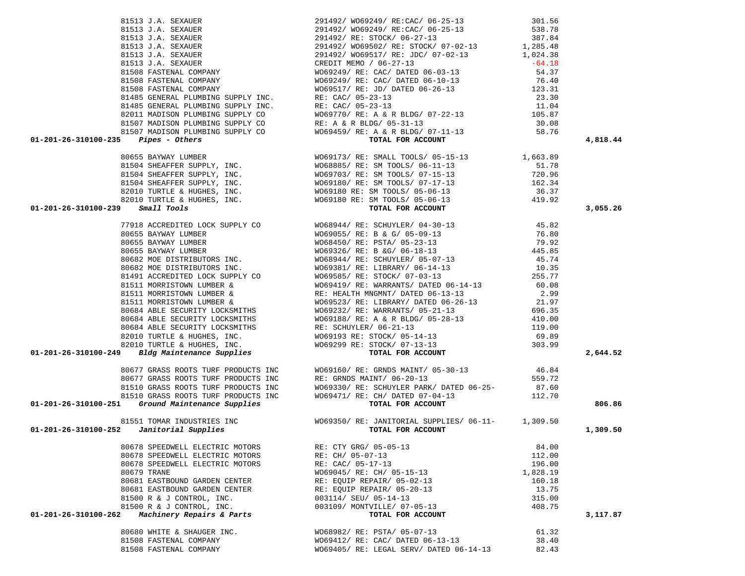| Account | Vendor | Description | Amount | Total |
|---|---|---|---|---|
| | 81513 J.A. SEXAUER | 291492/ WO69249/ RE:CAC/ 06-25-13 | 301.56 | |
| | 81513 J.A. SEXAUER | 291492/ WO69249/ RE:CAC/ 06-25-13 | 538.78 | |
| | 81513 J.A. SEXAUER | 291492/ RE: STOCK/ 06-27-13 | 387.84 | |
| | 81513 J.A. SEXAUER | 291492/ WO69502/ RE: STOCK/ 07-02-13 | 1,285.48 | |
| | 81513 J.A. SEXAUER | 291492/ WO69517/ RE: JDC/ 07-02-13 | 1,024.38 | |
| | 81513 J.A. SEXAUER | CREDIT MEMO / 06-27-13 | -64.18 | |
| | 81508 FASTENAL COMPANY | WO69249/ RE: CAC/ DATED 06-03-13 | 54.37 | |
| | 81508 FASTENAL COMPANY | WO69249/ RE: CAC/ DATED 06-10-13 | 76.40 | |
| | 81508 FASTENAL COMPANY | WO69517/ RE: JD/ DATED 06-26-13 | 123.31 | |
| | 81485 GENERAL PLUMBING SUPPLY INC. | RE: CAC/ 05-23-13 | 23.30 | |
| | 81485 GENERAL PLUMBING SUPPLY INC. | RE: CAC/ 05-23-13 | 11.04 | |
| | 82011 MADISON PLUMBING SUPPLY CO | WO69770/ RE: A & R BLDG/ 07-22-13 | 105.87 | |
| | 81507 MADISON PLUMBING SUPPLY CO | RE: A & R BLDG/ 05-31-13 | 30.08 | |
| | 81507 MADISON PLUMBING SUPPLY CO | WO69459/ RE: A & R BLDG/ 07-11-13 | 58.76 | |
| **01-201-26-310100-235** *Pipes - Others* | | **TOTAL FOR ACCOUNT** | | **4,818.44** |
| | 80655 BAYWAY LUMBER | WO69173/ RE: SMALL TOOLS/ 05-15-13 | 1,663.89 | |
| | 81504 SHEAFFER SUPPLY, INC. | WO68885/ RE: SM TOOLS/ 06-11-13 | 51.78 | |
| | 81504 SHEAFFER SUPPLY, INC. | WO69703/ RE: SM TOOLS/ 07-15-13 | 720.96 | |
| | 81504 SHEAFFER SUPPLY, INC. | WO69180/ RE: SM TOOLS/ 07-17-13 | 162.34 | |
| | 82010 TURTLE & HUGHES, INC. | WO69180 RE: SM TOOLS/ 05-06-13 | 36.37 | |
| | 82010 TURTLE & HUGHES, INC. | WO69180 RE: SM TOOLS/ 05-06-13 | 419.92 | |
| **01-201-26-310100-239** *Small Tools* | | **TOTAL FOR ACCOUNT** | | **3,055.26** |
| | 77918 ACCREDITED LOCK SUPPLY CO | WO68944/ RE: SCHUYLER/ 04-30-13 | 45.82 | |
| | 80655 BAYWAY LUMBER | WO69055/ RE: B & G/ 05-09-13 | 76.80 | |
| | 80655 BAYWAY LUMBER | WO68450/ RE: PSTA/ 05-23-13 | 79.92 | |
| | 80655 BAYWAY LUMBER | WO69326/ RE: B &G/ 06-18-13 | 445.85 | |
| | 80682 MOE DISTRIBUTORS INC. | WO68944/ RE: SCHUYLER/ 05-07-13 | 45.74 | |
| | 80682 MOE DISTRIBUTORS INC. | WO69381/ RE: LIBRARY/ 06-14-13 | 10.35 | |
| | 81491 ACCREDITED LOCK SUPPLY CO | WO69585/ RE: STOCK/ 07-03-13 | 255.77 | |
| | 81511 MORRISTOWN LUMBER & | WO69419/ RE: WARRANTS/ DATED 06-14-13 | 60.08 | |
| | 81511 MORRISTOWN LUMBER & | RE: HEALTH MNGMNT/ DATED 06-13-13 | 2.99 | |
| | 81511 MORRISTOWN LUMBER & | WO69523/ RE: LIBRARY/ DATED 06-26-13 | 21.97 | |
| | 80684 ABLE SECURITY LOCKSMITHS | WO69232/ RE: WARRANTS/ 05-21-13 | 696.35 | |
| | 80684 ABLE SECURITY LOCKSMITHS | WO69188/ RE: A & R BLDG/ 05-28-13 | 410.00 | |
| | 80684 ABLE SECURITY LOCKSMITHS | RE: SCHUYLER/ 06-21-13 | 119.00 | |
| | 82010 TURTLE & HUGHES, INC. | WO69193 RE: STOCK/ 05-14-13 | 69.89 | |
| | 82010 TURTLE & HUGHES, INC. | WO69299 RE: STOCK/ 07-13-13 | 303.99 | |
| **01-201-26-310100-249** *Bldg Maintenance Supplies* | | **TOTAL FOR ACCOUNT** | | **2,644.52** |
| | 80677 GRASS ROOTS TURF PRODUCTS INC | WO69160/ RE: GRNDS MAINT/ 05-30-13 | 46.84 | |
| | 80677 GRASS ROOTS TURF PRODUCTS INC | RE: GRNDS MAINT/ 06-20-13 | 559.72 | |
| | 81510 GRASS ROOTS TURF PRODUCTS INC | WO69330/ RE: SCHUYLER PARK/ DATED 06-25- | 87.60 | |
| | 81510 GRASS ROOTS TURF PRODUCTS INC | WO69471/ RE: CH/ DATED 07-04-13 | 112.70 | |
| **01-201-26-310100-251** *Ground Maintenance Supplies* | | **TOTAL FOR ACCOUNT** | | **806.86** |
| | 81551 TOMAR INDUSTRIES INC | WO69350/ RE: JANITORIAL SUPPLIES/ 06-11- | 1,309.50 | |
| **01-201-26-310100-252** *Janitorial Supplies* | | **TOTAL FOR ACCOUNT** | | **1,309.50** |
| | 80678 SPEEDWELL ELECTRIC MOTORS | RE: CTY GRG/ 05-05-13 | 84.00 | |
| | 80678 SPEEDWELL ELECTRIC MOTORS | RE: CH/ 05-07-13 | 112.00 | |
| | 80678 SPEEDWELL ELECTRIC MOTORS | RE: CAC/ 05-17-13 | 196.00 | |
| | 80679 TRANE | WO69045/ RE: CH/ 05-15-13 | 1,828.19 | |
| | 80681 EASTBOUND GARDEN CENTER | RE: EQUIP REPAIR/ 05-02-13 | 160.18 | |
| | 80681 EASTBOUND GARDEN CENTER | RE: EQUIP REPAIR/ 05-20-13 | 13.75 | |
| | 81500 R & J CONTROL, INC. | 003114/ SEU/ 05-14-13 | 315.00 | |
| | 81500 R & J CONTROL, INC. | 003109/ MONTVILLE/ 07-05-13 | 408.75 | |
| **01-201-26-310100-262** *Machinery Repairs & Parts* | | **TOTAL FOR ACCOUNT** | | **3,117.87** |
| | 80680 WHITE & SHAUGER INC. | WO68982/ RE: PSTA/ 05-07-13 | 61.32 | |
| | 81508 FASTENAL COMPANY | WO69412/ RE: CAC/ DATED 06-13-13 | 38.40 | |
| | 81508 FASTENAL COMPANY | WO69405/ RE: LEGAL SERV/ DATED 06-14-13 | 82.43 | |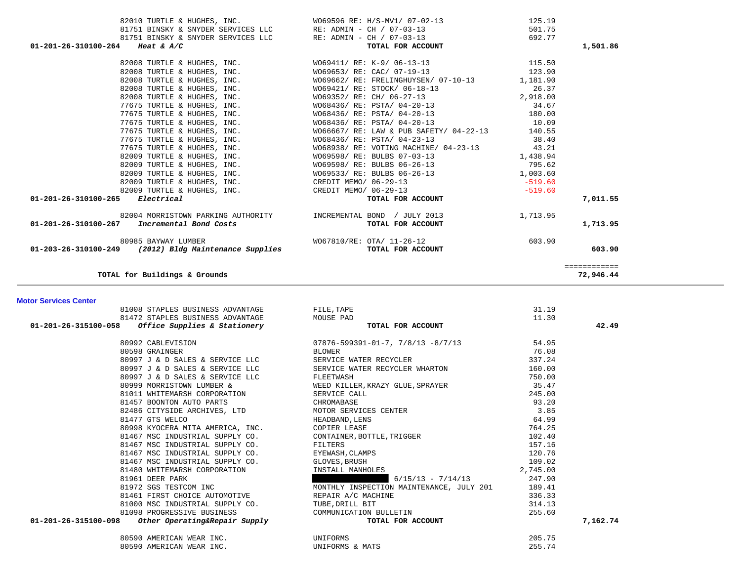| | | | |
|---|---|---|---|
| 82010 TURTLE & HUGHES, INC. | WO69596 RE: H/S-MV1/ 07-02-13 | 125.19 | |
| 81751 BINSKY & SNYDER SERVICES LLC | RE: ADMIN - CH / 07-03-13 | 501.75 | |
| 81751 BINSKY & SNYDER SERVICES LLC | RE: ADMIN - CH / 07-03-13 | 692.77 | |
| 01-201-26-310100-264 *Heat & A/C* | **TOTAL FOR ACCOUNT** | | **1,501.86** |
| 82008 TURTLE & HUGHES, INC. | WO69411/ RE: K-9/ 06-13-13 | 115.50 | |
| 82008 TURTLE & HUGHES, INC. | WO69653/ RE: CAC/ 07-19-13 | 123.90 | |
| 82008 TURTLE & HUGHES, INC. | WO69662/ RE: FRELINGHUYSEN/ 07-10-13 | 1,181.90 | |
| 82008 TURTLE & HUGHES, INC. | WO69421/ RE: STOCK/ 06-18-13 | 26.37 | |
| 82008 TURTLE & HUGHES, INC. | WO69352/ RE: CH/ 06-27-13 | 2,918.00 | |
| 77675 TURTLE & HUGHES, INC. | WO68436/ RE: PSTA/ 04-20-13 | 34.67 | |
| 77675 TURTLE & HUGHES, INC. | WO68436/ RE: PSTA/ 04-20-13 | 180.00 | |
| 77675 TURTLE & HUGHES, INC. | WO68436/ RE: PSTA/ 04-20-13 | 10.09 | |
| 77675 TURTLE & HUGHES, INC. | WO66667/ RE: LAW & PUB SAFETY/ 04-22-13 | 140.55 | |
| 77675 TURTLE & HUGHES, INC. | WO68436/ RE: PSTA/ 04-23-13 | 38.40 | |
| 77675 TURTLE & HUGHES, INC. | WO68938/ RE: VOTING MACHINE/ 04-23-13 | 43.21 | |
| 82009 TURTLE & HUGHES, INC. | WO69598/ RE: BULBS 07-03-13 | 1,438.94 | |
| 82009 TURTLE & HUGHES, INC. | WO69598/ RE: BULBS 06-26-13 | 795.62 | |
| 82009 TURTLE & HUGHES, INC. | WO69533/ RE: BULBS 06-26-13 | 1,003.60 | |
| 82009 TURTLE & HUGHES, INC. | CREDIT MEMO/ 06-29-13 | -519.60 | |
| 82009 TURTLE & HUGHES, INC. | CREDIT MEMO/ 06-29-13 | -519.60 | |
| 01-201-26-310100-265 *Electrical* | **TOTAL FOR ACCOUNT** | | **7,011.55** |
| 82004 MORRISTOWN PARKING AUTHORITY | INCREMENTAL BOND / JULY 2013 | 1,713.95 | |
| 01-201-26-310100-267 *Incremental Bond Costs* | **TOTAL FOR ACCOUNT** | | **1,713.95** |
| 80985 BAYWAY LUMBER | WO67810/RE: OTA/ 11-26-12 | 603.90 | |
| 01-203-26-310100-249 *(2012) Bldg Maintenance Supplies* | **TOTAL FOR ACCOUNT** | | **603.90** |
| | | | ============ |
| **TOTAL for Buildings & Grounds** | | | **72,946.44** |

**Motor Services Center**

| | | | |
|---|---|---|---|
| 81008 STAPLES BUSINESS ADVANTAGE | FILE,TAPE | 31.19 | |
| 81472 STAPLES BUSINESS ADVANTAGE | MOUSE PAD | 11.30 | |
| 01-201-26-315100-058 *Office Supplies & Stationery* | **TOTAL FOR ACCOUNT** | | **42.49** |
| 80992 CABLEVISION | 07876-599391-01-7, 7/8/13 -8/7/13 | 54.95 | |
| 80598 GRAINGER | BLOWER | 76.08 | |
| 80997 J & D SALES & SERVICE LLC | SERVICE WATER RECYCLER | 337.24 | |
| 80997 J & D SALES & SERVICE LLC | SERVICE WATER RECYCLER WHARTON | 160.00 | |
| 80997 J & D SALES & SERVICE LLC | FLEETWASH | 750.00 | |
| 80999 MORRISTOWN LUMBER & | WEED KILLER,KRAZY GLUE,SPRAYER | 35.47 | |
| 81011 WHITEMARSH CORPORATION | SERVICE CALL | 245.00 | |
| 81457 BOONTON AUTO PARTS | CHROMABASE | 93.20 | |
| 82486 CITYSIDE ARCHIVES, LTD | MOTOR SERVICES CENTER | 3.85 | |
| 81477 GTS WELCO | HEADBAND,LENS | 64.99 | |
| 80998 KYOCERA MITA AMERICA, INC. | COPIER LEASE | 764.25 | |
| 81467 MSC INDUSTRIAL SUPPLY CO. | CONTAINER,BOTTLE,TRIGGER | 102.40 | |
| 81467 MSC INDUSTRIAL SUPPLY CO. | FILTERS | 157.16 | |
| 81467 MSC INDUSTRIAL SUPPLY CO. | EYEWASH,CLAMPS | 120.76 | |
| 81467 MSC INDUSTRIAL SUPPLY CO. | GLOVES,BRUSH | 109.02 | |
| 81480 WHITEMARSH CORPORATION | INSTALL MANHOLES | 2,745.00 | |
| 81961 DEER PARK | [REDACTED] 6/15/13 - 7/14/13 | 247.90 | |
| 81972 SGS TESTCOM INC | MONTHLY INSPECTION MAINTENANCE, JULY 201 | 189.41 | |
| 81461 FIRST CHOICE AUTOMOTIVE | REPAIR A/C MACHINE | 336.33 | |
| 81000 MSC INDUSTRIAL SUPPLY CO. | TUBE,DRILL BIT | 314.13 | |
| 81098 PROGRESSIVE BUSINESS | COMMUNICATION BULLETIN | 255.60 | |
| 01-201-26-315100-098 *Other Operating&Repair Supply* | **TOTAL FOR ACCOUNT** | | **7,162.74** |
| 80590 AMERICAN WEAR INC. | UNIFORMS | 205.75 | |
| 80590 AMERICAN WEAR INC. | UNIFORMS & MATS | 255.74 | |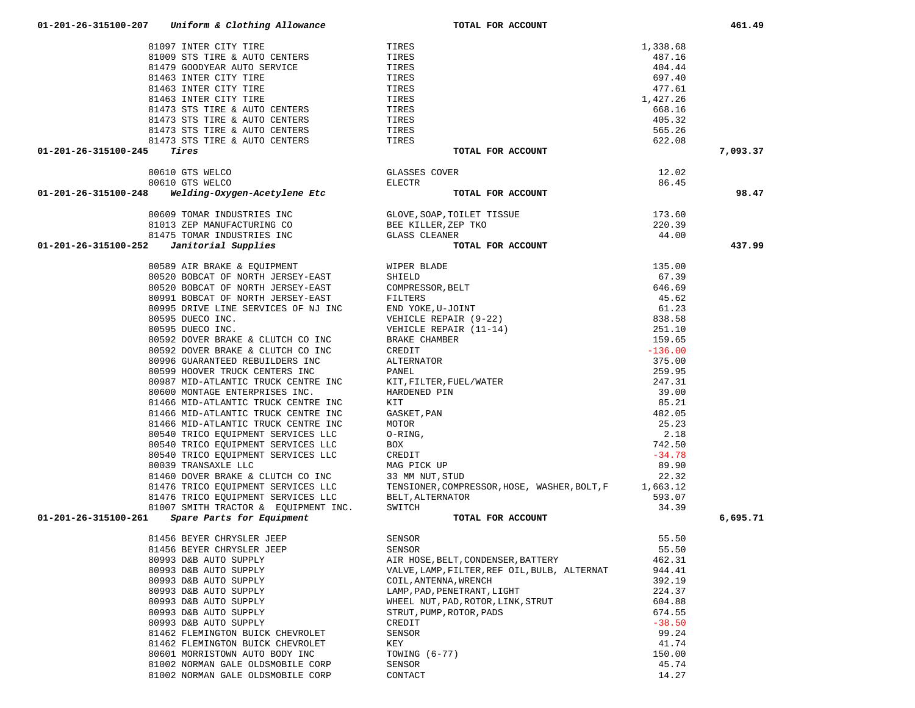| | | | | |
|---|---|---|---|---|
| 01-201-26-315100-207 | *Uniform & Clothing Allowance* | **TOTAL FOR ACCOUNT** | | **461.49** |
| | 81097 INTER CITY TIRE | TIRES | 1,338.68 | |
| | 81009 STS TIRE & AUTO CENTERS | TIRES | 487.16 | |
| | 81479 GOODYEAR AUTO SERVICE | TIRES | 404.44 | |
| | 81463 INTER CITY TIRE | TIRES | 697.40 | |
| | 81463 INTER CITY TIRE | TIRES | 477.61 | |
| | 81463 INTER CITY TIRE | TIRES | 1,427.26 | |
| | 81473 STS TIRE & AUTO CENTERS | TIRES | 668.16 | |
| | 81473 STS TIRE & AUTO CENTERS | TIRES | 405.32 | |
| | 81473 STS TIRE & AUTO CENTERS | TIRES | 565.26 | |
| | 81473 STS TIRE & AUTO CENTERS | TIRES | 622.08 | |
| 01-201-26-315100-245 | *Tires* | **TOTAL FOR ACCOUNT** | | **7,093.37** |
| | 80610 GTS WELCO | GLASSES COVER | 12.02 | |
| | 80610 GTS WELCO | ELECTR | 86.45 | |
| 01-201-26-315100-248 | *Welding-Oxygen-Acetylene Etc* | **TOTAL FOR ACCOUNT** | | **98.47** |
| | 80609 TOMAR INDUSTRIES INC | GLOVE,SOAP,TOILET TISSUE | 173.60 | |
| | 81013 ZEP MANUFACTURING CO | BEE KILLER,ZEP TKO | 220.39 | |
| | 81475 TOMAR INDUSTRIES INC | GLASS CLEANER | 44.00 | |
| 01-201-26-315100-252 | *Janitorial Supplies* | **TOTAL FOR ACCOUNT** | | **437.99** |
| | 80589 AIR BRAKE & EQUIPMENT | WIPER BLADE | 135.00 | |
| | 80520 BOBCAT OF NORTH JERSEY-EAST | SHIELD | 67.39 | |
| | 80520 BOBCAT OF NORTH JERSEY-EAST | COMPRESSOR,BELT | 646.69 | |
| | 80991 BOBCAT OF NORTH JERSEY-EAST | FILTERS | 45.62 | |
| | 80995 DRIVE LINE SERVICES OF NJ INC | END YOKE,U-JOINT | 61.23 | |
| | 80595 DUECO INC. | VEHICLE REPAIR (9-22) | 838.58 | |
| | 80595 DUECO INC. | VEHICLE REPAIR (11-14) | 251.10 | |
| | 80592 DOVER BRAKE & CLUTCH CO INC | BRAKE CHAMBER | 159.65 | |
| | 80592 DOVER BRAKE & CLUTCH CO INC | CREDIT | -136.00 | |
| | 80996 GUARANTEED REBUILDERS INC | ALTERNATOR | 375.00 | |
| | 80599 HOOVER TRUCK CENTERS INC | PANEL | 259.95 | |
| | 80987 MID-ATLANTIC TRUCK CENTRE INC | KIT,FILTER,FUEL/WATER | 247.31 | |
| | 80600 MONTAGE ENTERPRISES INC. | HARDENED PIN | 39.00 | |
| | 81466 MID-ATLANTIC TRUCK CENTRE INC | KIT | 85.21 | |
| | 81466 MID-ATLANTIC TRUCK CENTRE INC | GASKET,PAN | 482.05 | |
| | 81466 MID-ATLANTIC TRUCK CENTRE INC | MOTOR | 25.23 | |
| | 80540 TRICO EQUIPMENT SERVICES LLC | O-RING, | 2.18 | |
| | 80540 TRICO EQUIPMENT SERVICES LLC | BOX | 742.50 | |
| | 80540 TRICO EQUIPMENT SERVICES LLC | CREDIT | -34.78 | |
| | 80039 TRANSAXLE LLC | MAG PICK UP | 89.90 | |
| | 81460 DOVER BRAKE & CLUTCH CO INC | 33 MM NUT,STUD | 22.32 | |
| | 81476 TRICO EQUIPMENT SERVICES LLC | TENSIONER,COMPRESSOR,HOSE, WASHER,BOLT,F | 1,663.12 | |
| | 81476 TRICO EQUIPMENT SERVICES LLC | BELT,ALTERNATOR | 593.07 | |
| | 81007 SMITH TRACTOR & EQUIPMENT INC. | SWITCH | 34.39 | |
| 01-201-26-315100-261 | *Spare Parts for Equipment* | **TOTAL FOR ACCOUNT** | | **6,695.71** |
| | 81456 BEYER CHRYSLER JEEP | SENSOR | 55.50 | |
| | 81456 BEYER CHRYSLER JEEP | SENSOR | 55.50 | |
| | 80993 D&B AUTO SUPPLY | AIR HOSE,BELT,CONDENSER,BATTERY | 462.31 | |
| | 80993 D&B AUTO SUPPLY | VALVE,LAMP,FILTER,REF OIL,BULB, ALTERNAT | 944.41 | |
| | 80993 D&B AUTO SUPPLY | COIL,ANTENNA,WRENCH | 392.19 | |
| | 80993 D&B AUTO SUPPLY | LAMP,PAD,PENETRANT,LIGHT | 224.37 | |
| | 80993 D&B AUTO SUPPLY | WHEEL NUT,PAD,ROTOR,LINK,STRUT | 604.88 | |
| | 80993 D&B AUTO SUPPLY | STRUT,PUMP,ROTOR,PADS | 674.55 | |
| | 80993 D&B AUTO SUPPLY | CREDIT | -38.50 | |
| | 81462 FLEMINGTON BUICK CHEVROLET | SENSOR | 99.24 | |
| | 81462 FLEMINGTON BUICK CHEVROLET | KEY | 41.74 | |
| | 80601 MORRISTOWN AUTO BODY INC | TOWING (6-77) | 150.00 | |
| | 81002 NORMAN GALE OLDSMOBILE CORP | SENSOR | 45.74 | |
| | 81002 NORMAN GALE OLDSMOBILE CORP | CONTACT | 14.27 | |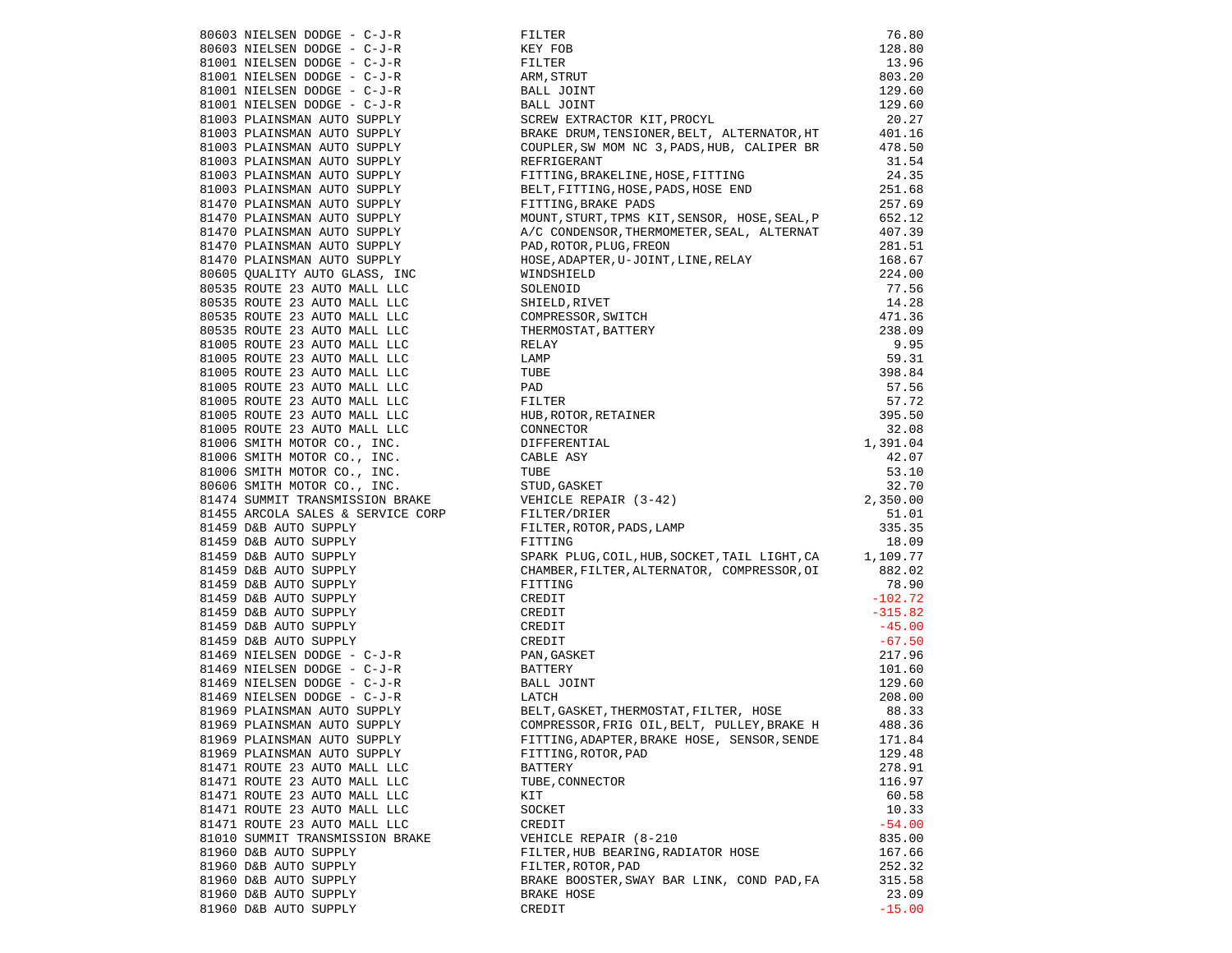| | | |
|---|---|---|
| 80603 NIELSEN DODGE - C-J-R | FILTER | 76.80 |
| 80603 NIELSEN DODGE - C-J-R | KEY FOB | 128.80 |
| 81001 NIELSEN DODGE - C-J-R | FILTER | 13.96 |
| 81001 NIELSEN DODGE - C-J-R | ARM,STRUT | 803.20 |
| 81001 NIELSEN DODGE - C-J-R | BALL JOINT | 129.60 |
| 81001 NIELSEN DODGE - C-J-R | BALL JOINT | 129.60 |
| 81003 PLAINSMAN AUTO SUPPLY | SCREW EXTRACTOR KIT,PROCYL | 20.27 |
| 81003 PLAINSMAN AUTO SUPPLY | BRAKE DRUM,TENSIONER,BELT, ALTERNATOR,HT | 401.16 |
| 81003 PLAINSMAN AUTO SUPPLY | COUPLER,SW MOM NC 3,PADS,HUB, CALIPER BR | 478.50 |
| 81003 PLAINSMAN AUTO SUPPLY | REFRIGERANT | 31.54 |
| 81003 PLAINSMAN AUTO SUPPLY | FITTING,BRAKELINE,HOSE,FITTING | 24.35 |
| 81003 PLAINSMAN AUTO SUPPLY | BELT,FITTING,HOSE,PADS,HOSE END | 251.68 |
| 81470 PLAINSMAN AUTO SUPPLY | FITTING,BRAKE PADS | 257.69 |
| 81470 PLAINSMAN AUTO SUPPLY | MOUNT,STURT,TPMS KIT,SENSOR, HOSE,SEAL,P | 652.12 |
| 81470 PLAINSMAN AUTO SUPPLY | A/C CONDENSOR,THERMOMETER,SEAL, ALTERNAT | 407.39 |
| 81470 PLAINSMAN AUTO SUPPLY | PAD,ROTOR,PLUG,FREON | 281.51 |
| 81470 PLAINSMAN AUTO SUPPLY | HOSE,ADAPTER,U-JOINT,LINE,RELAY | 168.67 |
| 80605 QUALITY AUTO GLASS, INC | WINDSHIELD | 224.00 |
| 80535 ROUTE 23 AUTO MALL LLC | SOLENOID | 77.56 |
| 80535 ROUTE 23 AUTO MALL LLC | SHIELD,RIVET | 14.28 |
| 80535 ROUTE 23 AUTO MALL LLC | COMPRESSOR,SWITCH | 471.36 |
| 80535 ROUTE 23 AUTO MALL LLC | THERMOSTAT,BATTERY | 238.09 |
| 81005 ROUTE 23 AUTO MALL LLC | RELAY | 9.95 |
| 81005 ROUTE 23 AUTO MALL LLC | LAMP | 59.31 |
| 81005 ROUTE 23 AUTO MALL LLC | TUBE | 398.84 |
| 81005 ROUTE 23 AUTO MALL LLC | PAD | 57.56 |
| 81005 ROUTE 23 AUTO MALL LLC | FILTER | 57.72 |
| 81005 ROUTE 23 AUTO MALL LLC | HUB,ROTOR,RETAINER | 395.50 |
| 81005 ROUTE 23 AUTO MALL LLC | CONNECTOR | 32.08 |
| 81006 SMITH MOTOR CO., INC. | DIFFERENTIAL | 1,391.04 |
| 81006 SMITH MOTOR CO., INC. | CABLE ASY | 42.07 |
| 81006 SMITH MOTOR CO., INC. | TUBE | 53.10 |
| 80606 SMITH MOTOR CO., INC. | STUD,GASKET | 32.70 |
| 81474 SUMMIT TRANSMISSION BRAKE | VEHICLE REPAIR (3-42) | 2,350.00 |
| 81455 ARCOLA SALES & SERVICE CORP | FILTER/DRIER | 51.01 |
| 81459 D&B AUTO SUPPLY | FILTER,ROTOR,PADS,LAMP | 335.35 |
| 81459 D&B AUTO SUPPLY | FITTING | 18.09 |
| 81459 D&B AUTO SUPPLY | SPARK PLUG,COIL,HUB,SOCKET,TAIL LIGHT,CA | 1,109.77 |
| 81459 D&B AUTO SUPPLY | CHAMBER,FILTER,ALTERNATOR, COMPRESSOR,OI | 882.02 |
| 81459 D&B AUTO SUPPLY | FITTING | 78.90 |
| 81459 D&B AUTO SUPPLY | CREDIT | -102.72 |
| 81459 D&B AUTO SUPPLY | CREDIT | -315.82 |
| 81459 D&B AUTO SUPPLY | CREDIT | -45.00 |
| 81459 D&B AUTO SUPPLY | CREDIT | -67.50 |
| 81469 NIELSEN DODGE - C-J-R | PAN,GASKET | 217.96 |
| 81469 NIELSEN DODGE - C-J-R | BATTERY | 101.60 |
| 81469 NIELSEN DODGE - C-J-R | BALL JOINT | 129.60 |
| 81469 NIELSEN DODGE - C-J-R | LATCH | 208.00 |
| 81969 PLAINSMAN AUTO SUPPLY | BELT,GASKET,THERMOSTAT,FILTER, HOSE | 88.33 |
| 81969 PLAINSMAN AUTO SUPPLY | COMPRESSOR,FRIG OIL,BELT, PULLEY,BRAKE H | 488.36 |
| 81969 PLAINSMAN AUTO SUPPLY | FITTING,ADAPTER,BRAKE HOSE, SENSOR,SENDE | 171.84 |
| 81969 PLAINSMAN AUTO SUPPLY | FITTING,ROTOR,PAD | 129.48 |
| 81471 ROUTE 23 AUTO MALL LLC | BATTERY | 278.91 |
| 81471 ROUTE 23 AUTO MALL LLC | TUBE,CONNECTOR | 116.97 |
| 81471 ROUTE 23 AUTO MALL LLC | KIT | 60.58 |
| 81471 ROUTE 23 AUTO MALL LLC | SOCKET | 10.33 |
| 81471 ROUTE 23 AUTO MALL LLC | CREDIT | -54.00 |
| 81010 SUMMIT TRANSMISSION BRAKE | VEHICLE REPAIR (8-210 | 835.00 |
| 81960 D&B AUTO SUPPLY | FILTER,HUB BEARING,RADIATOR HOSE | 167.66 |
| 81960 D&B AUTO SUPPLY | FILTER,ROTOR,PAD | 252.32 |
| 81960 D&B AUTO SUPPLY | BRAKE BOOSTER,SWAY BAR LINK, COND PAD,FA | 315.58 |
| 81960 D&B AUTO SUPPLY | BRAKE HOSE | 23.09 |
| 81960 D&B AUTO SUPPLY | CREDIT | -15.00 |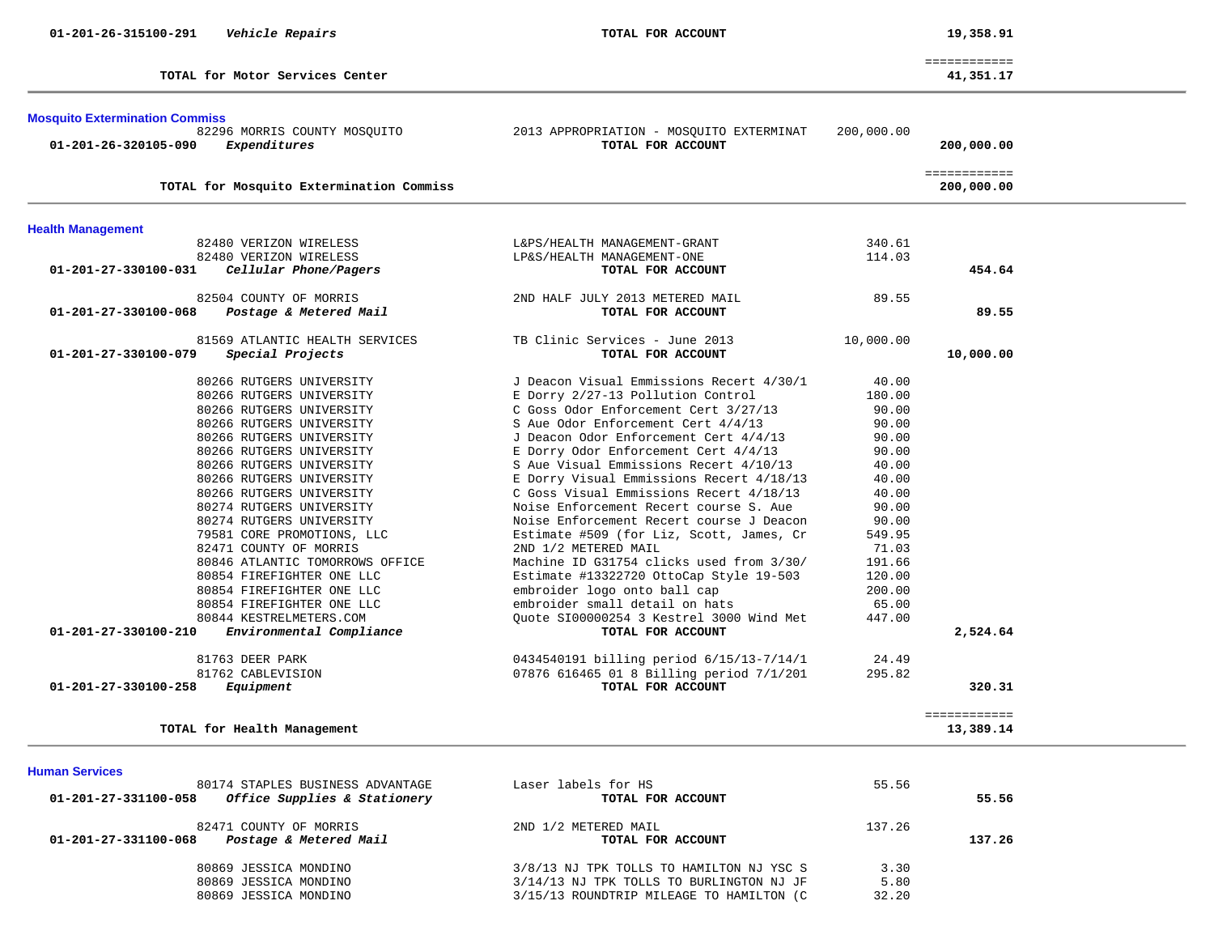| Account / Vendor | Description | Amount | Total |
|---|---|---|---|
| 01-201-26-315100-291 *Vehicle Repairs* | **TOTAL FOR ACCOUNT** | | **19,358.91** |
| | | | ============ |
| **TOTAL for Motor Services Center** | | | **41,351.17** |

## Mosquito Extermination Commiss

| Account / Vendor | Description | Amount | Total |
|---|---|---|---|
| 82296 MORRIS COUNTY MOSQUITO | 2013 APPROPRIATION - MOSQUITO EXTERMINAT | 200,000.00 | |
| **01-201-26-320105-090** *Expenditures* | **TOTAL FOR ACCOUNT** | | **200,000.00** |
| | | | ============ |
| **TOTAL for Mosquito Extermination Commiss** | | | **200,000.00** |

## Health Management

| Account / Vendor | Description | Amount | Total |
|---|---|---|---|
| 82480 VERIZON WIRELESS | L&PS/HEALTH MANAGEMENT-GRANT | 340.61 | |
| 82480 VERIZON WIRELESS | LP&S/HEALTH MANAGEMENT-ONE | 114.03 | |
| **01-201-27-330100-031** *Cellular Phone/Pagers* | **TOTAL FOR ACCOUNT** | | **454.64** |
| 82504 COUNTY OF MORRIS | 2ND HALF JULY 2013 METERED MAIL | 89.55 | |
| **01-201-27-330100-068** *Postage & Metered Mail* | **TOTAL FOR ACCOUNT** | | **89.55** |
| 81569 ATLANTIC HEALTH SERVICES | TB Clinic Services - June 2013 | 10,000.00 | |
| **01-201-27-330100-079** *Special Projects* | **TOTAL FOR ACCOUNT** | | **10,000.00** |
| 80266 RUTGERS UNIVERSITY | J Deacon Visual Emmissions Recert 4/30/1 | 40.00 | |
| 80266 RUTGERS UNIVERSITY | E Dorry 2/27-13 Pollution Control | 180.00 | |
| 80266 RUTGERS UNIVERSITY | C Goss Odor Enforcement Cert 3/27/13 | 90.00 | |
| 80266 RUTGERS UNIVERSITY | S Aue Odor Enforcement Cert 4/4/13 | 90.00 | |
| 80266 RUTGERS UNIVERSITY | J Deacon Odor Enforcement Cert 4/4/13 | 90.00 | |
| 80266 RUTGERS UNIVERSITY | E Dorry Odor Enforcement Cert 4/4/13 | 90.00 | |
| 80266 RUTGERS UNIVERSITY | S Aue Visual Emmissions Recert 4/10/13 | 40.00 | |
| 80266 RUTGERS UNIVERSITY | E Dorry Visual Emmissions Recert 4/18/13 | 40.00 | |
| 80266 RUTGERS UNIVERSITY | C Goss Visual Emmissions Recert 4/18/13 | 40.00 | |
| 80274 RUTGERS UNIVERSITY | Noise Enforcement Recert course S. Aue | 90.00 | |
| 80274 RUTGERS UNIVERSITY | Noise Enforcement Recert course J Deacon | 90.00 | |
| 79581 CORE PROMOTIONS, LLC | Estimate #509 (for Liz, Scott, James, Cr | 549.95 | |
| 82471 COUNTY OF MORRIS | 2ND 1/2 METERED MAIL | 71.03 | |
| 80846 ATLANTIC TOMORROWS OFFICE | Machine ID G31754 clicks used from 3/30/ | 191.66 | |
| 80854 FIREFIGHTER ONE LLC | Estimate #13322720 OttoCap Style 19-503 | 120.00 | |
| 80854 FIREFIGHTER ONE LLC | embroider logo onto ball cap | 200.00 | |
| 80854 FIREFIGHTER ONE LLC | embroider small detail on hats | 65.00 | |
| 80844 KESTRELMETERS.COM | Quote SI00000254 3 Kestrel 3000 Wind Met | 447.00 | |
| **01-201-27-330100-210** *Environmental Compliance* | **TOTAL FOR ACCOUNT** | | **2,524.64** |
| 81763 DEER PARK | 0434540191 billing period 6/15/13-7/14/1 | 24.49 | |
| 81762 CABLEVISION | 07876 616465 01 8 Billing period 7/1/201 | 295.82 | |
| **01-201-27-330100-258** *Equipment* | **TOTAL FOR ACCOUNT** | | **320.31** |
| | | | ============ |
| **TOTAL for Health Management** | | | **13,389.14** |

## Human Services

| Account / Vendor | Description | Amount | Total |
|---|---|---|---|
| 80174 STAPLES BUSINESS ADVANTAGE | Laser labels for HS | 55.56 | |
| **01-201-27-331100-058** *Office Supplies & Stationery* | **TOTAL FOR ACCOUNT** | | **55.56** |
| 82471 COUNTY OF MORRIS | 2ND 1/2 METERED MAIL | 137.26 | |
| **01-201-27-331100-068** *Postage & Metered Mail* | **TOTAL FOR ACCOUNT** | | **137.26** |
| 80869 JESSICA MONDINO | 3/8/13 NJ TPK TOLLS TO HAMILTON NJ YSC S | 3.30 | |
| 80869 JESSICA MONDINO | 3/14/13 NJ TPK TOLLS TO BURLINGTON NJ JF | 5.80 | |
| 80869 JESSICA MONDINO | 3/15/13 ROUNDTRIP MILEAGE TO HAMILTON (C | 32.20 | |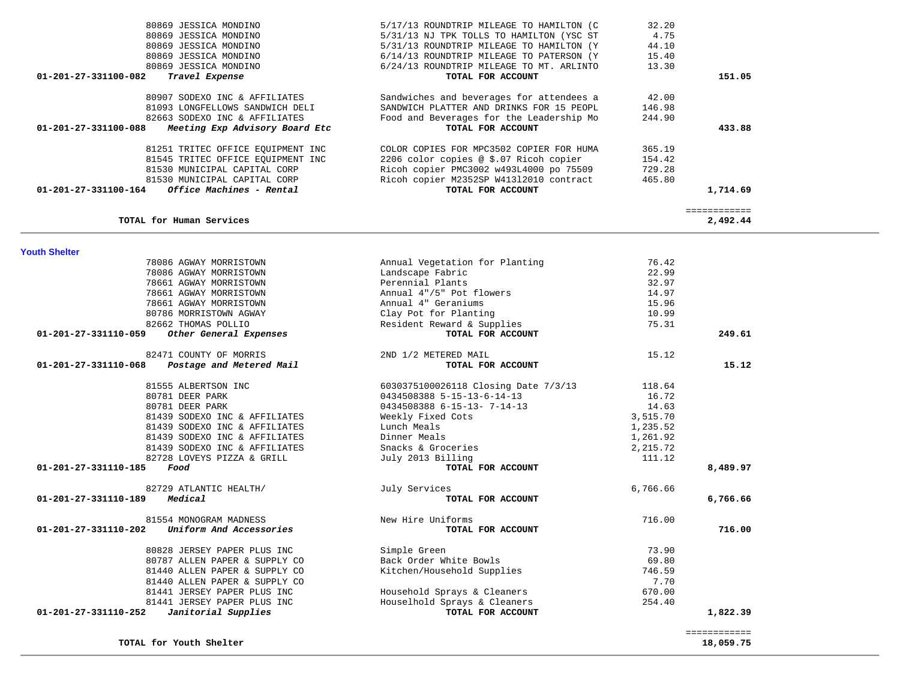| Account | Vendor | Description | Amount | Total |
|---|---|---|---|---|
| | 80869 JESSICA MONDINO | 5/17/13 ROUNDTRIP MILEAGE TO HAMILTON (C | 32.20 | |
| | 80869 JESSICA MONDINO | 5/31/13 NJ TPK TOLLS TO HAMILTON (YSC ST | 4.75 | |
| | 80869 JESSICA MONDINO | 5/31/13 ROUNDTRIP MILEAGE TO HAMILTON (Y | 44.10 | |
| | 80869 JESSICA MONDINO | 6/14/13 ROUNDTRIP MILEAGE TO PATERSON (Y | 15.40 | |
| | 80869 JESSICA MONDINO | 6/24/13 ROUNDTRIP MILEAGE TO MT. ARLINTO | 13.30 | |
| **01-201-27-331100-082** | ***Travel Expense*** | **TOTAL FOR ACCOUNT** | | **151.05** |
| | 80907 SODEXO INC & AFFILIATES | Sandwiches and beverages for attendees a | 42.00 | |
| | 81093 LONGFELLOWS SANDWICH DELI | SANDWICH PLATTER AND DRINKS FOR 15 PEOPL | 146.98 | |
| | 82663 SODEXO INC & AFFILIATES | Food and Beverages for the Leadership Mo | 244.90 | |
| **01-201-27-331100-088** | ***Meeting Exp Advisory Board Etc*** | **TOTAL FOR ACCOUNT** | | **433.88** |
| | 81251 TRITEC OFFICE EQUIPMENT INC | COLOR COPIES FOR MPC3502 COPIER FOR HUMA | 365.19 | |
| | 81545 TRITEC OFFICE EQUIPMENT INC | 2206 color copies @ $.07 Ricoh copier | 154.42 | |
| | 81530 MUNICIPAL CAPITAL CORP | Ricoh copier PMC3002 w493L4000 po 75509 | 729.28 | |
| | 81530 MUNICIPAL CAPITAL CORP | Ricoh copier M2352SP W413l2010 contract | 465.80 | |
| **01-201-27-331100-164** | ***Office Machines - Rental*** | **TOTAL FOR ACCOUNT** | | **1,714.69** |
| | | | | ============ |
| | **TOTAL for Human Services** | | | **2,492.44** |

## Youth Shelter

| Account | Vendor | Description | Amount | Total |
|---|---|---|---|---|
| | 78086 AGWAY MORRISTOWN | Annual Vegetation for Planting | 76.42 | |
| | 78086 AGWAY MORRISTOWN | Landscape Fabric | 22.99 | |
| | 78661 AGWAY MORRISTOWN | Perennial Plants | 32.97 | |
| | 78661 AGWAY MORRISTOWN | Annual 4"/5" Pot flowers | 14.97 | |
| | 78661 AGWAY MORRISTOWN | Annual 4" Geraniums | 15.96 | |
| | 80786 MORRISTOWN AGWAY | Clay Pot for Planting | 10.99 | |
| | 82662 THOMAS POLLIO | Resident Reward & Supplies | 75.31 | |
| **01-201-27-331110-059** | ***Other General Expenses*** | **TOTAL FOR ACCOUNT** | | **249.61** |
| | 82471 COUNTY OF MORRIS | 2ND 1/2 METERED MAIL | 15.12 | |
| **01-201-27-331110-068** | ***Postage and Metered Mail*** | **TOTAL FOR ACCOUNT** | | **15.12** |
| | 81555 ALBERTSON INC | 6030375100026118 Closing Date 7/3/13 | 118.64 | |
| | 80781 DEER PARK | 0434508388 5-15-13-6-14-13 | 16.72 | |
| | 80781 DEER PARK | 0434508388 6-15-13- 7-14-13 | 14.63 | |
| | 81439 SODEXO INC & AFFILIATES | Weekly Fixed Cots | 3,515.70 | |
| | 81439 SODEXO INC & AFFILIATES | Lunch Meals | 1,235.52 | |
| | 81439 SODEXO INC & AFFILIATES | Dinner Meals | 1,261.92 | |
| | 81439 SODEXO INC & AFFILIATES | Snacks & Groceries | 2,215.72 | |
| | 82728 LOVEYS PIZZA & GRILL | July 2013 Billing | 111.12 | |
| **01-201-27-331110-185** | ***Food*** | **TOTAL FOR ACCOUNT** | | **8,489.97** |
| | 82729 ATLANTIC HEALTH/ | July Services | 6,766.66 | |
| **01-201-27-331110-189** | ***Medical*** | **TOTAL FOR ACCOUNT** | | **6,766.66** |
| | 81554 MONOGRAM MADNESS | New Hire Uniforms | 716.00 | |
| **01-201-27-331110-202** | ***Uniform And Accessories*** | **TOTAL FOR ACCOUNT** | | **716.00** |
| | 80828 JERSEY PAPER PLUS INC | Simple Green | 73.90 | |
| | 80787 ALLEN PAPER & SUPPLY CO | Back Order White Bowls | 69.80 | |
| | 81440 ALLEN PAPER & SUPPLY CO | Kitchen/Household Supplies | 746.59 | |
| | 81440 ALLEN PAPER & SUPPLY CO | | 7.70 | |
| | 81441 JERSEY PAPER PLUS INC | Household Sprays & Cleaners | 670.00 | |
| | 81441 JERSEY PAPER PLUS INC | Houselhold Sprays & Cleaners | 254.40 | |
| **01-201-27-331110-252** | ***Janitorial Supplies*** | **TOTAL FOR ACCOUNT** | | **1,822.39** |
| | | | | ============ |
| | **TOTAL for Youth Shelter** | | | **18,059.75** |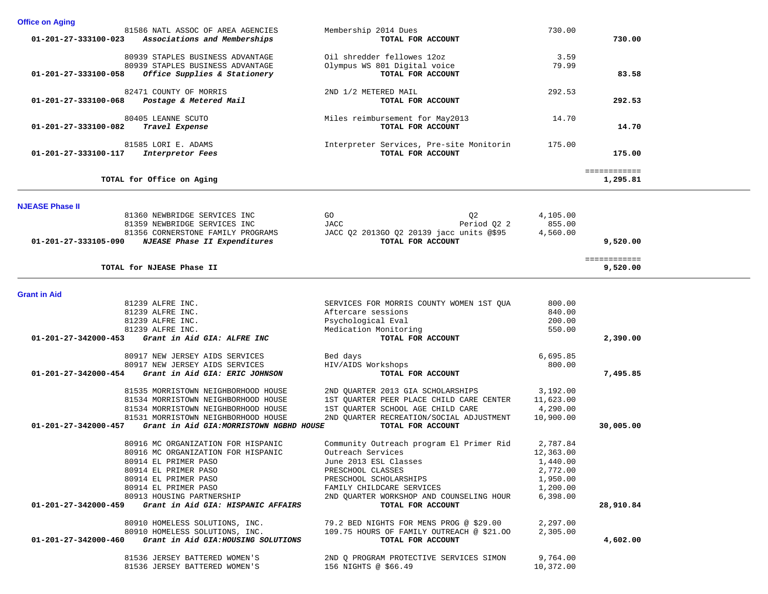## Office on Aging

| Account | Vendor / Account Name | Description | Amount | Total |
|---|---|---|---|---|
| | 81586 NATL ASSOC OF AREA AGENCIES | Membership 2014 Dues | 730.00 | |
| **01-201-27-333100-023** | ***Associations and Memberships*** | **TOTAL FOR ACCOUNT** | | **730.00** |
| | 80939 STAPLES BUSINESS ADVANTAGE | Oil shredder fellowes 12oz | 3.59 | |
| | 80939 STAPLES BUSINESS ADVANTAGE | Olympus WS 801 Digital voice | 79.99 | |
| **01-201-27-333100-058** | ***Office Supplies & Stationery*** | **TOTAL FOR ACCOUNT** | | **83.58** |
| | 82471 COUNTY OF MORRIS | 2ND 1/2 METERED MAIL | 292.53 | |
| **01-201-27-333100-068** | ***Postage & Metered Mail*** | **TOTAL FOR ACCOUNT** | | **292.53** |
| | 80405 LEANNE SCUTO | Miles reimbursement for May2013 | 14.70 | |
| **01-201-27-333100-082** | ***Travel Expense*** | **TOTAL FOR ACCOUNT** | | **14.70** |
| | 81585 LORI E. ADAMS | Interpreter Services, Pre-site Monitorin | 175.00 | |
| **01-201-27-333100-117** | ***Interpretor Fees*** | **TOTAL FOR ACCOUNT** | | **175.00** |
| | | | | ============ |
| | **TOTAL for Office on Aging** | | | **1,295.81** |

## NJEASE Phase II

| Account | Vendor / Account Name | Description | Amount | Total |
|---|---|---|---|---|
| | 81360 NEWBRIDGE SERVICES INC | GO Q2 | 4,105.00 | |
| | 81359 NEWBRIDGE SERVICES INC | JACC Period Q2 2 | 855.00 | |
| | 81356 CORNERSTONE FAMILY PROGRAMS | JACC Q2 2013GO Q2 20139 jacc units @$95 | 4,560.00 | |
| **01-201-27-333105-090** | ***NJEASE Phase II Expenditures*** | **TOTAL FOR ACCOUNT** | | **9,520.00** |
| | | | | ============ |
| | **TOTAL for NJEASE Phase II** | | | **9,520.00** |

## Grant in Aid

| Account | Vendor / Account Name | Description | Amount | Total |
|---|---|---|---|---|
| | 81239 ALFRE INC. | SERVICES FOR MORRIS COUNTY WOMEN 1ST QUA | 800.00 | |
| | 81239 ALFRE INC. | Aftercare sessions | 840.00 | |
| | 81239 ALFRE INC. | Psychological Eval | 200.00 | |
| | 81239 ALFRE INC. | Medication Monitoring | 550.00 | |
| **01-201-27-342000-453** | ***Grant in Aid GIA: ALFRE INC*** | **TOTAL FOR ACCOUNT** | | **2,390.00** |
| | 80917 NEW JERSEY AIDS SERVICES | Bed days | 6,695.85 | |
| | 80917 NEW JERSEY AIDS SERVICES | HIV/AIDS Workshops | 800.00 | |
| **01-201-27-342000-454** | ***Grant in Aid GIA: ERIC JOHNSON*** | **TOTAL FOR ACCOUNT** | | **7,495.85** |
| | 81535 MORRISTOWN NEIGHBORHOOD HOUSE | 2ND QUARTER 2013 GIA SCHOLARSHIPS | 3,192.00 | |
| | 81534 MORRISTOWN NEIGHBORHOOD HOUSE | 1ST QUARTER PEER PLACE CHILD CARE CENTER | 11,623.00 | |
| | 81534 MORRISTOWN NEIGHBORHOOD HOUSE | 1ST QUARTER SCHOOL AGE CHILD CARE | 4,290.00 | |
| | 81531 MORRISTOWN NEIGHBORHOOD HOUSE | 2ND QUARTER RECREATION/SOCIAL ADJUSTMENT | 10,900.00 | |
| **01-201-27-342000-457** | ***Grant in Aid GIA:MORRISTOWN NGBHD HOUSE*** | **TOTAL FOR ACCOUNT** | | **30,005.00** |
| | 80916 MC ORGANIZATION FOR HISPANIC | Community Outreach program El Primer Rid | 2,787.84 | |
| | 80916 MC ORGANIZATION FOR HISPANIC | Outreach Services | 12,363.00 | |
| | 80914 EL PRIMER PASO | June 2013 ESL Classes | 1,440.00 | |
| | 80914 EL PRIMER PASO | PRESCHOOL CLASSES | 2,772.00 | |
| | 80914 EL PRIMER PASO | PRESCHOOL SCHOLARSHIPS | 1,950.00 | |
| | 80914 EL PRIMER PASO | FAMILY CHILDCARE SERVICES | 1,200.00 | |
| | 80913 HOUSING PARTNERSHIP | 2ND QUARTER WORKSHOP AND COUNSELING HOUR | 6,398.00 | |
| **01-201-27-342000-459** | ***Grant in Aid GIA: HISPANIC AFFAIRS*** | **TOTAL FOR ACCOUNT** | | **28,910.84** |
| | 80910 HOMELESS SOLUTIONS, INC. | 79.2 BED NIGHTS FOR MENS PROG @ $29.00 | 2,297.00 | |
| | 80910 HOMELESS SOLUTIONS, INC. | 109.75 HOURS OF FAMILY OUTREACH @ $21.OO | 2,305.00 | |
| **01-201-27-342000-460** | ***Grant in Aid GIA:HOUSING SOLUTIONS*** | **TOTAL FOR ACCOUNT** | | **4,602.00** |
| | 81536 JERSEY BATTERED WOMEN'S | 2ND Q PROGRAM PROTECTIVE SERVICES SIMON | 9,764.00 | |
| | 81536 JERSEY BATTERED WOMEN'S | 156 NIGHTS @ $66.49 | 10,372.00 | |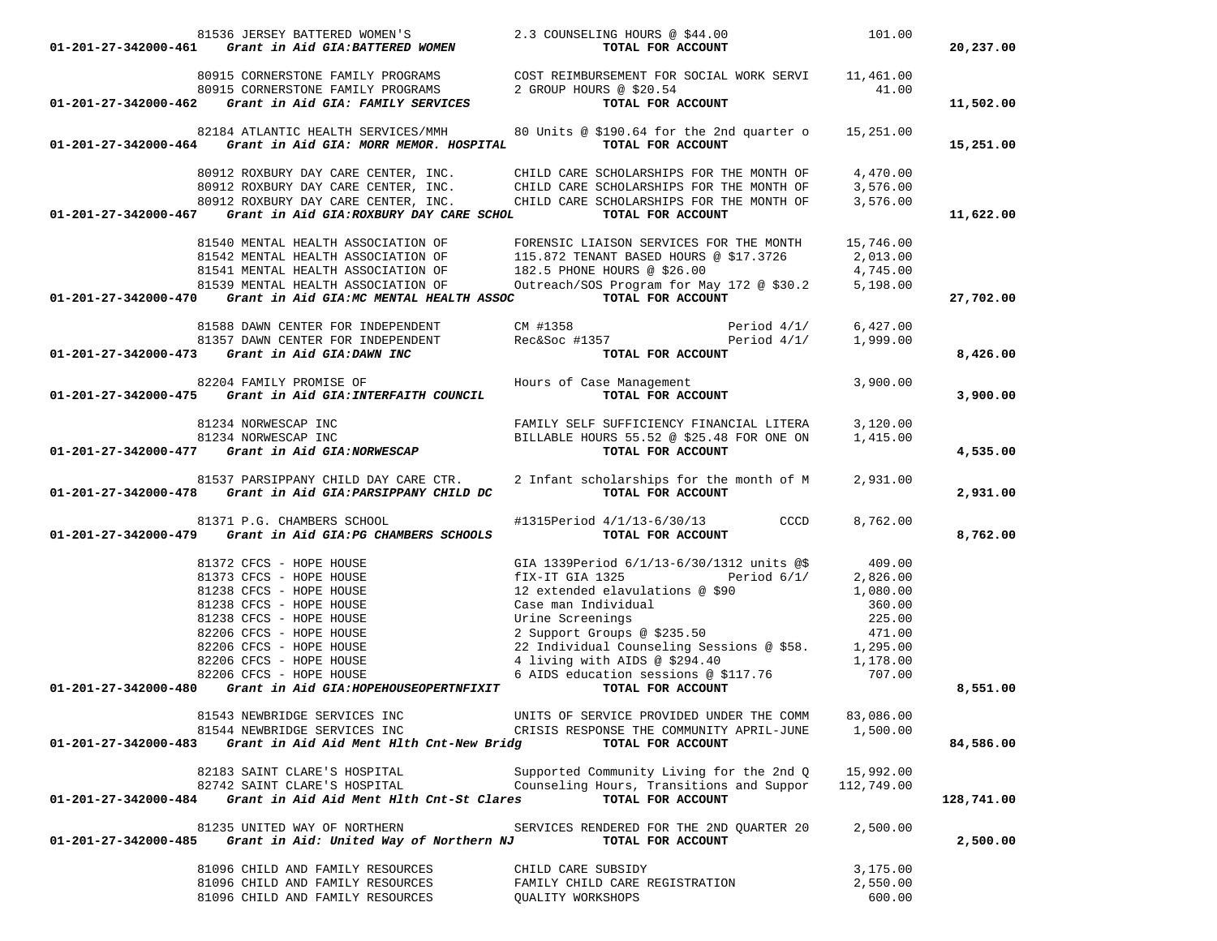| Account | Description | Detail | Amount | Total |
|---|---|---|---|---|
| | 81536 JERSEY BATTERED WOMEN'S | 2.3 COUNSELING HOURS @ $44.00 | 101.00 | |
| **01-201-27-342000-461** | ***Grant in Aid GIA:BATTERED WOMEN*** | **TOTAL FOR ACCOUNT** | | **20,237.00** |
| | 80915 CORNERSTONE FAMILY PROGRAMS | COST REIMBURSEMENT FOR SOCIAL WORK SERVI | 11,461.00 | |
| | 80915 CORNERSTONE FAMILY PROGRAMS | 2 GROUP HOURS @ $20.54 | 41.00 | |
| **01-201-27-342000-462** | ***Grant in Aid GIA: FAMILY SERVICES*** | **TOTAL FOR ACCOUNT** | | **11,502.00** |
| | 82184 ATLANTIC HEALTH SERVICES/MMH | 80 Units @ $190.64 for the 2nd quarter o | 15,251.00 | |
| **01-201-27-342000-464** | ***Grant in Aid GIA: MORR MEMOR. HOSPITAL*** | **TOTAL FOR ACCOUNT** | | **15,251.00** |
| | 80912 ROXBURY DAY CARE CENTER, INC. | CHILD CARE SCHOLARSHIPS FOR THE MONTH OF | 4,470.00 | |
| | 80912 ROXBURY DAY CARE CENTER, INC. | CHILD CARE SCHOLARSHIPS FOR THE MONTH OF | 3,576.00 | |
| | 80912 ROXBURY DAY CARE CENTER, INC. | CHILD CARE SCHOLARSHIPS FOR THE MONTH OF | 3,576.00 | |
| **01-201-27-342000-467** | ***Grant in Aid GIA:ROXBURY DAY CARE SCHOL*** | **TOTAL FOR ACCOUNT** | | **11,622.00** |
| | 81540 MENTAL HEALTH ASSOCIATION OF | FORENSIC LIAISON SERVICES FOR THE MONTH | 15,746.00 | |
| | 81542 MENTAL HEALTH ASSOCIATION OF | 115.872 TENANT BASED HOURS @ $17.3726 | 2,013.00 | |
| | 81541 MENTAL HEALTH ASSOCIATION OF | 182.5 PHONE HOURS @ $26.00 | 4,745.00 | |
| | 81539 MENTAL HEALTH ASSOCIATION OF | Outreach/SOS Program for May 172 @ $30.2 | 5,198.00 | |
| **01-201-27-342000-470** | ***Grant in Aid GIA:MC MENTAL HEALTH ASSOC*** | **TOTAL FOR ACCOUNT** | | **27,702.00** |
| | 81588 DAWN CENTER FOR INDEPENDENT | CM #1358 Period 4/1/ | 6,427.00 | |
| | 81357 DAWN CENTER FOR INDEPENDENT | Rec&Soc #1357 Period 4/1/ | 1,999.00 | |
| **01-201-27-342000-473** | ***Grant in Aid GIA:DAWN INC*** | **TOTAL FOR ACCOUNT** | | **8,426.00** |
| | 82204 FAMILY PROMISE OF | Hours of Case Management | 3,900.00 | |
| **01-201-27-342000-475** | ***Grant in Aid GIA:INTERFAITH COUNCIL*** | **TOTAL FOR ACCOUNT** | | **3,900.00** |
| | 81234 NORWESCAP INC | FAMILY SELF SUFFICIENCY FINANCIAL LITERA | 3,120.00 | |
| | 81234 NORWESCAP INC | BILLABLE HOURS 55.52 @ $25.48 FOR ONE ON | 1,415.00 | |
| **01-201-27-342000-477** | ***Grant in Aid GIA:NORWESCAP*** | **TOTAL FOR ACCOUNT** | | **4,535.00** |
| | 81537 PARSIPPANY CHILD DAY CARE CTR. | 2 Infant scholarships for the month of M | 2,931.00 | |
| **01-201-27-342000-478** | ***Grant in Aid GIA:PARSIPPANY CHILD DC*** | **TOTAL FOR ACCOUNT** | | **2,931.00** |
| | 81371 P.G. CHAMBERS SCHOOL | #1315Period 4/1/13-6/30/13 CCCD | 8,762.00 | |
| **01-201-27-342000-479** | ***Grant in Aid GIA:PG CHAMBERS SCHOOLS*** | **TOTAL FOR ACCOUNT** | | **8,762.00** |
| | 81372 CFCS - HOPE HOUSE | GIA 1339Period 6/1/13-6/30/1312 units @$ | 409.00 | |
| | 81373 CFCS - HOPE HOUSE | fIX-IT GIA 1325 Period 6/1/ | 2,826.00 | |
| | 81238 CFCS - HOPE HOUSE | 12 extended elavulations @ $90 | 1,080.00 | |
| | 81238 CFCS - HOPE HOUSE | Case man Individual | 360.00 | |
| | 81238 CFCS - HOPE HOUSE | Urine Screenings | 225.00 | |
| | 82206 CFCS - HOPE HOUSE | 2 Support Groups @ $235.50 | 471.00 | |
| | 82206 CFCS - HOPE HOUSE | 22 Individual Counseling Sessions @ $58. | 1,295.00 | |
| | 82206 CFCS - HOPE HOUSE | 4 living with AIDS @ $294.40 | 1,178.00 | |
| | 82206 CFCS - HOPE HOUSE | 6 AIDS education sessions @ $117.76 | 707.00 | |
| **01-201-27-342000-480** | ***Grant in Aid GIA:HOPEHOUSEOPERTNFIXIT*** | **TOTAL FOR ACCOUNT** | | **8,551.00** |
| | 81543 NEWBRIDGE SERVICES INC | UNITS OF SERVICE PROVIDED UNDER THE COMM | 83,086.00 | |
| | 81544 NEWBRIDGE SERVICES INC | CRISIS RESPONSE THE COMMUNITY APRIL-JUNE | 1,500.00 | |
| **01-201-27-342000-483** | ***Grant in Aid Aid Ment Hlth Cnt-New Bridg*** | **TOTAL FOR ACCOUNT** | | **84,586.00** |
| | 82183 SAINT CLARE'S HOSPITAL | Supported Community Living for the 2nd Q | 15,992.00 | |
| | 82742 SAINT CLARE'S HOSPITAL | Counseling Hours, Transitions and Suppor | 112,749.00 | |
| **01-201-27-342000-484** | ***Grant in Aid Aid Ment Hlth Cnt-St Clares*** | **TOTAL FOR ACCOUNT** | | **128,741.00** |
| | 81235 UNITED WAY OF NORTHERN | SERVICES RENDERED FOR THE 2ND QUARTER 20 | 2,500.00 | |
| **01-201-27-342000-485** | ***Grant in Aid: United Way of Northern NJ*** | **TOTAL FOR ACCOUNT** | | **2,500.00** |
| | 81096 CHILD AND FAMILY RESOURCES | CHILD CARE SUBSIDY | 3,175.00 | |
| | 81096 CHILD AND FAMILY RESOURCES | FAMILY CHILD CARE REGISTRATION | 2,550.00 | |
| | 81096 CHILD AND FAMILY RESOURCES | QUALITY WORKSHOPS | 600.00 | |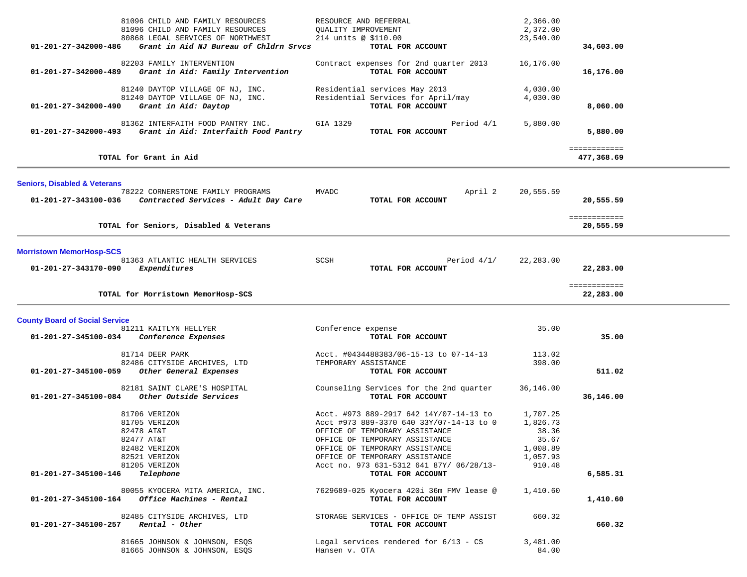| Account | Vendor / Description | Detail | Amount | Total |
|---|---|---|---|---|
| | 81096 CHILD AND FAMILY RESOURCES | RESOURCE AND REFERRAL | 2,366.00 | |
| | 81096 CHILD AND FAMILY RESOURCES | QUALITY IMPROVEMENT | 2,372.00 | |
| | 80868 LEGAL SERVICES OF NORTHWEST | 214 units @ $110.00 | 23,540.00 | |
| **01-201-27-342000-486** | ***Grant in Aid NJ Bureau of Chldrn Srvcs*** | **TOTAL FOR ACCOUNT** | | **34,603.00** |
| | 82203 FAMILY INTERVENTION | Contract expenses for 2nd quarter 2013 | 16,176.00 | |
| **01-201-27-342000-489** | ***Grant in Aid: Family Intervention*** | **TOTAL FOR ACCOUNT** | | **16,176.00** |
| | 81240 DAYTOP VILLAGE OF NJ, INC. | Residential services May 2013 | 4,030.00 | |
| | 81240 DAYTOP VILLAGE OF NJ, INC. | Residential Services for April/may | 4,030.00 | |
| **01-201-27-342000-490** | ***Grant in Aid: Daytop*** | **TOTAL FOR ACCOUNT** | | **8,060.00** |
| | 81362 INTERFAITH FOOD PANTRY INC. | GIA 1329 Period 4/1 | 5,880.00 | |
| **01-201-27-342000-493** | ***Grant in Aid: Interfaith Food Pantry*** | **TOTAL FOR ACCOUNT** | | **5,880.00** |
| | **TOTAL for Grant in Aid** | | | **477,368.69** |

## Seniors, Disabled & Veterans

| Account | Vendor / Description | Detail | Amount | Total |
|---|---|---|---|---|
| | 78222 CORNERSTONE FAMILY PROGRAMS | MVADC April 2 | 20,555.59 | |
| **01-201-27-343100-036** | ***Contracted Services - Adult Day Care*** | **TOTAL FOR ACCOUNT** | | **20,555.59** |
| | **TOTAL for Seniors, Disabled & Veterans** | | | **20,555.59** |

## Morristown MemorHosp-SCS

| Account | Vendor / Description | Detail | Amount | Total |
|---|---|---|---|---|
| | 81363 ATLANTIC HEALTH SERVICES | SCSH Period 4/1/ | 22,283.00 | |
| **01-201-27-343170-090** | ***Expenditures*** | **TOTAL FOR ACCOUNT** | | **22,283.00** |
| | **TOTAL for Morristown MemorHosp-SCS** | | | **22,283.00** |

## County Board of Social Service

| Account | Vendor / Description | Detail | Amount | Total |
|---|---|---|---|---|
| | 81211 KAITLYN HELLYER | Conference expense | 35.00 | |
| **01-201-27-345100-034** | ***Conference Expenses*** | **TOTAL FOR ACCOUNT** | | **35.00** |
| | 81714 DEER PARK | Acct. #0434488383/06-15-13 to 07-14-13 | 113.02 | |
| | 82486 CITYSIDE ARCHIVES, LTD | TEMPORARY ASSISTANCE | 398.00 | |
| **01-201-27-345100-059** | ***Other General Expenses*** | **TOTAL FOR ACCOUNT** | | **511.02** |
| | 82181 SAINT CLARE'S HOSPITAL | Counseling Services for the 2nd quarter | 36,146.00 | |
| **01-201-27-345100-084** | ***Other Outside Services*** | **TOTAL FOR ACCOUNT** | | **36,146.00** |
| | 81706 VERIZON | Acct. #973 889-2917 642 14Y/07-14-13 to | 1,707.25 | |
| | 81705 VERIZON | Acct #973 889-3370 640 33Y/07-14-13 to 0 | 1,826.73 | |
| | 82478 AT&T | OFFICE OF TEMPORARY ASSISTANCE | 38.36 | |
| | 82477 AT&T | OFFICE OF TEMPORARY ASSISTANCE | 35.67 | |
| | 82482 VERIZON | OFFICE OF TEMPORARY ASSISTANCE | 1,008.89 | |
| | 82521 VERIZON | OFFICE OF TEMPORARY ASSISTANCE | 1,057.93 | |
| | 81205 VERIZON | Acct no. 973 631-5312 641 87Y/ 06/28/13- | 910.48 | |
| **01-201-27-345100-146** | ***Telephone*** | **TOTAL FOR ACCOUNT** | | **6,585.31** |
| | 80055 KYOCERA MITA AMERICA, INC. | 7629689-025 Kyocera 420i 36m FMV lease @ | 1,410.60 | |
| **01-201-27-345100-164** | ***Office Machines - Rental*** | **TOTAL FOR ACCOUNT** | | **1,410.60** |
| | 82485 CITYSIDE ARCHIVES, LTD | STORAGE SERVICES - OFFICE OF TEMP ASSIST | 660.32 | |
| **01-201-27-345100-257** | ***Rental - Other*** | **TOTAL FOR ACCOUNT** | | **660.32** |
| | 81665 JOHNSON & JOHNSON, ESQS | Legal services rendered for 6/13 - CS | 3,481.00 | |
| | 81665 JOHNSON & JOHNSON, ESQS | Hansen v. OTA | 84.00 | |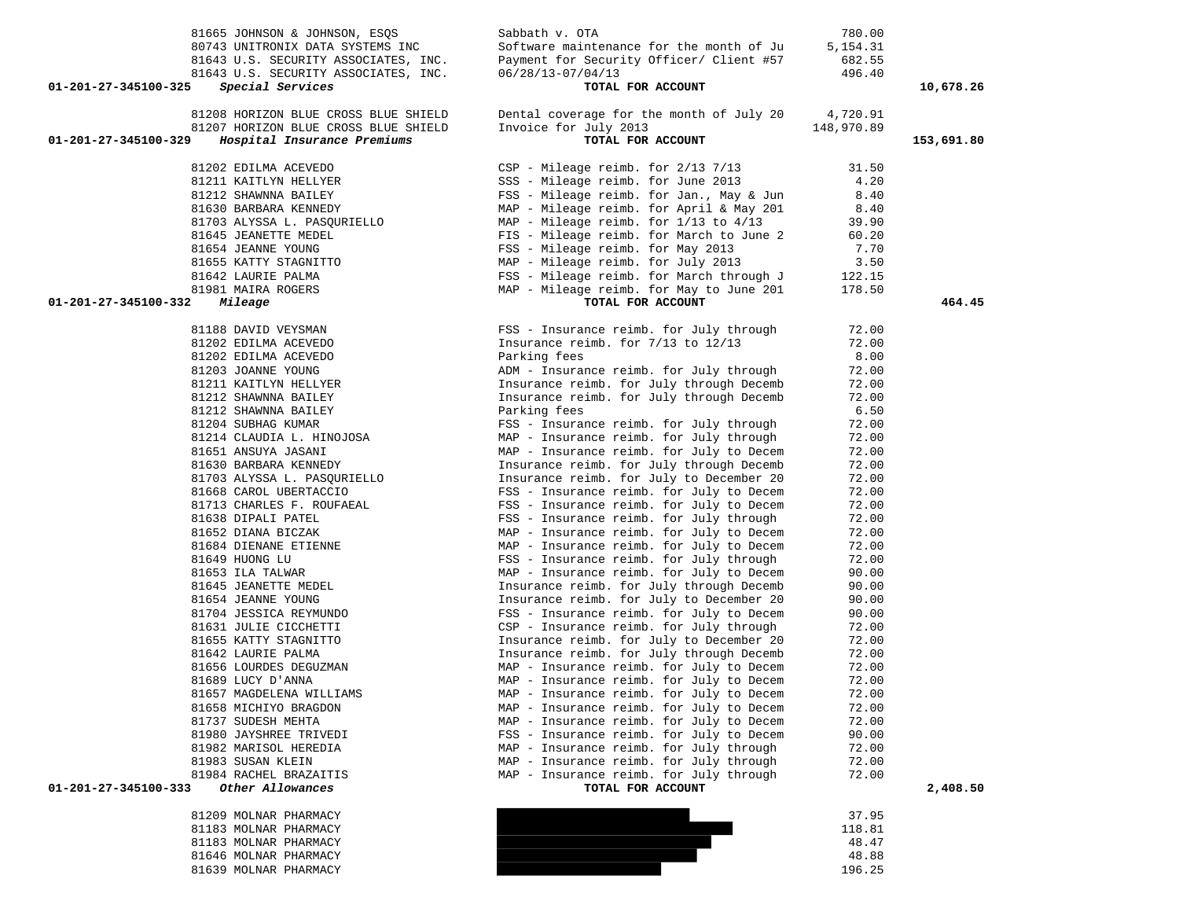| Account | Vendor | Description | Amount | Total |
|---|---|---|---|---|
| | 81665 JOHNSON & JOHNSON, ESQS | Sabbath v. OTA | 780.00 | |
| | 80743 UNITRONIX DATA SYSTEMS INC | Software maintenance for the month of Ju | 5,154.31 | |
| | 81643 U.S. SECURITY ASSOCIATES, INC. | Payment for Security Officer/ Client #57 | 682.55 | |
| | 81643 U.S. SECURITY ASSOCIATES, INC. | 06/28/13-07/04/13 | 496.40 | |
| **01-201-27-345100-325** | ***Special Services*** | **TOTAL FOR ACCOUNT** | | **10,678.26** |
| | 81208 HORIZON BLUE CROSS BLUE SHIELD | Dental coverage for the month of July 20 | 4,720.91 | |
| | 81207 HORIZON BLUE CROSS BLUE SHIELD | Invoice for July 2013 | 148,970.89 | |
| **01-201-27-345100-329** | ***Hospital Insurance Premiums*** | **TOTAL FOR ACCOUNT** | | **153,691.80** |
| | 81202 EDILMA ACEVEDO | CSP - Mileage reimb. for 2/13 7/13 | 31.50 | |
| | 81211 KAITLYN HELLYER | SSS - Mileage reimb. for June 2013 | 4.20 | |
| | 81212 SHAWNNA BAILEY | FSS - Mileage reimb. for Jan., May & Jun | 8.40 | |
| | 81630 BARBARA KENNEDY | MAP - Mileage reimb. for April & May 201 | 8.40 | |
| | 81703 ALYSSA L. PASQURIELLO | MAP - Mileage reimb. for 1/13 to 4/13 | 39.90 | |
| | 81645 JEANETTE MEDEL | FIS - Mileage reimb. for March to June 2 | 60.20 | |
| | 81654 JEANNE YOUNG | FSS - Mileage reimb. for May 2013 | 7.70 | |
| | 81655 KATTY STAGNITTO | MAP - Mileage reimb. for July 2013 | 3.50 | |
| | 81642 LAURIE PALMA | FSS - Mileage reimb. for March through J | 122.15 | |
| | 81981 MAIRA ROGERS | MAP - Mileage reimb. for May to June 201 | 178.50 | |
| **01-201-27-345100-332** | ***Mileage*** | **TOTAL FOR ACCOUNT** | | **464.45** |
| | 81188 DAVID VEYSMAN | FSS - Insurance reimb. for July through | 72.00 | |
| | 81202 EDILMA ACEVEDO | Insurance reimb. for 7/13 to 12/13 | 72.00 | |
| | 81202 EDILMA ACEVEDO | Parking fees | 8.00 | |
| | 81203 JOANNE YOUNG | ADM - Insurance reimb. for July through | 72.00 | |
| | 81211 KAITLYN HELLYER | Insurance reimb. for July through Decemb | 72.00 | |
| | 81212 SHAWNNA BAILEY | Insurance reimb. for July through Decemb | 72.00 | |
| | 81212 SHAWNNA BAILEY | Parking fees | 6.50 | |
| | 81204 SUBHAG KUMAR | FSS - Insurance reimb. for July through | 72.00 | |
| | 81214 CLAUDIA L. HINOJOSA | MAP - Insurance reimb. for July through | 72.00 | |
| | 81651 ANSUYA JASANI | MAP - Insurance reimb. for July to Decem | 72.00 | |
| | 81630 BARBARA KENNEDY | Insurance reimb. for July through Decemb | 72.00 | |
| | 81703 ALYSSA L. PASQURIELLO | Insurance reimb. for July to December 20 | 72.00 | |
| | 81668 CAROL UBERTACCIO | FSS - Insurance reimb. for July to Decem | 72.00 | |
| | 81713 CHARLES F. ROUFAEAL | FSS - Insurance reimb. for July to Decem | 72.00 | |
| | 81638 DIPALI PATEL | FSS - Insurance reimb. for July through | 72.00 | |
| | 81652 DIANA BICZAK | MAP - Insurance reimb. for July to Decem | 72.00 | |
| | 81684 DIENANE ETIENNE | MAP - Insurance reimb. for July to Decem | 72.00 | |
| | 81649 HUONG LU | FSS - Insurance reimb. for July through | 72.00 | |
| | 81653 ILA TALWAR | MAP - Insurance reimb. for July to Decem | 90.00 | |
| | 81645 JEANETTE MEDEL | Insurance reimb. for July through Decemb | 90.00 | |
| | 81654 JEANNE YOUNG | Insurance reimb. for July to December 20 | 90.00 | |
| | 81704 JESSICA REYMUNDO | FSS - Insurance reimb. for July to Decem | 90.00 | |
| | 81631 JULIE CICCHETTI | CSP - Insurance reimb. for July through | 72.00 | |
| | 81655 KATTY STAGNITTO | Insurance reimb. for July to December 20 | 72.00 | |
| | 81642 LAURIE PALMA | Insurance reimb. for July through Decemb | 72.00 | |
| | 81656 LOURDES DEGUZMAN | MAP - Insurance reimb. for July to Decem | 72.00 | |
| | 81689 LUCY D'ANNA | MAP - Insurance reimb. for July to Decem | 72.00 | |
| | 81657 MAGDELENA WILLIAMS | MAP - Insurance reimb. for July to Decem | 72.00 | |
| | 81658 MICHIYO BRAGDON | MAP - Insurance reimb. for July to Decem | 72.00 | |
| | 81737 SUDESH MEHTA | MAP - Insurance reimb. for July to Decem | 72.00 | |
| | 81980 JAYSHREE TRIVEDI | FSS - Insurance reimb. for July to Decem | 90.00 | |
| | 81982 MARISOL HEREDIA | MAP - Insurance reimb. for July through | 72.00 | |
| | 81983 SUSAN KLEIN | MAP - Insurance reimb. for July through | 72.00 | |
| | 81984 RACHEL BRAZAITIS | MAP - Insurance reimb. for July through | 72.00 | |
| **01-201-27-345100-333** | ***Other Allowances*** | **TOTAL FOR ACCOUNT** | | **2,408.50** |
| | 81209 MOLNAR PHARMACY | [REDACTED] | 37.95 | |
| | 81183 MOLNAR PHARMACY | [REDACTED] | 118.81 | |
| | 81183 MOLNAR PHARMACY | [REDACTED] | 48.47 | |
| | 81646 MOLNAR PHARMACY | [REDACTED] | 48.88 | |
| | 81639 MOLNAR PHARMACY | [REDACTED] | 196.25 | |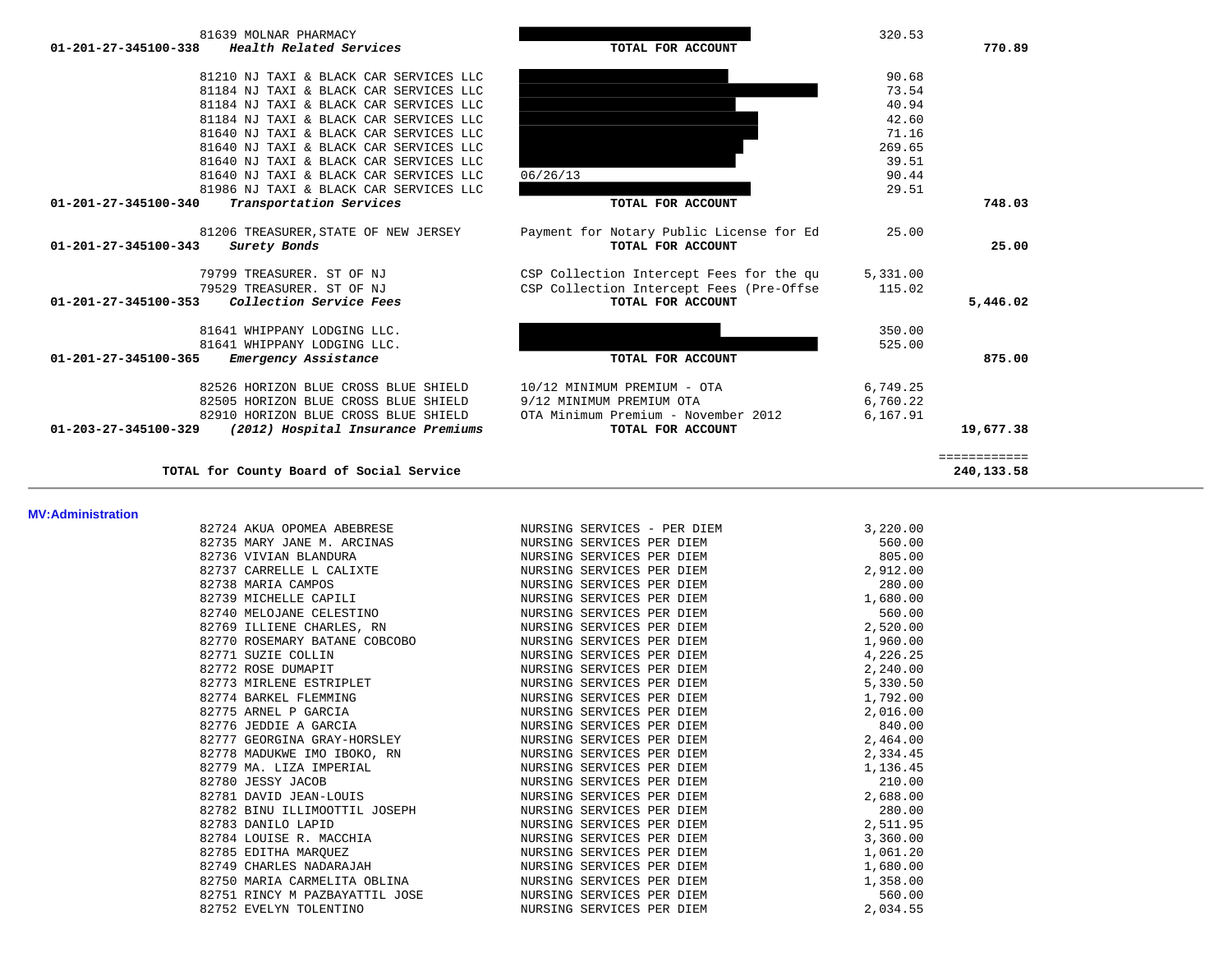| Account | Vendor | Description | Amount | Total |
|---|---|---|---|---|
| | 81639 MOLNAR PHARMACY | | 320.53 | |
| 01-201-27-345100-338 | *Health Related Services* | **TOTAL FOR ACCOUNT** | | **770.89** |
| | 81210 NJ TAXI & BLACK CAR SERVICES LLC | | 90.68 | |
| | 81184 NJ TAXI & BLACK CAR SERVICES LLC | | 73.54 | |
| | 81184 NJ TAXI & BLACK CAR SERVICES LLC | | 40.94 | |
| | 81184 NJ TAXI & BLACK CAR SERVICES LLC | | 42.60 | |
| | 81640 NJ TAXI & BLACK CAR SERVICES LLC | | 71.16 | |
| | 81640 NJ TAXI & BLACK CAR SERVICES LLC | | 269.65 | |
| | 81640 NJ TAXI & BLACK CAR SERVICES LLC | | 39.51 | |
| | 81640 NJ TAXI & BLACK CAR SERVICES LLC | 06/26/13 | 90.44 | |
| | 81986 NJ TAXI & BLACK CAR SERVICES LLC | | 29.51 | |
| 01-201-27-345100-340 | *Transportation Services* | **TOTAL FOR ACCOUNT** | | **748.03** |
| | 81206 TREASURER,STATE OF NEW JERSEY | Payment for Notary Public License for Ed | 25.00 | |
| 01-201-27-345100-343 | *Surety Bonds* | **TOTAL FOR ACCOUNT** | | **25.00** |
| | 79799 TREASURER. ST OF NJ | CSP Collection Intercept Fees for the qu | 5,331.00 | |
| | 79529 TREASURER. ST OF NJ | CSP Collection Intercept Fees (Pre-Offse | 115.02 | |
| 01-201-27-345100-353 | *Collection Service Fees* | **TOTAL FOR ACCOUNT** | | **5,446.02** |
| | 81641 WHIPPANY LODGING LLC. | | 350.00 | |
| | 81641 WHIPPANY LODGING LLC. | | 525.00 | |
| 01-201-27-345100-365 | *Emergency Assistance* | **TOTAL FOR ACCOUNT** | | **875.00** |
| | 82526 HORIZON BLUE CROSS BLUE SHIELD | 10/12 MINIMUM PREMIUM - OTA | 6,749.25 | |
| | 82505 HORIZON BLUE CROSS BLUE SHIELD | 9/12 MINIMUM PREMIUM OTA | 6,760.22 | |
| | 82910 HORIZON BLUE CROSS BLUE SHIELD | OTA Minimum Premium - November 2012 | 6,167.91 | |
| 01-203-27-345100-329 | *(2012) Hospital Insurance Premiums* | **TOTAL FOR ACCOUNT** | | **19,677.38** |
| | **TOTAL for County Board of Social Service** | | | **240,133.58** |

**MV:Administration**

| Vendor | Description | Amount |
|---|---|---|
| 82724 AKUA OPOMEA ABEBRESE | NURSING SERVICES - PER DIEM | 3,220.00 |
| 82735 MARY JANE M. ARCINAS | NURSING SERVICES PER DIEM | 560.00 |
| 82736 VIVIAN BLANDURA | NURSING SERVICES PER DIEM | 805.00 |
| 82737 CARRELLE L CALIXTE | NURSING SERVICES PER DIEM | 2,912.00 |
| 82738 MARIA CAMPOS | NURSING SERVICES PER DIEM | 280.00 |
| 82739 MICHELLE CAPILI | NURSING SERVICES PER DIEM | 1,680.00 |
| 82740 MELOJANE CELESTINO | NURSING SERVICES PER DIEM | 560.00 |
| 82769 ILLIENE CHARLES, RN | NURSING SERVICES PER DIEM | 2,520.00 |
| 82770 ROSEMARY BATANE COBCOBO | NURSING SERVICES PER DIEM | 1,960.00 |
| 82771 SUZIE COLLIN | NURSING SERVICES PER DIEM | 4,226.25 |
| 82772 ROSE DUMAPIT | NURSING SERVICES PER DIEM | 2,240.00 |
| 82773 MIRLENE ESTRIPLET | NURSING SERVICES PER DIEM | 5,330.50 |
| 82774 BARKEL FLEMMING | NURSING SERVICES PER DIEM | 1,792.00 |
| 82775 ARNEL P GARCIA | NURSING SERVICES PER DIEM | 2,016.00 |
| 82776 JEDDIE A GARCIA | NURSING SERVICES PER DIEM | 840.00 |
| 82777 GEORGINA GRAY-HORSLEY | NURSING SERVICES PER DIEM | 2,464.00 |
| 82778 MADUKWE IMO IBOKO, RN | NURSING SERVICES PER DIEM | 2,334.45 |
| 82779 MA. LIZA IMPERIAL | NURSING SERVICES PER DIEM | 1,136.45 |
| 82780 JESSY JACOB | NURSING SERVICES PER DIEM | 210.00 |
| 82781 DAVID JEAN-LOUIS | NURSING SERVICES PER DIEM | 2,688.00 |
| 82782 BINU ILLIMOOTTIL JOSEPH | NURSING SERVICES PER DIEM | 280.00 |
| 82783 DANILO LAPID | NURSING SERVICES PER DIEM | 2,511.95 |
| 82784 LOUISE R. MACCHIA | NURSING SERVICES PER DIEM | 3,360.00 |
| 82785 EDITHA MARQUEZ | NURSING SERVICES PER DIEM | 1,061.20 |
| 82749 CHARLES NADARAJAH | NURSING SERVICES PER DIEM | 1,680.00 |
| 82750 MARIA CARMELITA OBLINA | NURSING SERVICES PER DIEM | 1,358.00 |
| 82751 RINCY M PAZBAYATTIL JOSE | NURSING SERVICES PER DIEM | 560.00 |
| 82752 EVELYN TOLENTINO | NURSING SERVICES PER DIEM | 2,034.55 |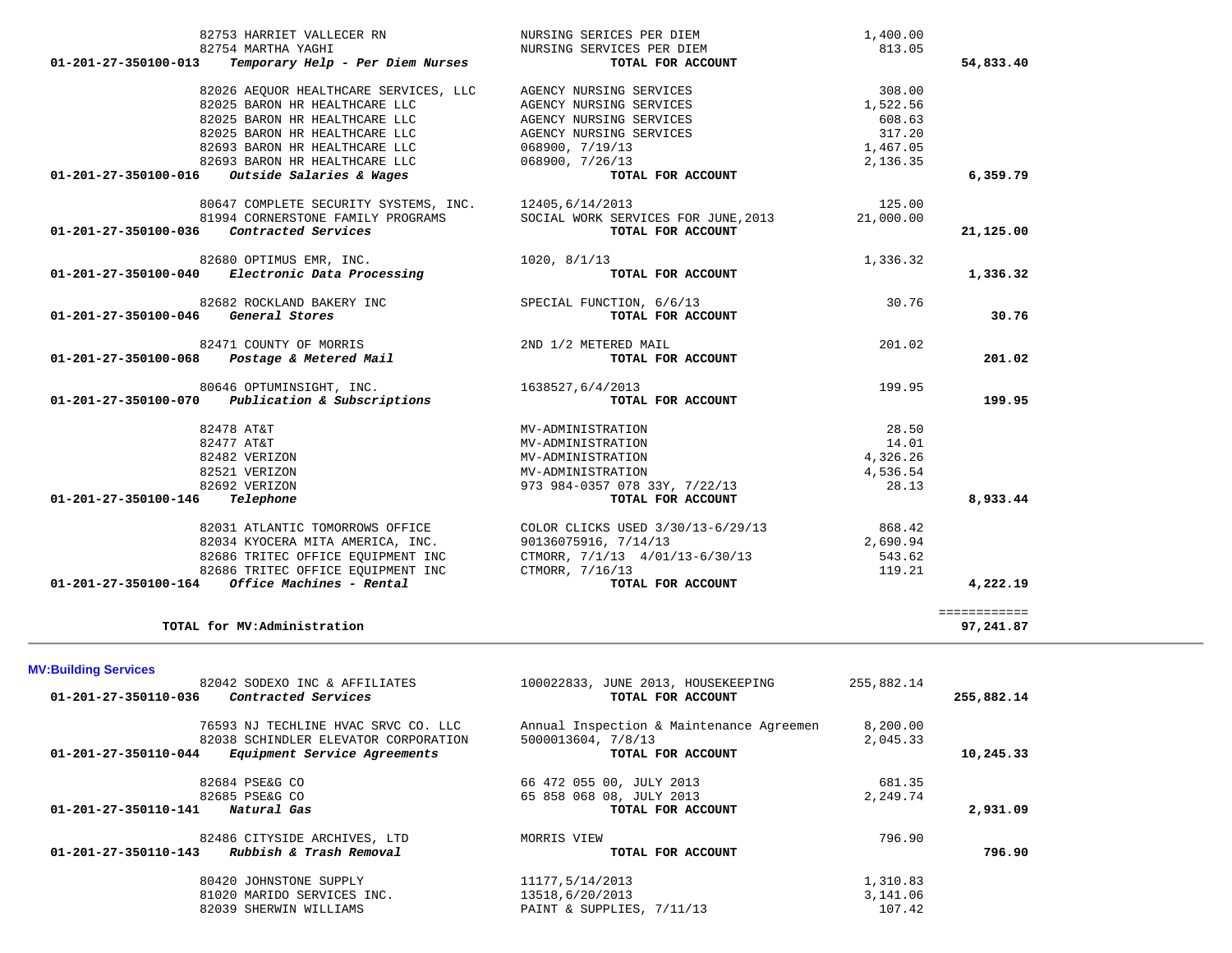| Account | Vendor / Description | Detail | Amount | Total |
|---|---|---|---|---|
| | 82753 HARRIET VALLECER RN | NURSING SERICES PER DIEM | 1,400.00 | |
| | 82754 MARTHA YAGHI | NURSING SERVICES PER DIEM | 813.05 | |
| 01-201-27-350100-013 | *Temporary Help - Per Diem Nurses* | TOTAL FOR ACCOUNT | | 54,833.40 |
| | 82026 AEQUOR HEALTHCARE SERVICES, LLC | AGENCY NURSING SERVICES | 308.00 | |
| | 82025 BARON HR HEALTHCARE LLC | AGENCY NURSING SERVICES | 1,522.56 | |
| | 82025 BARON HR HEALTHCARE LLC | AGENCY NURSING SERVICES | 608.63 | |
| | 82025 BARON HR HEALTHCARE LLC | AGENCY NURSING SERVICES | 317.20 | |
| | 82693 BARON HR HEALTHCARE LLC | 068900, 7/19/13 | 1,467.05 | |
| | 82693 BARON HR HEALTHCARE LLC | 068900, 7/26/13 | 2,136.35 | |
| 01-201-27-350100-016 | *Outside Salaries & Wages* | TOTAL FOR ACCOUNT | | 6,359.79 |
| | 80647 COMPLETE SECURITY SYSTEMS, INC. | 12405,6/14/2013 | 125.00 | |
| | 81994 CORNERSTONE FAMILY PROGRAMS | SOCIAL WORK SERVICES FOR JUNE,2013 | 21,000.00 | |
| 01-201-27-350100-036 | *Contracted Services* | TOTAL FOR ACCOUNT | | 21,125.00 |
| | 82680 OPTIMUS EMR, INC. | 1020, 8/1/13 | 1,336.32 | |
| 01-201-27-350100-040 | *Electronic Data Processing* | TOTAL FOR ACCOUNT | | 1,336.32 |
| | 82682 ROCKLAND BAKERY INC | SPECIAL FUNCTION, 6/6/13 | 30.76 | |
| 01-201-27-350100-046 | *General Stores* | TOTAL FOR ACCOUNT | | 30.76 |
| | 82471 COUNTY OF MORRIS | 2ND 1/2 METERED MAIL | 201.02 | |
| 01-201-27-350100-068 | *Postage & Metered Mail* | TOTAL FOR ACCOUNT | | 201.02 |
| | 80646 OPTUMINSIGHT, INC. | 1638527,6/4/2013 | 199.95 | |
| 01-201-27-350100-070 | *Publication & Subscriptions* | TOTAL FOR ACCOUNT | | 199.95 |
| | 82478 AT&T | MV-ADMINISTRATION | 28.50 | |
| | 82477 AT&T | MV-ADMINISTRATION | 14.01 | |
| | 82482 VERIZON | MV-ADMINISTRATION | 4,326.26 | |
| | 82521 VERIZON | MV-ADMINISTRATION | 4,536.54 | |
| | 82692 VERIZON | 973 984-0357 078 33Y, 7/22/13 | 28.13 | |
| 01-201-27-350100-146 | *Telephone* | TOTAL FOR ACCOUNT | | 8,933.44 |
| | 82031 ATLANTIC TOMORROWS OFFICE | COLOR CLICKS USED 3/30/13-6/29/13 | 868.42 | |
| | 82034 KYOCERA MITA AMERICA, INC. | 90136075916, 7/14/13 | 2,690.94 | |
| | 82686 TRITEC OFFICE EQUIPMENT INC | CTMORR, 7/1/13 4/01/13-6/30/13 | 543.62 | |
| | 82686 TRITEC OFFICE EQUIPMENT INC | CTMORR, 7/16/13 | 119.21 | |
| 01-201-27-350100-164 | *Office Machines - Rental* | TOTAL FOR ACCOUNT | | 4,222.19 |
| | **TOTAL for MV:Administration** | | | 97,241.87 |

## MV:Building Services

| Account | Vendor / Description | Detail | Amount | Total |
|---|---|---|---|---|
| | 82042 SODEXO INC & AFFILIATES | 100022833, JUNE 2013, HOUSEKEEPING | 255,882.14 | |
| 01-201-27-350110-036 | *Contracted Services* | TOTAL FOR ACCOUNT | | 255,882.14 |
| | 76593 NJ TECHLINE HVAC SRVC CO. LLC | Annual Inspection & Maintenance Agreemen | 8,200.00 | |
| | 82038 SCHINDLER ELEVATOR CORPORATION | 5000013604, 7/8/13 | 2,045.33 | |
| 01-201-27-350110-044 | *Equipment Service Agreements* | TOTAL FOR ACCOUNT | | 10,245.33 |
| | 82684 PSE&G CO | 66 472 055 00, JULY 2013 | 681.35 | |
| | 82685 PSE&G CO | 65 858 068 08, JULY 2013 | 2,249.74 | |
| 01-201-27-350110-141 | *Natural Gas* | TOTAL FOR ACCOUNT | | 2,931.09 |
| | 82486 CITYSIDE ARCHIVES, LTD | MORRIS VIEW | 796.90 | |
| 01-201-27-350110-143 | *Rubbish & Trash Removal* | TOTAL FOR ACCOUNT | | 796.90 |
| | 80420 JOHNSTONE SUPPLY | 11177,5/14/2013 | 1,310.83 | |
| | 81020 MARIDO SERVICES INC. | 13518,6/20/2013 | 3,141.06 | |
| | 82039 SHERWIN WILLIAMS | PAINT & SUPPLIES, 7/11/13 | 107.42 | |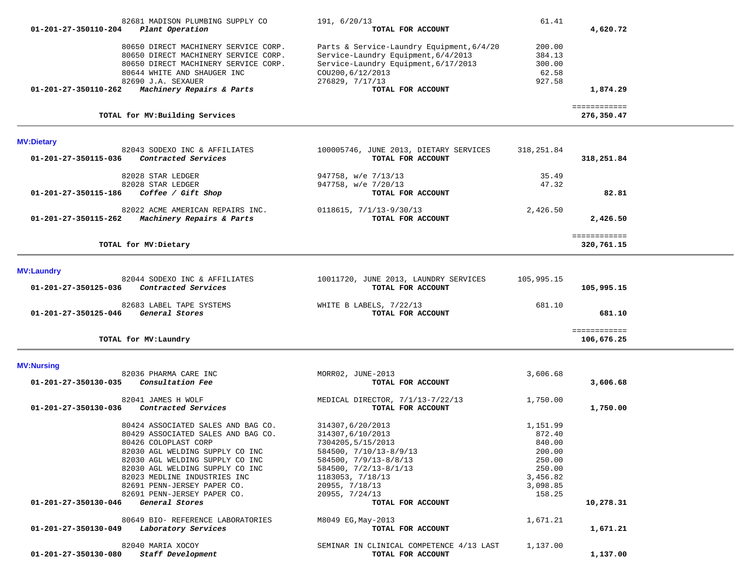| Account | Vendor / Description | Reference | Amount | Total |
|---|---|---|---|---|
| | 82681 MADISON PLUMBING SUPPLY CO | 191, 6/20/13 | 61.41 | |
| 01-201-27-350110-204 | *Plant Operation* | TOTAL FOR ACCOUNT | | 4,620.72 |
| | 80650 DIRECT MACHINERY SERVICE CORP. | Parts & Service-Laundry Equipment,6/4/20 | 200.00 | |
| | 80650 DIRECT MACHINERY SERVICE CORP. | Service-Laundry Equipment,6/4/2013 | 384.13 | |
| | 80650 DIRECT MACHINERY SERVICE CORP. | Service-Laundry Equipment,6/17/2013 | 300.00 | |
| | 80644 WHITE AND SHAUGER INC | COU200,6/12/2013 | 62.58 | |
| | 82690 J.A. SEXAUER | 276829, 7/17/13 | 927.58 | |
| 01-201-27-350110-262 | *Machinery Repairs & Parts* | TOTAL FOR ACCOUNT | | 1,874.29 |
| | TOTAL for MV:Building Services | | | 276,350.47 |

**MV:Dietary**

| Account | Vendor / Description | Reference | Amount | Total |
|---|---|---|---|---|
| | 82043 SODEXO INC & AFFILIATES | 100005746, JUNE 2013, DIETARY SERVICES | 318,251.84 | |
| 01-201-27-350115-036 | *Contracted Services* | TOTAL FOR ACCOUNT | | 318,251.84 |
| | 82028 STAR LEDGER | 947758, w/e 7/13/13 | 35.49 | |
| | 82028 STAR LEDGER | 947758, w/e 7/20/13 | 47.32 | |
| 01-201-27-350115-186 | *Coffee / Gift Shop* | TOTAL FOR ACCOUNT | | 82.81 |
| | 82022 ACME AMERICAN REPAIRS INC. | 0118615, 7/1/13-9/30/13 | 2,426.50 | |
| 01-201-27-350115-262 | *Machinery Repairs & Parts* | TOTAL FOR ACCOUNT | | 2,426.50 |
| | TOTAL for MV:Dietary | | | 320,761.15 |

**MV:Laundry**

| Account | Vendor / Description | Reference | Amount | Total |
|---|---|---|---|---|
| | 82044 SODEXO INC & AFFILIATES | 10011720, JUNE 2013, LAUNDRY SERVICES | 105,995.15 | |
| 01-201-27-350125-036 | *Contracted Services* | TOTAL FOR ACCOUNT | | 105,995.15 |
| | 82683 LABEL TAPE SYSTEMS | WHITE B LABELS, 7/22/13 | 681.10 | |
| 01-201-27-350125-046 | *General Stores* | TOTAL FOR ACCOUNT | | 681.10 |
| | TOTAL for MV:Laundry | | | 106,676.25 |

**MV:Nursing**

| Account | Vendor / Description | Reference | Amount | Total |
|---|---|---|---|---|
| | 82036 PHARMA CARE INC | MORR02, JUNE-2013 | 3,606.68 | |
| 01-201-27-350130-035 | *Consultation Fee* | TOTAL FOR ACCOUNT | | 3,606.68 |
| | 82041 JAMES H WOLF | MEDICAL DIRECTOR, 7/1/13-7/22/13 | 1,750.00 | |
| 01-201-27-350130-036 | *Contracted Services* | TOTAL FOR ACCOUNT | | 1,750.00 |
| | 80424 ASSOCIATED SALES AND BAG CO. | 314307,6/20/2013 | 1,151.99 | |
| | 80429 ASSOCIATED SALES AND BAG CO. | 314307,6/10/2013 | 872.40 | |
| | 80426 COLOPLAST CORP | 7304205,5/15/2013 | 840.00 | |
| | 82030 AGL WELDING SUPPLY CO INC | 584500, 7/10/13-8/9/13 | 200.00 | |
| | 82030 AGL WELDING SUPPLY CO INC | 584500, 7/9/13-8/8/13 | 250.00 | |
| | 82030 AGL WELDING SUPPLY CO INC | 584500, 7/2/13-8/1/13 | 250.00 | |
| | 82023 MEDLINE INDUSTRIES INC | 1183053, 7/18/13 | 3,456.82 | |
| | 82691 PENN-JERSEY PAPER CO. | 20955, 7/18/13 | 3,098.85 | |
| | 82691 PENN-JERSEY PAPER CO. | 20955, 7/24/13 | 158.25 | |
| 01-201-27-350130-046 | *General Stores* | TOTAL FOR ACCOUNT | | 10,278.31 |
| | 80649 BIO- REFERENCE LABORATORIES | M8049 EG,May-2013 | 1,671.21 | |
| 01-201-27-350130-049 | *Laboratory Services* | TOTAL FOR ACCOUNT | | 1,671.21 |
| | 82040 MARIA XOCOY | SEMINAR IN CLINICAL COMPETENCE 4/13 LAST | 1,137.00 | |
| 01-201-27-350130-080 | *Staff Development* | TOTAL FOR ACCOUNT | | 1,137.00 |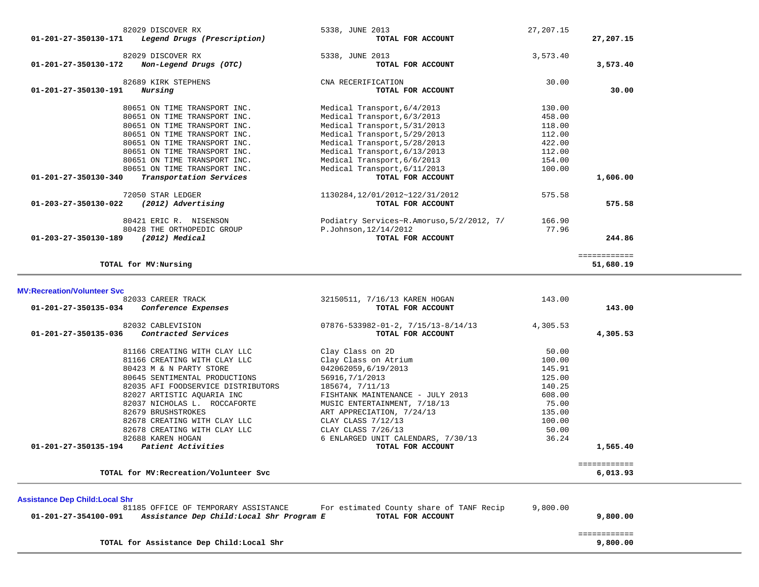| Account | Vendor / Description | Detail | Amount | Total |
|---|---|---|---|---|
| | 82029 DISCOVER RX | 5338, JUNE 2013 | 27,207.15 | |
| **01-201-27-350130-171** | ***Legend Drugs (Prescription)*** | **TOTAL FOR ACCOUNT** | | **27,207.15** |
| | 82029 DISCOVER RX | 5338, JUNE 2013 | 3,573.40 | |
| **01-201-27-350130-172** | ***Non-Legend Drugs (OTC)*** | **TOTAL FOR ACCOUNT** | | **3,573.40** |
| | 82689 KIRK STEPHENS | CNA RECERIFICATION | 30.00 | |
| **01-201-27-350130-191** | ***Nursing*** | **TOTAL FOR ACCOUNT** | | **30.00** |
| | 80651 ON TIME TRANSPORT INC. | Medical Transport,6/4/2013 | 130.00 | |
| | 80651 ON TIME TRANSPORT INC. | Medical Transport,6/3/2013 | 458.00 | |
| | 80651 ON TIME TRANSPORT INC. | Medical Transport,5/31/2013 | 118.00 | |
| | 80651 ON TIME TRANSPORT INC. | Medical Transport,5/29/2013 | 112.00 | |
| | 80651 ON TIME TRANSPORT INC. | Medical Transport,5/28/2013 | 422.00 | |
| | 80651 ON TIME TRANSPORT INC. | Medical Transport,6/13/2013 | 112.00 | |
| | 80651 ON TIME TRANSPORT INC. | Medical Transport,6/6/2013 | 154.00 | |
| | 80651 ON TIME TRANSPORT INC. | Medical Transport,6/11/2013 | 100.00 | |
| **01-201-27-350130-340** | ***Transportation Services*** | **TOTAL FOR ACCOUNT** | | **1,606.00** |
| | 72050 STAR LEDGER | 1130284,12/01/2012~122/31/2012 | 575.58 | |
| **01-203-27-350130-022** | ***(2012) Advertising*** | **TOTAL FOR ACCOUNT** | | **575.58** |
| | 80421 ERIC R. NISENSON | Podiatry Services~R.Amoruso,5/2/2012, 7/ | 166.90 | |
| | 80428 THE ORTHOPEDIC GROUP | P.Johnson,12/14/2012 | 77.96 | |
| **01-203-27-350130-189** | ***(2012) Medical*** | **TOTAL FOR ACCOUNT** | | **244.86** |
| | **TOTAL for MV:Nursing** | | | **51,680.19** |

**MV:Recreation/Volunteer Svc**

| Account | Vendor / Description | Detail | Amount | Total |
|---|---|---|---|---|
| | 82033 CAREER TRACK | 32150511, 7/16/13 KAREN HOGAN | 143.00 | |
| **01-201-27-350135-034** | ***Conference Expenses*** | **TOTAL FOR ACCOUNT** | | **143.00** |
| | 82032 CABLEVISION | 07876-533982-01-2, 7/15/13-8/14/13 | 4,305.53 | |
| **01-201-27-350135-036** | ***Contracted Services*** | **TOTAL FOR ACCOUNT** | | **4,305.53** |
| | 81166 CREATING WITH CLAY LLC | Clay Class on 2D | 50.00 | |
| | 81166 CREATING WITH CLAY LLC | Clay Class on Atrium | 100.00 | |
| | 80423 M & N PARTY STORE | 042062059,6/19/2013 | 145.91 | |
| | 80645 SENTIMENTAL PRODUCTIONS | 56916,7/1/2013 | 125.00 | |
| | 82035 AFI FOODSERVICE DISTRIBUTORS | 185674, 7/11/13 | 140.25 | |
| | 82027 ARTISTIC AQUARIA INC | FISHTANK MAINTENANCE - JULY 2013 | 608.00 | |
| | 82037 NICHOLAS L. ROCCAFORTE | MUSIC ENTERTAINMENT, 7/18/13 | 75.00 | |
| | 82679 BRUSHSTROKES | ART APPRECIATION, 7/24/13 | 135.00 | |
| | 82678 CREATING WITH CLAY LLC | CLAY CLASS 7/12/13 | 100.00 | |
| | 82678 CREATING WITH CLAY LLC | CLAY CLASS 7/26/13 | 50.00 | |
| | 82688 KAREN HOGAN | 6 ENLARGED UNIT CALENDARS, 7/30/13 | 36.24 | |
| **01-201-27-350135-194** | ***Patient Activities*** | **TOTAL FOR ACCOUNT** | | **1,565.40** |
| | **TOTAL for MV:Recreation/Volunteer Svc** | | | **6,013.93** |

**Assistance Dep Child:Local Shr**

| Account | Vendor / Description | Detail | Amount | Total |
|---|---|---|---|---|
| | 81185 OFFICE OF TEMPORARY ASSISTANCE | For estimated County share of TANF Recip | 9,800.00 | |
| **01-201-27-354100-091** | ***Assistance Dep Child:Local Shr Program E*** | **TOTAL FOR ACCOUNT** | | **9,800.00** |
| | **TOTAL for Assistance Dep Child:Local Shr** | | | **9,800.00** |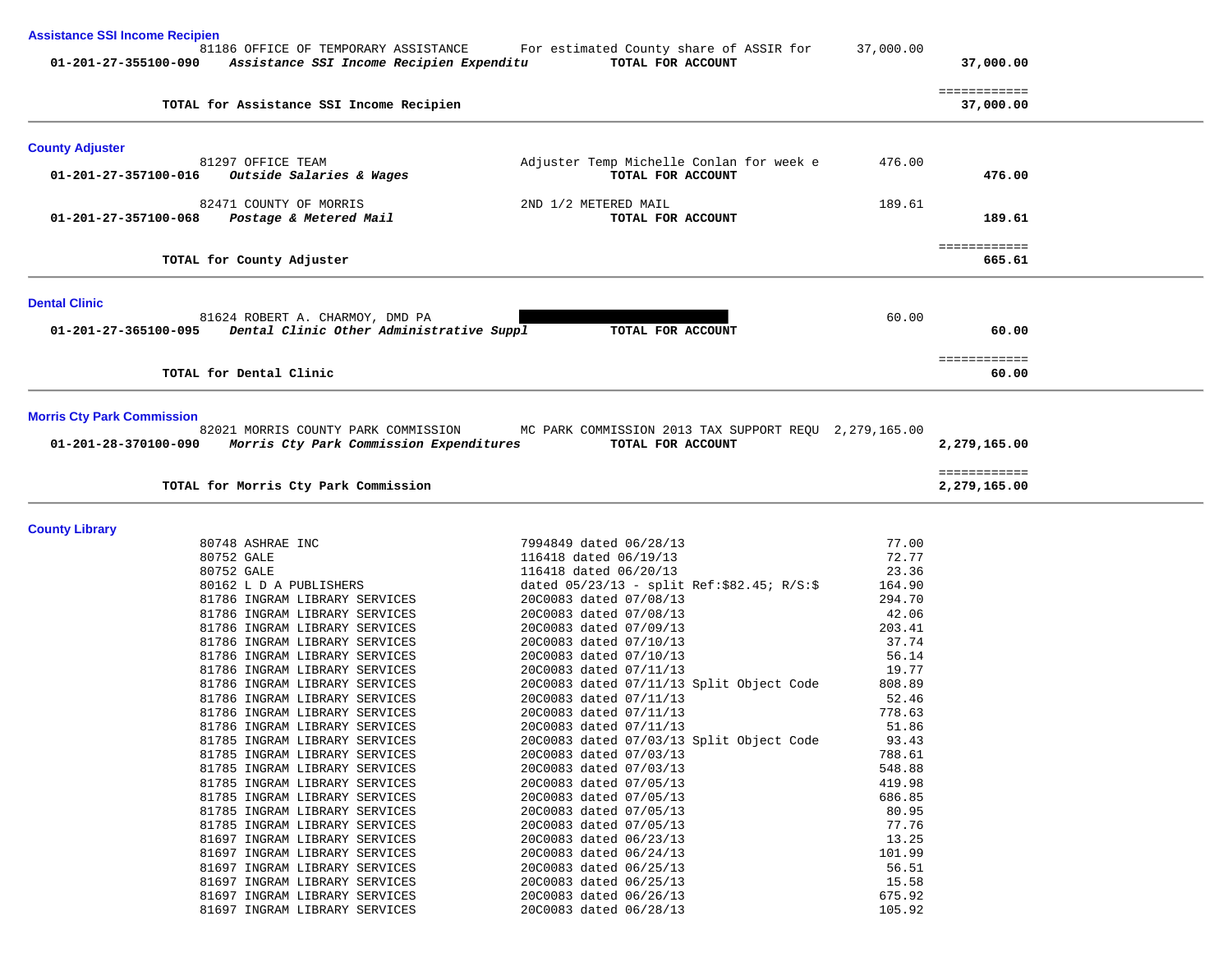### Assistance SSI Income Recipien

| | | | | |
|---|---|---|---|---|
| | 81186 OFFICE OF TEMPORARY ASSISTANCE | For estimated County share of ASSIR for | 37,000.00 | |
| **01-201-27-355100-090** | ***Assistance SSI Income Recipien Expenditu*** | **TOTAL FOR ACCOUNT** | | **37,000.00** |
| | **TOTAL for Assistance SSI Income Recipien** | | | **37,000.00** |

### County Adjuster

| | | | | |
|---|---|---|---|---|
| | 81297 OFFICE TEAM | Adjuster Temp Michelle Conlan for week e | 476.00 | |
| **01-201-27-357100-016** | ***Outside Salaries & Wages*** | **TOTAL FOR ACCOUNT** | | **476.00** |
| | 82471 COUNTY OF MORRIS | 2ND 1/2 METERED MAIL | 189.61 | |
| **01-201-27-357100-068** | ***Postage & Metered Mail*** | **TOTAL FOR ACCOUNT** | | **189.61** |
| | **TOTAL for County Adjuster** | | | **665.61** |

### Dental Clinic

| | | | | |
|---|---|---|---|---|
| | 81624 ROBERT A. CHARMOY, DMD PA | | 60.00 | |
| **01-201-27-365100-095** | ***Dental Clinic Other Administrative Suppl*** | **TOTAL FOR ACCOUNT** | | **60.00** |
| | **TOTAL for Dental Clinic** | | | **60.00** |

### Morris Cty Park Commission

| | | | | |
|---|---|---|---|---|
| | 82021 MORRIS COUNTY PARK COMMISSION | MC PARK COMMISSION 2013 TAX SUPPORT REQU | 2,279,165.00 | |
| **01-201-28-370100-090** | ***Morris Cty Park Commission Expenditures*** | **TOTAL FOR ACCOUNT** | | **2,279,165.00** |
| | **TOTAL for Morris Cty Park Commission** | | | **2,279,165.00** |

### County Library

| Vendor | Description | Amount |
|---|---|---|
| 80748 ASHRAE INC | 7994849 dated 06/28/13 | 77.00 |
| 80752 GALE | 116418 dated 06/19/13 | 72.77 |
| 80752 GALE | 116418 dated 06/20/13 | 23.36 |
| 80162 L D A PUBLISHERS | dated 05/23/13 - split Ref:$82.45; R/S:$ | 164.90 |
| 81786 INGRAM LIBRARY SERVICES | 20C0083 dated 07/08/13 | 294.70 |
| 81786 INGRAM LIBRARY SERVICES | 20C0083 dated 07/08/13 | 42.06 |
| 81786 INGRAM LIBRARY SERVICES | 20C0083 dated 07/09/13 | 203.41 |
| 81786 INGRAM LIBRARY SERVICES | 20C0083 dated 07/10/13 | 37.74 |
| 81786 INGRAM LIBRARY SERVICES | 20C0083 dated 07/10/13 | 56.14 |
| 81786 INGRAM LIBRARY SERVICES | 20C0083 dated 07/11/13 | 19.77 |
| 81786 INGRAM LIBRARY SERVICES | 20C0083 dated 07/11/13 Split Object Code | 808.89 |
| 81786 INGRAM LIBRARY SERVICES | 20C0083 dated 07/11/13 | 52.46 |
| 81786 INGRAM LIBRARY SERVICES | 20C0083 dated 07/11/13 | 778.63 |
| 81786 INGRAM LIBRARY SERVICES | 20C0083 dated 07/11/13 | 51.86 |
| 81785 INGRAM LIBRARY SERVICES | 20C0083 dated 07/03/13 Split Object Code | 93.43 |
| 81785 INGRAM LIBRARY SERVICES | 20C0083 dated 07/03/13 | 788.61 |
| 81785 INGRAM LIBRARY SERVICES | 20C0083 dated 07/03/13 | 548.88 |
| 81785 INGRAM LIBRARY SERVICES | 20C0083 dated 07/05/13 | 419.98 |
| 81785 INGRAM LIBRARY SERVICES | 20C0083 dated 07/05/13 | 686.85 |
| 81785 INGRAM LIBRARY SERVICES | 20C0083 dated 07/05/13 | 80.95 |
| 81785 INGRAM LIBRARY SERVICES | 20C0083 dated 07/05/13 | 77.76 |
| 81697 INGRAM LIBRARY SERVICES | 20C0083 dated 06/23/13 | 13.25 |
| 81697 INGRAM LIBRARY SERVICES | 20C0083 dated 06/24/13 | 101.99 |
| 81697 INGRAM LIBRARY SERVICES | 20C0083 dated 06/25/13 | 56.51 |
| 81697 INGRAM LIBRARY SERVICES | 20C0083 dated 06/25/13 | 15.58 |
| 81697 INGRAM LIBRARY SERVICES | 20C0083 dated 06/26/13 | 675.92 |
| 81697 INGRAM LIBRARY SERVICES | 20C0083 dated 06/28/13 | 105.92 |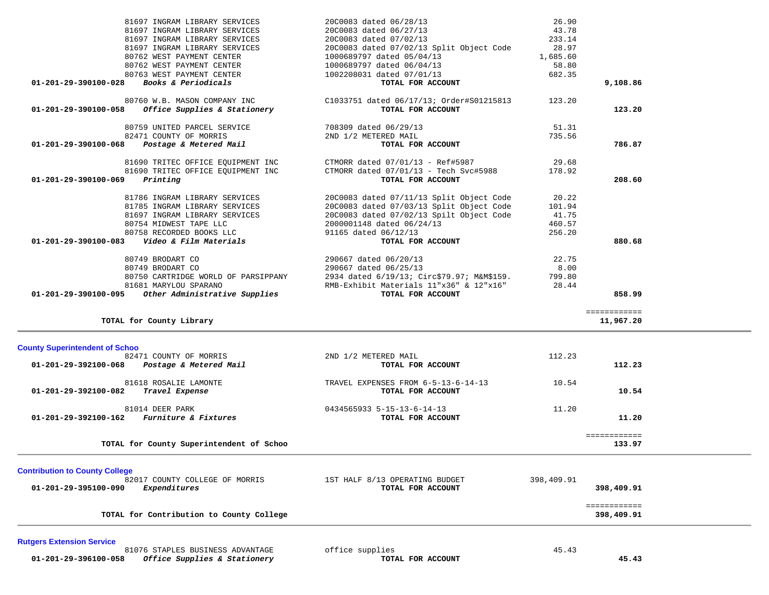| Account | Vendor / Description | Reference | Amount | Total |
|---|---|---|---|---|
| | 81697 INGRAM LIBRARY SERVICES | 20C0083 dated 06/28/13 | 26.90 | |
| | 81697 INGRAM LIBRARY SERVICES | 20C0083 dated 06/27/13 | 43.78 | |
| | 81697 INGRAM LIBRARY SERVICES | 20C0083 dated 07/02/13 | 233.14 | |
| | 81697 INGRAM LIBRARY SERVICES | 20C0083 dated 07/02/13 Split Object Code | 28.97 | |
| | 80762 WEST PAYMENT CENTER | 1000689797 dated 05/04/13 | 1,685.60 | |
| | 80762 WEST PAYMENT CENTER | 1000689797 dated 06/04/13 | 58.80 | |
| | 80763 WEST PAYMENT CENTER | 1002208031 dated 07/01/13 | 682.35 | |
| **01-201-29-390100-028** | ***Books & Periodicals*** | **TOTAL FOR ACCOUNT** | | **9,108.86** |
| | 80760 W.B. MASON COMPANY INC | C1033751 dated 06/17/13; Order#S01215813 | 123.20 | |
| **01-201-29-390100-058** | ***Office Supplies & Stationery*** | **TOTAL FOR ACCOUNT** | | **123.20** |
| | 80759 UNITED PARCEL SERVICE | 708309 dated 06/29/13 | 51.31 | |
| | 82471 COUNTY OF MORRIS | 2ND 1/2 METERED MAIL | 735.56 | |
| **01-201-29-390100-068** | ***Postage & Metered Mail*** | **TOTAL FOR ACCOUNT** | | **786.87** |
| | 81690 TRITEC OFFICE EQUIPMENT INC | CTMORR dated 07/01/13 - Ref#5987 | 29.68 | |
| | 81690 TRITEC OFFICE EQUIPMENT INC | CTMORR dated 07/01/13 - Tech Svc#5988 | 178.92 | |
| **01-201-29-390100-069** | ***Printing*** | **TOTAL FOR ACCOUNT** | | **208.60** |
| | 81786 INGRAM LIBRARY SERVICES | 20C0083 dated 07/11/13 Split Object Code | 20.22 | |
| | 81785 INGRAM LIBRARY SERVICES | 20C0083 dated 07/03/13 Split Object Code | 101.94 | |
| | 81697 INGRAM LIBRARY SERVICES | 20C0083 dated 07/02/13 Spilt Object Code | 41.75 | |
| | 80754 MIDWEST TAPE LLC | 2000001148 dated 06/24/13 | 460.57 | |
| | 80758 RECORDED BOOKS LLC | 91165 dated 06/12/13 | 256.20 | |
| **01-201-29-390100-083** | ***Video & Film Materials*** | **TOTAL FOR ACCOUNT** | | **880.68** |
| | 80749 BRODART CO | 290667 dated 06/20/13 | 22.75 | |
| | 80749 BRODART CO | 290667 dated 06/25/13 | 8.00 | |
| | 80750 CARTRIDGE WORLD OF PARSIPPANY | 2934 dated 6/19/13; Circ$79.97; M&M$159. | 799.80 | |
| | 81681 MARYLOU SPARANO | RMB-Exhibit Materials 11"x36" & 12"x16" | 28.44 | |
| **01-201-29-390100-095** | ***Other Administrative Supplies*** | **TOTAL FOR ACCOUNT** | | **858.99** |
| | **TOTAL for County Library** | | | **11,967.20** |

## County Superintendent of Schoo

| Account | Vendor / Description | Reference | Amount | Total |
|---|---|---|---|---|
| | 82471 COUNTY OF MORRIS | 2ND 1/2 METERED MAIL | 112.23 | |
| **01-201-29-392100-068** | ***Postage & Metered Mail*** | **TOTAL FOR ACCOUNT** | | **112.23** |
| | 81618 ROSALIE LAMONTE | TRAVEL EXPENSES FROM 6-5-13-6-14-13 | 10.54 | |
| **01-201-29-392100-082** | ***Travel Expense*** | **TOTAL FOR ACCOUNT** | | **10.54** |
| | 81014 DEER PARK | 0434565933 5-15-13-6-14-13 | 11.20 | |
| **01-201-29-392100-162** | ***Furniture & Fixtures*** | **TOTAL FOR ACCOUNT** | | **11.20** |
| | **TOTAL for County Superintendent of Schoo** | | | **133.97** |

## Contribution to County College

| Account | Vendor / Description | Reference | Amount | Total |
|---|---|---|---|---|
| | 82017 COUNTY COLLEGE OF MORRIS | 1ST HALF 8/13 OPERATING BUDGET | 398,409.91 | |
| **01-201-29-395100-090** | ***Expenditures*** | **TOTAL FOR ACCOUNT** | | **398,409.91** |
| | **TOTAL for Contribution to County College** | | | **398,409.91** |

## Rutgers Extension Service

| Account | Vendor / Description | Reference | Amount | Total |
|---|---|---|---|---|
| | 81076 STAPLES BUSINESS ADVANTAGE | office supplies | 45.43 | |
| **01-201-29-396100-058** | ***Office Supplies & Stationery*** | **TOTAL FOR ACCOUNT** | | **45.43** |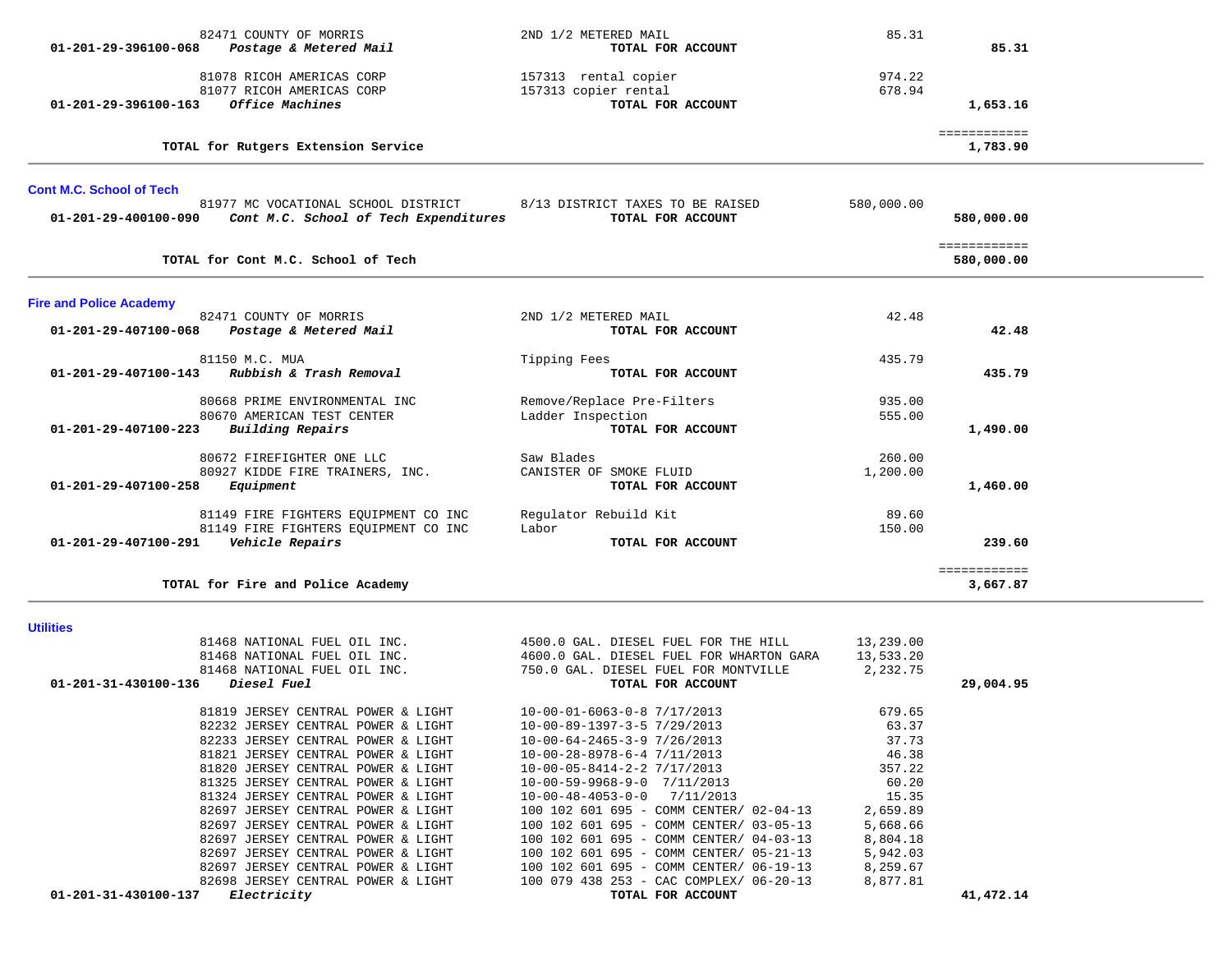| Account | Vendor / Description | Item Description | Amount | Total |
|---|---|---|---|---|
| | 82471 COUNTY OF MORRIS | 2ND 1/2 METERED MAIL | 85.31 | |
| **01-201-29-396100-068** | ***Postage & Metered Mail*** | **TOTAL FOR ACCOUNT** | | **85.31** |
| | 81078 RICOH AMERICAS CORP | 157313 rental copier | 974.22 | |
| | 81077 RICOH AMERICAS CORP | 157313 copier rental | 678.94 | |
| **01-201-29-396100-163** | ***Office Machines*** | **TOTAL FOR ACCOUNT** | | **1,653.16** |
| | **TOTAL for Rutgers Extension Service** | | | **1,783.90** |

## Cont M.C. School of Tech

| Account | Vendor / Description | Item Description | Amount | Total |
|---|---|---|---|---|
| | 81977 MC VOCATIONAL SCHOOL DISTRICT | 8/13 DISTRICT TAXES TO BE RAISED | 580,000.00 | |
| **01-201-29-400100-090** | ***Cont M.C. School of Tech Expenditures*** | **TOTAL FOR ACCOUNT** | | **580,000.00** |
| | **TOTAL for Cont M.C. School of Tech** | | | **580,000.00** |

## Fire and Police Academy

| Account | Vendor / Description | Item Description | Amount | Total |
|---|---|---|---|---|
| | 82471 COUNTY OF MORRIS | 2ND 1/2 METERED MAIL | 42.48 | |
| **01-201-29-407100-068** | ***Postage & Metered Mail*** | **TOTAL FOR ACCOUNT** | | **42.48** |
| | 81150 M.C. MUA | Tipping Fees | 435.79 | |
| **01-201-29-407100-143** | ***Rubbish & Trash Removal*** | **TOTAL FOR ACCOUNT** | | **435.79** |
| | 80668 PRIME ENVIRONMENTAL INC | Remove/Replace Pre-Filters | 935.00 | |
| | 80670 AMERICAN TEST CENTER | Ladder Inspection | 555.00 | |
| **01-201-29-407100-223** | ***Building Repairs*** | **TOTAL FOR ACCOUNT** | | **1,490.00** |
| | 80672 FIREFIGHTER ONE LLC | Saw Blades | 260.00 | |
| | 80927 KIDDE FIRE TRAINERS, INC. | CANISTER OF SMOKE FLUID | 1,200.00 | |
| **01-201-29-407100-258** | ***Equipment*** | **TOTAL FOR ACCOUNT** | | **1,460.00** |
| | 81149 FIRE FIGHTERS EQUIPMENT CO INC | Regulator Rebuild Kit | 89.60 | |
| | 81149 FIRE FIGHTERS EQUIPMENT CO INC | Labor | 150.00 | |
| **01-201-29-407100-291** | ***Vehicle Repairs*** | **TOTAL FOR ACCOUNT** | | **239.60** |
| | **TOTAL for Fire and Police Academy** | | | **3,667.87** |

## Utilities

| Account | Vendor / Description | Item Description | Amount | Total |
|---|---|---|---|---|
| | 81468 NATIONAL FUEL OIL INC. | 4500.0 GAL. DIESEL FUEL FOR THE HILL | 13,239.00 | |
| | 81468 NATIONAL FUEL OIL INC. | 4600.0 GAL. DIESEL FUEL FOR WHARTON GARA | 13,533.20 | |
| | 81468 NATIONAL FUEL OIL INC. | 750.0 GAL. DIESEL FUEL FOR MONTVILLE | 2,232.75 | |
| **01-201-31-430100-136** | ***Diesel Fuel*** | **TOTAL FOR ACCOUNT** | | **29,004.95** |
| | 81819 JERSEY CENTRAL POWER & LIGHT | 10-00-01-6063-0-8 7/17/2013 | 679.65 | |
| | 82232 JERSEY CENTRAL POWER & LIGHT | 10-00-89-1397-3-5 7/29/2013 | 63.37 | |
| | 82233 JERSEY CENTRAL POWER & LIGHT | 10-00-64-2465-3-9 7/26/2013 | 37.73 | |
| | 81821 JERSEY CENTRAL POWER & LIGHT | 10-00-28-8978-6-4 7/11/2013 | 46.38 | |
| | 81820 JERSEY CENTRAL POWER & LIGHT | 10-00-05-8414-2-2 7/17/2013 | 357.22 | |
| | 81325 JERSEY CENTRAL POWER & LIGHT | 10-00-59-9968-9-0 7/11/2013 | 60.20 | |
| | 81324 JERSEY CENTRAL POWER & LIGHT | 10-00-48-4053-0-0 7/11/2013 | 15.35 | |
| | 82697 JERSEY CENTRAL POWER & LIGHT | 100 102 601 695 - COMM CENTER/ 02-04-13 | 2,659.89 | |
| | 82697 JERSEY CENTRAL POWER & LIGHT | 100 102 601 695 - COMM CENTER/ 03-05-13 | 5,668.66 | |
| | 82697 JERSEY CENTRAL POWER & LIGHT | 100 102 601 695 - COMM CENTER/ 04-03-13 | 8,804.18 | |
| | 82697 JERSEY CENTRAL POWER & LIGHT | 100 102 601 695 - COMM CENTER/ 05-21-13 | 5,942.03 | |
| | 82697 JERSEY CENTRAL POWER & LIGHT | 100 102 601 695 - COMM CENTER/ 06-19-13 | 8,259.67 | |
| | 82698 JERSEY CENTRAL POWER & LIGHT | 100 079 438 253 - CAC COMPLEX/ 06-20-13 | 8,877.81 | |
| **01-201-31-430100-137** | ***Electricity*** | **TOTAL FOR ACCOUNT** | | **41,472.14** |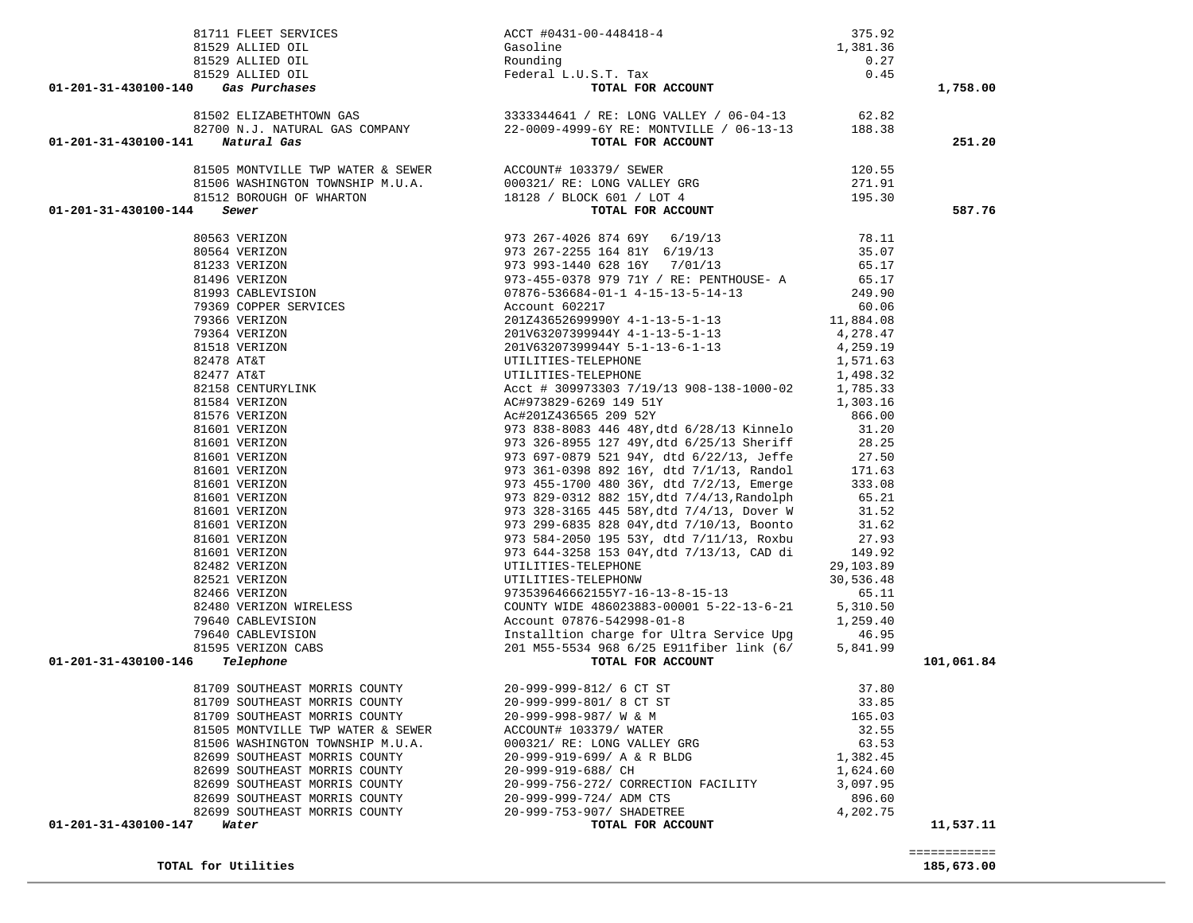| Account | Vendor | Description | Amount | Total |
|---|---|---|---|---|
| | 81711 FLEET SERVICES | ACCT #0431-00-448418-4 | 375.92 | |
| | 81529 ALLIED OIL | Gasoline | 1,381.36 | |
| | 81529 ALLIED OIL | Rounding | 0.27 | |
| | 81529 ALLIED OIL | Federal L.U.S.T. Tax | 0.45 | |
| **01-201-31-430100-140** | ***Gas Purchases*** | **TOTAL FOR ACCOUNT** | | **1,758.00** |
| | 81502 ELIZABETHTOWN GAS | 3333344641 / RE: LONG VALLEY / 06-04-13 | 62.82 | |
| | 82700 N.J. NATURAL GAS COMPANY | 22-0009-4999-6Y RE: MONTVILLE / 06-13-13 | 188.38 | |
| **01-201-31-430100-141** | ***Natural Gas*** | **TOTAL FOR ACCOUNT** | | **251.20** |
| | 81505 MONTVILLE TWP WATER & SEWER | ACCOUNT# 103379/ SEWER | 120.55 | |
| | 81506 WASHINGTON TOWNSHIP M.U.A. | 000321/ RE: LONG VALLEY GRG | 271.91 | |
| | 81512 BOROUGH OF WHARTON | 18128 / BLOCK 601 / LOT 4 | 195.30 | |
| **01-201-31-430100-144** | ***Sewer*** | **TOTAL FOR ACCOUNT** | | **587.76** |
| | 80563 VERIZON | 973 267-4026 874 69Y 6/19/13 | 78.11 | |
| | 80564 VERIZON | 973 267-2255 164 81Y 6/19/13 | 35.07 | |
| | 81233 VERIZON | 973 993-1440 628 16Y 7/01/13 | 65.17 | |
| | 81496 VERIZON | 973-455-0378 979 71Y / RE: PENTHOUSE- A | 65.17 | |
| | 81993 CABLEVISION | 07876-536684-01-1 4-15-13-5-14-13 | 249.90 | |
| | 79369 COPPER SERVICES | Account 602217 | 60.06 | |
| | 79366 VERIZON | 201Z43652699990Y 4-1-13-5-1-13 | 11,884.08 | |
| | 79364 VERIZON | 201V63207399944Y 4-1-13-5-1-13 | 4,278.47 | |
| | 81518 VERIZON | 201V63207399944Y 5-1-13-6-1-13 | 4,259.19 | |
| | 82478 AT&T | UTILITIES-TELEPHONE | 1,571.63 | |
| | 82477 AT&T | UTILITIES-TELEPHONE | 1,498.32 | |
| | 82158 CENTURYLINK | Acct # 309973303 7/19/13 908-138-1000-02 | 1,785.33 | |
| | 81584 VERIZON | AC#973829-6269 149 51Y | 1,303.16 | |
| | 81576 VERIZON | Ac#201Z436565 209 52Y | 866.00 | |
| | 81601 VERIZON | 973 838-8083 446 48Y,dtd 6/28/13 Kinnelo | 31.20 | |
| | 81601 VERIZON | 973 326-8955 127 49Y,dtd 6/25/13 Sheriff | 28.25 | |
| | 81601 VERIZON | 973 697-0879 521 94Y, dtd 6/22/13, Jeffe | 27.50 | |
| | 81601 VERIZON | 973 361-0398 892 16Y, dtd 7/1/13, Randol | 171.63 | |
| | 81601 VERIZON | 973 455-1700 480 36Y, dtd 7/2/13, Emerge | 333.08 | |
| | 81601 VERIZON | 973 829-0312 882 15Y,dtd 7/4/13,Randolph | 65.21 | |
| | 81601 VERIZON | 973 328-3165 445 58Y,dtd 7/4/13, Dover W | 31.52 | |
| | 81601 VERIZON | 973 299-6835 828 04Y,dtd 7/10/13, Boonto | 31.62 | |
| | 81601 VERIZON | 973 584-2050 195 53Y, dtd 7/11/13, Roxbu | 27.93 | |
| | 81601 VERIZON | 973 644-3258 153 04Y,dtd 7/13/13, CAD di | 149.92 | |
| | 82482 VERIZON | UTILITIES-TELEPHONE | 29,103.89 | |
| | 82521 VERIZON | UTILITIES-TELEPHONW | 30,536.48 | |
| | 82466 VERIZON | 973539646662155Y7-16-13-8-15-13 | 65.11 | |
| | 82480 VERIZON WIRELESS | COUNTY WIDE 486023883-00001 5-22-13-6-21 | 5,310.50 | |
| | 79640 CABLEVISION | Account 07876-542998-01-8 | 1,259.40 | |
| | 79640 CABLEVISION | Installtion charge for Ultra Service Upg | 46.95 | |
| | 81595 VERIZON CABS | 201 M55-5534 968 6/25 E911fiber link (6/ | 5,841.99 | |
| **01-201-31-430100-146** | ***Telephone*** | **TOTAL FOR ACCOUNT** | | **101,061.84** |
| | 81709 SOUTHEAST MORRIS COUNTY | 20-999-999-812/ 6 CT ST | 37.80 | |
| | 81709 SOUTHEAST MORRIS COUNTY | 20-999-999-801/ 8 CT ST | 33.85 | |
| | 81709 SOUTHEAST MORRIS COUNTY | 20-999-998-987/ W & M | 165.03 | |
| | 81505 MONTVILLE TWP WATER & SEWER | ACCOUNT# 103379/ WATER | 32.55 | |
| | 81506 WASHINGTON TOWNSHIP M.U.A. | 000321/ RE: LONG VALLEY GRG | 63.53 | |
| | 82699 SOUTHEAST MORRIS COUNTY | 20-999-919-699/ A & R BLDG | 1,382.45 | |
| | 82699 SOUTHEAST MORRIS COUNTY | 20-999-919-688/ CH | 1,624.60 | |
| | 82699 SOUTHEAST MORRIS COUNTY | 20-999-756-272/ CORRECTION FACILITY | 3,097.95 | |
| | 82699 SOUTHEAST MORRIS COUNTY | 20-999-999-724/ ADM CTS | 896.60 | |
| | 82699 SOUTHEAST MORRIS COUNTY | 20-999-753-907/ SHADETREE | 4,202.75 | |
| **01-201-31-430100-147** | ***Water*** | **TOTAL FOR ACCOUNT** | | **11,537.11** |
| | | | | ============ |
| **TOTAL for Utilities** | | | | **185,673.00** |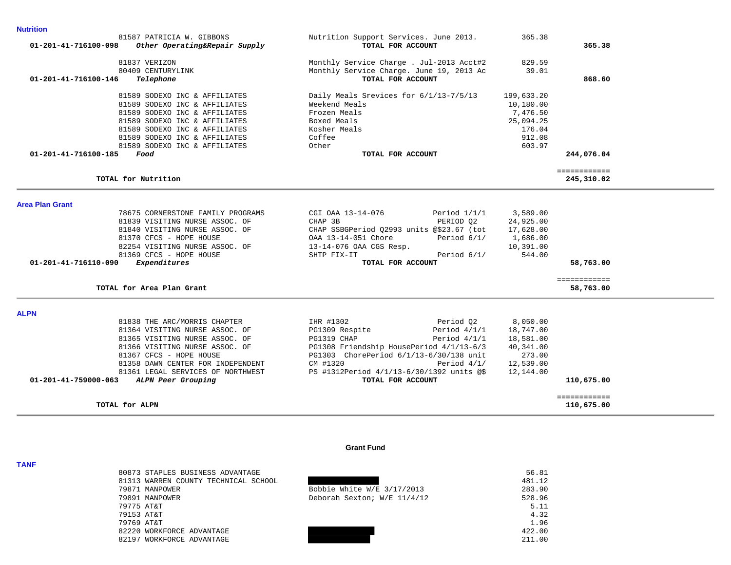### Nutrition

| | Vendor | Description | Amount | Total |
|---|---|---|---|---|
| | 81587 PATRICIA W. GIBBONS | Nutrition Support Services. June 2013. | 365.38 | |
| **01-201-41-716100-098** | ***Other Operating&Repair Supply*** | **TOTAL FOR ACCOUNT** | | **365.38** |
| | 81837 VERIZON | Monthly Service Charge . Jul-2013 Acct#2 | 829.59 | |
| | 80409 CENTURYLINK | Monthly Service Charge. June 19, 2013 Ac | 39.01 | |
| **01-201-41-716100-146** | ***Telephone*** | **TOTAL FOR ACCOUNT** | | **868.60** |
| | 81589 SODEXO INC & AFFILIATES | Daily Meals Srevices for 6/1/13-7/5/13 | 199,633.20 | |
| | 81589 SODEXO INC & AFFILIATES | Weekend Meals | 10,180.00 | |
| | 81589 SODEXO INC & AFFILIATES | Frozen Meals | 7,476.50 | |
| | 81589 SODEXO INC & AFFILIATES | Boxed Meals | 25,094.25 | |
| | 81589 SODEXO INC & AFFILIATES | Kosher Meals | 176.04 | |
| | 81589 SODEXO INC & AFFILIATES | Coffee | 912.08 | |
| | 81589 SODEXO INC & AFFILIATES | Other | 603.97 | |
| **01-201-41-716100-185** | ***Food*** | **TOTAL FOR ACCOUNT** | | **244,076.04** |
| | **TOTAL for Nutrition** | | | ============ **245,310.02** |

### Area Plan Grant

| | Vendor | Description | Amount | Total |
|---|---|---|---|---|
| | 78675 CORNERSTONE FAMILY PROGRAMS | CGI OAA 13-14-076 Period 1/1/1 | 3,589.00 | |
| | 81839 VISITING NURSE ASSOC. OF | CHAP 3B PERIOD Q2 | 24,925.00 | |
| | 81840 VISITING NURSE ASSOC. OF | CHAP SSBGPeriod Q2993 units @$23.67 (tot | 17,628.00 | |
| | 81370 CFCS - HOPE HOUSE | OAA 13-14-051 Chore Period 6/1/ | 1,686.00 | |
| | 82254 VISITING NURSE ASSOC. OF | 13-14-076 OAA CGS Resp. | 10,391.00 | |
| | 81369 CFCS - HOPE HOUSE | SHTP FIX-IT Period 6/1/ | 544.00 | |
| **01-201-41-716110-090** | ***Expenditures*** | **TOTAL FOR ACCOUNT** | | **58,763.00** |
| | **TOTAL for Area Plan Grant** | | | ============ **58,763.00** |

### ALPN

| | Vendor | Description | Amount | Total |
|---|---|---|---|---|
| | 81838 THE ARC/MORRIS CHAPTER | IHR #1302 Period Q2 | 8,050.00 | |
| | 81364 VISITING NURSE ASSOC. OF | PG1309 Respite Period 4/1/1 | 18,747.00 | |
| | 81365 VISITING NURSE ASSOC. OF | PG1319 CHAP Period 4/1/1 | 18,581.00 | |
| | 81366 VISITING NURSE ASSOC. OF | PG1308 Friendship HousePeriod 4/1/13-6/3 | 40,341.00 | |
| | 81367 CFCS - HOPE HOUSE | PG1303 ChorePeriod 6/1/13-6/30/138 unit | 273.00 | |
| | 81358 DAWN CENTER FOR INDEPENDENT | CM #1320 Period 4/1/ | 12,539.00 | |
| | 81361 LEGAL SERVICES OF NORTHWEST | PS #1312Period 4/1/13-6/30/1392 units @$ | 12,144.00 | |
| **01-201-41-759000-063** | ***ALPN Peer Grouping*** | **TOTAL FOR ACCOUNT** | | **110,675.00** |
| | **TOTAL for ALPN** | | | ============ **110,675.00** |

## Grant Fund

### TANF

| Vendor | Description | Amount |
|---|---|---|
| 80873 STAPLES BUSINESS ADVANTAGE | | 56.81 |
| 81313 WARREN COUNTY TECHNICAL SCHOOL | [REDACTED] | 481.12 |
| 79871 MANPOWER | Bobbie White W/E 3/17/2013 | 283.90 |
| 79891 MANPOWER | Deborah Sexton; W/E 11/4/12 | 528.96 |
| 79775 AT&T | | 5.11 |
| 79153 AT&T | | 4.32 |
| 79769 AT&T | | 1.96 |
| 82220 WORKFORCE ADVANTAGE | [REDACTED] | 422.00 |
| 82197 WORKFORCE ADVANTAGE | [REDACTED] | 211.00 |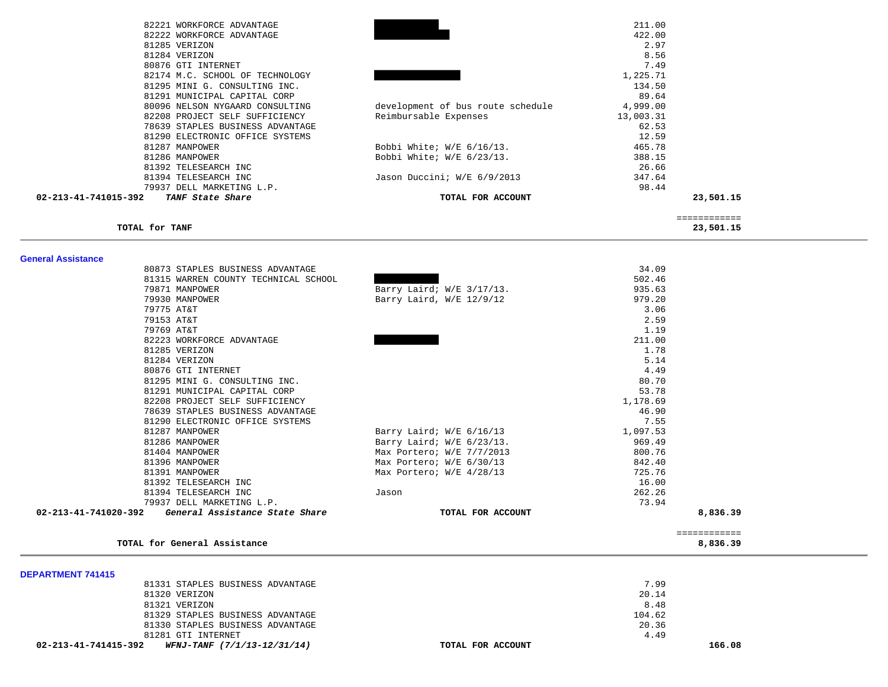| PO | Vendor | Description | Amount | Total |
|---|---|---|---|---|
| 82221 | WORKFORCE ADVANTAGE | | 211.00 | |
| 82222 | WORKFORCE ADVANTAGE | | 422.00 | |
| 81285 | VERIZON | | 2.97 | |
| 81284 | VERIZON | | 8.56 | |
| 80876 | GTI INTERNET | | 7.49 | |
| 82174 | M.C. SCHOOL OF TECHNOLOGY | | 1,225.71 | |
| 81295 | MINI G. CONSULTING INC. | | 134.50 | |
| 81291 | MUNICIPAL CAPITAL CORP | | 89.64 | |
| 80096 | NELSON NYGAARD CONSULTING | development of bus route schedule | 4,999.00 | |
| 82208 | PROJECT SELF SUFFICIENCY | Reimbursable Expenses | 13,003.31 | |
| 78639 | STAPLES BUSINESS ADVANTAGE | | 62.53 | |
| 81290 | ELECTRONIC OFFICE SYSTEMS | | 12.59 | |
| 81287 | MANPOWER | Bobbi White; W/E 6/16/13. | 465.78 | |
| 81286 | MANPOWER | Bobbi White; W/E 6/23/13. | 388.15 | |
| 81392 | TELESEARCH INC | | 26.66 | |
| 81394 | TELESEARCH INC | Jason Duccini; W/E 6/9/2013 | 347.64 | |
| 79937 | DELL MARKETING L.P. | | 98.44 | |
| **02-213-41-741015-392** | ***TANF State Share*** | **TOTAL FOR ACCOUNT** | | **23,501.15** |

**TOTAL for TANF** ============ **23,501.15**

## General Assistance

| PO | Vendor | Description | Amount | Total |
|---|---|---|---|---|
| 80873 | STAPLES BUSINESS ADVANTAGE | | 34.09 | |
| 81315 | WARREN COUNTY TECHNICAL SCHOOL | | 502.46 | |
| 79871 | MANPOWER | Barry Laird; W/E 3/17/13. | 935.63 | |
| 79930 | MANPOWER | Barry Laird, W/E 12/9/12 | 979.20 | |
| 79775 | AT&T | | 3.06 | |
| 79153 | AT&T | | 2.59 | |
| 79769 | AT&T | | 1.19 | |
| 82223 | WORKFORCE ADVANTAGE | | 211.00 | |
| 81285 | VERIZON | | 1.78 | |
| 81284 | VERIZON | | 5.14 | |
| 80876 | GTI INTERNET | | 4.49 | |
| 81295 | MINI G. CONSULTING INC. | | 80.70 | |
| 81291 | MUNICIPAL CAPITAL CORP | | 53.78 | |
| 82208 | PROJECT SELF SUFFICIENCY | | 1,178.69 | |
| 78639 | STAPLES BUSINESS ADVANTAGE | | 46.90 | |
| 81290 | ELECTRONIC OFFICE SYSTEMS | | 7.55 | |
| 81287 | MANPOWER | Barry Laird; W/E 6/16/13 | 1,097.53 | |
| 81286 | MANPOWER | Barry Laird; W/E 6/23/13. | 969.49 | |
| 81404 | MANPOWER | Max Portero; W/E 7/7/2013 | 800.76 | |
| 81396 | MANPOWER | Max Portero; W/E 6/30/13 | 842.40 | |
| 81391 | MANPOWER | Max Portero; W/E 4/28/13 | 725.76 | |
| 81392 | TELESEARCH INC | | 16.00 | |
| 81394 | TELESEARCH INC | Jason | 262.26 | |
| 79937 | DELL MARKETING L.P. | | 73.94 | |
| **02-213-41-741020-392** | ***General Assistance State Share*** | **TOTAL FOR ACCOUNT** | | **8,836.39** |

**TOTAL for General Assistance** ============ **8,836.39**

## DEPARTMENT 741415

| PO | Vendor | Description | Amount | Total |
|---|---|---|---|---|
| 81331 | STAPLES BUSINESS ADVANTAGE | | 7.99 | |
| 81320 | VERIZON | | 20.14 | |
| 81321 | VERIZON | | 8.48 | |
| 81329 | STAPLES BUSINESS ADVANTAGE | | 104.62 | |
| 81330 | STAPLES BUSINESS ADVANTAGE | | 20.36 | |
| 81281 | GTI INTERNET | | 4.49 | |
| **02-213-41-741415-392** | ***WFNJ-TANF (7/1/13-12/31/14)*** | **TOTAL FOR ACCOUNT** | | **166.08** |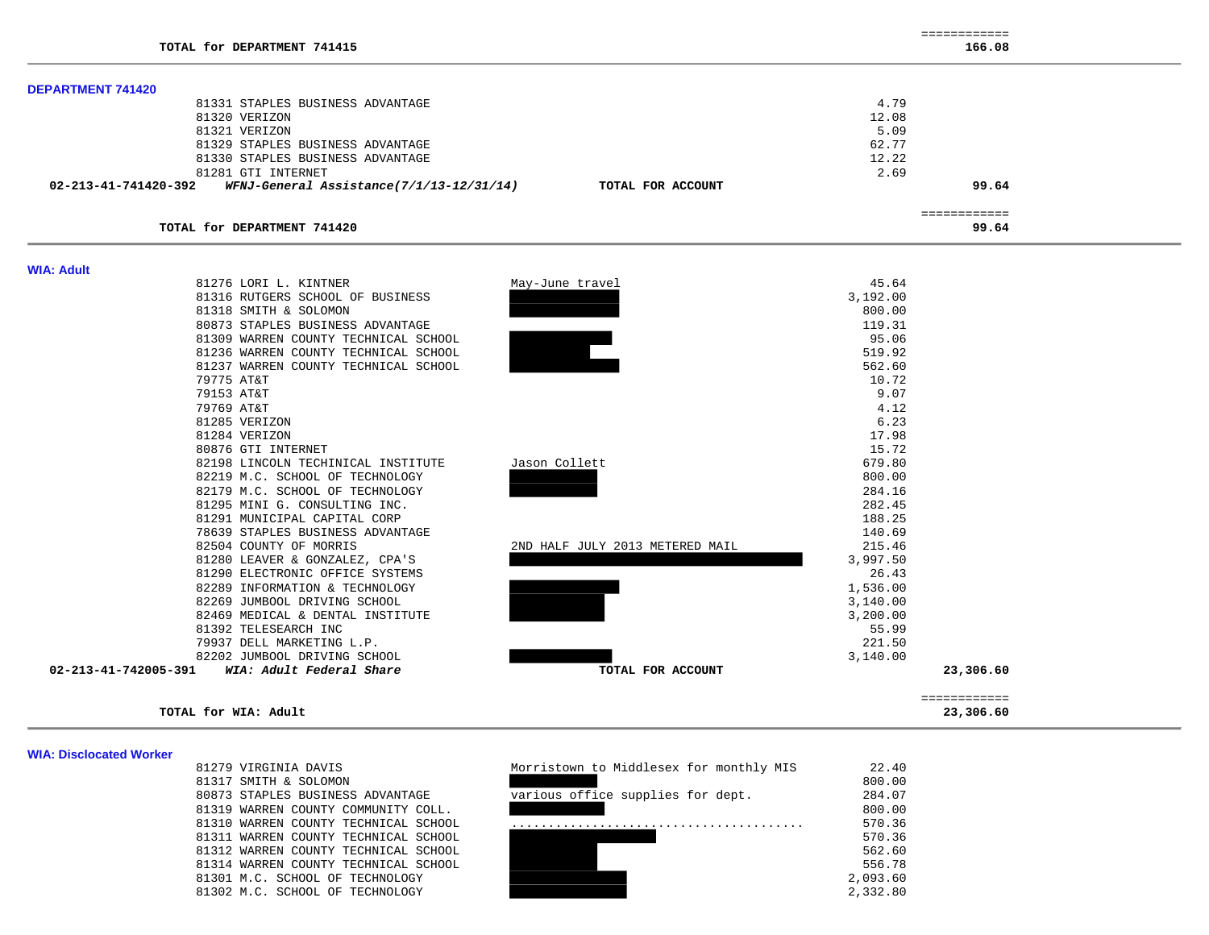| | | | |
|---|---|---|---|
| **TOTAL for DEPARTMENT 741415** | | | ============ **166.08** |

### DEPARTMENT 741420

| Account / Vendor | Description | Amount | Total |
|---|---|---|---|
| 81331 STAPLES BUSINESS ADVANTAGE | | 4.79 | |
| 81320 VERIZON | | 12.08 | |
| 81321 VERIZON | | 5.09 | |
| 81329 STAPLES BUSINESS ADVANTAGE | | 62.77 | |
| 81330 STAPLES BUSINESS ADVANTAGE | | 12.22 | |
| 81281 GTI INTERNET | | 2.69 | |
| **02-213-41-741420-392** ***WFNJ-General Assistance(7/1/13-12/31/14)*** | **TOTAL FOR ACCOUNT** | | **99.64** |
| **TOTAL for DEPARTMENT 741420** | | | ============ **99.64** |

### WIA: Adult

| Account / Vendor | Description | Amount | Total |
|---|---|---|---|
| 81276 LORI L. KINTNER | May-June travel | 45.64 | |
| 81316 RUTGERS SCHOOL OF BUSINESS | | 3,192.00 | |
| 81318 SMITH & SOLOMON | | 800.00 | |
| 80873 STAPLES BUSINESS ADVANTAGE | | 119.31 | |
| 81309 WARREN COUNTY TECHNICAL SCHOOL | | 95.06 | |
| 81236 WARREN COUNTY TECHNICAL SCHOOL | | 519.92 | |
| 81237 WARREN COUNTY TECHNICAL SCHOOL | | 562.60 | |
| 79775 AT&T | | 10.72 | |
| 79153 AT&T | | 9.07 | |
| 79769 AT&T | | 4.12 | |
| 81285 VERIZON | | 6.23 | |
| 81284 VERIZON | | 17.98 | |
| 80876 GTI INTERNET | | 15.72 | |
| 82198 LINCOLN TECHINICAL INSTITUTE | Jason Collett | 679.80 | |
| 82219 M.C. SCHOOL OF TECHNOLOGY | | 800.00 | |
| 82179 M.C. SCHOOL OF TECHNOLOGY | | 284.16 | |
| 81295 MINI G. CONSULTING INC. | | 282.45 | |
| 81291 MUNICIPAL CAPITAL CORP | | 188.25 | |
| 78639 STAPLES BUSINESS ADVANTAGE | | 140.69 | |
| 82504 COUNTY OF MORRIS | 2ND HALF JULY 2013 METERED MAIL | 215.46 | |
| 81280 LEAVER & GONZALEZ, CPA'S | | 3,997.50 | |
| 81290 ELECTRONIC OFFICE SYSTEMS | | 26.43 | |
| 82289 INFORMATION & TECHNOLOGY | | 1,536.00 | |
| 82269 JUMBOOL DRIVING SCHOOL | | 3,140.00 | |
| 82469 MEDICAL & DENTAL INSTITUTE | | 3,200.00 | |
| 81392 TELESEARCH INC | | 55.99 | |
| 79937 DELL MARKETING L.P. | | 221.50 | |
| 82202 JUMBOOL DRIVING SCHOOL | | 3,140.00 | |
| **02-213-41-742005-391** ***WIA: Adult Federal Share*** | **TOTAL FOR ACCOUNT** | | **23,306.60** |
| **TOTAL for WIA: Adult** | | | ============ **23,306.60** |

### WIA: Disclocated Worker

| Account / Vendor | Description | Amount | Total |
|---|---|---|---|
| 81279 VIRGINIA DAVIS | Morristown to Middlesex for monthly MIS | 22.40 | |
| 81317 SMITH & SOLOMON | | 800.00 | |
| 80873 STAPLES BUSINESS ADVANTAGE | various office supplies for dept. | 284.07 | |
| 81319 WARREN COUNTY COMMUNITY COLL. | | 800.00 | |
| 81310 WARREN COUNTY TECHNICAL SCHOOL | ........................................ | 570.36 | |
| 81311 WARREN COUNTY TECHNICAL SCHOOL | | 570.36 | |
| 81312 WARREN COUNTY TECHNICAL SCHOOL | | 562.60 | |
| 81314 WARREN COUNTY TECHNICAL SCHOOL | | 556.78 | |
| 81301 M.C. SCHOOL OF TECHNOLOGY | | 2,093.60 | |
| 81302 M.C. SCHOOL OF TECHNOLOGY | | 2,332.80 | |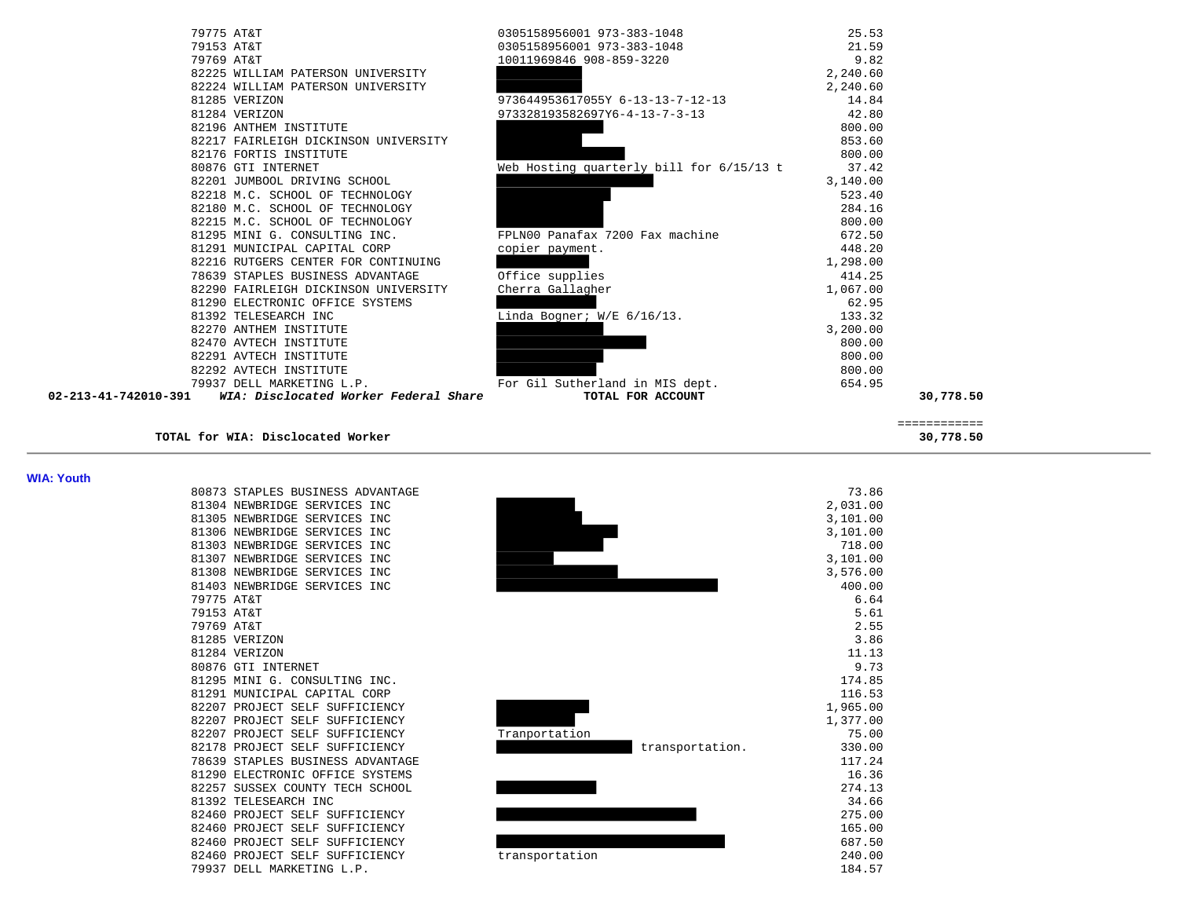| | | | | |
|---|---|---|---|---|
| | 79775 AT&T | 0305158956001 973-383-1048 | 25.53 | |
| | 79153 AT&T | 0305158956001 973-383-1048 | 21.59 | |
| | 79769 AT&T | 10011969846 908-859-3220 | 9.82 | |
| | 82225 WILLIAM PATERSON UNIVERSITY | | 2,240.60 | |
| | 82224 WILLIAM PATERSON UNIVERSITY | | 2,240.60 | |
| | 81285 VERIZON | 973644953617055Y 6-13-13-7-12-13 | 14.84 | |
| | 81284 VERIZON | 973328193582697Y6-4-13-7-3-13 | 42.80 | |
| | 82196 ANTHEM INSTITUTE | | 800.00 | |
| | 82217 FAIRLEIGH DICKINSON UNIVERSITY | | 853.60 | |
| | 82176 FORTIS INSTITUTE | | 800.00 | |
| | 80876 GTI INTERNET | Web Hosting quarterly bill for 6/15/13 t | 37.42 | |
| | 82201 JUMBOOL DRIVING SCHOOL | | 3,140.00 | |
| | 82218 M.C. SCHOOL OF TECHNOLOGY | | 523.40 | |
| | 82180 M.C. SCHOOL OF TECHNOLOGY | | 284.16 | |
| | 82215 M.C. SCHOOL OF TECHNOLOGY | | 800.00 | |
| | 81295 MINI G. CONSULTING INC. | FPLN00 Panafax 7200 Fax machine | 672.50 | |
| | 81291 MUNICIPAL CAPITAL CORP | copier payment. | 448.20 | |
| | 82216 RUTGERS CENTER FOR CONTINUING | | 1,298.00 | |
| | 78639 STAPLES BUSINESS ADVANTAGE | Office supplies | 414.25 | |
| | 82290 FAIRLEIGH DICKINSON UNIVERSITY | Cherra Gallagher | 1,067.00 | |
| | 81290 ELECTRONIC OFFICE SYSTEMS | | 62.95 | |
| | 81392 TELESEARCH INC | Linda Bogner; W/E 6/16/13. | 133.32 | |
| | 82270 ANTHEM INSTITUTE | | 3,200.00 | |
| | 82470 AVTECH INSTITUTE | | 800.00 | |
| | 82291 AVTECH INSTITUTE | | 800.00 | |
| | 82292 AVTECH INSTITUTE | | 800.00 | |
| | 79937 DELL MARKETING L.P. | For Gil Sutherland in MIS dept. | 654.95 | |
| **02-213-41-742010-391** | ***WIA: Disclocated Worker Federal Share*** | **TOTAL FOR ACCOUNT** | | **30,778.50** |

**TOTAL for WIA: Disclocated Worker** **30,778.50**

## WIA: Youth

| | | |
|---|---|---|
| 80873 STAPLES BUSINESS ADVANTAGE | | 73.86 |
| 81304 NEWBRIDGE SERVICES INC | | 2,031.00 |
| 81305 NEWBRIDGE SERVICES INC | | 3,101.00 |
| 81306 NEWBRIDGE SERVICES INC | | 3,101.00 |
| 81303 NEWBRIDGE SERVICES INC | | 718.00 |
| 81307 NEWBRIDGE SERVICES INC | | 3,101.00 |
| 81308 NEWBRIDGE SERVICES INC | | 3,576.00 |
| 81403 NEWBRIDGE SERVICES INC | | 400.00 |
| 79775 AT&T | | 6.64 |
| 79153 AT&T | | 5.61 |
| 79769 AT&T | | 2.55 |
| 81285 VERIZON | | 3.86 |
| 81284 VERIZON | | 11.13 |
| 80876 GTI INTERNET | | 9.73 |
| 81295 MINI G. CONSULTING INC. | | 174.85 |
| 81291 MUNICIPAL CAPITAL CORP | | 116.53 |
| 82207 PROJECT SELF SUFFICIENCY | | 1,965.00 |
| 82207 PROJECT SELF SUFFICIENCY | | 1,377.00 |
| 82207 PROJECT SELF SUFFICIENCY | Tranportation | 75.00 |
| 82178 PROJECT SELF SUFFICIENCY | transportation. | 330.00 |
| 78639 STAPLES BUSINESS ADVANTAGE | | 117.24 |
| 81290 ELECTRONIC OFFICE SYSTEMS | | 16.36 |
| 82257 SUSSEX COUNTY TECH SCHOOL | | 274.13 |
| 81392 TELESEARCH INC | | 34.66 |
| 82460 PROJECT SELF SUFFICIENCY | | 275.00 |
| 82460 PROJECT SELF SUFFICIENCY | | 165.00 |
| 82460 PROJECT SELF SUFFICIENCY | | 687.50 |
| 82460 PROJECT SELF SUFFICIENCY | transportation | 240.00 |
| 79937 DELL MARKETING L.P. | | 184.57 |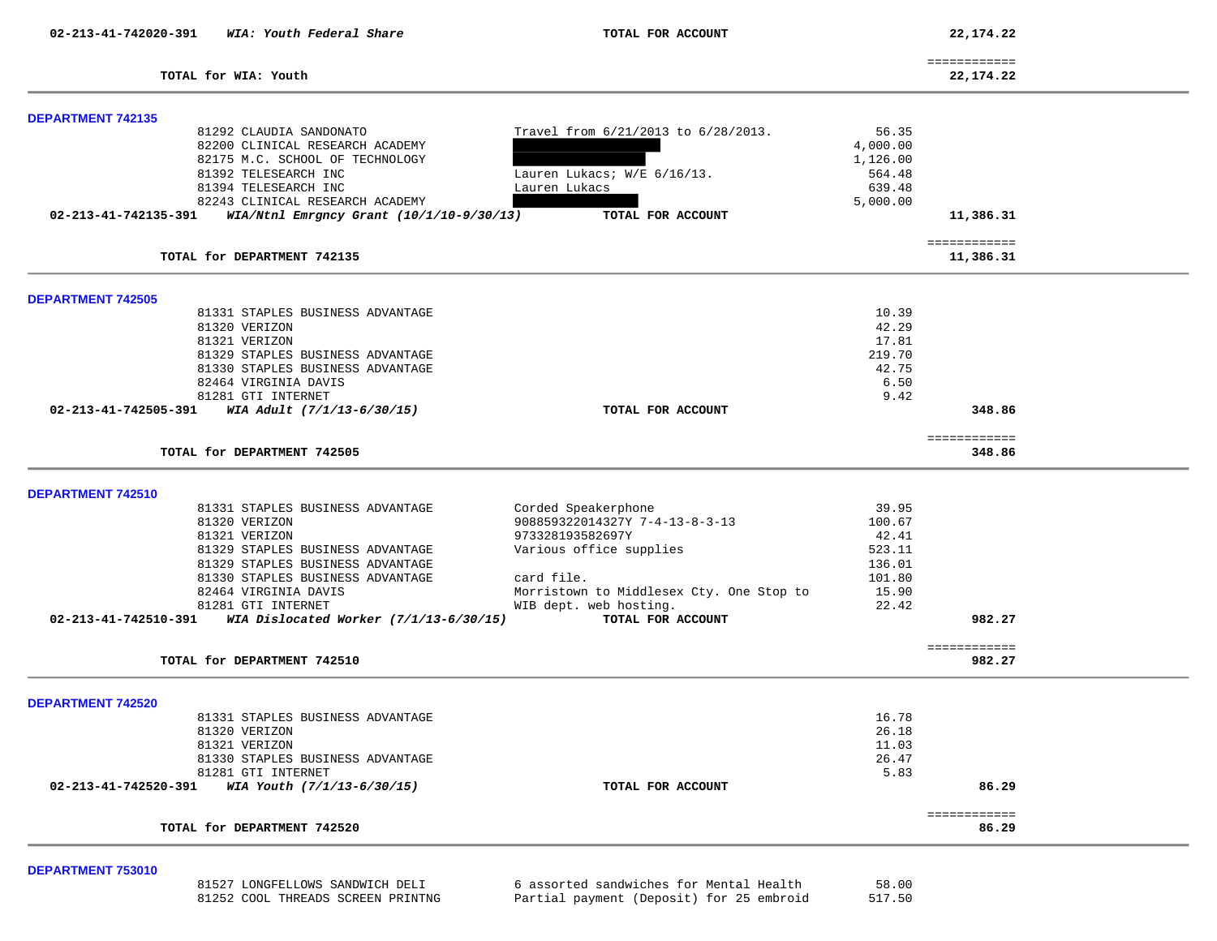**02-213-41-742020-391** ***WIA: Youth Federal Share*** **TOTAL FOR ACCOUNT** **22,174.22**

============

**TOTAL for WIA: Youth** **22,174.22**

---

## DEPARTMENT 742135

| Vendor | Description | Amount | Total |
|---|---|---|---|
| 81292 CLAUDIA SANDONATO | Travel from 6/21/2013 to 6/28/2013. | 56.35 | |
| 82200 CLINICAL RESEARCH ACADEMY | [REDACTED] | 4,000.00 | |
| 82175 M.C. SCHOOL OF TECHNOLOGY | [REDACTED] | 1,126.00 | |
| 81392 TELESEARCH INC | Lauren Lukacs; W/E 6/16/13. | 564.48 | |
| 81394 TELESEARCH INC | Lauren Lukacs | 639.48 | |
| 82243 CLINICAL RESEARCH ACADEMY | [REDACTED] | 5,000.00 | |
| **02-213-41-742135-391** ***WIA/Ntnl Emrgncy Grant (10/1/10-9/30/13)*** | **TOTAL FOR ACCOUNT** | | **11,386.31** |

============

**TOTAL for DEPARTMENT 742135** **11,386.31**

---

## DEPARTMENT 742505

| Vendor | Description | Amount | Total |
|---|---|---|---|
| 81331 STAPLES BUSINESS ADVANTAGE | | 10.39 | |
| 81320 VERIZON | | 42.29 | |
| 81321 VERIZON | | 17.81 | |
| 81329 STAPLES BUSINESS ADVANTAGE | | 219.70 | |
| 81330 STAPLES BUSINESS ADVANTAGE | | 42.75 | |
| 82464 VIRGINIA DAVIS | | 6.50 | |
| 81281 GTI INTERNET | | 9.42 | |
| **02-213-41-742505-391** ***WIA Adult (7/1/13-6/30/15)*** | **TOTAL FOR ACCOUNT** | | **348.86** |

============

**TOTAL for DEPARTMENT 742505** **348.86**

---

## DEPARTMENT 742510

| Vendor | Description | Amount | Total |
|---|---|---|---|
| 81331 STAPLES BUSINESS ADVANTAGE | Corded Speakerphone | 39.95 | |
| 81320 VERIZON | 908859322014327Y 7-4-13-8-3-13 | 100.67 | |
| 81321 VERIZON | 973328193582697Y | 42.41 | |
| 81329 STAPLES BUSINESS ADVANTAGE | Various office supplies | 523.11 | |
| 81329 STAPLES BUSINESS ADVANTAGE | | 136.01 | |
| 81330 STAPLES BUSINESS ADVANTAGE | card file. | 101.80 | |
| 82464 VIRGINIA DAVIS | Morristown to Middlesex Cty. One Stop to | 15.90 | |
| 81281 GTI INTERNET | WIB dept. web hosting. | 22.42 | |
| **02-213-41-742510-391** ***WIA Dislocated Worker (7/1/13-6/30/15)*** | **TOTAL FOR ACCOUNT** | | **982.27** |

============

**TOTAL for DEPARTMENT 742510** **982.27**

---

## DEPARTMENT 742520

| Vendor | Description | Amount | Total |
|---|---|---|---|
| 81331 STAPLES BUSINESS ADVANTAGE | | 16.78 | |
| 81320 VERIZON | | 26.18 | |
| 81321 VERIZON | | 11.03 | |
| 81330 STAPLES BUSINESS ADVANTAGE | | 26.47 | |
| 81281 GTI INTERNET | | 5.83 | |
| **02-213-41-742520-391** ***WIA Youth (7/1/13-6/30/15)*** | **TOTAL FOR ACCOUNT** | | **86.29** |

============

**TOTAL for DEPARTMENT 742520** **86.29**

---

## DEPARTMENT 753010

| Vendor | Description | Amount | Total |
|---|---|---|---|
| 81527 LONGFELLOWS SANDWICH DELI | 6 assorted sandwiches for Mental Health | 58.00 | |
| 81252 COOL THREADS SCREEN PRINTNG | Partial payment (Deposit) for 25 embroid | 517.50 | |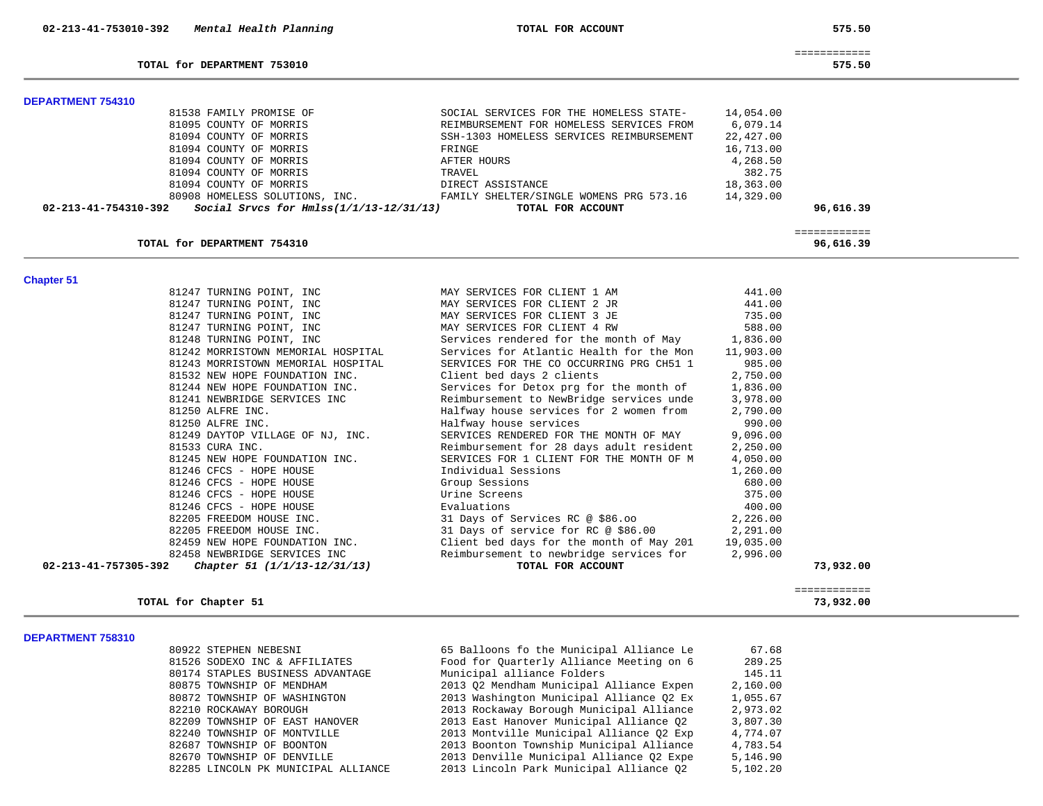| | | | | |
|---|---|---|---|---|
| **02-213-41-753010-392** | ***Mental Health Planning*** | **TOTAL FOR ACCOUNT** | | **575.50** |
| | | | | ============ |
| | **TOTAL for DEPARTMENT 753010** | | | **575.50** |

## DEPARTMENT 754310

| | | | | |
|---|---|---|---|---|
| | 81538 FAMILY PROMISE OF | SOCIAL SERVICES FOR THE HOMELESS STATE- | 14,054.00 | |
| | 81095 COUNTY OF MORRIS | REIMBURSEMENT FOR HOMELESS SERVICES FROM | 6,079.14 | |
| | 81094 COUNTY OF MORRIS | SSH-1303 HOMELESS SERVICES REIMBURSEMENT | 22,427.00 | |
| | 81094 COUNTY OF MORRIS | FRINGE | 16,713.00 | |
| | 81094 COUNTY OF MORRIS | AFTER HOURS | 4,268.50 | |
| | 81094 COUNTY OF MORRIS | TRAVEL | 382.75 | |
| | 81094 COUNTY OF MORRIS | DIRECT ASSISTANCE | 18,363.00 | |
| | 80908 HOMELESS SOLUTIONS, INC. | FAMILY SHELTER/SINGLE WOMENS PRG 573.16 | 14,329.00 | |
| **02-213-41-754310-392** | ***Social Srvcs for Hmlss(1/1/13-12/31/13)*** | **TOTAL FOR ACCOUNT** | | **96,616.39** |
| | | | | ============ |
| | **TOTAL for DEPARTMENT 754310** | | | **96,616.39** |

## Chapter 51

| | | | | |
|---|---|---|---|---|
| | 81247 TURNING POINT, INC | MAY SERVICES FOR CLIENT 1 AM | 441.00 | |
| | 81247 TURNING POINT, INC | MAY SERVICES FOR CLIENT 2 JR | 441.00 | |
| | 81247 TURNING POINT, INC | MAY SERVICES FOR CLIENT 3 JE | 735.00 | |
| | 81247 TURNING POINT, INC | MAY SERVICES FOR CLIENT 4 RW | 588.00 | |
| | 81248 TURNING POINT, INC | Services rendered for the month of May | 1,836.00 | |
| | 81242 MORRISTOWN MEMORIAL HOSPITAL | Services for Atlantic Health for the Mon | 11,903.00 | |
| | 81243 MORRISTOWN MEMORIAL HOSPITAL | SERVICES FOR THE CO OCCURRING PRG CH51 1 | 985.00 | |
| | 81532 NEW HOPE FOUNDATION INC. | Client bed days 2 clients | 2,750.00 | |
| | 81244 NEW HOPE FOUNDATION INC. | Services for Detox prg for the month of | 1,836.00 | |
| | 81241 NEWBRIDGE SERVICES INC | Reimbursement to NewBridge services unde | 3,978.00 | |
| | 81250 ALFRE INC. | Halfway house services for 2 women from | 2,790.00 | |
| | 81250 ALFRE INC. | Halfway house services | 990.00 | |
| | 81249 DAYTOP VILLAGE OF NJ, INC. | SERVICES RENDERED FOR THE MONTH OF MAY | 9,096.00 | |
| | 81533 CURA INC. | Reimbursement for 28 days adult resident | 2,250.00 | |
| | 81245 NEW HOPE FOUNDATION INC. | SERVICES FOR 1 CLIENT FOR THE MONTH OF M | 4,050.00 | |
| | 81246 CFCS - HOPE HOUSE | Individual Sessions | 1,260.00 | |
| | 81246 CFCS - HOPE HOUSE | Group Sessions | 680.00 | |
| | 81246 CFCS - HOPE HOUSE | Urine Screens | 375.00 | |
| | 81246 CFCS - HOPE HOUSE | Evaluations | 400.00 | |
| | 82205 FREEDOM HOUSE INC. | 31 Days of Services RC @ $86.oo | 2,226.00 | |
| | 82205 FREEDOM HOUSE INC. | 31 Days of service for RC @ $86.00 | 2,291.00 | |
| | 82459 NEW HOPE FOUNDATION INC. | Client bed days for the month of May 201 | 19,035.00 | |
| | 82458 NEWBRIDGE SERVICES INC | Reimbursement to newbridge services for | 2,996.00 | |
| **02-213-41-757305-392** | ***Chapter 51 (1/1/13-12/31/13)*** | **TOTAL FOR ACCOUNT** | | **73,932.00** |
| | | | | ============ |
| | **TOTAL for Chapter 51** | | | **73,932.00** |

## DEPARTMENT 758310

| | | | | |
|---|---|---|---|---|
| | 80922 STEPHEN NEBESNI | 65 Balloons fo the Municipal Alliance Le | 67.68 | |
| | 81526 SODEXO INC & AFFILIATES | Food for Quarterly Alliance Meeting on 6 | 289.25 | |
| | 80174 STAPLES BUSINESS ADVANTAGE | Municipal alliance Folders | 145.11 | |
| | 80875 TOWNSHIP OF MENDHAM | 2013 Q2 Mendham Municipal Alliance Expen | 2,160.00 | |
| | 80872 TOWNSHIP OF WASHINGTON | 2013 Washington Municipal Alliance Q2 Ex | 1,055.67 | |
| | 82210 ROCKAWAY BOROUGH | 2013 Rockaway Borough Municipal Alliance | 2,973.02 | |
| | 82209 TOWNSHIP OF EAST HANOVER | 2013 East Hanover Municipal Alliance Q2 | 3,807.30 | |
| | 82240 TOWNSHIP OF MONTVILLE | 2013 Montville Municipal Alliance Q2 Exp | 4,774.07 | |
| | 82687 TOWNSHIP OF BOONTON | 2013 Boonton Township Municipal Alliance | 4,783.54 | |
| | 82670 TOWNSHIP OF DENVILLE | 2013 Denville Municipal Alliance Q2 Expe | 5,146.90 | |
| | 82285 LINCOLN PK MUNICIPAL ALLIANCE | 2013 Lincoln Park Municipal Alliance Q2 | 5,102.20 | |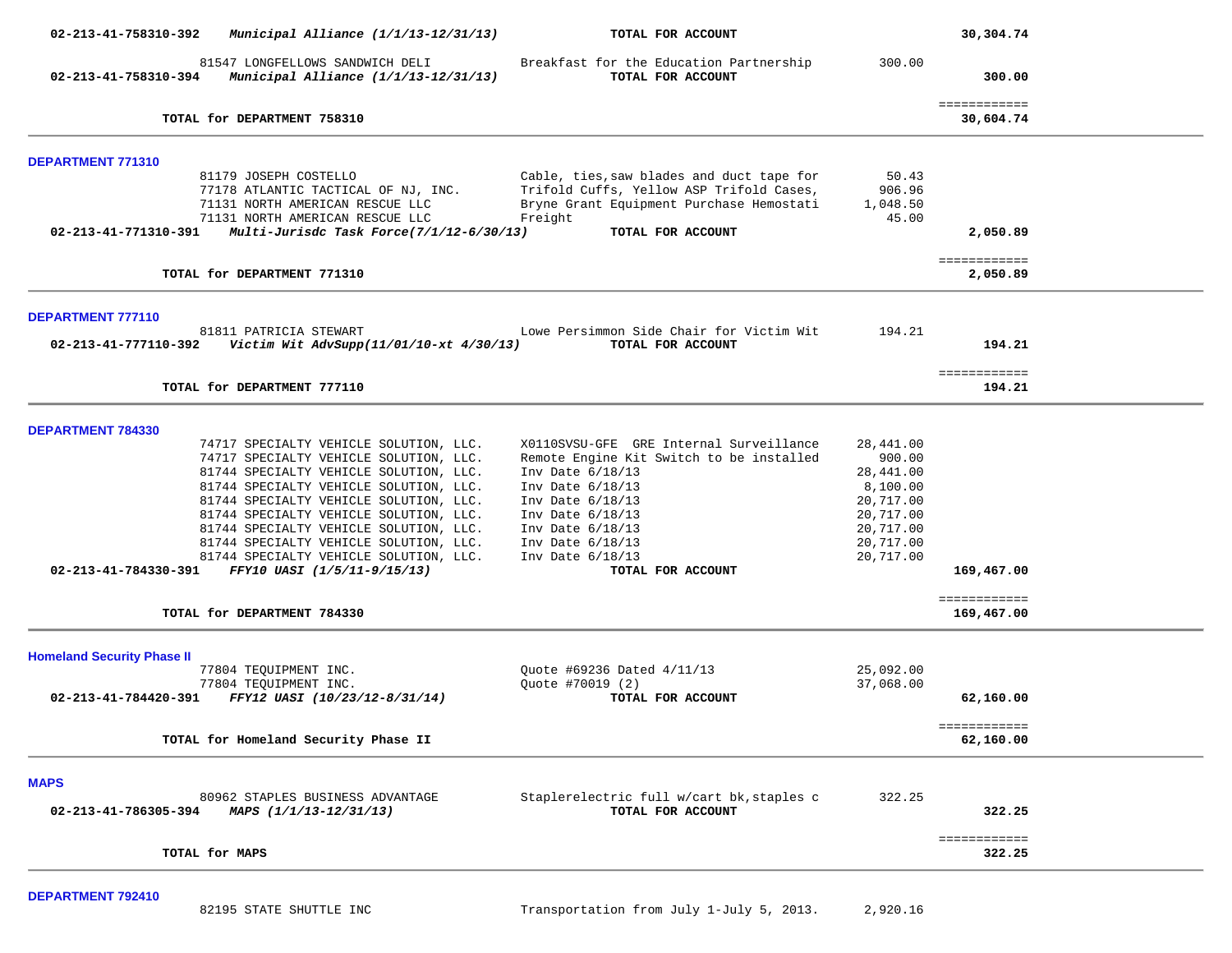| Account / Vendor | Description | Amount | Total |
|---|---|---|---|
| **02-213-41-758310-392** ***Municipal Alliance (1/1/13-12/31/13)*** | **TOTAL FOR ACCOUNT** | | **30,304.74** |
| 81547 LONGFELLOWS SANDWICH DELI | Breakfast for the Education Partnership | 300.00 | |
| **02-213-41-758310-394** ***Municipal Alliance (1/1/13-12/31/13)*** | **TOTAL FOR ACCOUNT** | | **300.00** |
| | | | ============ |
| **TOTAL for DEPARTMENT 758310** | | | **30,604.74** |

**DEPARTMENT 771310**

| Account / Vendor | Description | Amount | Total |
|---|---|---|---|
| 81179 JOSEPH COSTELLO | Cable, ties,saw blades and duct tape for | 50.43 | |
| 77178 ATLANTIC TACTICAL OF NJ, INC. | Trifold Cuffs, Yellow ASP Trifold Cases, | 906.96 | |
| 71131 NORTH AMERICAN RESCUE LLC | Bryne Grant Equipment Purchase Hemostati | 1,048.50 | |
| 71131 NORTH AMERICAN RESCUE LLC | Freight | 45.00 | |
| **02-213-41-771310-391** ***Multi-Jurisdc Task Force(7/1/12-6/30/13)*** | **TOTAL FOR ACCOUNT** | | **2,050.89** |
| | | | ============ |
| **TOTAL for DEPARTMENT 771310** | | | **2,050.89** |

**DEPARTMENT 777110**

| Account / Vendor | Description | Amount | Total |
|---|---|---|---|
| 81811 PATRICIA STEWART | Lowe Persimmon Side Chair for Victim Wit | 194.21 | |
| **02-213-41-777110-392** ***Victim Wit AdvSupp(11/01/10-xt 4/30/13)*** | **TOTAL FOR ACCOUNT** | | **194.21** |
| | | | ============ |
| **TOTAL for DEPARTMENT 777110** | | | **194.21** |

**DEPARTMENT 784330**

| Account / Vendor | Description | Amount | Total |
|---|---|---|---|
| 74717 SPECIALTY VEHICLE SOLUTION, LLC. | X0110SVSU-GFE GRE Internal Surveillance | 28,441.00 | |
| 74717 SPECIALTY VEHICLE SOLUTION, LLC. | Remote Engine Kit Switch to be installed | 900.00 | |
| 81744 SPECIALTY VEHICLE SOLUTION, LLC. | Inv Date 6/18/13 | 28,441.00 | |
| 81744 SPECIALTY VEHICLE SOLUTION, LLC. | Inv Date 6/18/13 | 8,100.00 | |
| 81744 SPECIALTY VEHICLE SOLUTION, LLC. | Inv Date 6/18/13 | 20,717.00 | |
| 81744 SPECIALTY VEHICLE SOLUTION, LLC. | Inv Date 6/18/13 | 20,717.00 | |
| 81744 SPECIALTY VEHICLE SOLUTION, LLC. | Inv Date 6/18/13 | 20,717.00 | |
| 81744 SPECIALTY VEHICLE SOLUTION, LLC. | Inv Date 6/18/13 | 20,717.00 | |
| 81744 SPECIALTY VEHICLE SOLUTION, LLC. | Inv Date 6/18/13 | 20,717.00 | |
| **02-213-41-784330-391** ***FFY10 UASI (1/5/11-9/15/13)*** | **TOTAL FOR ACCOUNT** | | **169,467.00** |
| | | | ============ |
| **TOTAL for DEPARTMENT 784330** | | | **169,467.00** |

**Homeland Security Phase II**

| Account / Vendor | Description | Amount | Total |
|---|---|---|---|
| 77804 TEQUIPMENT INC. | Quote #69236 Dated 4/11/13 | 25,092.00 | |
| 77804 TEQUIPMENT INC. | Quote #70019 (2) | 37,068.00 | |
| **02-213-41-784420-391** ***FFY12 UASI (10/23/12-8/31/14)*** | **TOTAL FOR ACCOUNT** | | **62,160.00** |
| | | | ============ |
| **TOTAL for Homeland Security Phase II** | | | **62,160.00** |

**MAPS**

| Account / Vendor | Description | Amount | Total |
|---|---|---|---|
| 80962 STAPLES BUSINESS ADVANTAGE | Staplerelectric full w/cart bk,staples c | 322.25 | |
| **02-213-41-786305-394** ***MAPS (1/1/13-12/31/13)*** | **TOTAL FOR ACCOUNT** | | **322.25** |
| | | | ============ |
| **TOTAL for MAPS** | | | **322.25** |

**DEPARTMENT 792410**

| Account / Vendor | Description | Amount | Total |
|---|---|---|---|
| 82195 STATE SHUTTLE INC | Transportation from July 1-July 5, 2013. | 2,920.16 | |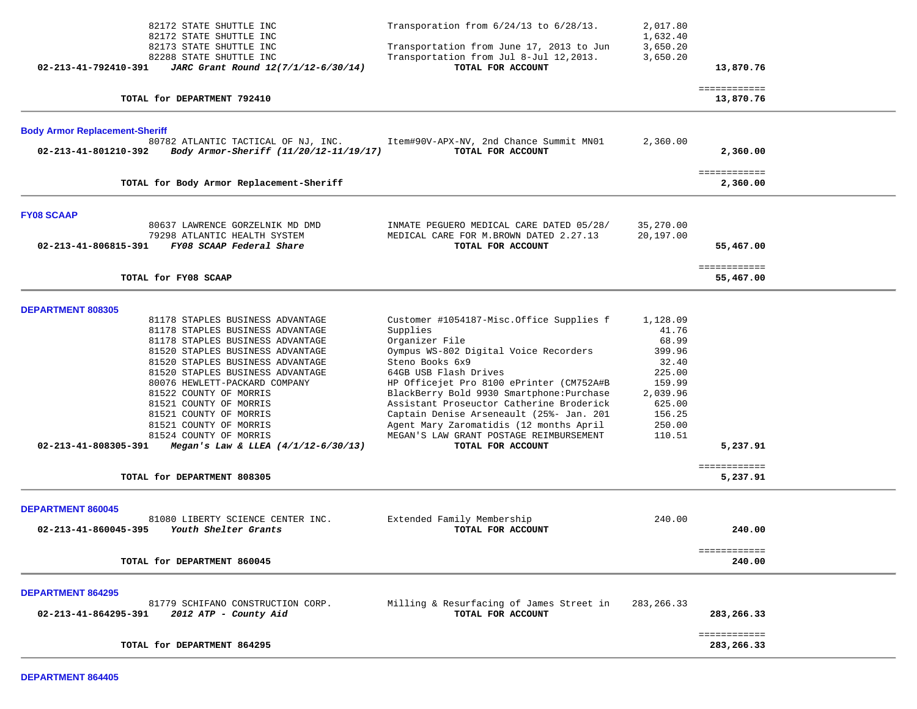| Vendor | Description | Amount | Total |
|---|---|---|---|
| 82172 STATE SHUTTLE INC | Transporation from 6/24/13 to 6/28/13. | 2,017.80 | |
| 82172 STATE SHUTTLE INC | | 1,632.40 | |
| 82173 STATE SHUTTLE INC | Transportation from June 17, 2013 to Jun | 3,650.20 | |
| 82288 STATE SHUTTLE INC | Transportation from Jul 8-Jul 12,2013. | 3,650.20 | |
| **02-213-41-792410-391** ***JARC Grant Round 12(7/1/12-6/30/14)*** | **TOTAL FOR ACCOUNT** | | **13,870.76** |

| | | | ============ |
|---|---|---|---|
| **TOTAL for DEPARTMENT 792410** | | | **13,870.76** |

---

## Body Armor Replacement-Sheriff

| Vendor | Description | Amount | Total |
|---|---|---|---|
| 80782 ATLANTIC TACTICAL OF NJ, INC. | Item#90V-APX-NV, 2nd Chance Summit MN01 | 2,360.00 | |
| **02-213-41-801210-392** ***Body Armor-Sheriff (11/20/12-11/19/17)*** | **TOTAL FOR ACCOUNT** | | **2,360.00** |

| | | | ============ |
|---|---|---|---|
| **TOTAL for Body Armor Replacement-Sheriff** | | | **2,360.00** |

---

## FY08 SCAAP

| Vendor | Description | Amount | Total |
|---|---|---|---|
| 80637 LAWRENCE GORZELNIK MD DMD | INMATE PEGUERO MEDICAL CARE DATED 05/28/ | 35,270.00 | |
| 79298 ATLANTIC HEALTH SYSTEM | MEDICAL CARE FOR M.BROWN DATED 2.27.13 | 20,197.00 | |
| **02-213-41-806815-391** ***FY08 SCAAP Federal Share*** | **TOTAL FOR ACCOUNT** | | **55,467.00** |

| | | | ============ |
|---|---|---|---|
| **TOTAL for FY08 SCAAP** | | | **55,467.00** |

---

## DEPARTMENT 808305

| Vendor | Description | Amount | Total |
|---|---|---|---|
| 81178 STAPLES BUSINESS ADVANTAGE | Customer #1054187-Misc.Office Supplies f | 1,128.09 | |
| 81178 STAPLES BUSINESS ADVANTAGE | Supplies | 41.76 | |
| 81178 STAPLES BUSINESS ADVANTAGE | Organizer File | 68.99 | |
| 81520 STAPLES BUSINESS ADVANTAGE | Oympus WS-802 Digital Voice Recorders | 399.96 | |
| 81520 STAPLES BUSINESS ADVANTAGE | Steno Books 6x9 | 32.40 | |
| 81520 STAPLES BUSINESS ADVANTAGE | 64GB USB Flash Drives | 225.00 | |
| 80076 HEWLETT-PACKARD COMPANY | HP Officejet Pro 8100 ePrinter (CM752A#B | 159.99 | |
| 81522 COUNTY OF MORRIS | BlackBerry Bold 9930 Smartphone:Purchase | 2,039.96 | |
| 81521 COUNTY OF MORRIS | Assistant Proseuctor Catherine Broderick | 625.00 | |
| 81521 COUNTY OF MORRIS | Captain Denise Arseneault (25%- Jan. 201 | 156.25 | |
| 81521 COUNTY OF MORRIS | Agent Mary Zaromatidis (12 months April | 250.00 | |
| 81524 COUNTY OF MORRIS | MEGAN'S LAW GRANT POSTAGE REIMBURSEMENT | 110.51 | |
| **02-213-41-808305-391** ***Megan's Law & LLEA (4/1/12-6/30/13)*** | **TOTAL FOR ACCOUNT** | | **5,237.91** |

| | | | ============ |
|---|---|---|---|
| **TOTAL for DEPARTMENT 808305** | | | **5,237.91** |

---

## DEPARTMENT 860045

| Vendor | Description | Amount | Total |
|---|---|---|---|
| 81080 LIBERTY SCIENCE CENTER INC. | Extended Family Membership | 240.00 | |
| **02-213-41-860045-395** ***Youth Shelter Grants*** | **TOTAL FOR ACCOUNT** | | **240.00** |

| | | | ============ |
|---|---|---|---|
| **TOTAL for DEPARTMENT 860045** | | | **240.00** |

---

## DEPARTMENT 864295

| Vendor | Description | Amount | Total |
|---|---|---|---|
| 81779 SCHIFANO CONSTRUCTION CORP. | Milling & Resurfacing of James Street in | 283,266.33 | |
| **02-213-41-864295-391** ***2012 ATP - County Aid*** | **TOTAL FOR ACCOUNT** | | **283,266.33** |

| | | | ============ |
|---|---|---|---|
| **TOTAL for DEPARTMENT 864295** | | | **283,266.33** |

---

## DEPARTMENT 864405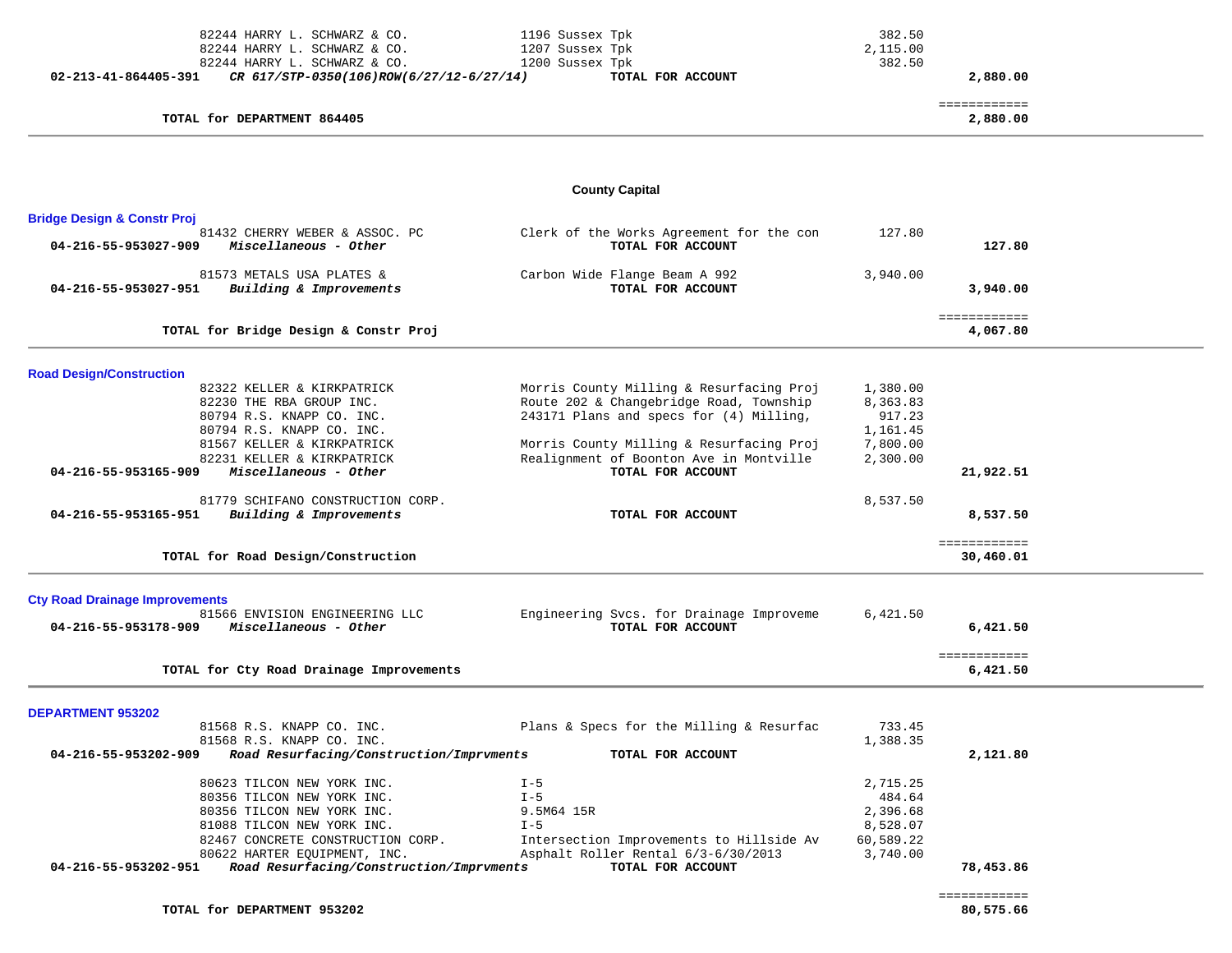| Account | Vendor | Description | Amount | Total |
|---|---|---|---|---|
| | 82244 HARRY L. SCHWARZ & CO. | 1196 Sussex Tpk | 382.50 | |
| | 82244 HARRY L. SCHWARZ & CO. | 1207 Sussex Tpk | 2,115.00 | |
| | 82244 HARRY L. SCHWARZ & CO. | 1200 Sussex Tpk | 382.50 | |
| **02-213-41-864405-391** | ***CR 617/STP-0350(106)ROW(6/27/12-6/27/14)*** | **TOTAL FOR ACCOUNT** | | **2,880.00** |
| | | | | ============ |
| | **TOTAL for DEPARTMENT 864405** | | | **2,880.00** |

## County Capital

### Bridge Design & Constr Proj

| Account | Vendor | Description | Amount | Total |
|---|---|---|---|---|
| | 81432 CHERRY WEBER & ASSOC. PC | Clerk of the Works Agreement for the con | 127.80 | |
| **04-216-55-953027-909** | ***Miscellaneous - Other*** | **TOTAL FOR ACCOUNT** | | **127.80** |
| | 81573 METALS USA PLATES & | Carbon Wide Flange Beam A 992 | 3,940.00 | |
| **04-216-55-953027-951** | ***Building & Improvements*** | **TOTAL FOR ACCOUNT** | | **3,940.00** |
| | | | | ============ |
| | **TOTAL for Bridge Design & Constr Proj** | | | **4,067.80** |

### Road Design/Construction

| Account | Vendor | Description | Amount | Total |
|---|---|---|---|---|
| | 82322 KELLER & KIRKPATRICK | Morris County Milling & Resurfacing Proj | 1,380.00 | |
| | 82230 THE RBA GROUP INC. | Route 202 & Changebridge Road, Township | 8,363.83 | |
| | 80794 R.S. KNAPP CO. INC. | 243171 Plans and specs for (4) Milling, | 917.23 | |
| | 80794 R.S. KNAPP CO. INC. | | 1,161.45 | |
| | 81567 KELLER & KIRKPATRICK | Morris County Milling & Resurfacing Proj | 7,800.00 | |
| | 82231 KELLER & KIRKPATRICK | Realignment of Boonton Ave in Montville | 2,300.00 | |
| **04-216-55-953165-909** | ***Miscellaneous - Other*** | **TOTAL FOR ACCOUNT** | | **21,922.51** |
| | 81779 SCHIFANO CONSTRUCTION CORP. | | 8,537.50 | |
| **04-216-55-953165-951** | ***Building & Improvements*** | **TOTAL FOR ACCOUNT** | | **8,537.50** |
| | | | | ============ |
| | **TOTAL for Road Design/Construction** | | | **30,460.01** |

### Cty Road Drainage Improvements

| Account | Vendor | Description | Amount | Total |
|---|---|---|---|---|
| | 81566 ENVISION ENGINEERING LLC | Engineering Svcs. for Drainage Improveme | 6,421.50 | |
| **04-216-55-953178-909** | ***Miscellaneous - Other*** | **TOTAL FOR ACCOUNT** | | **6,421.50** |
| | | | | ============ |
| | **TOTAL for Cty Road Drainage Improvements** | | | **6,421.50** |

### DEPARTMENT 953202

| Account | Vendor | Description | Amount | Total |
|---|---|---|---|---|
| | 81568 R.S. KNAPP CO. INC. | Plans & Specs for the Milling & Resurfac | 733.45 | |
| | 81568 R.S. KNAPP CO. INC. | | 1,388.35 | |
| **04-216-55-953202-909** | ***Road Resurfacing/Construction/Imprvments*** | **TOTAL FOR ACCOUNT** | | **2,121.80** |
| | 80623 TILCON NEW YORK INC. | I-5 | 2,715.25 | |
| | 80356 TILCON NEW YORK INC. | I-5 | 484.64 | |
| | 80356 TILCON NEW YORK INC. | 9.5M64 15R | 2,396.68 | |
| | 81088 TILCON NEW YORK INC. | I-5 | 8,528.07 | |
| | 82467 CONCRETE CONSTRUCTION CORP. | Intersection Improvements to Hillside Av | 60,589.22 | |
| | 80622 HARTER EQUIPMENT, INC. | Asphalt Roller Rental 6/3-6/30/2013 | 3,740.00 | |
| **04-216-55-953202-951** | ***Road Resurfacing/Construction/Imprvments*** | **TOTAL FOR ACCOUNT** | | **78,453.86** |
| | | | | ============ |
| | **TOTAL for DEPARTMENT 953202** | | | **80,575.66** |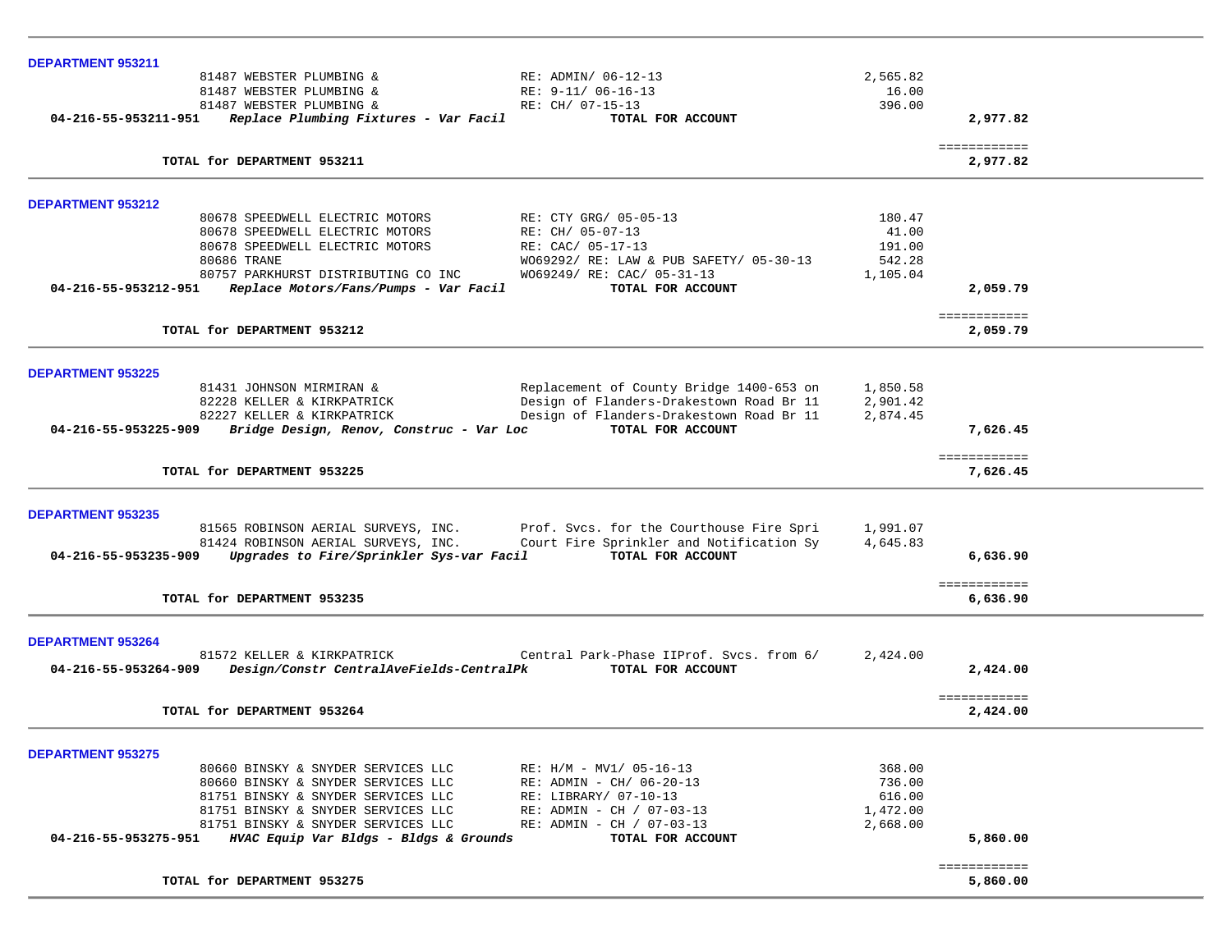**DEPARTMENT 953211**

| | | | | |
|---|---|---|---|---|
| | 81487 WEBSTER PLUMBING & | RE: ADMIN/ 06-12-13 | 2,565.82 | |
| | 81487 WEBSTER PLUMBING & | RE: 9-11/ 06-16-13 | 16.00 | |
| | 81487 WEBSTER PLUMBING & | RE: CH/ 07-15-13 | 396.00 | |
| **04-216-55-953211-951** | ***Replace Plumbing Fixtures - Var Facil*** | **TOTAL FOR ACCOUNT** | | **2,977.82** |
| | **TOTAL for DEPARTMENT 953211** | | | **2,977.82** |

**DEPARTMENT 953212**

| | | | | |
|---|---|---|---|---|
| | 80678 SPEEDWELL ELECTRIC MOTORS | RE: CTY GRG/ 05-05-13 | 180.47 | |
| | 80678 SPEEDWELL ELECTRIC MOTORS | RE: CH/ 05-07-13 | 41.00 | |
| | 80678 SPEEDWELL ELECTRIC MOTORS | RE: CAC/ 05-17-13 | 191.00 | |
| | 80686 TRANE | WO69292/ RE: LAW & PUB SAFETY/ 05-30-13 | 542.28 | |
| | 80757 PARKHURST DISTRIBUTING CO INC | WO69249/ RE: CAC/ 05-31-13 | 1,105.04 | |
| **04-216-55-953212-951** | ***Replace Motors/Fans/Pumps - Var Facil*** | **TOTAL FOR ACCOUNT** | | **2,059.79** |
| | **TOTAL for DEPARTMENT 953212** | | | **2,059.79** |

**DEPARTMENT 953225**

| | | | | |
|---|---|---|---|---|
| | 81431 JOHNSON MIRMIRAN & | Replacement of County Bridge 1400-653 on | 1,850.58 | |
| | 82228 KELLER & KIRKPATRICK | Design of Flanders-Drakestown Road Br 11 | 2,901.42 | |
| | 82227 KELLER & KIRKPATRICK | Design of Flanders-Drakestown Road Br 11 | 2,874.45 | |
| **04-216-55-953225-909** | ***Bridge Design, Renov, Construc - Var Loc*** | **TOTAL FOR ACCOUNT** | | **7,626.45** |
| | **TOTAL for DEPARTMENT 953225** | | | **7,626.45** |

**DEPARTMENT 953235**

| | | | | |
|---|---|---|---|---|
| | 81565 ROBINSON AERIAL SURVEYS, INC. | Prof. Svcs. for the Courthouse Fire Spri | 1,991.07 | |
| | 81424 ROBINSON AERIAL SURVEYS, INC. | Court Fire Sprinkler and Notification Sy | 4,645.83 | |
| **04-216-55-953235-909** | ***Upgrades to Fire/Sprinkler Sys-var Facil*** | **TOTAL FOR ACCOUNT** | | **6,636.90** |
| | **TOTAL for DEPARTMENT 953235** | | | **6,636.90** |

**DEPARTMENT 953264**

| | | | | |
|---|---|---|---|---|
| | 81572 KELLER & KIRKPATRICK | Central Park-Phase IIProf. Svcs. from 6/ | 2,424.00 | |
| **04-216-55-953264-909** | ***Design/Constr CentralAveFields-CentralPk*** | **TOTAL FOR ACCOUNT** | | **2,424.00** |
| | **TOTAL for DEPARTMENT 953264** | | | **2,424.00** |

**DEPARTMENT 953275**

| | | | | |
|---|---|---|---|---|
| | 80660 BINSKY & SNYDER SERVICES LLC | RE: H/M - MV1/ 05-16-13 | 368.00 | |
| | 80660 BINSKY & SNYDER SERVICES LLC | RE: ADMIN - CH/ 06-20-13 | 736.00 | |
| | 81751 BINSKY & SNYDER SERVICES LLC | RE: LIBRARY/ 07-10-13 | 616.00 | |
| | 81751 BINSKY & SNYDER SERVICES LLC | RE: ADMIN - CH / 07-03-13 | 1,472.00 | |
| | 81751 BINSKY & SNYDER SERVICES LLC | RE: ADMIN - CH / 07-03-13 | 2,668.00 | |
| **04-216-55-953275-951** | ***HVAC Equip Var Bldgs - Bldgs & Grounds*** | **TOTAL FOR ACCOUNT** | | **5,860.00** |
| | **TOTAL for DEPARTMENT 953275** | | | **5,860.00** |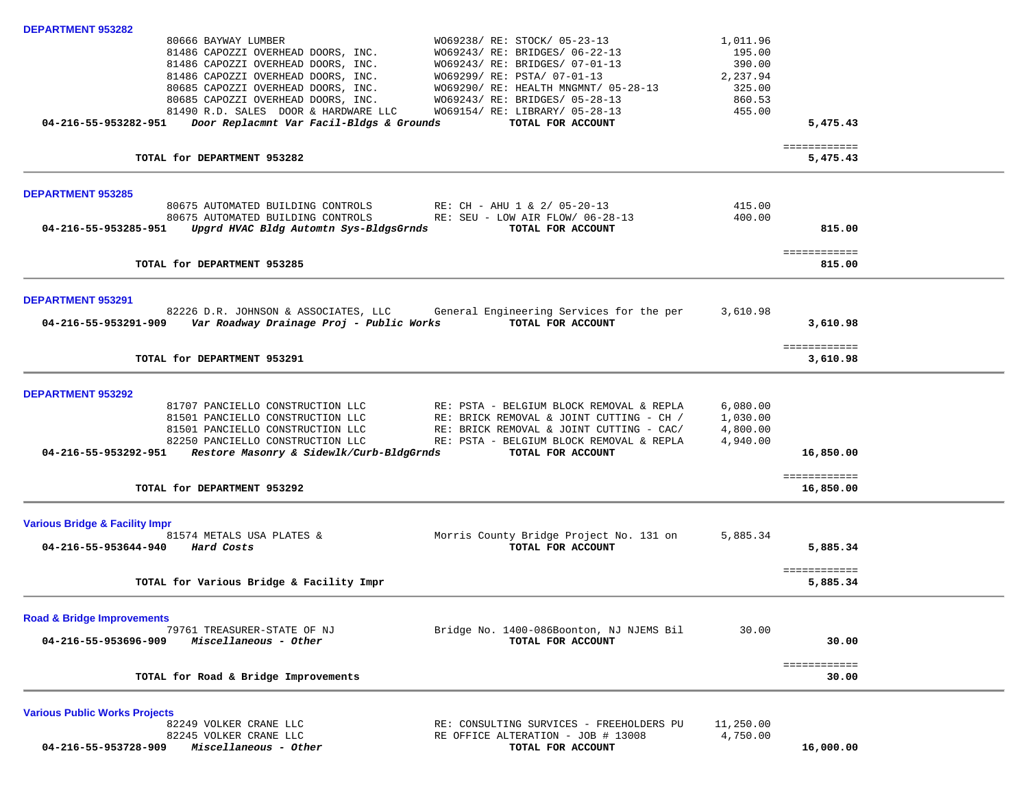**DEPARTMENT 953282**

| Vendor | Description | Amount | Total |
|---|---|---|---|
| 80666 BAYWAY LUMBER | WO69238/ RE: STOCK/ 05-23-13 | 1,011.96 | |
| 81486 CAPOZZI OVERHEAD DOORS, INC. | WO69243/ RE: BRIDGES/ 06-22-13 | 195.00 | |
| 81486 CAPOZZI OVERHEAD DOORS, INC. | WO69243/ RE: BRIDGES/ 07-01-13 | 390.00 | |
| 81486 CAPOZZI OVERHEAD DOORS, INC. | WO69299/ RE: PSTA/ 07-01-13 | 2,237.94 | |
| 80685 CAPOZZI OVERHEAD DOORS, INC. | WO69290/ RE: HEALTH MNGMNT/ 05-28-13 | 325.00 | |
| 80685 CAPOZZI OVERHEAD DOORS, INC. | WO69243/ RE: BRIDGES/ 05-28-13 | 860.53 | |
| 81490 R.D. SALES DOOR & HARDWARE LLC | WO69154/ RE: LIBRARY/ 05-28-13 | 455.00 | |
| **04-216-55-953282-951** *Door Replacmnt Var Facil-Bldgs & Grounds* | **TOTAL FOR ACCOUNT** | | **5,475.43** |
| **TOTAL for DEPARTMENT 953282** | | | **5,475.43** |

**DEPARTMENT 953285**

| Vendor | Description | Amount | Total |
|---|---|---|---|
| 80675 AUTOMATED BUILDING CONTROLS | RE: CH - AHU 1 & 2/ 05-20-13 | 415.00 | |
| 80675 AUTOMATED BUILDING CONTROLS | RE: SEU - LOW AIR FLOW/ 06-28-13 | 400.00 | |
| **04-216-55-953285-951** *Upgrd HVAC Bldg Automtn Sys-BldgsGrnds* | **TOTAL FOR ACCOUNT** | | **815.00** |
| **TOTAL for DEPARTMENT 953285** | | | **815.00** |

**DEPARTMENT 953291**

| Vendor | Description | Amount | Total |
|---|---|---|---|
| 82226 D.R. JOHNSON & ASSOCIATES, LLC | General Engineering Services for the per | 3,610.98 | |
| **04-216-55-953291-909** *Var Roadway Drainage Proj - Public Works* | **TOTAL FOR ACCOUNT** | | **3,610.98** |
| **TOTAL for DEPARTMENT 953291** | | | **3,610.98** |

**DEPARTMENT 953292**

| Vendor | Description | Amount | Total |
|---|---|---|---|
| 81707 PANCIELLO CONSTRUCTION LLC | RE: PSTA - BELGIUM BLOCK REMOVAL & REPLA | 6,080.00 | |
| 81501 PANCIELLO CONSTRUCTION LLC | RE: BRICK REMOVAL & JOINT CUTTING - CH / | 1,030.00 | |
| 81501 PANCIELLO CONSTRUCTION LLC | RE: BRICK REMOVAL & JOINT CUTTING - CAC/ | 4,800.00 | |
| 82250 PANCIELLO CONSTRUCTION LLC | RE: PSTA - BELGIUM BLOCK REMOVAL & REPLA | 4,940.00 | |
| **04-216-55-953292-951** *Restore Masonry & Sidewlk/Curb-BldgGrnds* | **TOTAL FOR ACCOUNT** | | **16,850.00** |
| **TOTAL for DEPARTMENT 953292** | | | **16,850.00** |

**Various Bridge & Facility Impr**

| Vendor | Description | Amount | Total |
|---|---|---|---|
| 81574 METALS USA PLATES & | Morris County Bridge Project No. 131 on | 5,885.34 | |
| **04-216-55-953644-940** *Hard Costs* | **TOTAL FOR ACCOUNT** | | **5,885.34** |
| **TOTAL for Various Bridge & Facility Impr** | | | **5,885.34** |

**Road & Bridge Improvements**

| Vendor | Description | Amount | Total |
|---|---|---|---|
| 79761 TREASURER-STATE OF NJ | Bridge No. 1400-086Boonton, NJ NJEMS Bil | 30.00 | |
| **04-216-55-953696-909** *Miscellaneous - Other* | **TOTAL FOR ACCOUNT** | | **30.00** |
| **TOTAL for Road & Bridge Improvements** | | | **30.00** |

**Various Public Works Projects**

| Vendor | Description | Amount | Total |
|---|---|---|---|
| 82249 VOLKER CRANE LLC | RE: CONSULTING SURVICES - FREEHOLDERS PU | 11,250.00 | |
| 82245 VOLKER CRANE LLC | RE OFFICE ALTERATION - JOB # 13008 | 4,750.00 | |
| **04-216-55-953728-909** *Miscellaneous - Other* | **TOTAL FOR ACCOUNT** | | **16,000.00** |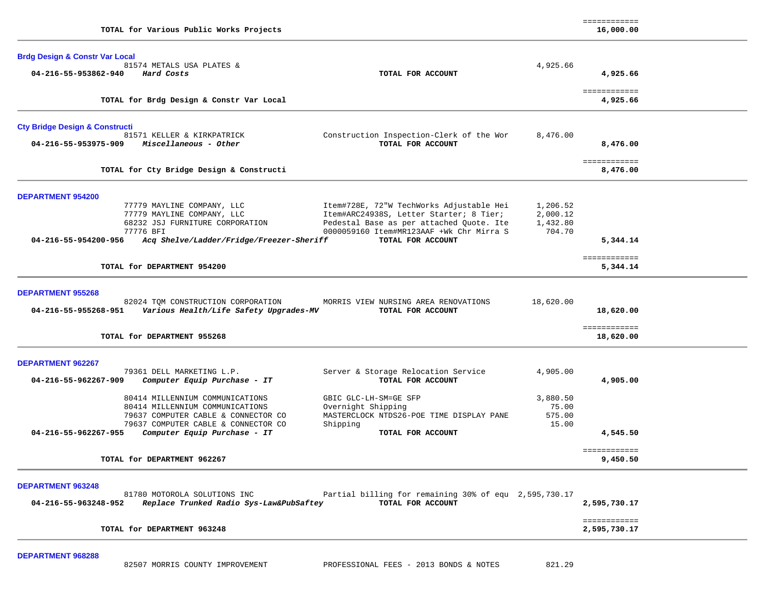| | | | |
|---|---|---|---|
| **TOTAL for Various Public Works Projects** | | | **16,000.00** |

**Brdg Design & Constr Var Local**

| Account / Vendor | Description | Amount | Total |
|---|---|---|---|
| 81574 METALS USA PLATES & | | 4,925.66 | |
| **04-216-55-953862-940** *Hard Costs* | **TOTAL FOR ACCOUNT** | | **4,925.66** |
| **TOTAL for Brdg Design & Constr Var Local** | | | **4,925.66** |

**Cty Bridge Design & Constructi**

| Account / Vendor | Description | Amount | Total |
|---|---|---|---|
| 81571 KELLER & KIRKPATRICK | Construction Inspection-Clerk of the Wor | 8,476.00 | |
| **04-216-55-953975-909** *Miscellaneous - Other* | **TOTAL FOR ACCOUNT** | | **8,476.00** |
| **TOTAL for Cty Bridge Design & Constructi** | | | **8,476.00** |

**DEPARTMENT 954200**

| Account / Vendor | Description | Amount | Total |
|---|---|---|---|
| 77779 MAYLINE COMPANY, LLC | Item#728E, 72"W TechWorks Adjustable Hei | 1,206.52 | |
| 77779 MAYLINE COMPANY, LLC | Item#ARC24938S, Letter Starter; 8 Tier; | 2,000.12 | |
| 68232 JSJ FURNITURE CORPORATION | Pedestal Base as per attached Quote. Ite | 1,432.80 | |
| 77776 BFI | 0000059160 Item#MR123AAF +Wk Chr Mirra S | 704.70 | |
| **04-216-55-954200-956** *Acq Shelve/Ladder/Fridge/Freezer-Sheriff* | **TOTAL FOR ACCOUNT** | | **5,344.14** |
| **TOTAL for DEPARTMENT 954200** | | | **5,344.14** |

**DEPARTMENT 955268**

| Account / Vendor | Description | Amount | Total |
|---|---|---|---|
| 82024 TQM CONSTRUCTION CORPORATION | MORRIS VIEW NURSING AREA RENOVATIONS | 18,620.00 | |
| **04-216-55-955268-951** *Various Health/Life Safety Upgrades-MV* | **TOTAL FOR ACCOUNT** | | **18,620.00** |
| **TOTAL for DEPARTMENT 955268** | | | **18,620.00** |

**DEPARTMENT 962267**

| Account / Vendor | Description | Amount | Total |
|---|---|---|---|
| 79361 DELL MARKETING L.P. | Server & Storage Relocation Service | 4,905.00 | |
| **04-216-55-962267-909** *Computer Equip Purchase - IT* | **TOTAL FOR ACCOUNT** | | **4,905.00** |
| 80414 MILLENNIUM COMMUNICATIONS | GBIC GLC-LH-SM=GE SFP | 3,880.50 | |
| 80414 MILLENNIUM COMMUNICATIONS | Overnight Shipping | 75.00 | |
| 79637 COMPUTER CABLE & CONNECTOR CO | MASTERCLOCK NTDS26-POE TIME DISPLAY PANE | 575.00 | |
| 79637 COMPUTER CABLE & CONNECTOR CO | Shipping | 15.00 | |
| **04-216-55-962267-955** *Computer Equip Purchase - IT* | **TOTAL FOR ACCOUNT** | | **4,545.50** |
| **TOTAL for DEPARTMENT 962267** | | | **9,450.50** |

**DEPARTMENT 963248**

| Account / Vendor | Description | Amount | Total |
|---|---|---|---|
| 81780 MOTOROLA SOLUTIONS INC | Partial billing for remaining 30% of equ | 2,595,730.17 | |
| **04-216-55-963248-952** *Replace Trunked Radio Sys-Law&PubSaftey* | **TOTAL FOR ACCOUNT** | | **2,595,730.17** |
| **TOTAL for DEPARTMENT 963248** | | | **2,595,730.17** |

**DEPARTMENT 968288**

| Account / Vendor | Description | Amount | Total |
|---|---|---|---|
| 82507 MORRIS COUNTY IMPROVEMENT | PROFESSIONAL FEES - 2013 BONDS & NOTES | 821.29 | |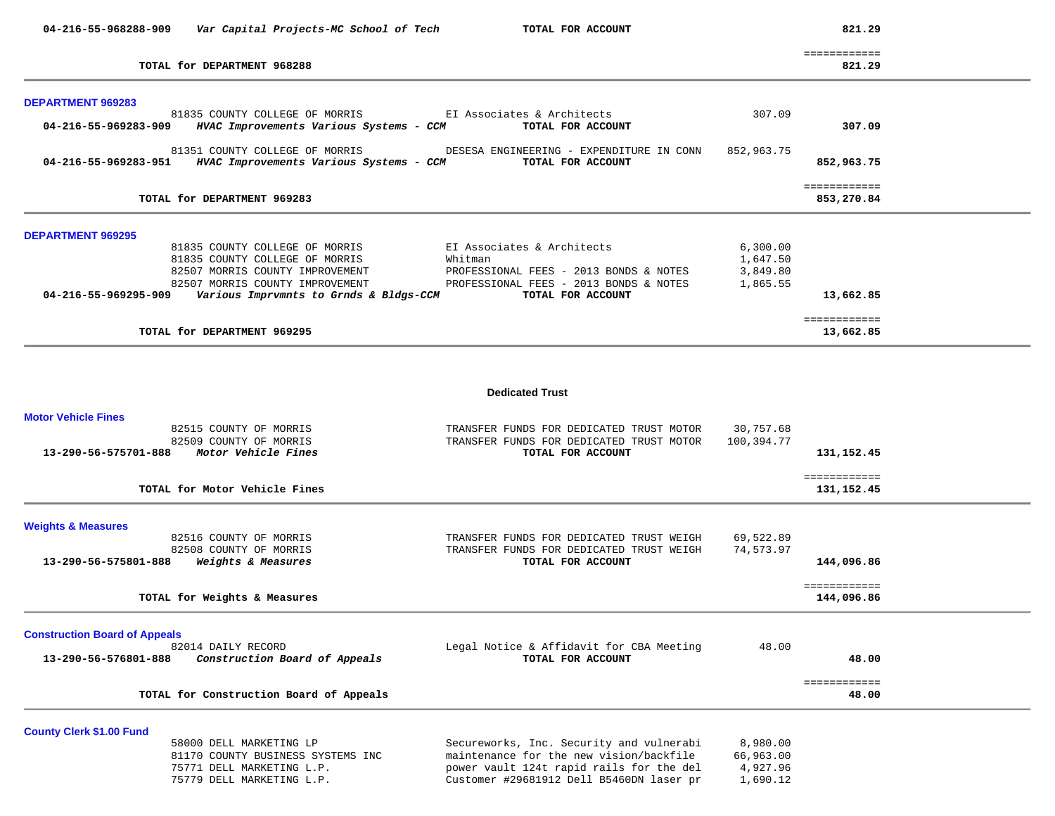| | | | | |
|---|---|---|---|---|
| 04-216-55-968288-909 | *Var Capital Projects-MC School of Tech* | **TOTAL FOR ACCOUNT** | | **821.29** |
| | | | | ============ |
| | **TOTAL for DEPARTMENT 968288** | | | **821.29** |

### DEPARTMENT 969283

| | | | | |
|---|---|---|---|---|
| | 81835 COUNTY COLLEGE OF MORRIS | EI Associates & Architects | 307.09 | |
| 04-216-55-969283-909 | *HVAC Improvements Various Systems - CCM* | **TOTAL FOR ACCOUNT** | | **307.09** |
| | 81351 COUNTY COLLEGE OF MORRIS | DESESA ENGINEERING - EXPENDITURE IN CONN | 852,963.75 | |
| 04-216-55-969283-951 | *HVAC Improvements Various Systems - CCM* | **TOTAL FOR ACCOUNT** | | **852,963.75** |
| | | | | ============ |
| | **TOTAL for DEPARTMENT 969283** | | | **853,270.84** |

### DEPARTMENT 969295

| | | | | |
|---|---|---|---|---|
| | 81835 COUNTY COLLEGE OF MORRIS | EI Associates & Architects | 6,300.00 | |
| | 81835 COUNTY COLLEGE OF MORRIS | Whitman | 1,647.50 | |
| | 82507 MORRIS COUNTY IMPROVEMENT | PROFESSIONAL FEES - 2013 BONDS & NOTES | 3,849.80 | |
| | 82507 MORRIS COUNTY IMPROVEMENT | PROFESSIONAL FEES - 2013 BONDS & NOTES | 1,865.55 | |
| 04-216-55-969295-909 | *Various Imprvmnts to Grnds & Bldgs-CCM* | **TOTAL FOR ACCOUNT** | | **13,662.85** |
| | | | | ============ |
| | **TOTAL for DEPARTMENT 969295** | | | **13,662.85** |

## Dedicated Trust

### Motor Vehicle Fines

| | | | | |
|---|---|---|---|---|
| | 82515 COUNTY OF MORRIS | TRANSFER FUNDS FOR DEDICATED TRUST MOTOR | 30,757.68 | |
| | 82509 COUNTY OF MORRIS | TRANSFER FUNDS FOR DEDICATED TRUST MOTOR | 100,394.77 | |
| 13-290-56-575701-888 | *Motor Vehicle Fines* | **TOTAL FOR ACCOUNT** | | **131,152.45** |
| | | | | ============ |
| | **TOTAL for Motor Vehicle Fines** | | | **131,152.45** |

### Weights & Measures

| | | | | |
|---|---|---|---|---|
| | 82516 COUNTY OF MORRIS | TRANSFER FUNDS FOR DEDICATED TRUST WEIGH | 69,522.89 | |
| | 82508 COUNTY OF MORRIS | TRANSFER FUNDS FOR DEDICATED TRUST WEIGH | 74,573.97 | |
| 13-290-56-575801-888 | *Weights & Measures* | **TOTAL FOR ACCOUNT** | | **144,096.86** |
| | | | | ============ |
| | **TOTAL for Weights & Measures** | | | **144,096.86** |

### Construction Board of Appeals

| | | | | |
|---|---|---|---|---|
| | 82014 DAILY RECORD | Legal Notice & Affidavit for CBA Meeting | 48.00 | |
| 13-290-56-576801-888 | *Construction Board of Appeals* | **TOTAL FOR ACCOUNT** | | **48.00** |
| | | | | ============ |
| | **TOTAL for Construction Board of Appeals** | | | **48.00** |

### County Clerk $1.00 Fund

| | | | | |
|---|---|---|---|---|
| | 58000 DELL MARKETING LP | Secureworks, Inc. Security and vulnerabi | 8,980.00 | |
| | 81170 COUNTY BUSINESS SYSTEMS INC | maintenance for the new vision/backfile | 66,963.00 | |
| | 75771 DELL MARKETING L.P. | power vault 124t rapid rails for the del | 4,927.96 | |
| | 75779 DELL MARKETING L.P. | Customer #29681912 Dell B5460DN laser pr | 1,690.12 | |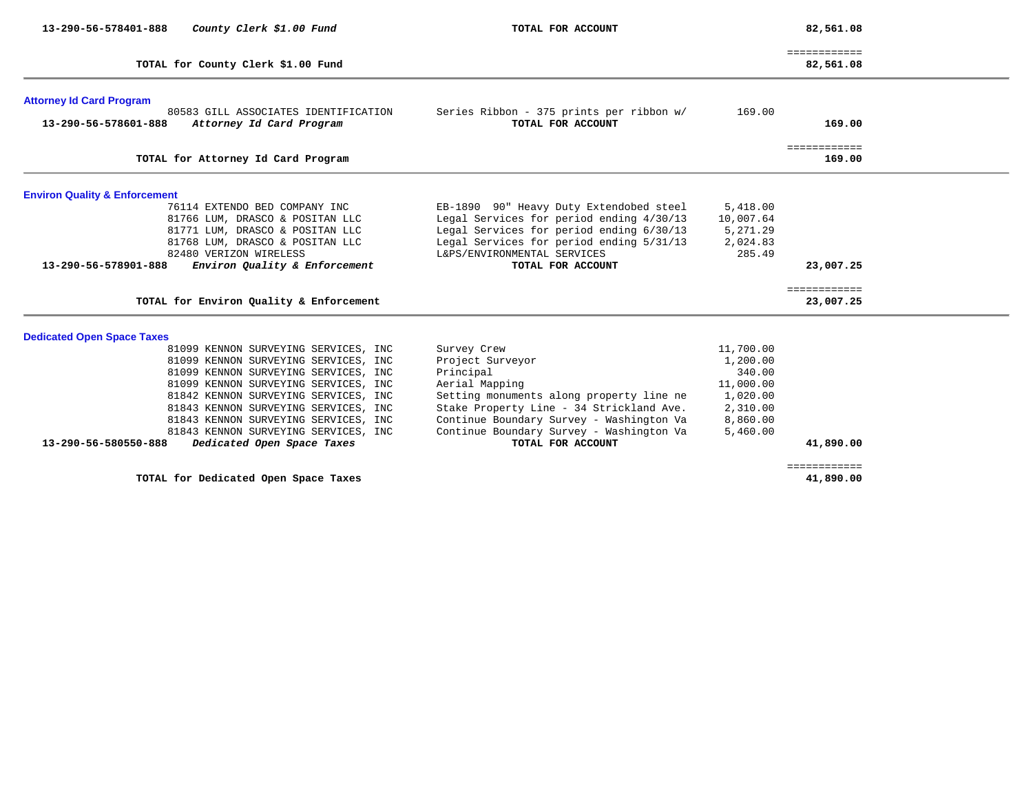| | | | | |
|---|---|---|---|---|
| **13-290-56-578401-888** *County Clerk $1.00 Fund* | | **TOTAL FOR ACCOUNT** | | **82,561.08** |
| | | | | ============ |
| **TOTAL for County Clerk $1.00 Fund** | | | | **82,561.08** |

### Attorney Id Card Program

| | | | | |
|---|---|---|---|---|
| | 80583 GILL ASSOCIATES IDENTIFICATION | Series Ribbon - 375 prints per ribbon w/ | 169.00 | |
| **13-290-56-578601-888** *Attorney Id Card Program* | | **TOTAL FOR ACCOUNT** | | **169.00** |
| | | | | ============ |
| **TOTAL for Attorney Id Card Program** | | | | **169.00** |

### Environ Quality & Enforcement

| | | | | |
|---|---|---|---|---|
| | 76114 EXTENDO BED COMPANY INC | EB-1890 90" Heavy Duty Extendobed steel | 5,418.00 | |
| | 81766 LUM, DRASCO & POSITAN LLC | Legal Services for period ending 4/30/13 | 10,007.64 | |
| | 81771 LUM, DRASCO & POSITAN LLC | Legal Services for period ending 6/30/13 | 5,271.29 | |
| | 81768 LUM, DRASCO & POSITAN LLC | Legal Services for period ending 5/31/13 | 2,024.83 | |
| | 82480 VERIZON WIRELESS | L&PS/ENVIRONMENTAL SERVICES | 285.49 | |
| **13-290-56-578901-888** *Environ Quality & Enforcement* | | **TOTAL FOR ACCOUNT** | | **23,007.25** |
| | | | | ============ |
| **TOTAL for Environ Quality & Enforcement** | | | | **23,007.25** |

### Dedicated Open Space Taxes

| | | | | |
|---|---|---|---|---|
| | 81099 KENNON SURVEYING SERVICES, INC | Survey Crew | 11,700.00 | |
| | 81099 KENNON SURVEYING SERVICES, INC | Project Surveyor | 1,200.00 | |
| | 81099 KENNON SURVEYING SERVICES, INC | Principal | 340.00 | |
| | 81099 KENNON SURVEYING SERVICES, INC | Aerial Mapping | 11,000.00 | |
| | 81842 KENNON SURVEYING SERVICES, INC | Setting monuments along property line ne | 1,020.00 | |
| | 81843 KENNON SURVEYING SERVICES, INC | Stake Property Line - 34 Strickland Ave. | 2,310.00 | |
| | 81843 KENNON SURVEYING SERVICES, INC | Continue Boundary Survey - Washington Va | 8,860.00 | |
| | 81843 KENNON SURVEYING SERVICES, INC | Continue Boundary Survey - Washington Va | 5,460.00 | |
| **13-290-56-580550-888** *Dedicated Open Space Taxes* | | **TOTAL FOR ACCOUNT** | | **41,890.00** |
| | | | | ============ |
| **TOTAL for Dedicated Open Space Taxes** | | | | **41,890.00** |